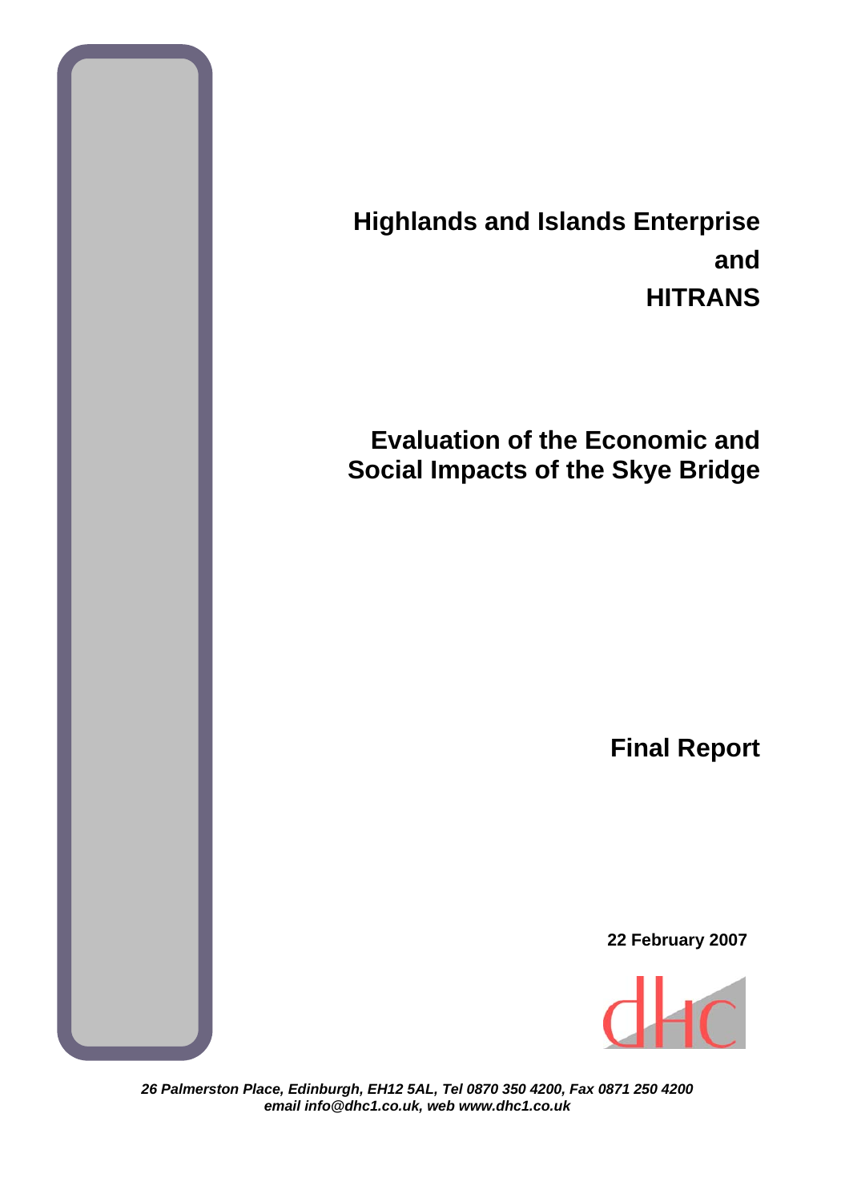# Highlands and Islands Enterprise
# and
# HITRANS

# Evaluation of the Economic and Social Impacts of the Skye Bridge

## Final Report

**22 February 2007**

dhc

***26 Palmerston Place, Edinburgh, EH12 5AL, Tel 0870 350 4200, Fax 0871 250 4200***
***email info@dhc1.co.uk, web www.dhc1.co.uk***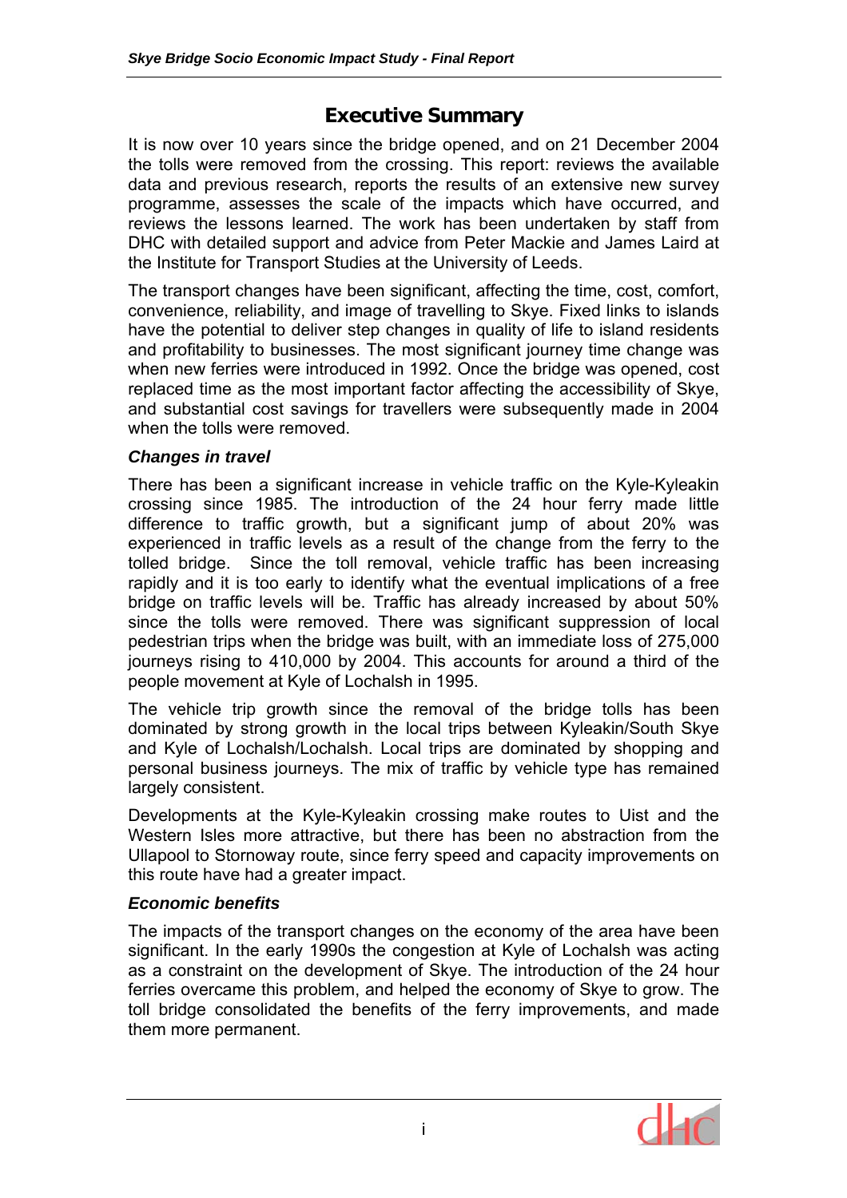# Executive Summary

It is now over 10 years since the bridge opened, and on 21 December 2004 the tolls were removed from the crossing. This report: reviews the available data and previous research, reports the results of an extensive new survey programme, assesses the scale of the impacts which have occurred, and reviews the lessons learned. The work has been undertaken by staff from DHC with detailed support and advice from Peter Mackie and James Laird at the Institute for Transport Studies at the University of Leeds.

The transport changes have been significant, affecting the time, cost, comfort, convenience, reliability, and image of travelling to Skye. Fixed links to islands have the potential to deliver step changes in quality of life to island residents and profitability to businesses. The most significant journey time change was when new ferries were introduced in 1992. Once the bridge was opened, cost replaced time as the most important factor affecting the accessibility of Skye, and substantial cost savings for travellers were subsequently made in 2004 when the tolls were removed.

### *Changes in travel*

There has been a significant increase in vehicle traffic on the Kyle-Kyleakin crossing since 1985. The introduction of the 24 hour ferry made little difference to traffic growth, but a significant jump of about 20% was experienced in traffic levels as a result of the change from the ferry to the tolled bridge. Since the toll removal, vehicle traffic has been increasing rapidly and it is too early to identify what the eventual implications of a free bridge on traffic levels will be. Traffic has already increased by about 50% since the tolls were removed. There was significant suppression of local pedestrian trips when the bridge was built, with an immediate loss of 275,000 journeys rising to 410,000 by 2004. This accounts for around a third of the people movement at Kyle of Lochalsh in 1995.

The vehicle trip growth since the removal of the bridge tolls has been dominated by strong growth in the local trips between Kyleakin/South Skye and Kyle of Lochalsh/Lochalsh. Local trips are dominated by shopping and personal business journeys. The mix of traffic by vehicle type has remained largely consistent.

Developments at the Kyle-Kyleakin crossing make routes to Uist and the Western Isles more attractive, but there has been no abstraction from the Ullapool to Stornoway route, since ferry speed and capacity improvements on this route have had a greater impact.

### *Economic benefits*

The impacts of the transport changes on the economy of the area have been significant. In the early 1990s the congestion at Kyle of Lochalsh was acting as a constraint on the development of Skye. The introduction of the 24 hour ferries overcame this problem, and helped the economy of Skye to grow. The toll bridge consolidated the benefits of the ferry improvements, and made them more permanent.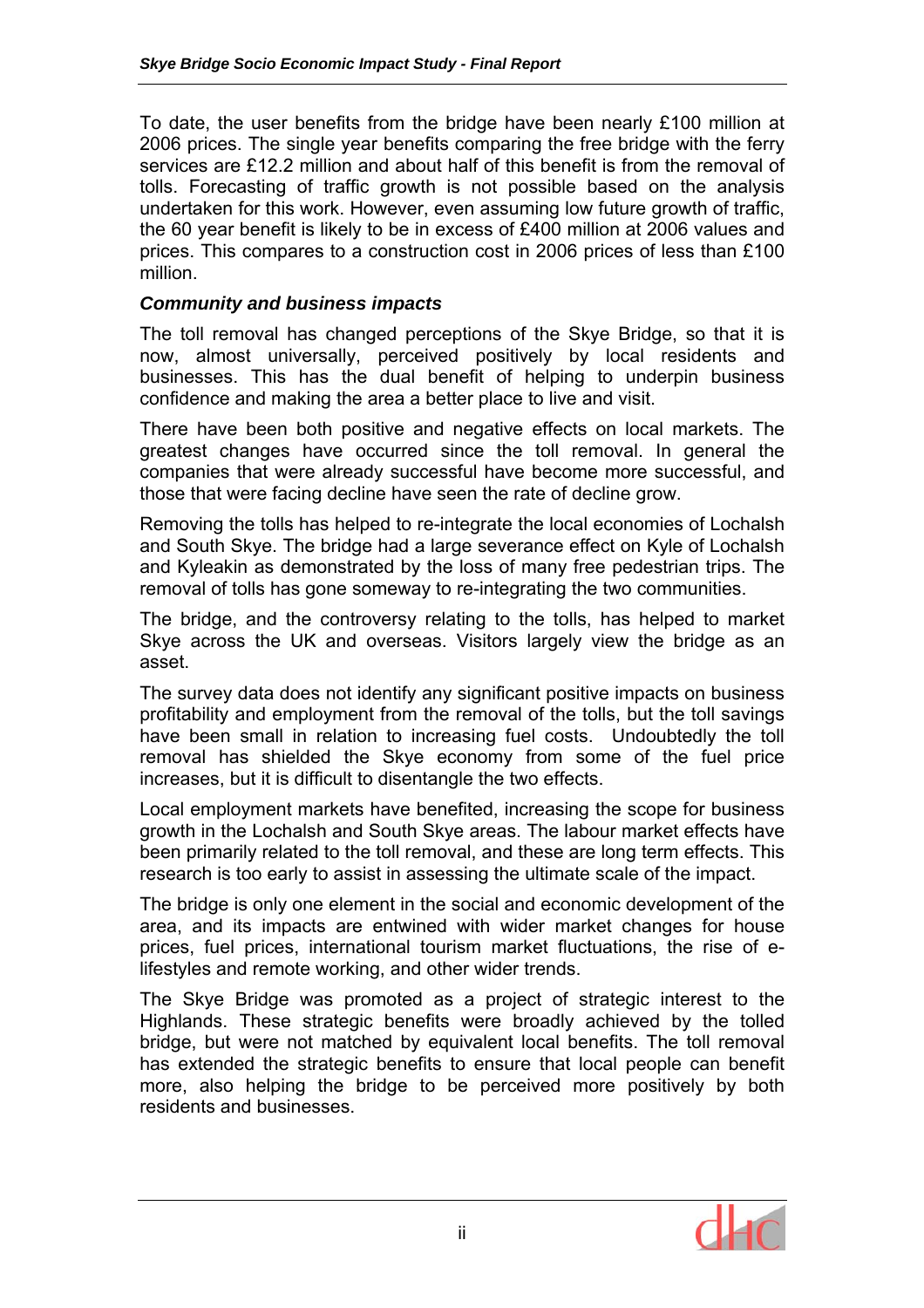To date, the user benefits from the bridge have been nearly £100 million at 2006 prices. The single year benefits comparing the free bridge with the ferry services are £12.2 million and about half of this benefit is from the removal of tolls. Forecasting of traffic growth is not possible based on the analysis undertaken for this work. However, even assuming low future growth of traffic, the 60 year benefit is likely to be in excess of £400 million at 2006 values and prices. This compares to a construction cost in 2006 prices of less than £100 million.

### *Community and business impacts*

The toll removal has changed perceptions of the Skye Bridge, so that it is now, almost universally, perceived positively by local residents and businesses. This has the dual benefit of helping to underpin business confidence and making the area a better place to live and visit.

There have been both positive and negative effects on local markets. The greatest changes have occurred since the toll removal. In general the companies that were already successful have become more successful, and those that were facing decline have seen the rate of decline grow.

Removing the tolls has helped to re-integrate the local economies of Lochalsh and South Skye. The bridge had a large severance effect on Kyle of Lochalsh and Kyleakin as demonstrated by the loss of many free pedestrian trips. The removal of tolls has gone someway to re-integrating the two communities.

The bridge, and the controversy relating to the tolls, has helped to market Skye across the UK and overseas. Visitors largely view the bridge as an asset.

The survey data does not identify any significant positive impacts on business profitability and employment from the removal of the tolls, but the toll savings have been small in relation to increasing fuel costs. Undoubtedly the toll removal has shielded the Skye economy from some of the fuel price increases, but it is difficult to disentangle the two effects.

Local employment markets have benefited, increasing the scope for business growth in the Lochalsh and South Skye areas. The labour market effects have been primarily related to the toll removal, and these are long term effects. This research is too early to assist in assessing the ultimate scale of the impact.

The bridge is only one element in the social and economic development of the area, and its impacts are entwined with wider market changes for house prices, fuel prices, international tourism market fluctuations, the rise of e-lifestyles and remote working, and other wider trends.

The Skye Bridge was promoted as a project of strategic interest to the Highlands. These strategic benefits were broadly achieved by the tolled bridge, but were not matched by equivalent local benefits. The toll removal has extended the strategic benefits to ensure that local people can benefit more, also helping the bridge to be perceived more positively by both residents and businesses.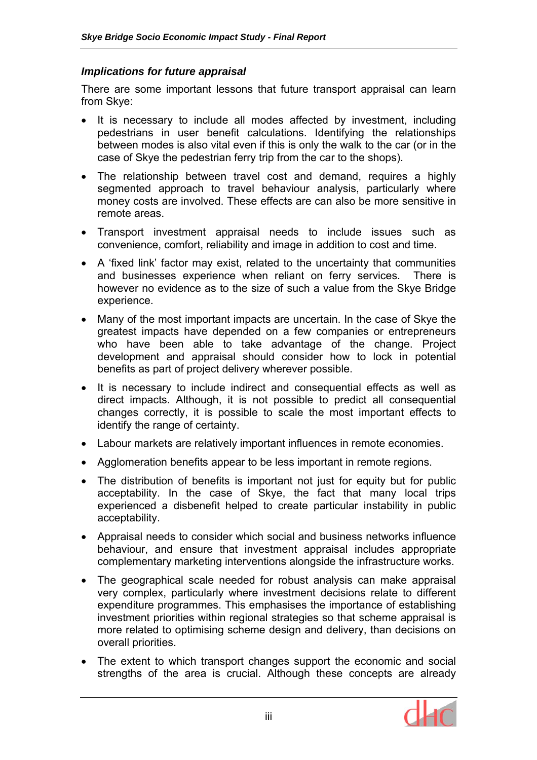### *Implications for future appraisal*

There are some important lessons that future transport appraisal can learn from Skye:

- It is necessary to include all modes affected by investment, including pedestrians in user benefit calculations. Identifying the relationships between modes is also vital even if this is only the walk to the car (or in the case of Skye the pedestrian ferry trip from the car to the shops).
- The relationship between travel cost and demand, requires a highly segmented approach to travel behaviour analysis, particularly where money costs are involved. These effects are can also be more sensitive in remote areas.
- Transport investment appraisal needs to include issues such as convenience, comfort, reliability and image in addition to cost and time.
- A 'fixed link' factor may exist, related to the uncertainty that communities and businesses experience when reliant on ferry services. There is however no evidence as to the size of such a value from the Skye Bridge experience.
- Many of the most important impacts are uncertain. In the case of Skye the greatest impacts have depended on a few companies or entrepreneurs who have been able to take advantage of the change. Project development and appraisal should consider how to lock in potential benefits as part of project delivery wherever possible.
- It is necessary to include indirect and consequential effects as well as direct impacts. Although, it is not possible to predict all consequential changes correctly, it is possible to scale the most important effects to identify the range of certainty.
- Labour markets are relatively important influences in remote economies.
- Agglomeration benefits appear to be less important in remote regions.
- The distribution of benefits is important not just for equity but for public acceptability. In the case of Skye, the fact that many local trips experienced a disbenefit helped to create particular instability in public acceptability.
- Appraisal needs to consider which social and business networks influence behaviour, and ensure that investment appraisal includes appropriate complementary marketing interventions alongside the infrastructure works.
- The geographical scale needed for robust analysis can make appraisal very complex, particularly where investment decisions relate to different expenditure programmes. This emphasises the importance of establishing investment priorities within regional strategies so that scheme appraisal is more related to optimising scheme design and delivery, than decisions on overall priorities.
- The extent to which transport changes support the economic and social strengths of the area is crucial. Although these concepts are already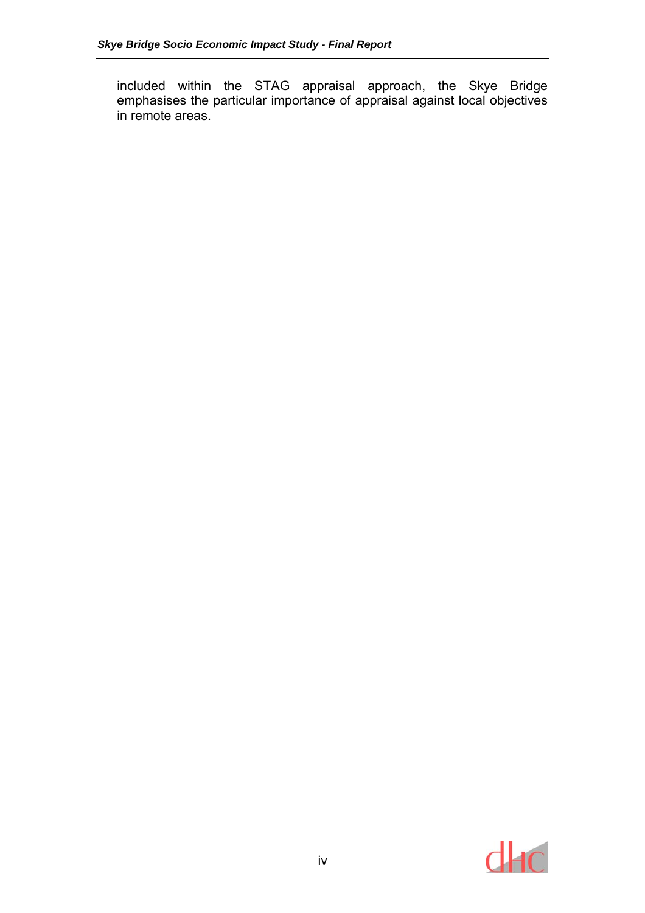included within the STAG appraisal approach, the Skye Bridge emphasises the particular importance of appraisal against local objectives in remote areas.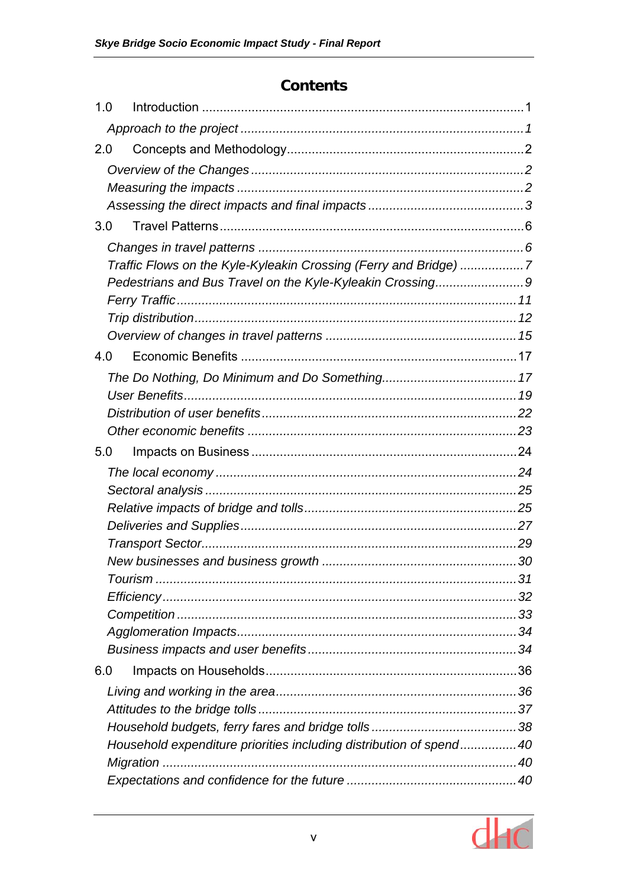# Contents

1.0 Introduction ........................................................................................1

*Approach to the project ...............................................................................1*

2.0 Concepts and Methodology..................................................................2

*Overview of the Changes ............................................................................2*
*Measuring the impacts ................................................................................2*
*Assessing the direct impacts and final impacts ...........................................3*

3.0 Travel Patterns.....................................................................................6

*Changes in travel patterns ..........................................................................6*
*Traffic Flows on the Kyle-Kyleakin Crossing (Ferry and Bridge) .................7*
*Pedestrians and Bus Travel on the Kyle-Kyleakin Crossing.........................9*
*Ferry Traffic...............................................................................................11*
*Trip distribution..........................................................................................12*
*Overview of changes in travel patterns .....................................................15*

4.0 Economic Benefits .............................................................................17

*The Do Nothing, Do Minimum and Do Something.....................................17*
*User Benefits.............................................................................................19*
*Distribution of user benefits .......................................................................22*
*Other economic benefits ............................................................................23*

5.0 Impacts on Business ..........................................................................24

*The local economy ....................................................................................24*
*Sectoral analysis .......................................................................................25*
*Relative impacts of bridge and tolls...........................................................25*
*Deliveries and Supplies.............................................................................27*
*Transport Sector........................................................................................29*
*New businesses and business growth ......................................................30*
*Tourism .....................................................................................................31*
*Efficiency...................................................................................................32*
*Competition ...............................................................................................33*
*Agglomeration Impacts..............................................................................34*
*Business impacts and user benefits ..........................................................34*

6.0 Impacts on Households......................................................................36

*Living and working in the area...................................................................36*
*Attitudes to the bridge tolls ........................................................................37*
*Household budgets, ferry fares and bridge tolls .........................................38*
*Household expenditure priorities including distribution of spend................40*
*Migration ...................................................................................................40*
*Expectations and confidence for the future ................................................40*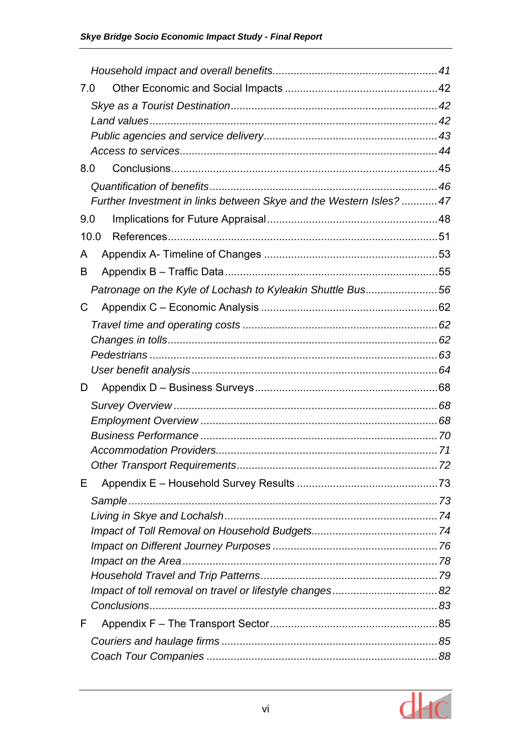*Household impact and overall benefits* ........................................................ *41*

7.0 Other Economic and Social Impacts ................................................... 42

*Skye as a Tourist Destination* .................................................................... *42*
*Land values* ............................................................................................... *42*
*Public agencies and service delivery* ......................................................... *43*
*Access to services* ..................................................................................... *44*

8.0 Conclusions ........................................................................................ 45

*Quantification of benefits* ........................................................................... *46*
*Further Investment in links between Skye and the Western Isles?* ............ *47*

9.0 Implications for Future Appraisal ......................................................... 48

10.0 References ......................................................................................... 51

A Appendix A- Timeline of Changes ........................................................... 53

B Appendix B – Traffic Data ....................................................................... 55

*Patronage on the Kyle of Lochash to Kyleakin Shuttle Bus* ........................ *56*

C Appendix C – Economic Analysis ........................................................... 62

*Travel time and operating costs* ................................................................. *62*
*Changes in tolls* ......................................................................................... *62*
*Pedestrians* ............................................................................................... *63*
*User benefit analysis* ................................................................................. *64*

D Appendix D – Business Surveys ............................................................. 68

*Survey Overview* ....................................................................................... *68*
*Employment Overview* ............................................................................... *68*
*Business Performance* .............................................................................. *70*
*Accommodation Providers* ......................................................................... *71*
*Other Transport Requirements* .................................................................. *72*

E Appendix E – Household Survey Results ............................................... 73

*Sample* ...................................................................................................... *73*
*Living in Skye and Lochalsh* ...................................................................... *74*
*Impact of Toll Removal on Household Budgets* .......................................... *74*
*Impact on Different Journey Purposes* ....................................................... *76*
*Impact on the Area* .................................................................................... *78*
*Household Travel and Trip Patterns* ........................................................... *79*
*Impact of toll removal on travel or lifestyle changes* ................................... *82*
*Conclusions* ............................................................................................... *83*

F Appendix F – The Transport Sector ........................................................ 85

*Couriers and haulage firms* ........................................................................ *85*
*Coach Tour Companies* ............................................................................. *88*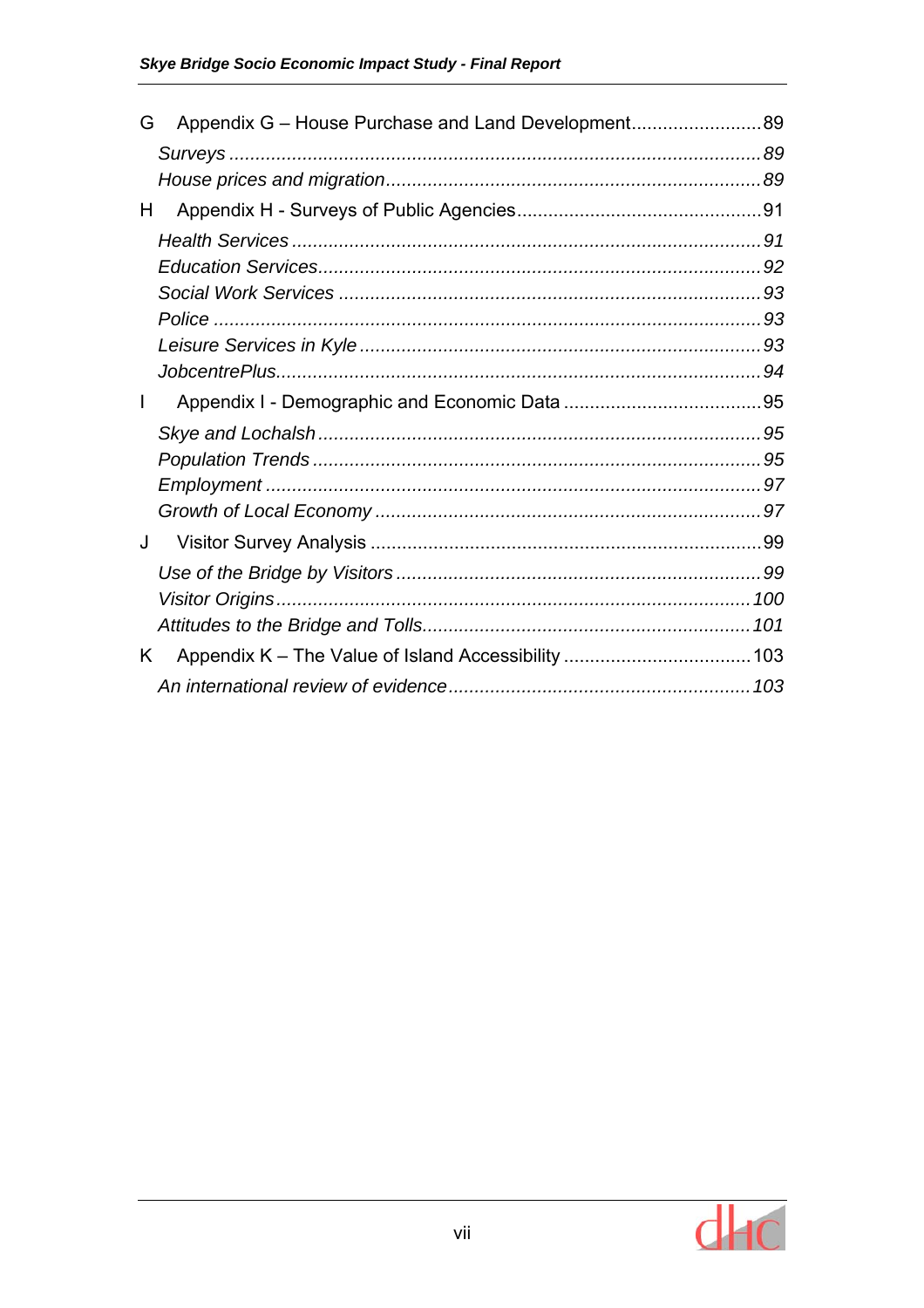G Appendix G – House Purchase and Land Development .......................... 89

*Surveys* ........................................................................................ *89*

*House prices and migration* ......................................................... *89*

H Appendix H - Surveys of Public Agencies .......................................... 91

*Health Services* ............................................................................. *91*

*Education Services* ....................................................................... *92*

*Social Work Services* .................................................................... *93*

*Police* ........................................................................................... *93*

*Leisure Services in Kyle* ............................................................... *93*

*JobcentrePlus* ............................................................................... *94*

I Appendix I - Demographic and Economic Data .................................... 95

*Skye and Lochalsh* ....................................................................... *95*

*Population Trends* ........................................................................ *95*

*Employment* ................................................................................. *97*

*Growth of Local Economy* ............................................................ *97*

J Visitor Survey Analysis ..................................................................... 99

*Use of the Bridge by Visitors* ....................................................... *99*

*Visitor Origins* .............................................................................. *100*

*Attitudes to the Bridge and Tolls* ................................................. *101*

K Appendix K – The Value of Island Accessibility ................................. 103

*An international review of evidence* ............................................ *103*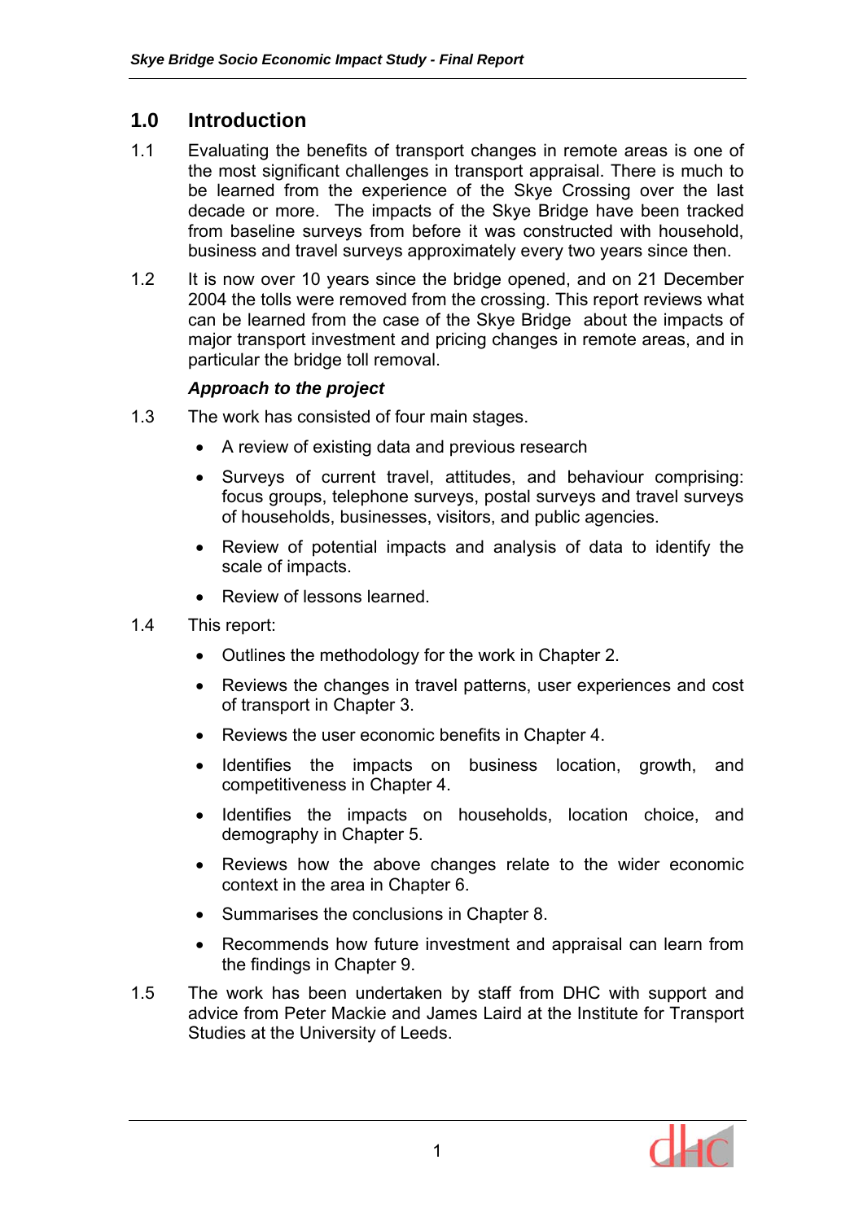# 1.0 Introduction

1.1 Evaluating the benefits of transport changes in remote areas is one of the most significant challenges in transport appraisal. There is much to be learned from the experience of the Skye Crossing over the last decade or more. The impacts of the Skye Bridge have been tracked from baseline surveys from before it was constructed with household, business and travel surveys approximately every two years since then.

1.2 It is now over 10 years since the bridge opened, and on 21 December 2004 the tolls were removed from the crossing. This report reviews what can be learned from the case of the Skye Bridge about the impacts of major transport investment and pricing changes in remote areas, and in particular the bridge toll removal.

***Approach to the project***

1.3 The work has consisted of four main stages.

- A review of existing data and previous research
- Surveys of current travel, attitudes, and behaviour comprising: focus groups, telephone surveys, postal surveys and travel surveys of households, businesses, visitors, and public agencies.
- Review of potential impacts and analysis of data to identify the scale of impacts.
- Review of lessons learned.

1.4 This report:

- Outlines the methodology for the work in Chapter 2.
- Reviews the changes in travel patterns, user experiences and cost of transport in Chapter 3.
- Reviews the user economic benefits in Chapter 4.
- Identifies the impacts on business location, growth, and competitiveness in Chapter 4.
- Identifies the impacts on households, location choice, and demography in Chapter 5.
- Reviews how the above changes relate to the wider economic context in the area in Chapter 6.
- Summarises the conclusions in Chapter 8.
- Recommends how future investment and appraisal can learn from the findings in Chapter 9.

1.5 The work has been undertaken by staff from DHC with support and advice from Peter Mackie and James Laird at the Institute for Transport Studies at the University of Leeds.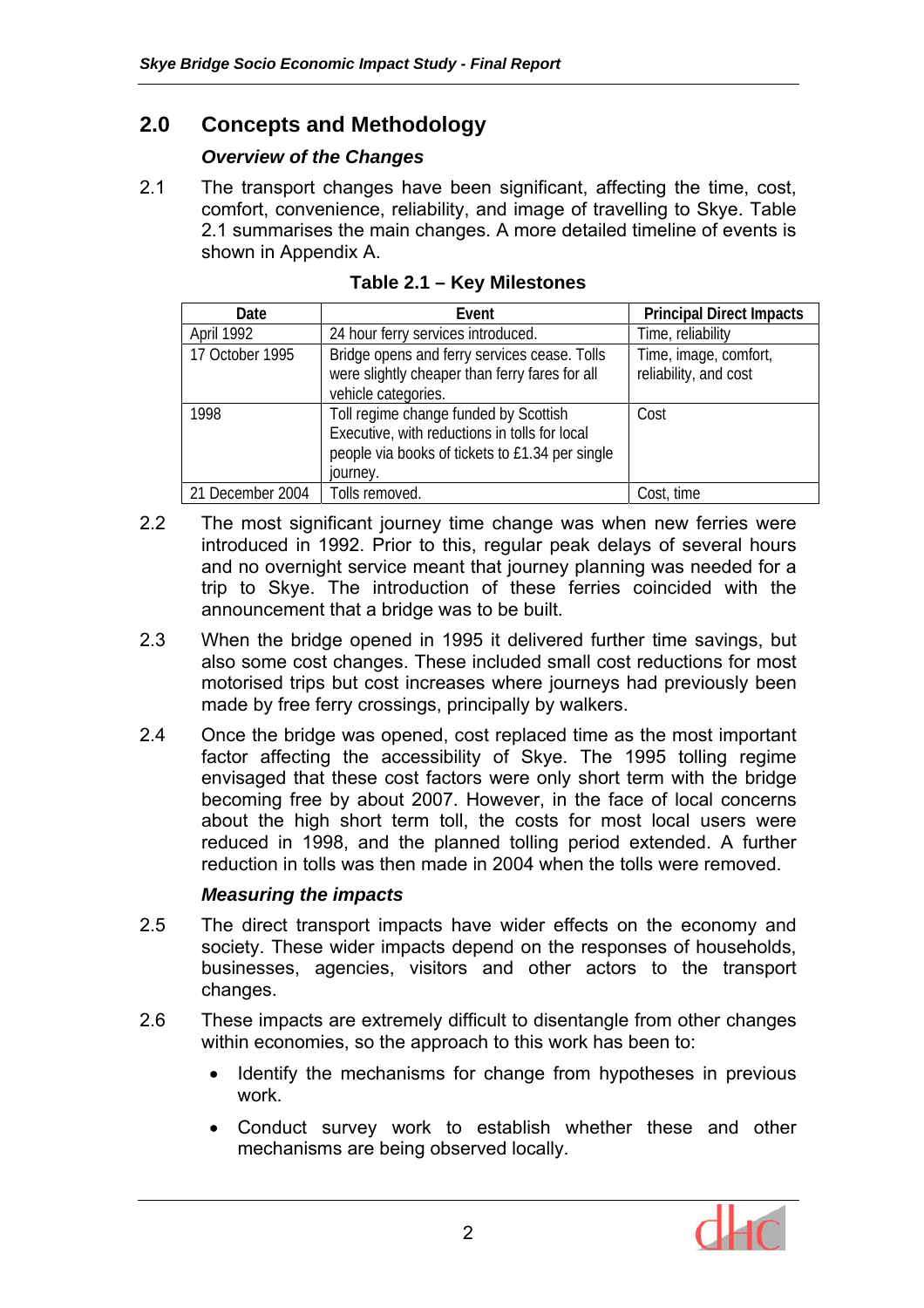## 2.0 Concepts and Methodology

### *Overview of the Changes*

2.1 The transport changes have been significant, affecting the time, cost, comfort, convenience, reliability, and image of travelling to Skye. Table 2.1 summarises the main changes. A more detailed timeline of events is shown in Appendix A.

**Table 2.1 – Key Milestones**

| Date | Event | Principal Direct Impacts |
|---|---|---|
| April 1992 | 24 hour ferry services introduced. | Time, reliability |
| 17 October 1995 | Bridge opens and ferry services cease. Tolls were slightly cheaper than ferry fares for all vehicle categories. | Time, image, comfort, reliability, and cost |
| 1998 | Toll regime change funded by Scottish Executive, with reductions in tolls for local people via books of tickets to £1.34 per single journey. | Cost |
| 21 December 2004 | Tolls removed. | Cost, time |

2.2 The most significant journey time change was when new ferries were introduced in 1992. Prior to this, regular peak delays of several hours and no overnight service meant that journey planning was needed for a trip to Skye. The introduction of these ferries coincided with the announcement that a bridge was to be built.

2.3 When the bridge opened in 1995 it delivered further time savings, but also some cost changes. These included small cost reductions for most motorised trips but cost increases where journeys had previously been made by free ferry crossings, principally by walkers.

2.4 Once the bridge was opened, cost replaced time as the most important factor affecting the accessibility of Skye. The 1995 tolling regime envisaged that these cost factors were only short term with the bridge becoming free by about 2007. However, in the face of local concerns about the high short term toll, the costs for most local users were reduced in 1998, and the planned tolling period extended. A further reduction in tolls was then made in 2004 when the tolls were removed.

### *Measuring the impacts*

2.5 The direct transport impacts have wider effects on the economy and society. These wider impacts depend on the responses of households, businesses, agencies, visitors and other actors to the transport changes.

2.6 These impacts are extremely difficult to disentangle from other changes within economies, so the approach to this work has been to:

- Identify the mechanisms for change from hypotheses in previous work.
- Conduct survey work to establish whether these and other mechanisms are being observed locally.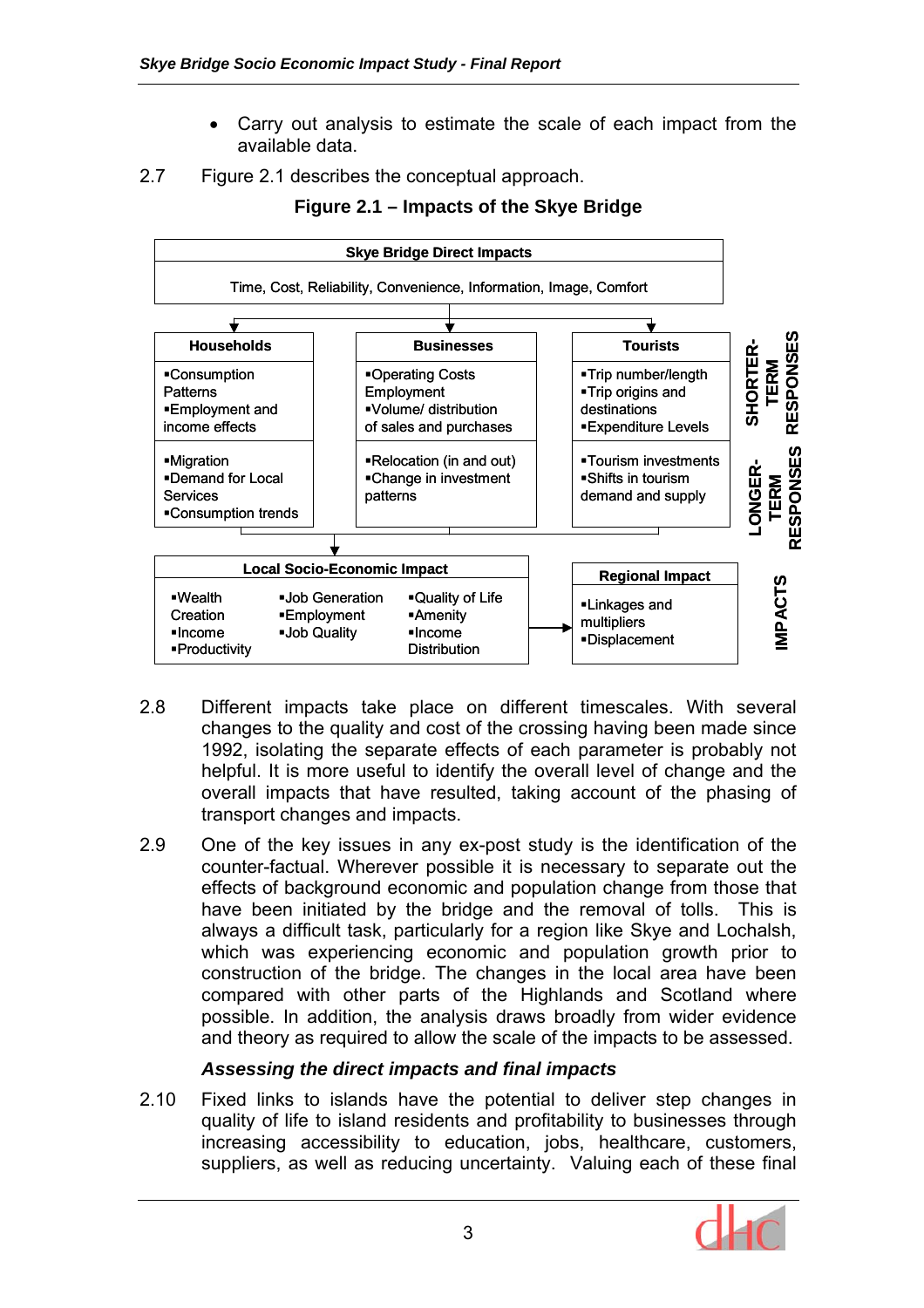- Carry out analysis to estimate the scale of each impact from the available data.

2.7 Figure 2.1 describes the conceptual approach.

**Figure 2.1 – Impacts of the Skye Bridge**

| **Skye Bridge Direct Impacts** | | | |
|---|---|---|---|
| Time, Cost, Reliability, Convenience, Information, Image, Comfort | | | |

| | **Households** | **Businesses** | **Tourists** |
|---|---|---|---|
| **SHORTER-TERM RESPONSES** | ▪Consumption Patterns ▪Employment and income effects | ▪Operating Costs Employment ▪Volume/ distribution of sales and purchases | ▪Trip number/length ▪Trip origins and destinations ▪Expenditure Levels |
| **LONGER-TERM RESPONSES** | ▪Migration ▪Demand for Local Services ▪Consumption trends | ▪Relocation (in and out) ▪Change in investment patterns | ▪Tourism investments ▪Shifts in tourism demand and supply |

| **IMPACTS** | **Local Socio-Economic Impact** | **Regional Impact** |
|---|---|---|
| | ▪Wealth Creation ▪Income ▪Productivity ▪Job Generation ▪Employment ▪Job Quality ▪Quality of Life ▪Amenity ▪Income Distribution | ▪Linkages and multipliers ▪Displacement |

2.8 Different impacts take place on different timescales. With several changes to the quality and cost of the crossing having been made since 1992, isolating the separate effects of each parameter is probably not helpful. It is more useful to identify the overall level of change and the overall impacts that have resulted, taking account of the phasing of transport changes and impacts.

2.9 One of the key issues in any ex-post study is the identification of the counter-factual. Wherever possible it is necessary to separate out the effects of background economic and population change from those that have been initiated by the bridge and the removal of tolls. This is always a difficult task, particularly for a region like Skye and Lochalsh, which was experiencing economic and population growth prior to construction of the bridge. The changes in the local area have been compared with other parts of the Highlands and Scotland where possible. In addition, the analysis draws broadly from wider evidence and theory as required to allow the scale of the impacts to be assessed.

### *Assessing the direct impacts and final impacts*

2.10 Fixed links to islands have the potential to deliver step changes in quality of life to island residents and profitability to businesses through increasing accessibility to education, jobs, healthcare, customers, suppliers, as well as reducing uncertainty. Valuing each of these final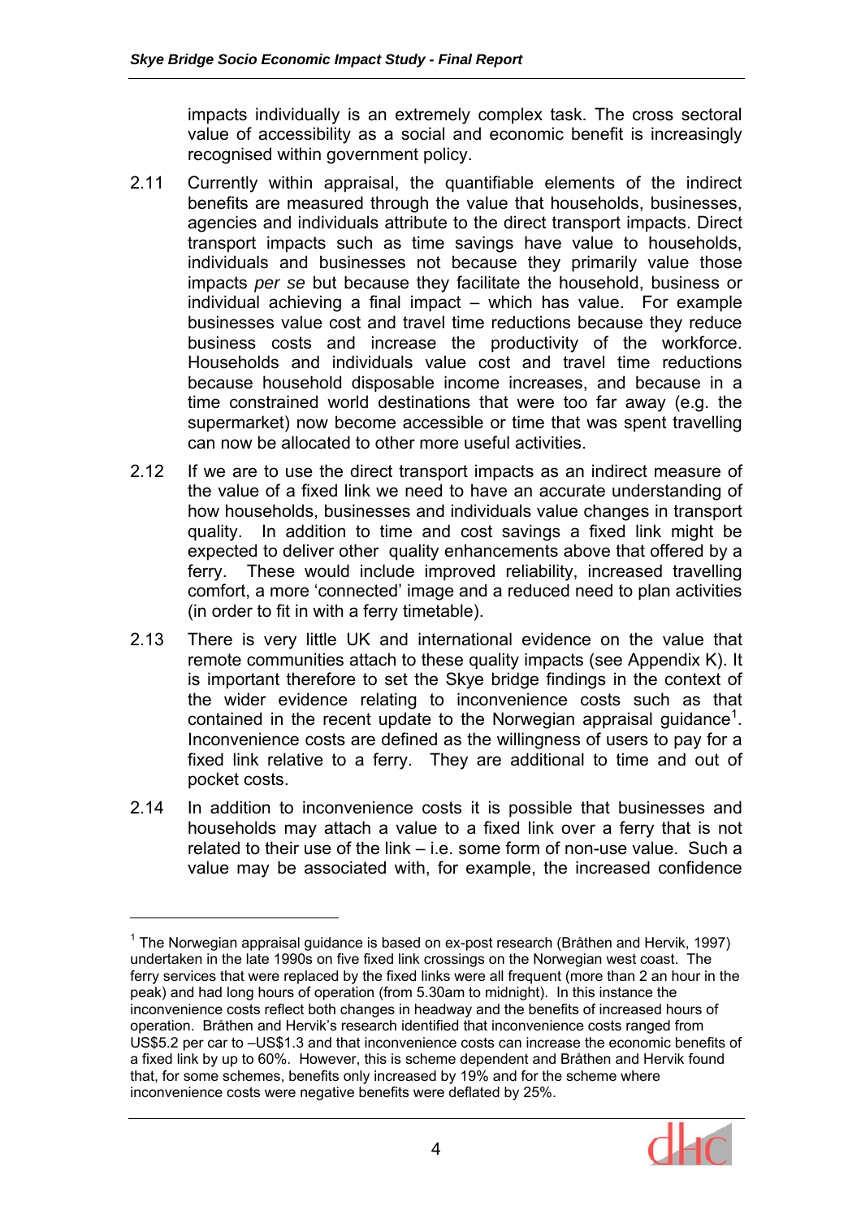impacts individually is an extremely complex task. The cross sectoral value of accessibility as a social and economic benefit is increasingly recognised within government policy.

2.11 Currently within appraisal, the quantifiable elements of the indirect benefits are measured through the value that households, businesses, agencies and individuals attribute to the direct transport impacts. Direct transport impacts such as time savings have value to households, individuals and businesses not because they primarily value those impacts *per se* but because they facilitate the household, business or individual achieving a final impact – which has value. For example businesses value cost and travel time reductions because they reduce business costs and increase the productivity of the workforce. Households and individuals value cost and travel time reductions because household disposable income increases, and because in a time constrained world destinations that were too far away (e.g. the supermarket) now become accessible or time that was spent travelling can now be allocated to other more useful activities.

2.12 If we are to use the direct transport impacts as an indirect measure of the value of a fixed link we need to have an accurate understanding of how households, businesses and individuals value changes in transport quality. In addition to time and cost savings a fixed link might be expected to deliver other quality enhancements above that offered by a ferry. These would include improved reliability, increased travelling comfort, a more 'connected' image and a reduced need to plan activities (in order to fit in with a ferry timetable).

2.13 There is very little UK and international evidence on the value that remote communities attach to these quality impacts (see Appendix K). It is important therefore to set the Skye bridge findings in the context of the wider evidence relating to inconvenience costs such as that contained in the recent update to the Norwegian appraisal guidance[1]. Inconvenience costs are defined as the willingness of users to pay for a fixed link relative to a ferry. They are additional to time and out of pocket costs.

2.14 In addition to inconvenience costs it is possible that businesses and households may attach a value to a fixed link over a ferry that is not related to their use of the link – i.e. some form of non-use value. Such a value may be associated with, for example, the increased confidence

---

[1] The Norwegian appraisal guidance is based on ex-post research (Bråthen and Hervik, 1997) undertaken in the late 1990s on five fixed link crossings on the Norwegian west coast. The ferry services that were replaced by the fixed links were all frequent (more than 2 an hour in the peak) and had long hours of operation (from 5.30am to midnight). In this instance the inconvenience costs reflect both changes in headway and the benefits of increased hours of operation. Bråthen and Hervik's research identified that inconvenience costs ranged from US$5.2 per car to –US$1.3 and that inconvenience costs can increase the economic benefits of a fixed link by up to 60%. However, this is scheme dependent and Bråthen and Hervik found that, for some schemes, benefits only increased by 19% and for the scheme where inconvenience costs were negative benefits were deflated by 25%.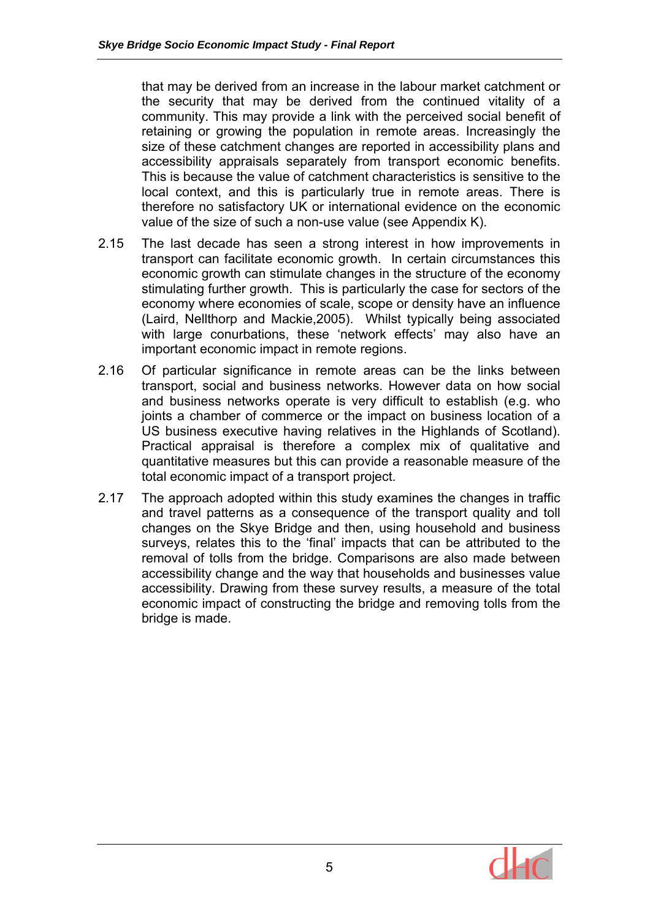that may be derived from an increase in the labour market catchment or the security that may be derived from the continued vitality of a community. This may provide a link with the perceived social benefit of retaining or growing the population in remote areas. Increasingly the size of these catchment changes are reported in accessibility plans and accessibility appraisals separately from transport economic benefits. This is because the value of catchment characteristics is sensitive to the local context, and this is particularly true in remote areas. There is therefore no satisfactory UK or international evidence on the economic value of the size of such a non-use value (see Appendix K).

2.15 The last decade has seen a strong interest in how improvements in transport can facilitate economic growth. In certain circumstances this economic growth can stimulate changes in the structure of the economy stimulating further growth. This is particularly the case for sectors of the economy where economies of scale, scope or density have an influence (Laird, Nellthorp and Mackie,2005). Whilst typically being associated with large conurbations, these 'network effects' may also have an important economic impact in remote regions.

2.16 Of particular significance in remote areas can be the links between transport, social and business networks. However data on how social and business networks operate is very difficult to establish (e.g. who joints a chamber of commerce or the impact on business location of a US business executive having relatives in the Highlands of Scotland). Practical appraisal is therefore a complex mix of qualitative and quantitative measures but this can provide a reasonable measure of the total economic impact of a transport project.

2.17 The approach adopted within this study examines the changes in traffic and travel patterns as a consequence of the transport quality and toll changes on the Skye Bridge and then, using household and business surveys, relates this to the 'final' impacts that can be attributed to the removal of tolls from the bridge. Comparisons are also made between accessibility change and the way that households and businesses value accessibility. Drawing from these survey results, a measure of the total economic impact of constructing the bridge and removing tolls from the bridge is made.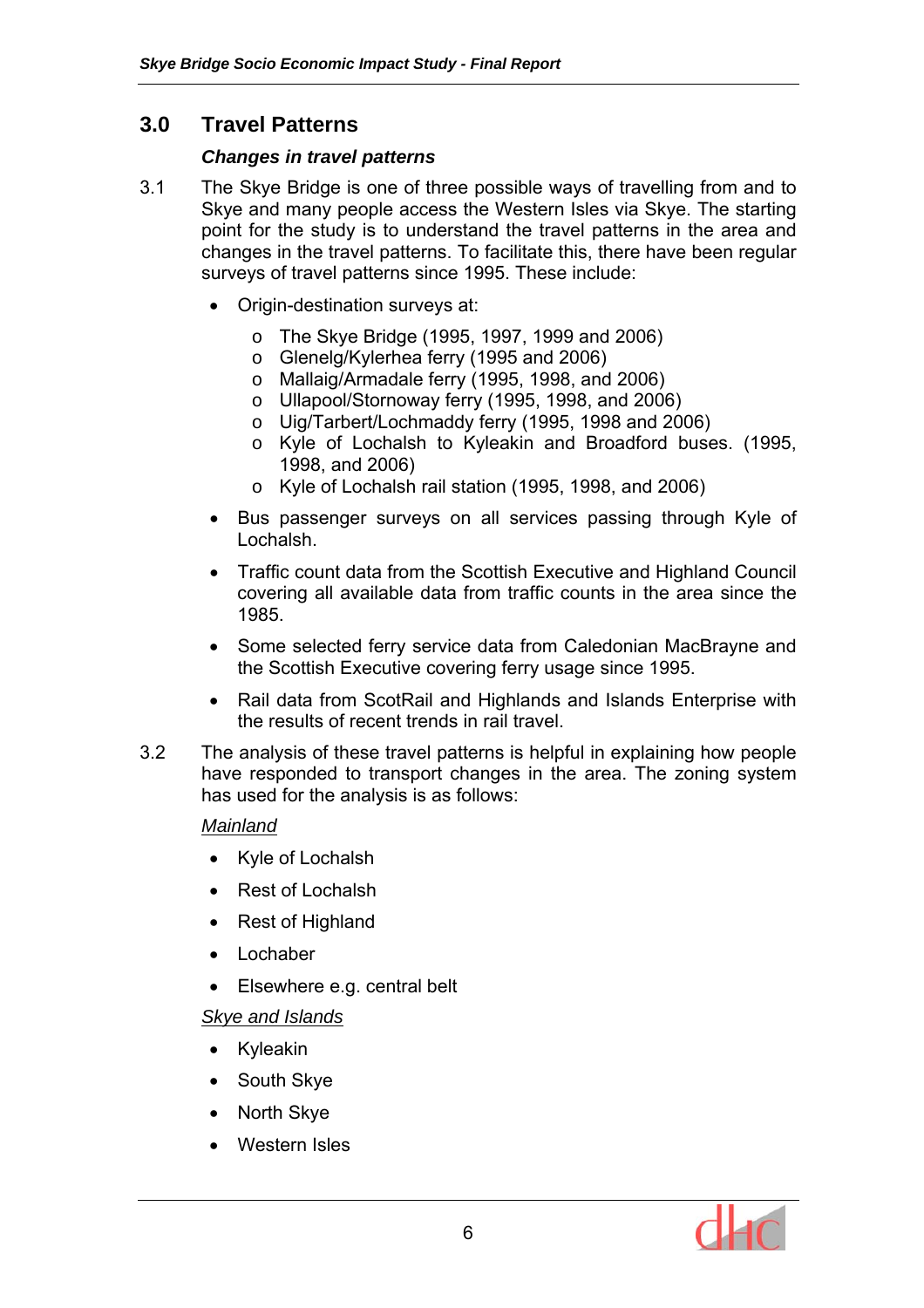## 3.0 Travel Patterns

### *Changes in travel patterns*

3.1 The Skye Bridge is one of three possible ways of travelling from and to Skye and many people access the Western Isles via Skye. The starting point for the study is to understand the travel patterns in the area and changes in the travel patterns. To facilitate this, there have been regular surveys of travel patterns since 1995. These include:

- Origin-destination surveys at:
    - The Skye Bridge (1995, 1997, 1999 and 2006)
    - Glenelg/Kylerhea ferry (1995 and 2006)
    - Mallaig/Armadale ferry (1995, 1998, and 2006)
    - Ullapool/Stornoway ferry (1995, 1998, and 2006)
    - Uig/Tarbert/Lochmaddy ferry (1995, 1998 and 2006)
    - Kyle of Lochalsh to Kyleakin and Broadford buses. (1995, 1998, and 2006)
    - Kyle of Lochalsh rail station (1995, 1998, and 2006)
- Bus passenger surveys on all services passing through Kyle of Lochalsh.
- Traffic count data from the Scottish Executive and Highland Council covering all available data from traffic counts in the area since the 1985.
- Some selected ferry service data from Caledonian MacBrayne and the Scottish Executive covering ferry usage since 1995.
- Rail data from ScotRail and Highlands and Islands Enterprise with the results of recent trends in rail travel.

3.2 The analysis of these travel patterns is helpful in explaining how people have responded to transport changes in the area. The zoning system has used for the analysis is as follows:

<u>Mainland</u>

- Kyle of Lochalsh
- Rest of Lochalsh
- Rest of Highland
- Lochaber
- Elsewhere e.g. central belt

<u>Skye and Islands</u>

- Kyleakin
- South Skye
- North Skye
- Western Isles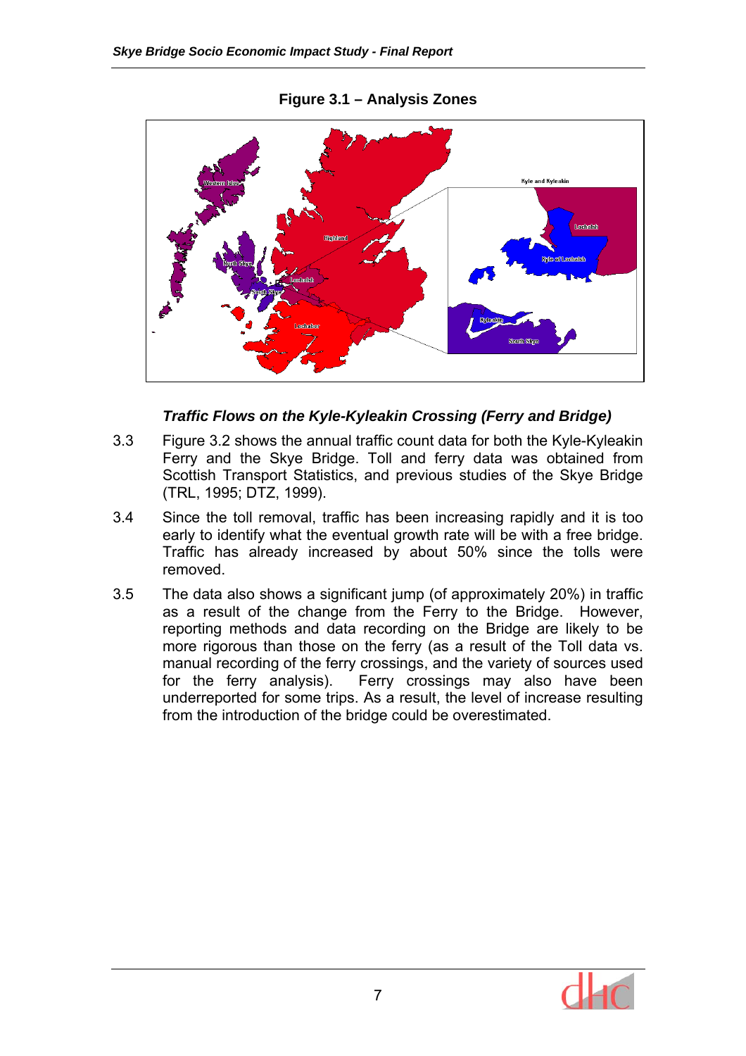**Figure 3.1 – Analysis Zones**

### *Traffic Flows on the Kyle-Kyleakin Crossing (Ferry and Bridge)*

3.3 Figure 3.2 shows the annual traffic count data for both the Kyle-Kyleakin Ferry and the Skye Bridge. Toll and ferry data was obtained from Scottish Transport Statistics, and previous studies of the Skye Bridge (TRL, 1995; DTZ, 1999).

3.4 Since the toll removal, traffic has been increasing rapidly and it is too early to identify what the eventual growth rate will be with a free bridge. Traffic has already increased by about 50% since the tolls were removed.

3.5 The data also shows a significant jump (of approximately 20%) in traffic as a result of the change from the Ferry to the Bridge. However, reporting methods and data recording on the Bridge are likely to be more rigorous than those on the ferry (as a result of the Toll data vs. manual recording of the ferry crossings, and the variety of sources used for the ferry analysis). Ferry crossings may also have been underreported for some trips. As a result, the level of increase resulting from the introduction of the bridge could be overestimated.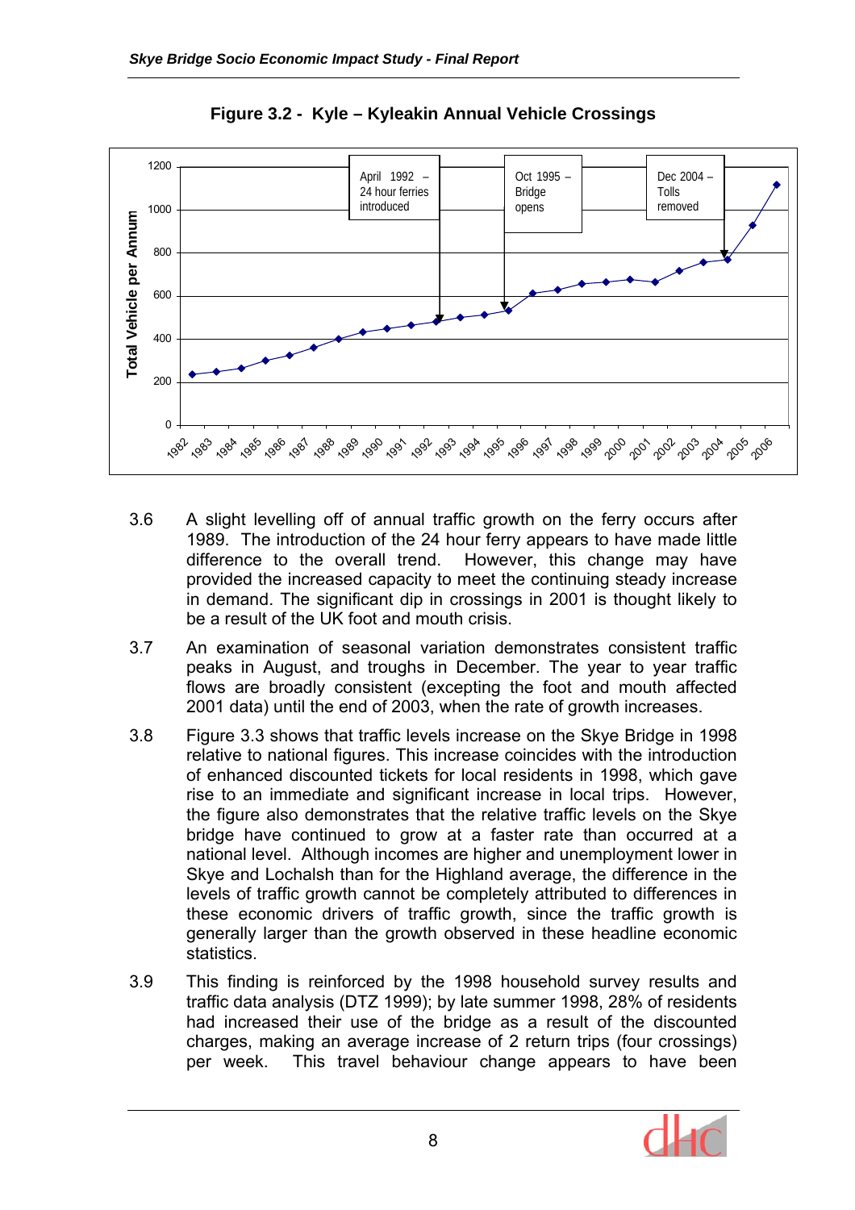**Figure 3.2 - Kyle – Kyleakin Annual Vehicle Crossings**

3.6 A slight levelling off of annual traffic growth on the ferry occurs after 1989. The introduction of the 24 hour ferry appears to have made little difference to the overall trend. However, this change may have provided the increased capacity to meet the continuing steady increase in demand. The significant dip in crossings in 2001 is thought likely to be a result of the UK foot and mouth crisis.

3.7 An examination of seasonal variation demonstrates consistent traffic peaks in August, and troughs in December. The year to year traffic flows are broadly consistent (excepting the foot and mouth affected 2001 data) until the end of 2003, when the rate of growth increases.

3.8 Figure 3.3 shows that traffic levels increase on the Skye Bridge in 1998 relative to national figures. This increase coincides with the introduction of enhanced discounted tickets for local residents in 1998, which gave rise to an immediate and significant increase in local trips. However, the figure also demonstrates that the relative traffic levels on the Skye bridge have continued to grow at a faster rate than occurred at a national level. Although incomes are higher and unemployment lower in Skye and Lochalsh than for the Highland average, the difference in the levels of traffic growth cannot be completely attributed to differences in these economic drivers of traffic growth, since the traffic growth is generally larger than the growth observed in these headline economic statistics.

3.9 This finding is reinforced by the 1998 household survey results and traffic data analysis (DTZ 1999); by late summer 1998, 28% of residents had increased their use of the bridge as a result of the discounted charges, making an average increase of 2 return trips (four crossings) per week. This travel behaviour change appears to have been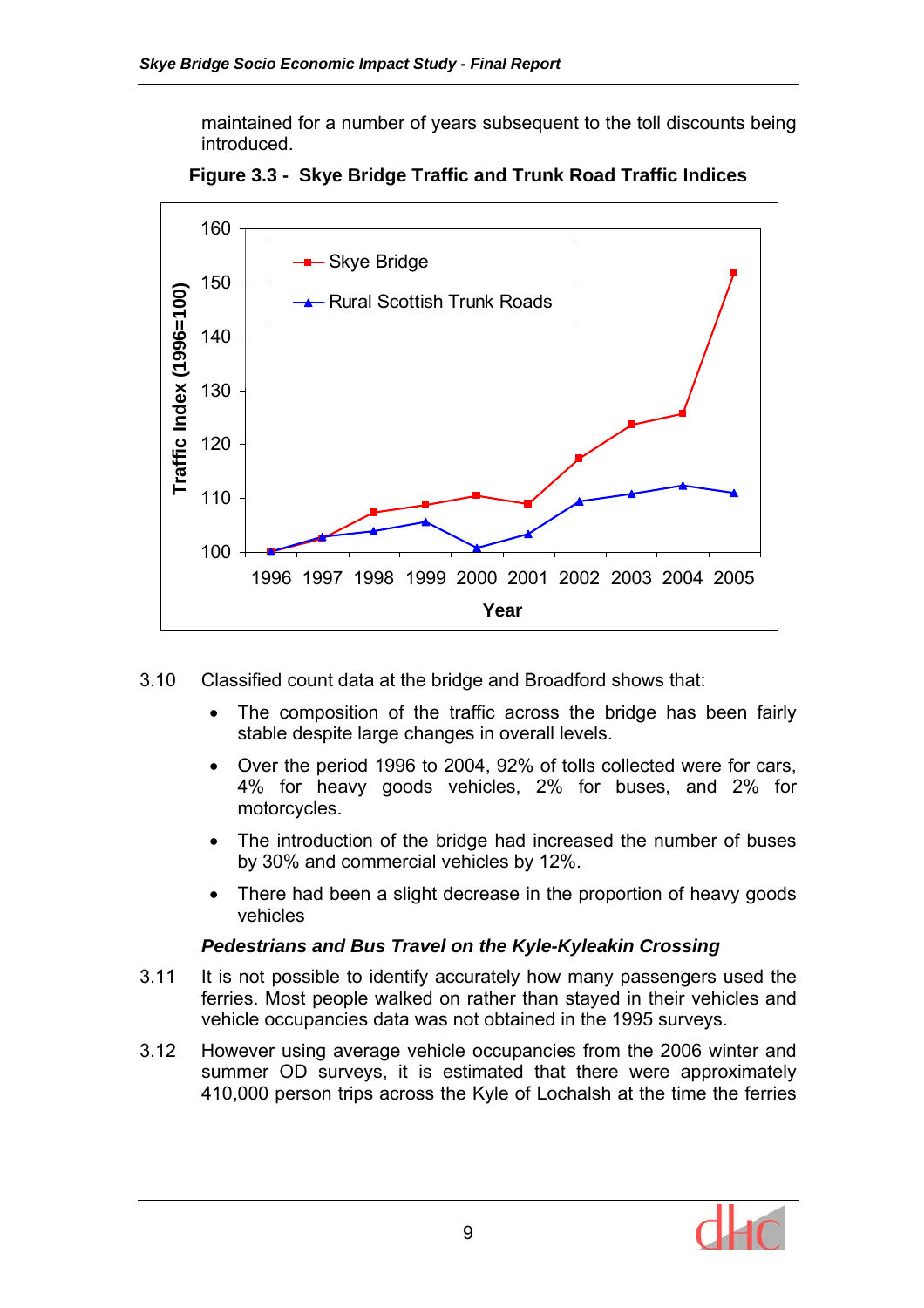maintained for a number of years subsequent to the toll discounts being introduced.

**Figure 3.3 - Skye Bridge Traffic and Trunk Road Traffic Indices**

3.10 Classified count data at the bridge and Broadford shows that:

- The composition of the traffic across the bridge has been fairly stable despite large changes in overall levels.
- Over the period 1996 to 2004, 92% of tolls collected were for cars, 4% for heavy goods vehicles, 2% for buses, and 2% for motorcycles.
- The introduction of the bridge had increased the number of buses by 30% and commercial vehicles by 12%.
- There had been a slight decrease in the proportion of heavy goods vehicles

***Pedestrians and Bus Travel on the Kyle-Kyleakin Crossing***

3.11 It is not possible to identify accurately how many passengers used the ferries. Most people walked on rather than stayed in their vehicles and vehicle occupancies data was not obtained in the 1995 surveys.

3.12 However using average vehicle occupancies from the 2006 winter and summer OD surveys, it is estimated that there were approximately 410,000 person trips across the Kyle of Lochalsh at the time the ferries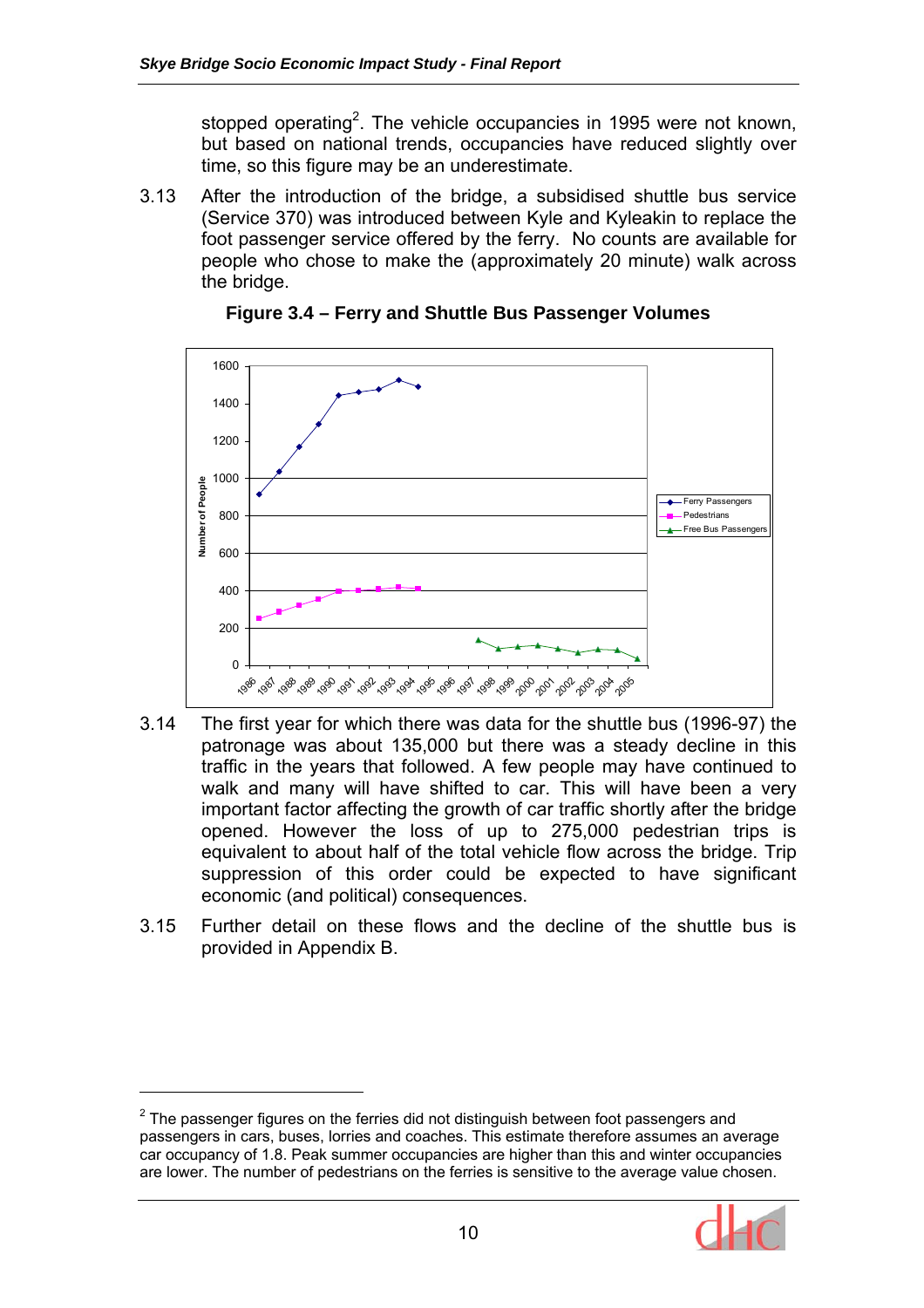stopped operating[2]. The vehicle occupancies in 1995 were not known, but based on national trends, occupancies have reduced slightly over time, so this figure may be an underestimate.

3.13 After the introduction of the bridge, a subsidised shuttle bus service (Service 370) was introduced between Kyle and Kyleakin to replace the foot passenger service offered by the ferry. No counts are available for people who chose to make the (approximately 20 minute) walk across the bridge.

**Figure 3.4 – Ferry and Shuttle Bus Passenger Volumes**

3.14 The first year for which there was data for the shuttle bus (1996-97) the patronage was about 135,000 but there was a steady decline in this traffic in the years that followed. A few people may have continued to walk and many will have shifted to car. This will have been a very important factor affecting the growth of car traffic shortly after the bridge opened. However the loss of up to 275,000 pedestrian trips is equivalent to about half of the total vehicle flow across the bridge. Trip suppression of this order could be expected to have significant economic (and political) consequences.

3.15 Further detail on these flows and the decline of the shuttle bus is provided in Appendix B.

---

[2] The passenger figures on the ferries did not distinguish between foot passengers and passengers in cars, buses, lorries and coaches. This estimate therefore assumes an average car occupancy of 1.8. Peak summer occupancies are higher than this and winter occupancies are lower. The number of pedestrians on the ferries is sensitive to the average value chosen.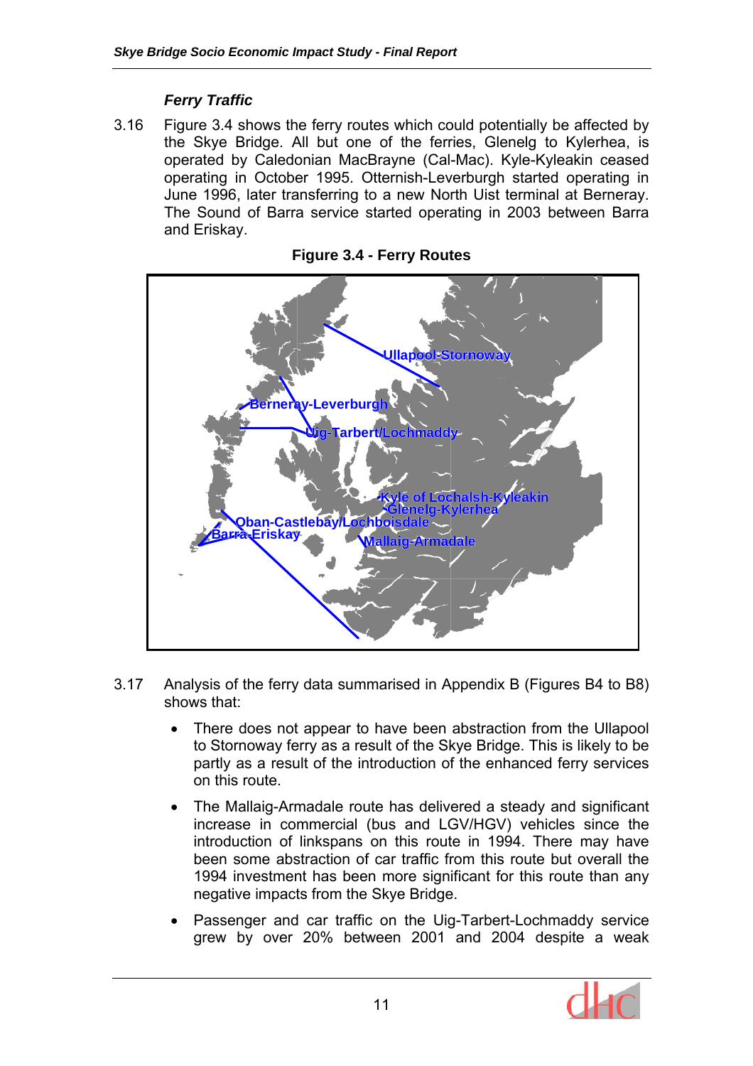### Ferry Traffic

3.16 Figure 3.4 shows the ferry routes which could potentially be affected by the Skye Bridge. All but one of the ferries, Glenelg to Kylerhea, is operated by Caledonian MacBrayne (Cal-Mac). Kyle-Kyleakin ceased operating in October 1995. Otternish-Leverburgh started operating in June 1996, later transferring to a new North Uist terminal at Berneray. The Sound of Barra service started operating in 2003 between Barra and Eriskay.

**Figure 3.4 - Ferry Routes**

Ullapool-Stornoway
Berneray-Leverburgh
Uig-Tarbert/Lochmaddy
Kyle of Lochalsh-Kyleakin
Glenelg-Kylerhea
Oban-Castlebay/Lochboisdale
Barra-Eriskay
Mallaig-Armadale

3.17 Analysis of the ferry data summarised in Appendix B (Figures B4 to B8) shows that:

- There does not appear to have been abstraction from the Ullapool to Stornoway ferry as a result of the Skye Bridge. This is likely to be partly as a result of the introduction of the enhanced ferry services on this route.
- The Mallaig-Armadale route has delivered a steady and significant increase in commercial (bus and LGV/HGV) vehicles since the introduction of linkspans on this route in 1994. There may have been some abstraction of car traffic from this route but overall the 1994 investment has been more significant for this route than any negative impacts from the Skye Bridge.
- Passenger and car traffic on the Uig-Tarbert-Lochmaddy service grew by over 20% between 2001 and 2004 despite a weak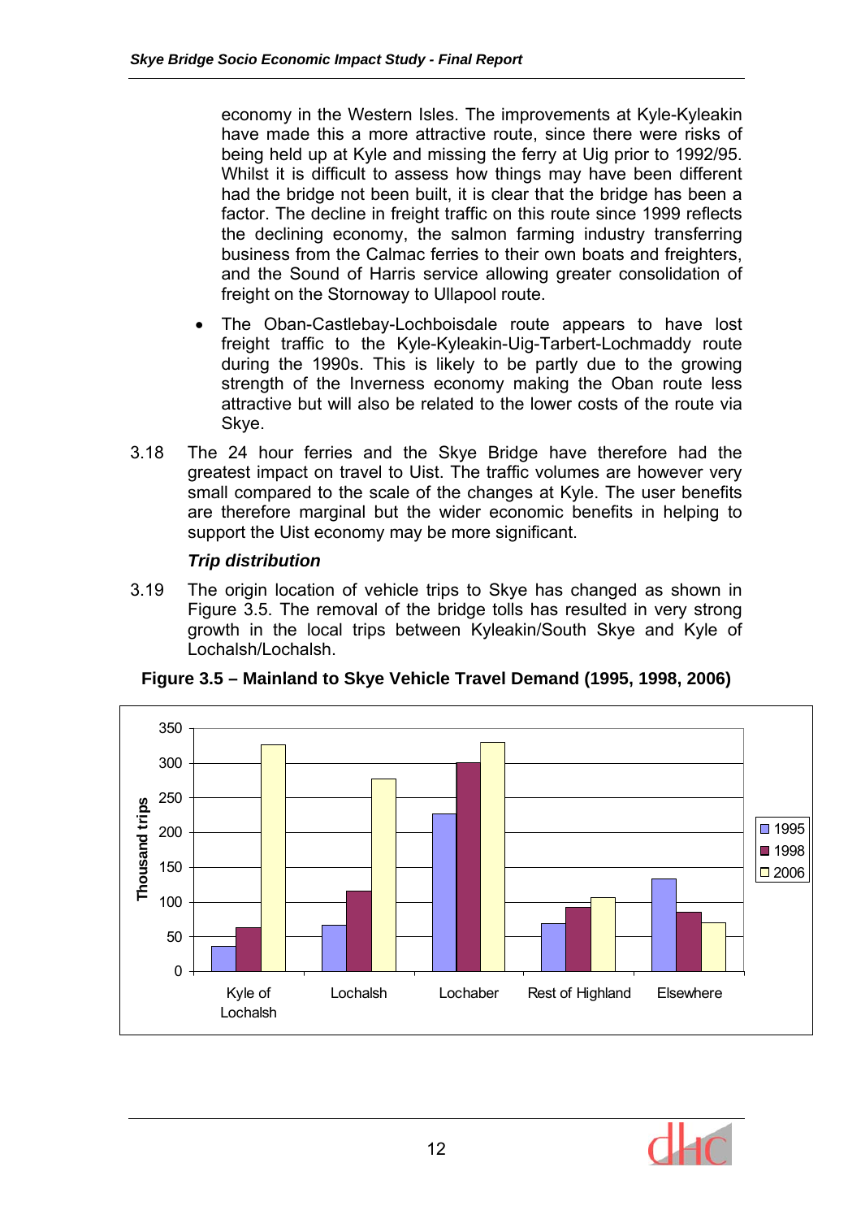economy in the Western Isles. The improvements at Kyle-Kyleakin have made this a more attractive route, since there were risks of being held up at Kyle and missing the ferry at Uig prior to 1992/95. Whilst it is difficult to assess how things may have been different had the bridge not been built, it is clear that the bridge has been a factor. The decline in freight traffic on this route since 1999 reflects the declining economy, the salmon farming industry transferring business from the Calmac ferries to their own boats and freighters, and the Sound of Harris service allowing greater consolidation of freight on the Stornoway to Ullapool route.

- The Oban-Castlebay-Lochboisdale route appears to have lost freight traffic to the Kyle-Kyleakin-Uig-Tarbert-Lochmaddy route during the 1990s. This is likely to be partly due to the growing strength of the Inverness economy making the Oban route less attractive but will also be related to the lower costs of the route via Skye.

3.18 The 24 hour ferries and the Skye Bridge have therefore had the greatest impact on travel to Uist. The traffic volumes are however very small compared to the scale of the changes at Kyle. The user benefits are therefore marginal but the wider economic benefits in helping to support the Uist economy may be more significant.

### *Trip distribution*

3.19 The origin location of vehicle trips to Skye has changed as shown in Figure 3.5. The removal of the bridge tolls has resulted in very strong growth in the local trips between Kyleakin/South Skye and Kyle of Lochalsh/Lochalsh.

**Figure 3.5 – Mainland to Skye Vehicle Travel Demand (1995, 1998, 2006)**

| Thousand trips | 1995 | 1998 | 2006 |
|---|---|---|---|
| Kyle of Lochalsh | 37 | 63 | 326 |
| Lochalsh | 67 | 116 | 277 |
| Lochaber | 227 | 300 | 330 |
| Rest of Highland | 69 | 93 | 107 |
| Elsewhere | 134 | 85 | 70 |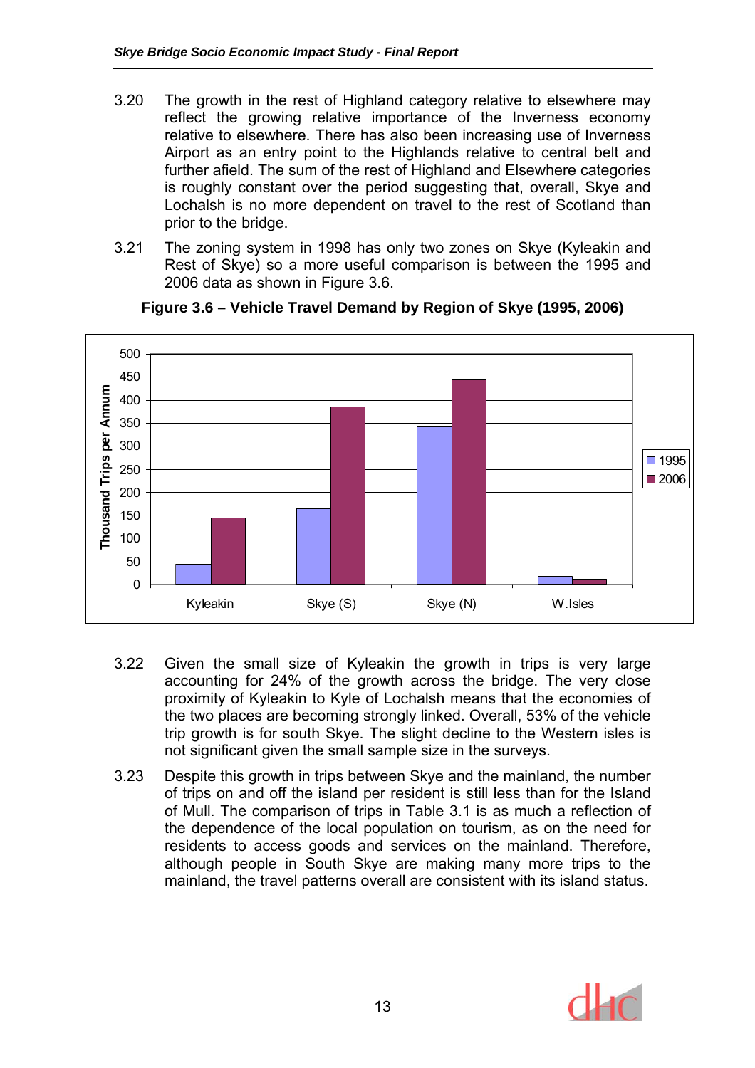3.20 The growth in the rest of Highland category relative to elsewhere may reflect the growing relative importance of the Inverness economy relative to elsewhere. There has also been increasing use of Inverness Airport as an entry point to the Highlands relative to central belt and further afield. The sum of the rest of Highland and Elsewhere categories is roughly constant over the period suggesting that, overall, Skye and Lochalsh is no more dependent on travel to the rest of Scotland than prior to the bridge.

3.21 The zoning system in 1998 has only two zones on Skye (Kyleakin and Rest of Skye) so a more useful comparison is between the 1995 and 2006 data as shown in Figure 3.6.

**Figure 3.6 – Vehicle Travel Demand by Region of Skye (1995, 2006)**

3.22 Given the small size of Kyleakin the growth in trips is very large accounting for 24% of the growth across the bridge. The very close proximity of Kyleakin to Kyle of Lochalsh means that the economies of the two places are becoming strongly linked. Overall, 53% of the vehicle trip growth is for south Skye. The slight decline to the Western isles is not significant given the small sample size in the surveys.

3.23 Despite this growth in trips between Skye and the mainland, the number of trips on and off the island per resident is still less than for the Island of Mull. The comparison of trips in Table 3.1 is as much a reflection of the dependence of the local population on tourism, as on the need for residents to access goods and services on the mainland. Therefore, although people in South Skye are making many more trips to the mainland, the travel patterns overall are consistent with its island status.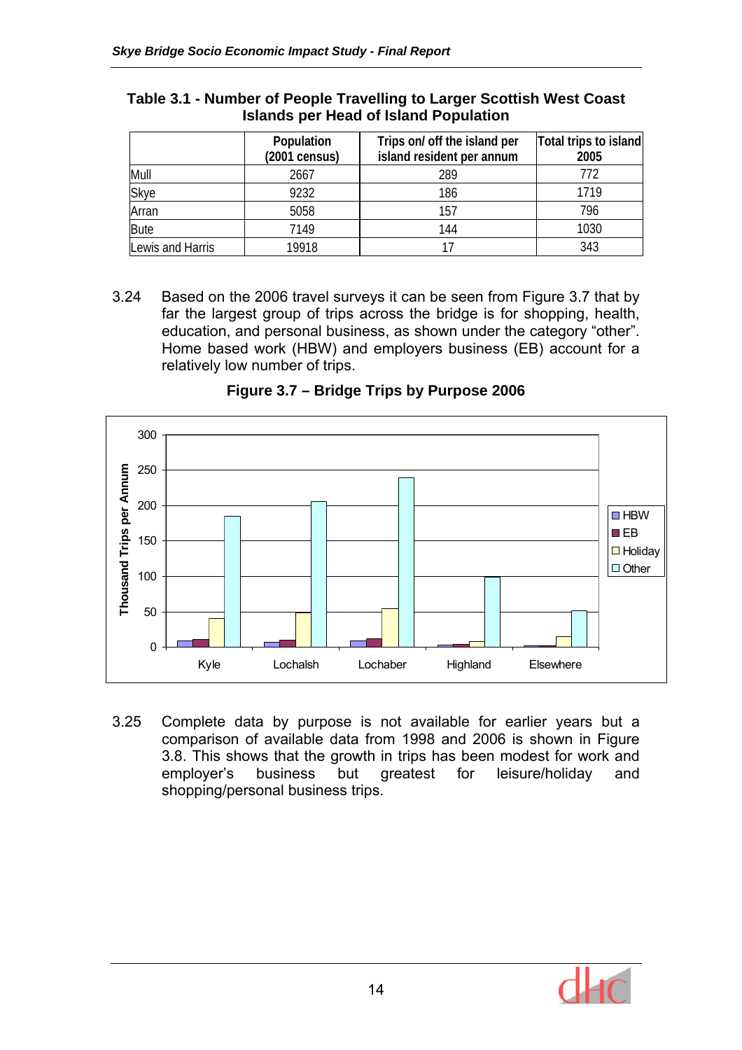**Table 3.1 - Number of People Travelling to Larger Scottish West Coast Islands per Head of Island Population**

| | Population (2001 census) | Trips on/ off the island per island resident per annum | Total trips to island 2005 |
|---|---|---|---|
| Mull | 2667 | 289 | 772 |
| Skye | 9232 | 186 | 1719 |
| Arran | 5058 | 157 | 796 |
| Bute | 7149 | 144 | 1030 |
| Lewis and Harris | 19918 | 17 | 343 |

3.24 Based on the 2006 travel surveys it can be seen from Figure 3.7 that by far the largest group of trips across the bridge is for shopping, health, education, and personal business, as shown under the category "other". Home based work (HBW) and employers business (EB) account for a relatively low number of trips.

**Figure 3.7 – Bridge Trips by Purpose 2006**

3.25 Complete data by purpose is not available for earlier years but a comparison of available data from 1998 and 2006 is shown in Figure 3.8. This shows that the growth in trips has been modest for work and employer's business but greatest for leisure/holiday and shopping/personal business trips.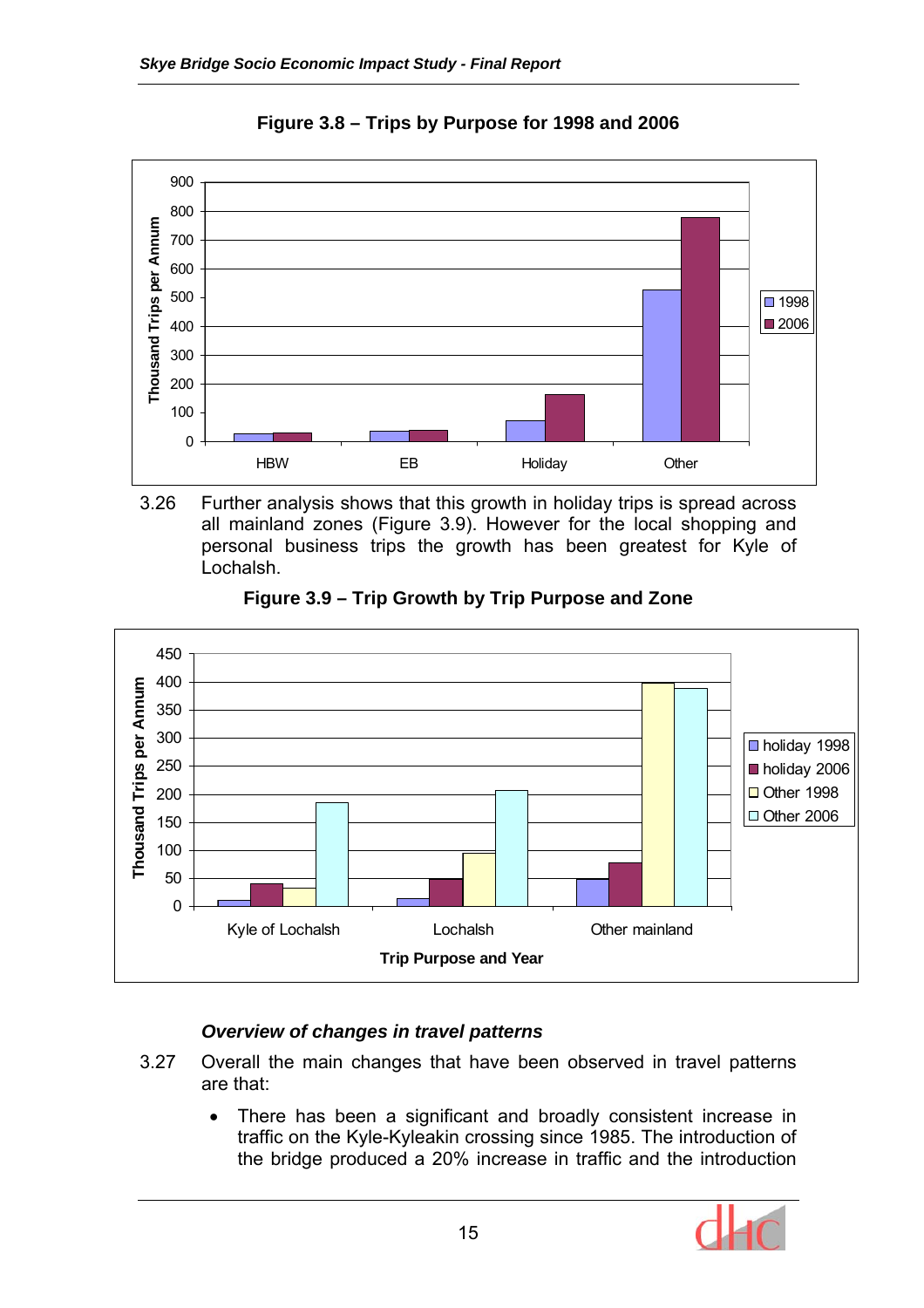**Figure 3.8 – Trips by Purpose for 1998 and 2006**

3.26 Further analysis shows that this growth in holiday trips is spread across all mainland zones (Figure 3.9). However for the local shopping and personal business trips the growth has been greatest for Kyle of Lochalsh.

**Figure 3.9 – Trip Growth by Trip Purpose and Zone**

### *Overview of changes in travel patterns*

3.27 Overall the main changes that have been observed in travel patterns are that:

- There has been a significant and broadly consistent increase in traffic on the Kyle-Kyleakin crossing since 1985. The introduction of the bridge produced a 20% increase in traffic and the introduction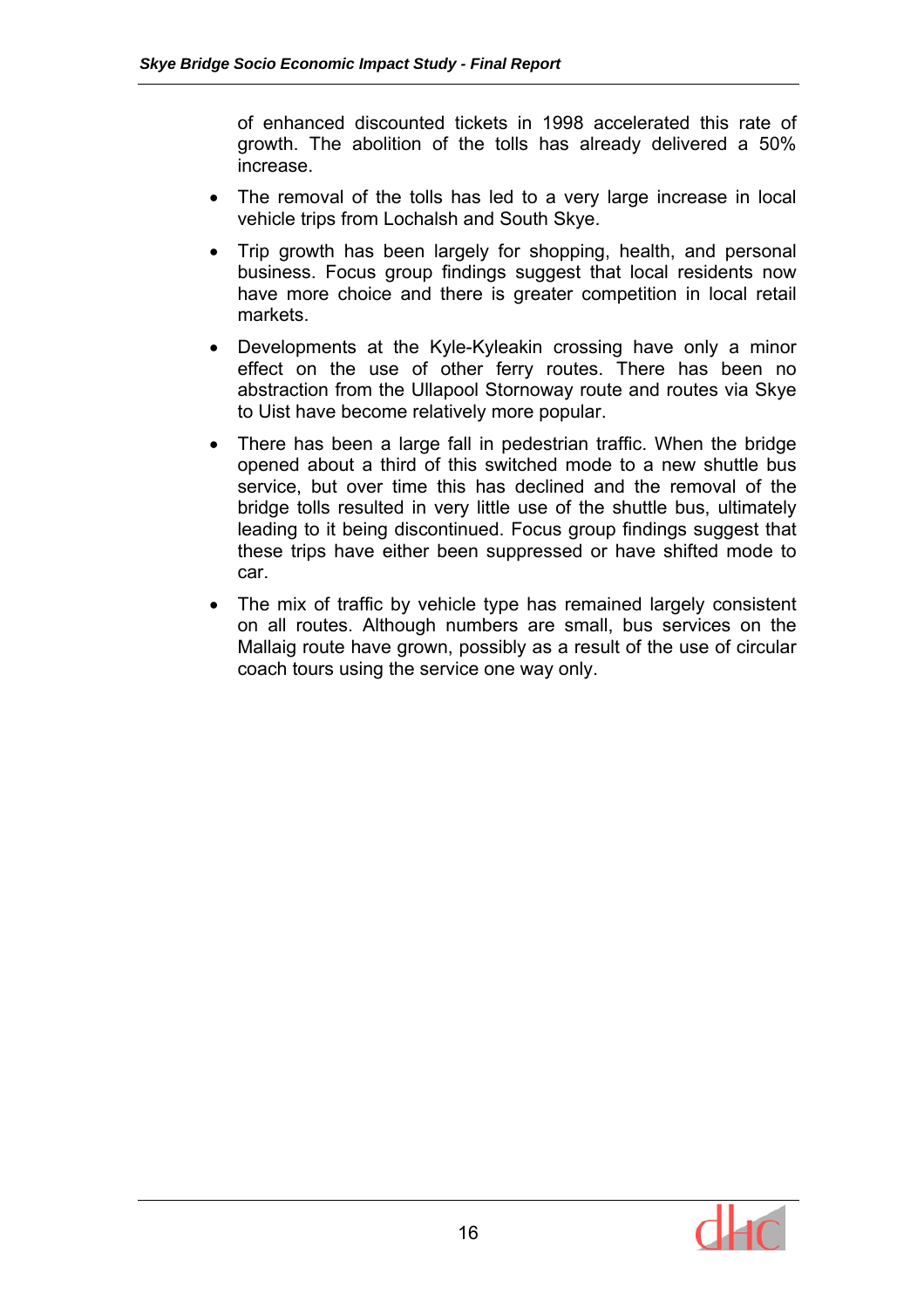of enhanced discounted tickets in 1998 accelerated this rate of growth. The abolition of the tolls has already delivered a 50% increase.

- The removal of the tolls has led to a very large increase in local vehicle trips from Lochalsh and South Skye.
- Trip growth has been largely for shopping, health, and personal business. Focus group findings suggest that local residents now have more choice and there is greater competition in local retail markets.
- Developments at the Kyle-Kyleakin crossing have only a minor effect on the use of other ferry routes. There has been no abstraction from the Ullapool Stornoway route and routes via Skye to Uist have become relatively more popular.
- There has been a large fall in pedestrian traffic. When the bridge opened about a third of this switched mode to a new shuttle bus service, but over time this has declined and the removal of the bridge tolls resulted in very little use of the shuttle bus, ultimately leading to it being discontinued. Focus group findings suggest that these trips have either been suppressed or have shifted mode to car.
- The mix of traffic by vehicle type has remained largely consistent on all routes. Although numbers are small, bus services on the Mallaig route have grown, possibly as a result of the use of circular coach tours using the service one way only.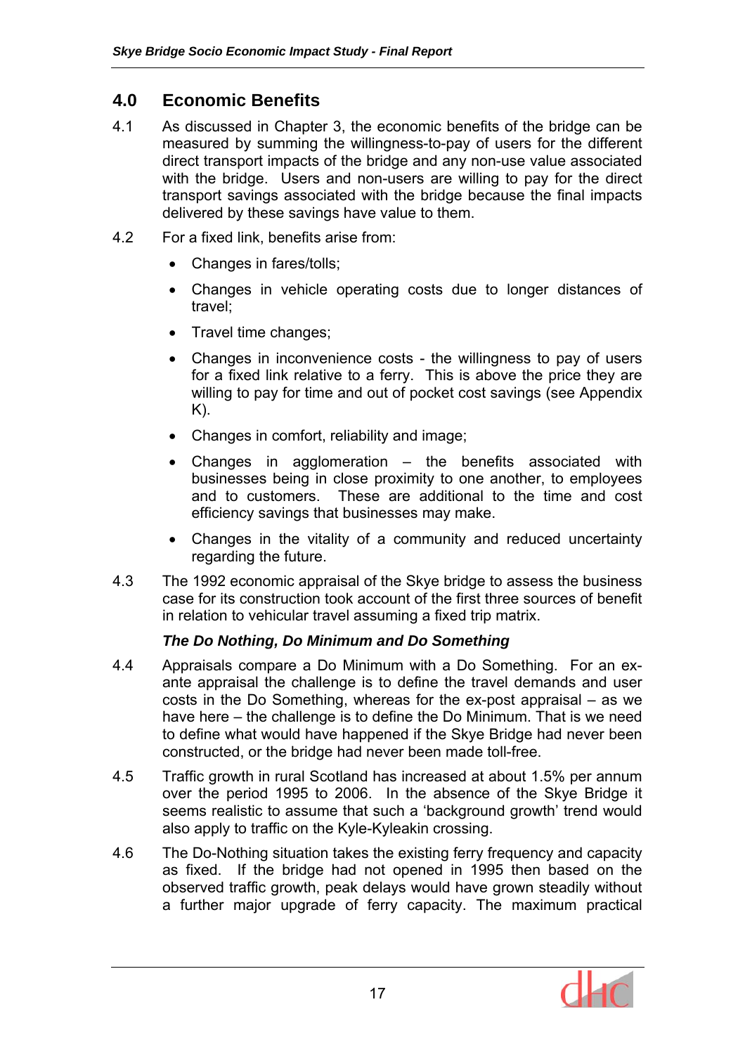## 4.0 Economic Benefits

4.1 As discussed in Chapter 3, the economic benefits of the bridge can be measured by summing the willingness-to-pay of users for the different direct transport impacts of the bridge and any non-use value associated with the bridge. Users and non-users are willing to pay for the direct transport savings associated with the bridge because the final impacts delivered by these savings have value to them.

4.2 For a fixed link, benefits arise from:

- Changes in fares/tolls;
- Changes in vehicle operating costs due to longer distances of travel;
- Travel time changes;
- Changes in inconvenience costs - the willingness to pay of users for a fixed link relative to a ferry. This is above the price they are willing to pay for time and out of pocket cost savings (see Appendix K).
- Changes in comfort, reliability and image;
- Changes in agglomeration – the benefits associated with businesses being in close proximity to one another, to employees and to customers. These are additional to the time and cost efficiency savings that businesses may make.
- Changes in the vitality of a community and reduced uncertainty regarding the future.

4.3 The 1992 economic appraisal of the Skye bridge to assess the business case for its construction took account of the first three sources of benefit in relation to vehicular travel assuming a fixed trip matrix.

### *The Do Nothing, Do Minimum and Do Something*

4.4 Appraisals compare a Do Minimum with a Do Something. For an ex-ante appraisal the challenge is to define the travel demands and user costs in the Do Something, whereas for the ex-post appraisal – as we have here – the challenge is to define the Do Minimum. That is we need to define what would have happened if the Skye Bridge had never been constructed, or the bridge had never been made toll-free.

4.5 Traffic growth in rural Scotland has increased at about 1.5% per annum over the period 1995 to 2006. In the absence of the Skye Bridge it seems realistic to assume that such a 'background growth' trend would also apply to traffic on the Kyle-Kyleakin crossing.

4.6 The Do-Nothing situation takes the existing ferry frequency and capacity as fixed. If the bridge had not opened in 1995 then based on the observed traffic growth, peak delays would have grown steadily without a further major upgrade of ferry capacity. The maximum practical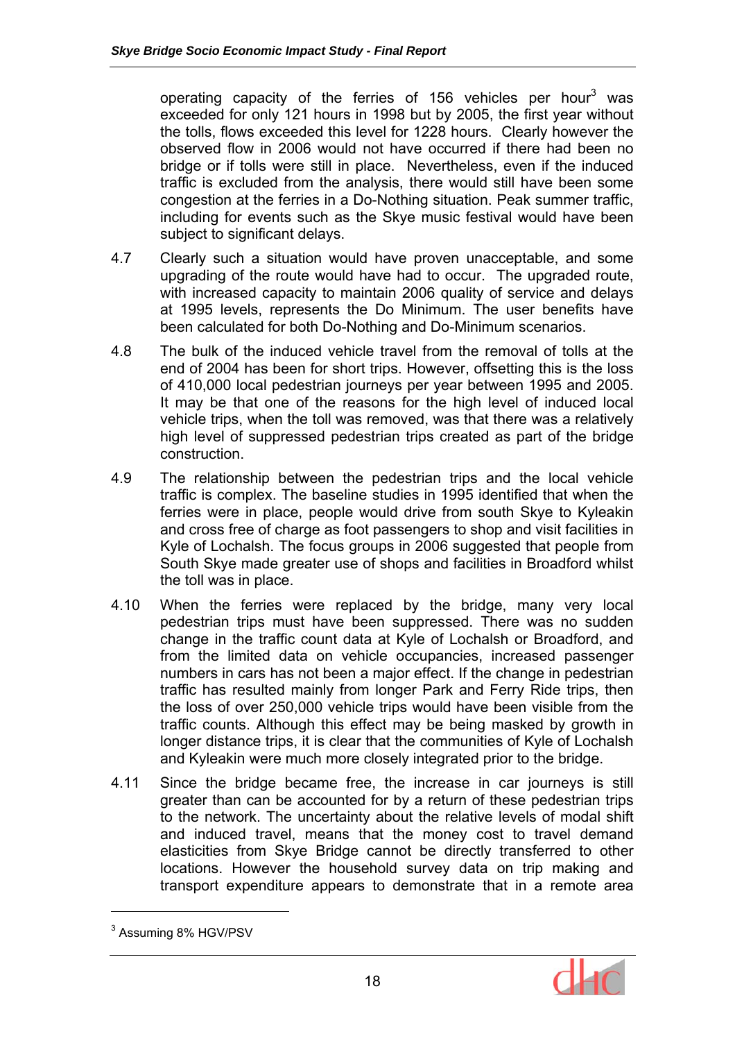operating capacity of the ferries of 156 vehicles per hour[3] was exceeded for only 121 hours in 1998 but by 2005, the first year without the tolls, flows exceeded this level for 1228 hours. Clearly however the observed flow in 2006 would not have occurred if there had been no bridge or if tolls were still in place. Nevertheless, even if the induced traffic is excluded from the analysis, there would still have been some congestion at the ferries in a Do-Nothing situation. Peak summer traffic, including for events such as the Skye music festival would have been subject to significant delays.

4.7 Clearly such a situation would have proven unacceptable, and some upgrading of the route would have had to occur. The upgraded route, with increased capacity to maintain 2006 quality of service and delays at 1995 levels, represents the Do Minimum. The user benefits have been calculated for both Do-Nothing and Do-Minimum scenarios.

4.8 The bulk of the induced vehicle travel from the removal of tolls at the end of 2004 has been for short trips. However, offsetting this is the loss of 410,000 local pedestrian journeys per year between 1995 and 2005. It may be that one of the reasons for the high level of induced local vehicle trips, when the toll was removed, was that there was a relatively high level of suppressed pedestrian trips created as part of the bridge construction.

4.9 The relationship between the pedestrian trips and the local vehicle traffic is complex. The baseline studies in 1995 identified that when the ferries were in place, people would drive from south Skye to Kyleakin and cross free of charge as foot passengers to shop and visit facilities in Kyle of Lochalsh. The focus groups in 2006 suggested that people from South Skye made greater use of shops and facilities in Broadford whilst the toll was in place.

4.10 When the ferries were replaced by the bridge, many very local pedestrian trips must have been suppressed. There was no sudden change in the traffic count data at Kyle of Lochalsh or Broadford, and from the limited data on vehicle occupancies, increased passenger numbers in cars has not been a major effect. If the change in pedestrian traffic has resulted mainly from longer Park and Ferry Ride trips, then the loss of over 250,000 vehicle trips would have been visible from the traffic counts. Although this effect may be being masked by growth in longer distance trips, it is clear that the communities of Kyle of Lochalsh and Kyleakin were much more closely integrated prior to the bridge.

4.11 Since the bridge became free, the increase in car journeys is still greater than can be accounted for by a return of these pedestrian trips to the network. The uncertainty about the relative levels of modal shift and induced travel, means that the money cost to travel demand elasticities from Skye Bridge cannot be directly transferred to other locations. However the household survey data on trip making and transport expenditure appears to demonstrate that in a remote area

[3] Assuming 8% HGV/PSV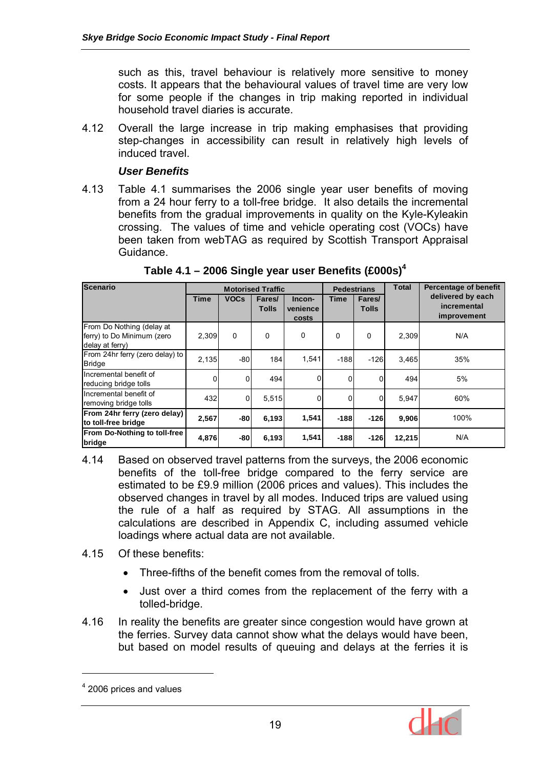such as this, travel behaviour is relatively more sensitive to money costs. It appears that the behavioural values of travel time are very low for some people if the changes in trip making reported in individual household travel diaries is accurate.

4.12 Overall the large increase in trip making emphasises that providing step-changes in accessibility can result in relatively high levels of induced travel.

### *User Benefits*

4.13 Table 4.1 summarises the 2006 single year user benefits of moving from a 24 hour ferry to a toll-free bridge. It also details the incremental benefits from the gradual improvements in quality on the Kyle-Kyleakin crossing. The values of time and vehicle operating cost (VOCs) have been taken from webTAG as required by Scottish Transport Appraisal Guidance.

**Table 4.1 – 2006 Single year user Benefits (£000s)[4]**

| Scenario | Motorised Traffic | | | | Pedestrians | | Total | Percentage of benefit delivered by each incremental improvement |
|---|---|---|---|---|---|---|---|---|
| | Time | VOCs | Fares/ Tolls | Incon-venience costs | Time | Fares/ Tolls | | |
| From Do Nothing (delay at ferry) to Do Minimum (zero delay at ferry) | 2,309 | 0 | 0 | 0 | 0 | 0 | 2,309 | N/A |
| From 24hr ferry (zero delay) to Bridge | 2,135 | -80 | 184 | 1,541 | -188 | -126 | 3,465 | 35% |
| Incremental benefit of reducing bridge tolls | 0 | 0 | 494 | 0 | 0 | 0 | 494 | 5% |
| Incremental benefit of removing bridge tolls | 432 | 0 | 5,515 | 0 | 0 | 0 | 5,947 | 60% |
| **From 24hr ferry (zero delay) to toll-free bridge** | **2,567** | **-80** | **6,193** | **1,541** | **-188** | **-126** | **9,906** | 100% |
| **From Do-Nothing to toll-free bridge** | **4,876** | **-80** | **6,193** | **1,541** | **-188** | **-126** | **12,215** | N/A |

4.14 Based on observed travel patterns from the surveys, the 2006 economic benefits of the toll-free bridge compared to the ferry service are estimated to be £9.9 million (2006 prices and values). This includes the observed changes in travel by all modes. Induced trips are valued using the rule of a half as required by STAG. All assumptions in the calculations are described in Appendix C, including assumed vehicle loadings where actual data are not available.

4.15 Of these benefits:

- Three-fifths of the benefit comes from the removal of tolls.
- Just over a third comes from the replacement of the ferry with a tolled-bridge.

4.16 In reality the benefits are greater since congestion would have grown at the ferries. Survey data cannot show what the delays would have been, but based on model results of queuing and delays at the ferries it is

[4] 2006 prices and values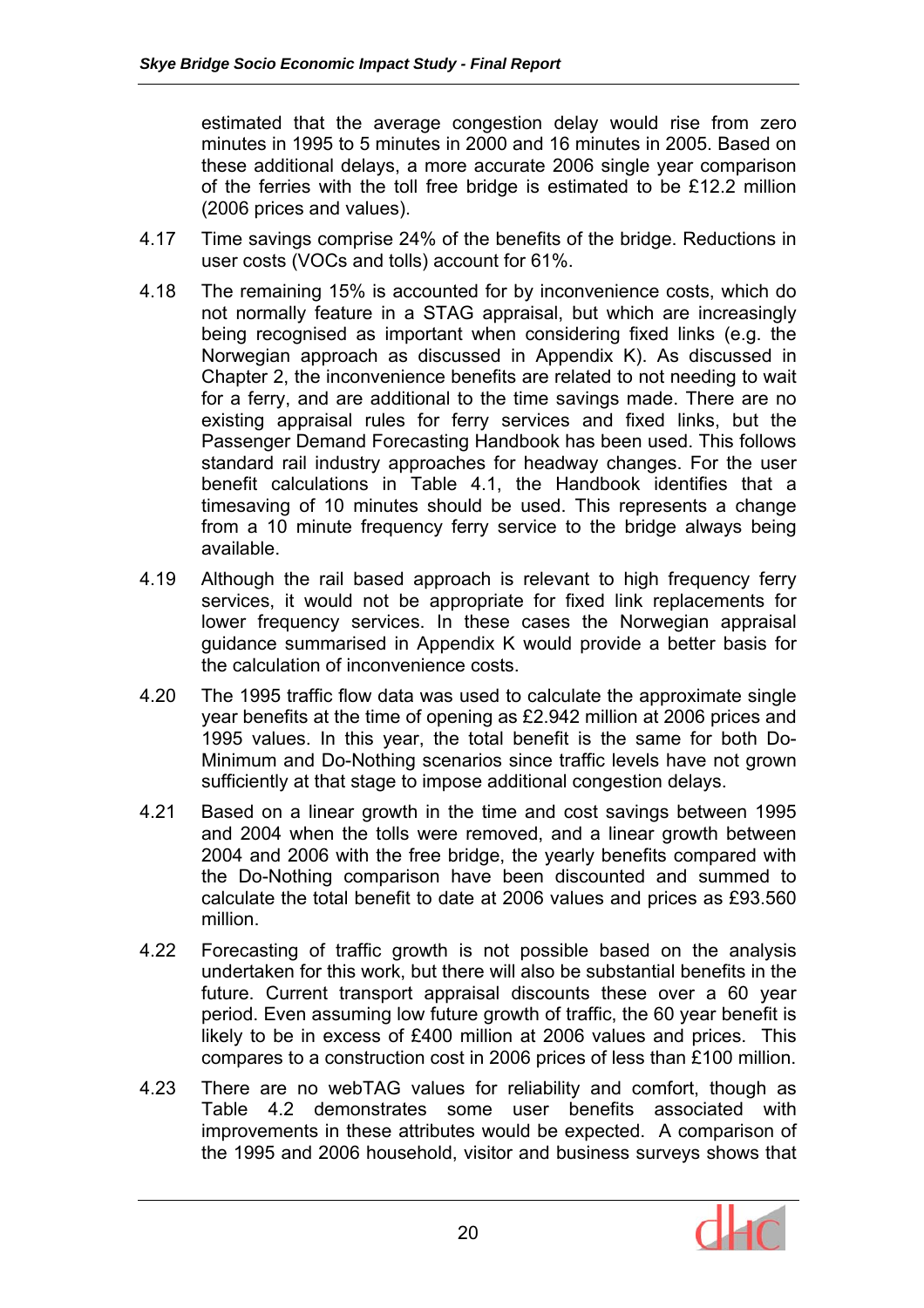estimated that the average congestion delay would rise from zero minutes in 1995 to 5 minutes in 2000 and 16 minutes in 2005. Based on these additional delays, a more accurate 2006 single year comparison of the ferries with the toll free bridge is estimated to be £12.2 million (2006 prices and values).

4.17 Time savings comprise 24% of the benefits of the bridge. Reductions in user costs (VOCs and tolls) account for 61%.

4.18 The remaining 15% is accounted for by inconvenience costs, which do not normally feature in a STAG appraisal, but which are increasingly being recognised as important when considering fixed links (e.g. the Norwegian approach as discussed in Appendix K). As discussed in Chapter 2, the inconvenience benefits are related to not needing to wait for a ferry, and are additional to the time savings made. There are no existing appraisal rules for ferry services and fixed links, but the Passenger Demand Forecasting Handbook has been used. This follows standard rail industry approaches for headway changes. For the user benefit calculations in Table 4.1, the Handbook identifies that a timesaving of 10 minutes should be used. This represents a change from a 10 minute frequency ferry service to the bridge always being available.

4.19 Although the rail based approach is relevant to high frequency ferry services, it would not be appropriate for fixed link replacements for lower frequency services. In these cases the Norwegian appraisal guidance summarised in Appendix K would provide a better basis for the calculation of inconvenience costs.

4.20 The 1995 traffic flow data was used to calculate the approximate single year benefits at the time of opening as £2.942 million at 2006 prices and 1995 values. In this year, the total benefit is the same for both Do-Minimum and Do-Nothing scenarios since traffic levels have not grown sufficiently at that stage to impose additional congestion delays.

4.21 Based on a linear growth in the time and cost savings between 1995 and 2004 when the tolls were removed, and a linear growth between 2004 and 2006 with the free bridge, the yearly benefits compared with the Do-Nothing comparison have been discounted and summed to calculate the total benefit to date at 2006 values and prices as £93.560 million.

4.22 Forecasting of traffic growth is not possible based on the analysis undertaken for this work, but there will also be substantial benefits in the future. Current transport appraisal discounts these over a 60 year period. Even assuming low future growth of traffic, the 60 year benefit is likely to be in excess of £400 million at 2006 values and prices. This compares to a construction cost in 2006 prices of less than £100 million.

4.23 There are no webTAG values for reliability and comfort, though as Table 4.2 demonstrates some user benefits associated with improvements in these attributes would be expected. A comparison of the 1995 and 2006 household, visitor and business surveys shows that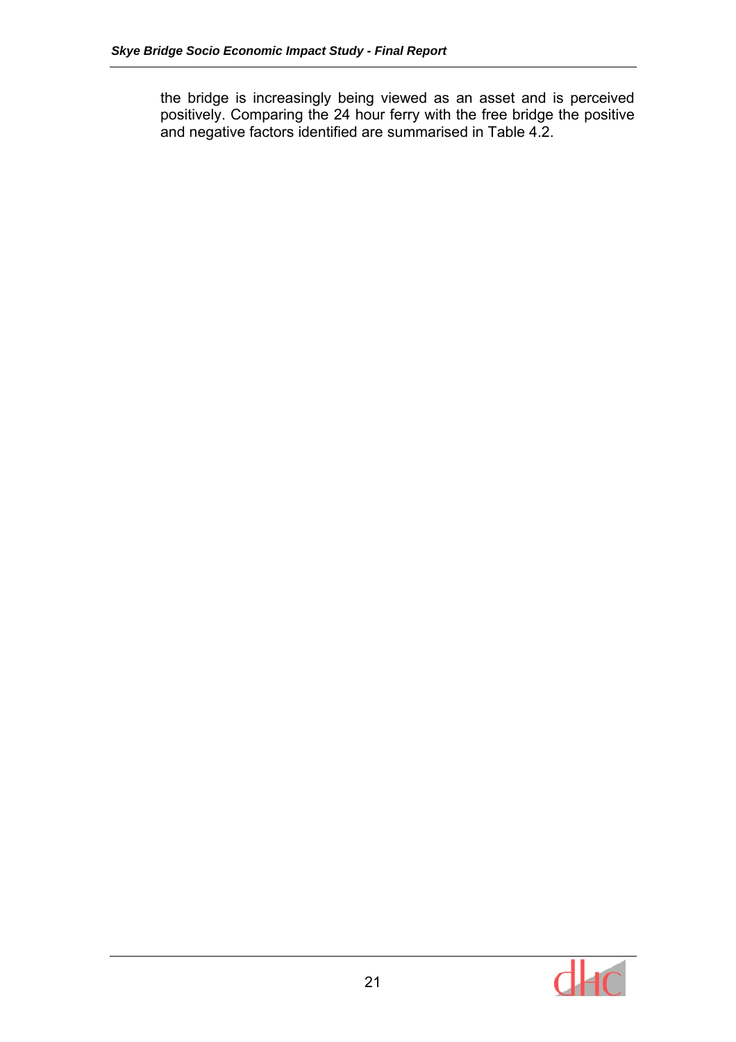the bridge is increasingly being viewed as an asset and is perceived positively. Comparing the 24 hour ferry with the free bridge the positive and negative factors identified are summarised in Table 4.2.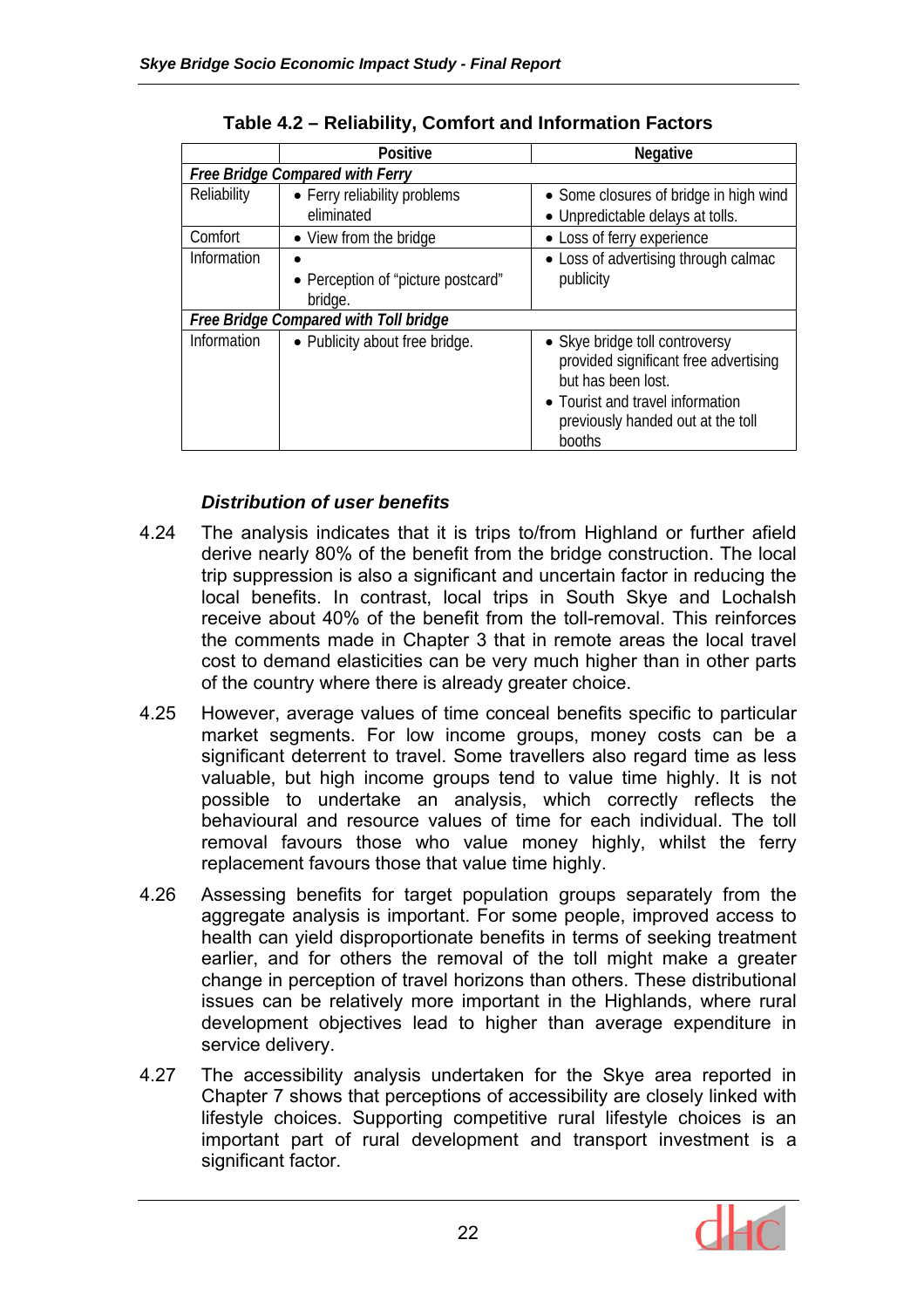**Table 4.2 – Reliability, Comfort and Information Factors**

| | Positive | Negative |
|---|---|---|
| ***Free Bridge Compared with Ferry*** | | |
| Reliability | • Ferry reliability problems eliminated | • Some closures of bridge in high wind<br>• Unpredictable delays at tolls. |
| Comfort | • View from the bridge | • Loss of ferry experience |
| Information | •<br>• Perception of "picture postcard" bridge. | • Loss of advertising through calmac publicity |
| ***Free Bridge Compared with Toll bridge*** | | |
| Information | • Publicity about free bridge. | • Skye bridge toll controversy provided significant free advertising but has been lost.<br>• Tourist and travel information previously handed out at the toll booths |

### *Distribution of user benefits*

4.24 The analysis indicates that it is trips to/from Highland or further afield derive nearly 80% of the benefit from the bridge construction. The local trip suppression is also a significant and uncertain factor in reducing the local benefits. In contrast, local trips in South Skye and Lochalsh receive about 40% of the benefit from the toll-removal. This reinforces the comments made in Chapter 3 that in remote areas the local travel cost to demand elasticities can be very much higher than in other parts of the country where there is already greater choice.

4.25 However, average values of time conceal benefits specific to particular market segments. For low income groups, money costs can be a significant deterrent to travel. Some travellers also regard time as less valuable, but high income groups tend to value time highly. It is not possible to undertake an analysis, which correctly reflects the behavioural and resource values of time for each individual. The toll removal favours those who value money highly, whilst the ferry replacement favours those that value time highly.

4.26 Assessing benefits for target population groups separately from the aggregate analysis is important. For some people, improved access to health can yield disproportionate benefits in terms of seeking treatment earlier, and for others the removal of the toll might make a greater change in perception of travel horizons than others. These distributional issues can be relatively more important in the Highlands, where rural development objectives lead to higher than average expenditure in service delivery.

4.27 The accessibility analysis undertaken for the Skye area reported in Chapter 7 shows that perceptions of accessibility are closely linked with lifestyle choices. Supporting competitive rural lifestyle choices is an important part of rural development and transport investment is a significant factor.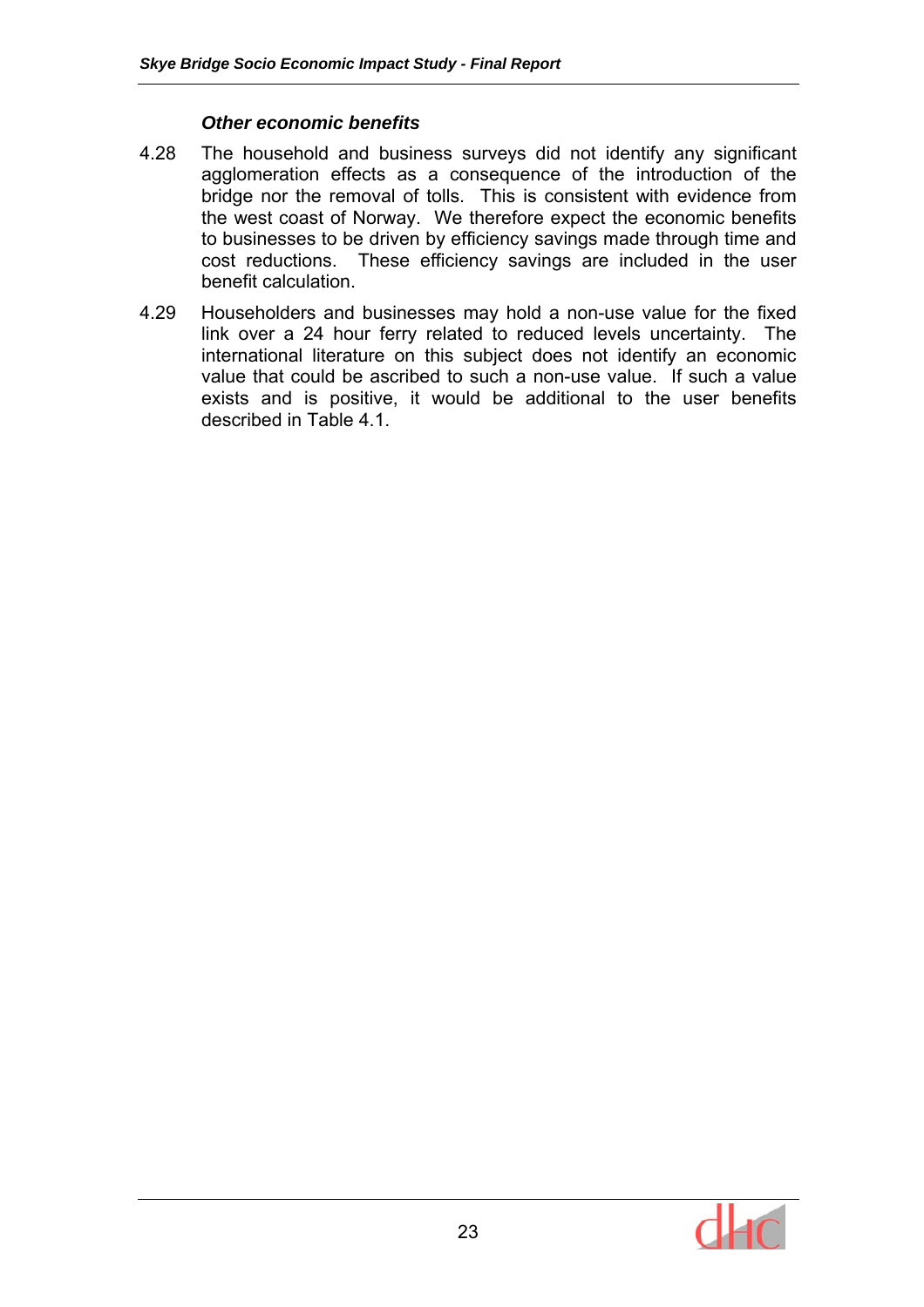### *Other economic benefits*

4.28 The household and business surveys did not identify any significant agglomeration effects as a consequence of the introduction of the bridge nor the removal of tolls. This is consistent with evidence from the west coast of Norway. We therefore expect the economic benefits to businesses to be driven by efficiency savings made through time and cost reductions. These efficiency savings are included in the user benefit calculation.

4.29 Householders and businesses may hold a non-use value for the fixed link over a 24 hour ferry related to reduced levels uncertainty. The international literature on this subject does not identify an economic value that could be ascribed to such a non-use value. If such a value exists and is positive, it would be additional to the user benefits described in Table 4.1.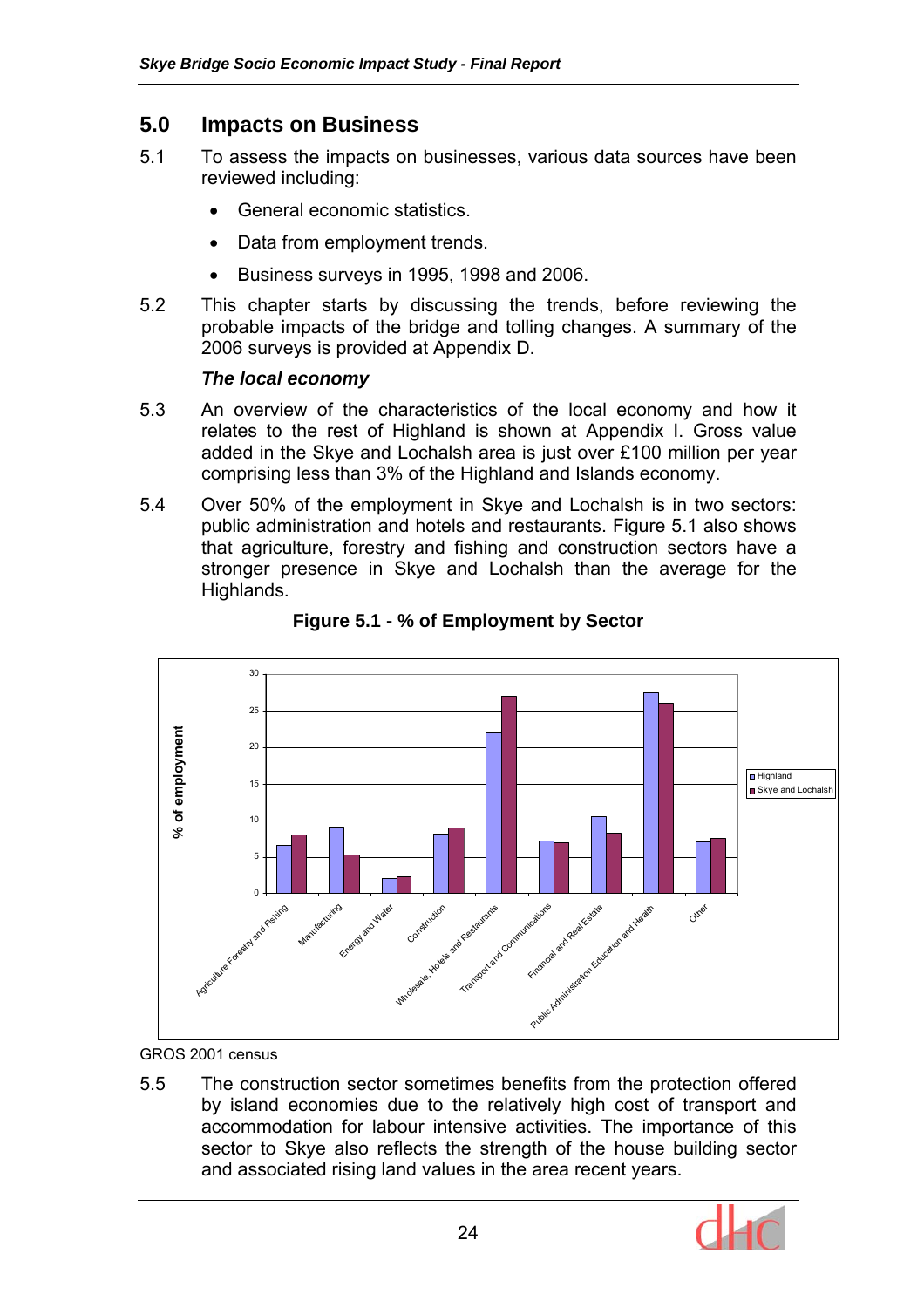## 5.0 Impacts on Business

5.1 To assess the impacts on businesses, various data sources have been reviewed including:

- General economic statistics.
- Data from employment trends.
- Business surveys in 1995, 1998 and 2006.

5.2 This chapter starts by discussing the trends, before reviewing the probable impacts of the bridge and tolling changes. A summary of the 2006 surveys is provided at Appendix D.

### *The local economy*

5.3 An overview of the characteristics of the local economy and how it relates to the rest of Highland is shown at Appendix I. Gross value added in the Skye and Lochalsh area is just over £100 million per year comprising less than 3% of the Highland and Islands economy.

5.4 Over 50% of the employment in Skye and Lochalsh is in two sectors: public administration and hotels and restaurants. Figure 5.1 also shows that agriculture, forestry and fishing and construction sectors have a stronger presence in Skye and Lochalsh than the average for the Highlands.

**Figure 5.1 - % of Employment by Sector**

GROS 2001 census

5.5 The construction sector sometimes benefits from the protection offered by island economies due to the relatively high cost of transport and accommodation for labour intensive activities. The importance of this sector to Skye also reflects the strength of the house building sector and associated rising land values in the area recent years.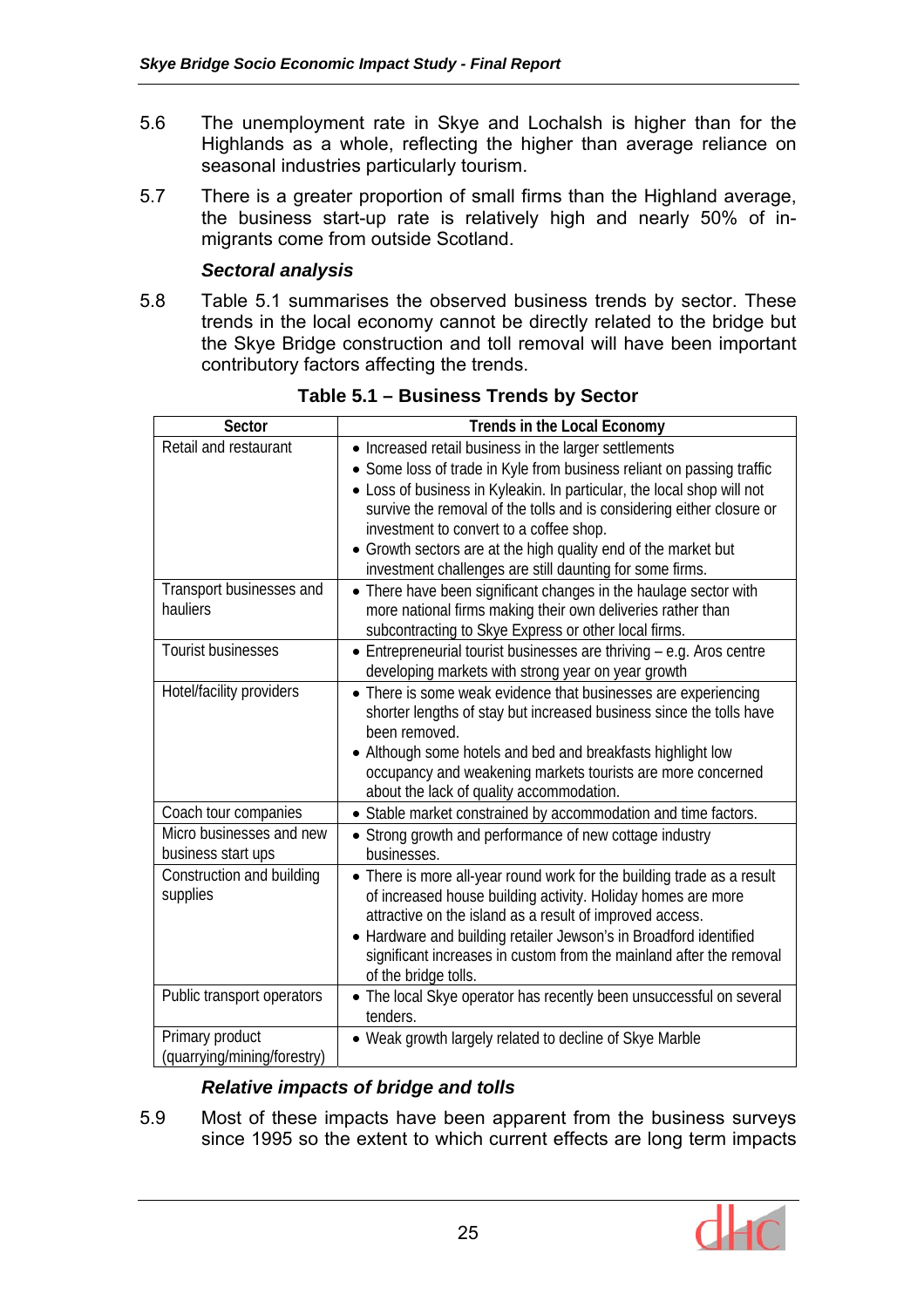5.6 The unemployment rate in Skye and Lochalsh is higher than for the Highlands as a whole, reflecting the higher than average reliance on seasonal industries particularly tourism.

5.7 There is a greater proportion of small firms than the Highland average, the business start-up rate is relatively high and nearly 50% of in-migrants come from outside Scotland.

### *Sectoral analysis*

5.8 Table 5.1 summarises the observed business trends by sector. These trends in the local economy cannot be directly related to the bridge but the Skye Bridge construction and toll removal will have been important contributory factors affecting the trends.

**Table 5.1 – Business Trends by Sector**

| Sector | Trends in the Local Economy |
|---|---|
| Retail and restaurant | • Increased retail business in the larger settlements<br>• Some loss of trade in Kyle from business reliant on passing traffic<br>• Loss of business in Kyleakin. In particular, the local shop will not survive the removal of the tolls and is considering either closure or investment to convert to a coffee shop.<br>• Growth sectors are at the high quality end of the market but investment challenges are still daunting for some firms. |
| Transport businesses and hauliers | • There have been significant changes in the haulage sector with more national firms making their own deliveries rather than subcontracting to Skye Express or other local firms. |
| Tourist businesses | • Entrepreneurial tourist businesses are thriving – e.g. Aros centre developing markets with strong year on year growth |
| Hotel/facility providers | • There is some weak evidence that businesses are experiencing shorter lengths of stay but increased business since the tolls have been removed.<br>• Although some hotels and bed and breakfasts highlight low occupancy and weakening markets tourists are more concerned about the lack of quality accommodation. |
| Coach tour companies | • Stable market constrained by accommodation and time factors. |
| Micro businesses and new business start ups | • Strong growth and performance of new cottage industry businesses. |
| Construction and building supplies | • There is more all-year round work for the building trade as a result of increased house building activity. Holiday homes are more attractive on the island as a result of improved access.<br>• Hardware and building retailer Jewson's in Broadford identified significant increases in custom from the mainland after the removal of the bridge tolls. |
| Public transport operators | • The local Skye operator has recently been unsuccessful on several tenders. |
| Primary product (quarrying/mining/forestry) | • Weak growth largely related to decline of Skye Marble |

### *Relative impacts of bridge and tolls*

5.9 Most of these impacts have been apparent from the business surveys since 1995 so the extent to which current effects are long term impacts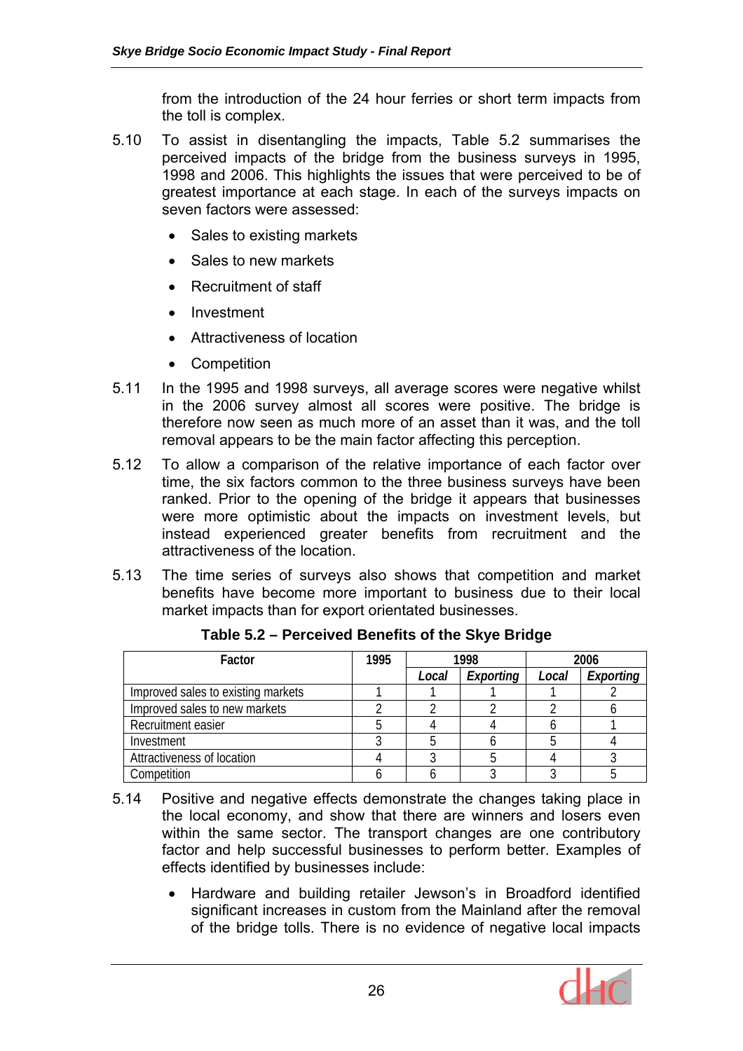from the introduction of the 24 hour ferries or short term impacts from the toll is complex.

5.10 To assist in disentangling the impacts, Table 5.2 summarises the perceived impacts of the bridge from the business surveys in 1995, 1998 and 2006. This highlights the issues that were perceived to be of greatest importance at each stage. In each of the surveys impacts on seven factors were assessed:

- Sales to existing markets
- Sales to new markets
- Recruitment of staff
- Investment
- Attractiveness of location
- Competition

5.11 In the 1995 and 1998 surveys, all average scores were negative whilst in the 2006 survey almost all scores were positive. The bridge is therefore now seen as much more of an asset than it was, and the toll removal appears to be the main factor affecting this perception.

5.12 To allow a comparison of the relative importance of each factor over time, the six factors common to the three business surveys have been ranked. Prior to the opening of the bridge it appears that businesses were more optimistic about the impacts on investment levels, but instead experienced greater benefits from recruitment and the attractiveness of the location.

5.13 The time series of surveys also shows that competition and market benefits have become more important to business due to their local market impacts than for export orientated businesses.

**Table 5.2 – Perceived Benefits of the Skye Bridge**

| Factor | 1995 | 1998 | | 2006 | |
|---|---|---|---|---|---|
| | | *Local* | *Exporting* | *Local* | *Exporting* |
| Improved sales to existing markets | 1 | 1 | 1 | 1 | 2 |
| Improved sales to new markets | 2 | 2 | 2 | 2 | 6 |
| Recruitment easier | 5 | 4 | 4 | 6 | 1 |
| Investment | 3 | 5 | 6 | 5 | 4 |
| Attractiveness of location | 4 | 3 | 5 | 4 | 3 |
| Competition | 6 | 6 | 3 | 3 | 5 |

5.14 Positive and negative effects demonstrate the changes taking place in the local economy, and show that there are winners and losers even within the same sector. The transport changes are one contributory factor and help successful businesses to perform better. Examples of effects identified by businesses include:

- Hardware and building retailer Jewson's in Broadford identified significant increases in custom from the Mainland after the removal of the bridge tolls. There is no evidence of negative local impacts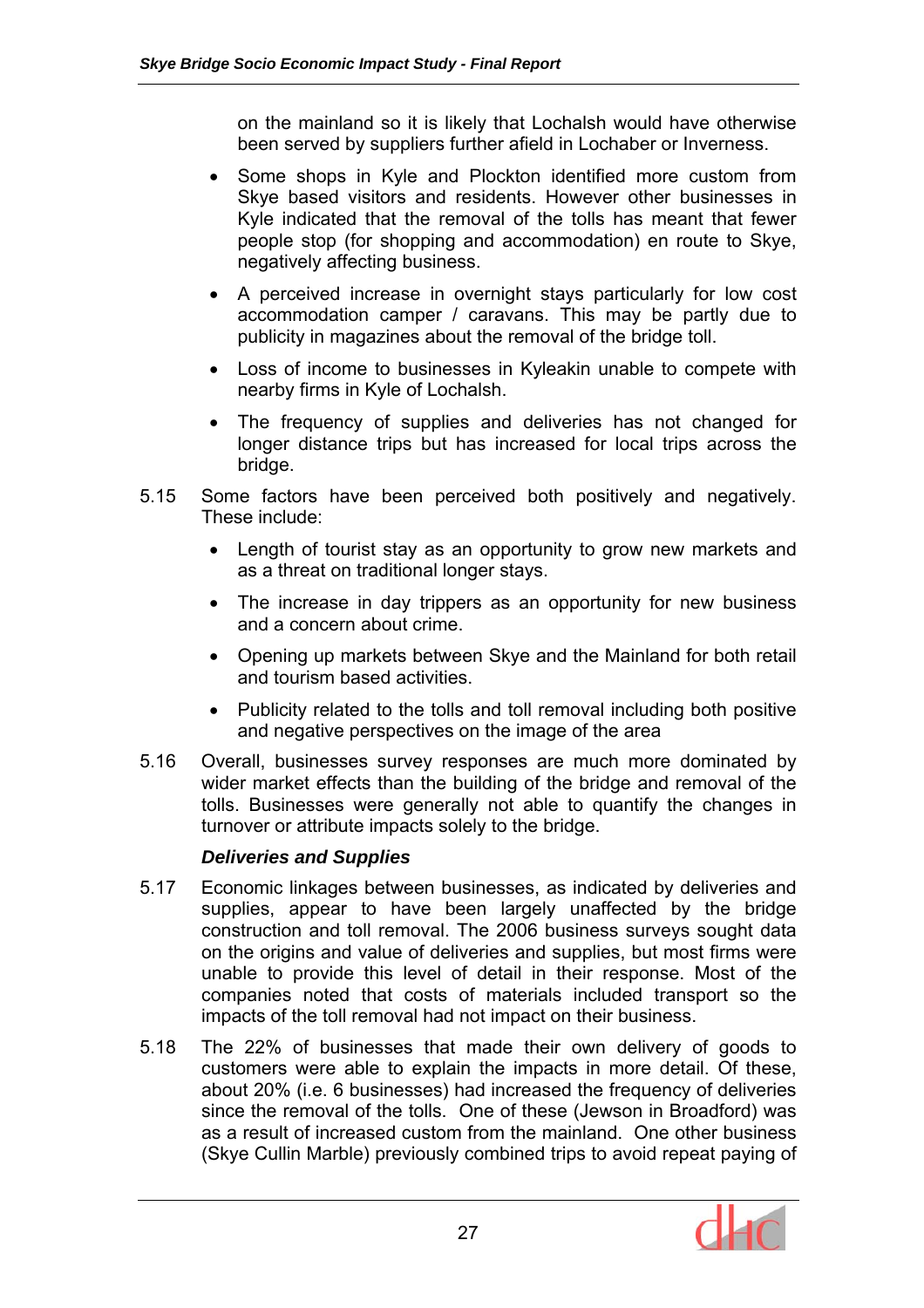on the mainland so it is likely that Lochalsh would have otherwise been served by suppliers further afield in Lochaber or Inverness.

- Some shops in Kyle and Plockton identified more custom from Skye based visitors and residents. However other businesses in Kyle indicated that the removal of the tolls has meant that fewer people stop (for shopping and accommodation) en route to Skye, negatively affecting business.
- A perceived increase in overnight stays particularly for low cost accommodation camper / caravans. This may be partly due to publicity in magazines about the removal of the bridge toll.
- Loss of income to businesses in Kyleakin unable to compete with nearby firms in Kyle of Lochalsh.
- The frequency of supplies and deliveries has not changed for longer distance trips but has increased for local trips across the bridge.

5.15 Some factors have been perceived both positively and negatively. These include:

- Length of tourist stay as an opportunity to grow new markets and as a threat on traditional longer stays.
- The increase in day trippers as an opportunity for new business and a concern about crime.
- Opening up markets between Skye and the Mainland for both retail and tourism based activities.
- Publicity related to the tolls and toll removal including both positive and negative perspectives on the image of the area

5.16 Overall, businesses survey responses are much more dominated by wider market effects than the building of the bridge and removal of the tolls. Businesses were generally not able to quantify the changes in turnover or attribute impacts solely to the bridge.

### *Deliveries and Supplies*

5.17 Economic linkages between businesses, as indicated by deliveries and supplies, appear to have been largely unaffected by the bridge construction and toll removal. The 2006 business surveys sought data on the origins and value of deliveries and supplies, but most firms were unable to provide this level of detail in their response. Most of the companies noted that costs of materials included transport so the impacts of the toll removal had not impact on their business.

5.18 The 22% of businesses that made their own delivery of goods to customers were able to explain the impacts in more detail. Of these, about 20% (i.e. 6 businesses) had increased the frequency of deliveries since the removal of the tolls. One of these (Jewson in Broadford) was as a result of increased custom from the mainland. One other business (Skye Cullin Marble) previously combined trips to avoid repeat paying of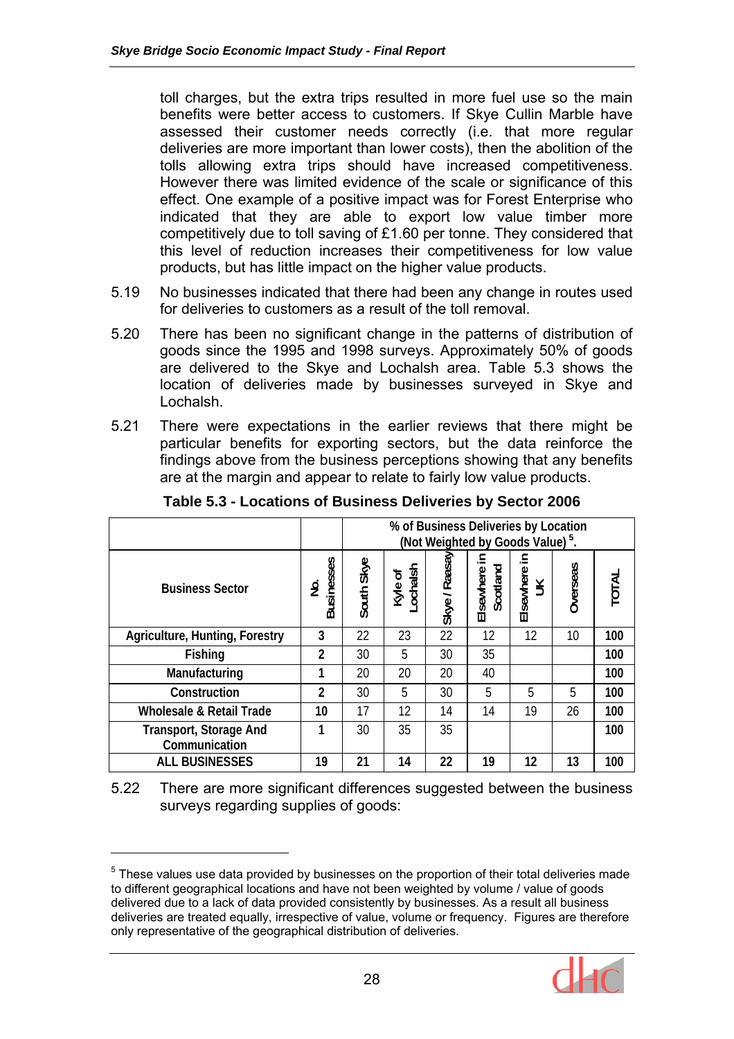toll charges, but the extra trips resulted in more fuel use so the main benefits were better access to customers. If Skye Cullin Marble have assessed their customer needs correctly (i.e. that more regular deliveries are more important than lower costs), then the abolition of the tolls allowing extra trips should have increased competitiveness. However there was limited evidence of the scale or significance of this effect. One example of a positive impact was for Forest Enterprise who indicated that they are able to export low value timber more competitively due to toll saving of £1.60 per tonne. They considered that this level of reduction increases their competitiveness for low value products, but has little impact on the higher value products.

5.19 No businesses indicated that there had been any change in routes used for deliveries to customers as a result of the toll removal.

5.20 There has been no significant change in the patterns of distribution of goods since the 1995 and 1998 surveys. Approximately 50% of goods are delivered to the Skye and Lochalsh area. Table 5.3 shows the location of deliveries made by businesses surveyed in Skye and Lochalsh.

5.21 There were expectations in the earlier reviews that there might be particular benefits for exporting sectors, but the data reinforce the findings above from the business perceptions showing that any benefits are at the margin and appear to relate to fairly low value products.

**Table 5.3 - Locations of Business Deliveries by Sector 2006**

| | | % of Business Deliveries by Location (Not Weighted by Goods Value) [5]. | | | | | | |
|---|---|---|---|---|---|---|---|---|
| **Business Sector** | **No. Businesses** | **South Skye** | **Kyle of Lochalsh** | **Skye / Raasay** | **Elsewhere in Scotland** | **Elsewhere in UK** | **Overseas** | **TOTAL** |
| **Agriculture, Hunting, Forestry** | **3** | 22 | 23 | 22 | 12 | 12 | 10 | **100** |
| **Fishing** | **2** | 30 | 5 | 30 | 35 | | | **100** |
| **Manufacturing** | **1** | 20 | 20 | 20 | 40 | | | **100** |
| **Construction** | **2** | 30 | 5 | 30 | 5 | 5 | 5 | **100** |
| **Wholesale & Retail Trade** | **10** | 17 | 12 | 14 | 14 | 19 | 26 | **100** |
| **Transport, Storage And Communication** | **1** | 30 | 35 | 35 | | | | **100** |
| **ALL BUSINESSES** | **19** | **21** | **14** | **22** | **19** | **12** | **13** | **100** |

5.22 There are more significant differences suggested between the business surveys regarding supplies of goods:

[5] These values use data provided by businesses on the proportion of their total deliveries made to different geographical locations and have not been weighted by volume / value of goods delivered due to a lack of data provided consistently by businesses. As a result all business deliveries are treated equally, irrespective of value, volume or frequency. Figures are therefore only representative of the geographical distribution of deliveries.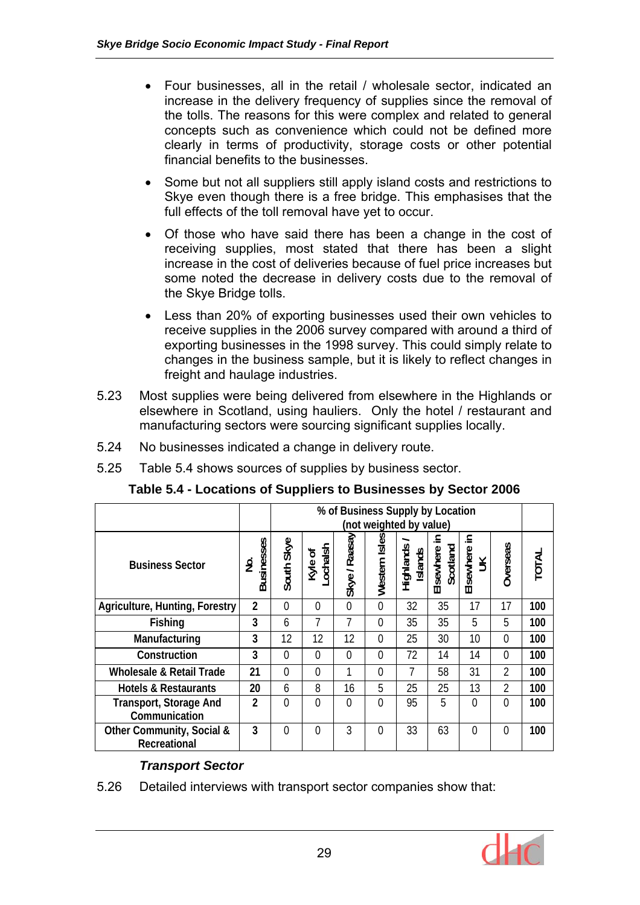- Four businesses, all in the retail / wholesale sector, indicated an increase in the delivery frequency of supplies since the removal of the tolls. The reasons for this were complex and related to general concepts such as convenience which could not be defined more clearly in terms of productivity, storage costs or other potential financial benefits to the businesses.
- Some but not all suppliers still apply island costs and restrictions to Skye even though there is a free bridge. This emphasises that the full effects of the toll removal have yet to occur.
- Of those who have said there has been a change in the cost of receiving supplies, most stated that there has been a slight increase in the cost of deliveries because of fuel price increases but some noted the decrease in delivery costs due to the removal of the Skye Bridge tolls.
- Less than 20% of exporting businesses used their own vehicles to receive supplies in the 2006 survey compared with around a third of exporting businesses in the 1998 survey. This could simply relate to changes in the business sample, but it is likely to reflect changes in freight and haulage industries.

5.23 Most supplies were being delivered from elsewhere in the Highlands or elsewhere in Scotland, using hauliers. Only the hotel / restaurant and manufacturing sectors were sourcing significant supplies locally.

5.24 No businesses indicated a change in delivery route.

5.25 Table 5.4 shows sources of supplies by business sector.

**Table 5.4 - Locations of Suppliers to Businesses by Sector 2006**

| | | % of Business Supply by Location (not weighted by value) | | | | | | | | |
|---|---|---|---|---|---|---|---|---|---|---|
| **Business Sector** | **No. Businesses** | **South Skye** | **Kyle of Lochalsh** | **Skye / Raasay** | **Western Isles** | **Highlands / Islands** | **Elsewhere in Scotland** | **Elsewhere in UK** | **Overseas** | **TOTAL** |
| Agriculture, Hunting, Forestry | 2 | 0 | 0 | 0 | 0 | 32 | 35 | 17 | 17 | 100 |
| Fishing | 3 | 6 | 7 | 7 | 0 | 35 | 35 | 5 | 5 | 100 |
| Manufacturing | 3 | 12 | 12 | 12 | 0 | 25 | 30 | 10 | 0 | 100 |
| Construction | 3 | 0 | 0 | 0 | 0 | 72 | 14 | 14 | 0 | 100 |
| Wholesale & Retail Trade | 21 | 0 | 0 | 1 | 0 | 7 | 58 | 31 | 2 | 100 |
| Hotels & Restaurants | 20 | 6 | 8 | 16 | 5 | 25 | 25 | 13 | 2 | 100 |
| Transport, Storage And Communication | 2 | 0 | 0 | 0 | 0 | 95 | 5 | 0 | 0 | 100 |
| Other Community, Social & Recreational | 3 | 0 | 0 | 3 | 0 | 33 | 63 | 0 | 0 | 100 |

***Transport Sector***

5.26 Detailed interviews with transport sector companies show that: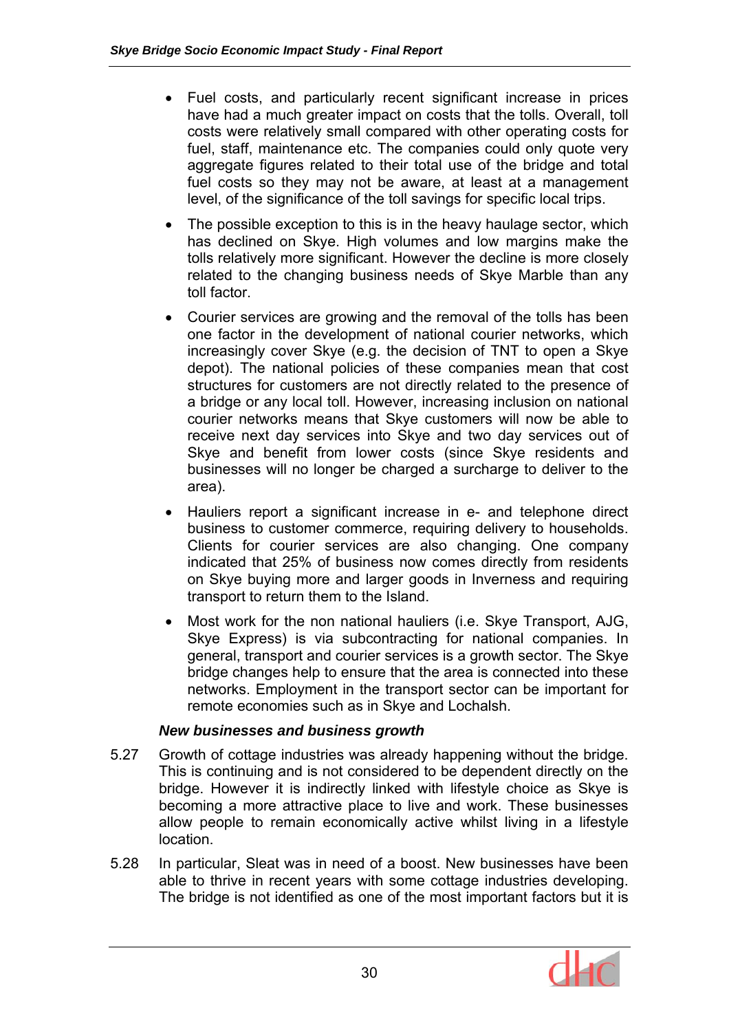- Fuel costs, and particularly recent significant increase in prices have had a much greater impact on costs that the tolls. Overall, toll costs were relatively small compared with other operating costs for fuel, staff, maintenance etc. The companies could only quote very aggregate figures related to their total use of the bridge and total fuel costs so they may not be aware, at least at a management level, of the significance of the toll savings for specific local trips.
- The possible exception to this is in the heavy haulage sector, which has declined on Skye. High volumes and low margins make the tolls relatively more significant. However the decline is more closely related to the changing business needs of Skye Marble than any toll factor.
- Courier services are growing and the removal of the tolls has been one factor in the development of national courier networks, which increasingly cover Skye (e.g. the decision of TNT to open a Skye depot). The national policies of these companies mean that cost structures for customers are not directly related to the presence of a bridge or any local toll. However, increasing inclusion on national courier networks means that Skye customers will now be able to receive next day services into Skye and two day services out of Skye and benefit from lower costs (since Skye residents and businesses will no longer be charged a surcharge to deliver to the area).
- Hauliers report a significant increase in e- and telephone direct business to customer commerce, requiring delivery to households. Clients for courier services are also changing. One company indicated that 25% of business now comes directly from residents on Skye buying more and larger goods in Inverness and requiring transport to return them to the Island.
- Most work for the non national hauliers (i.e. Skye Transport, AJG, Skye Express) is via subcontracting for national companies. In general, transport and courier services is a growth sector. The Skye bridge changes help to ensure that the area is connected into these networks. Employment in the transport sector can be important for remote economies such as in Skye and Lochalsh.

***New businesses and business growth***

5.27 Growth of cottage industries was already happening without the bridge. This is continuing and is not considered to be dependent directly on the bridge. However it is indirectly linked with lifestyle choice as Skye is becoming a more attractive place to live and work. These businesses allow people to remain economically active whilst living in a lifestyle location.

5.28 In particular, Sleat was in need of a boost. New businesses have been able to thrive in recent years with some cottage industries developing. The bridge is not identified as one of the most important factors but it is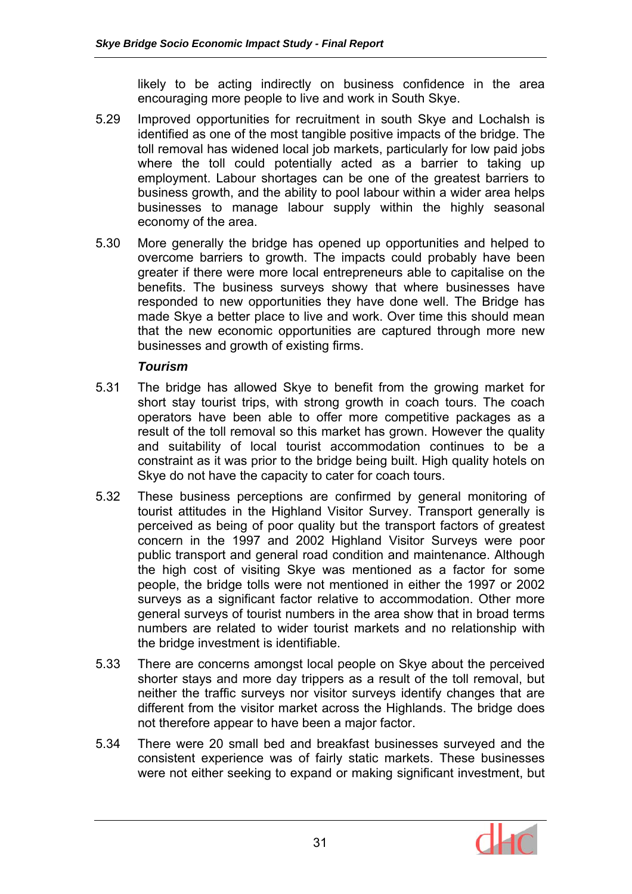likely to be acting indirectly on business confidence in the area encouraging more people to live and work in South Skye.

5.29 Improved opportunities for recruitment in south Skye and Lochalsh is identified as one of the most tangible positive impacts of the bridge. The toll removal has widened local job markets, particularly for low paid jobs where the toll could potentially acted as a barrier to taking up employment. Labour shortages can be one of the greatest barriers to business growth, and the ability to pool labour within a wider area helps businesses to manage labour supply within the highly seasonal economy of the area.

5.30 More generally the bridge has opened up opportunities and helped to overcome barriers to growth. The impacts could probably have been greater if there were more local entrepreneurs able to capitalise on the benefits. The business surveys showy that where businesses have responded to new opportunities they have done well. The Bridge has made Skye a better place to live and work. Over time this should mean that the new economic opportunities are captured through more new businesses and growth of existing firms.

***Tourism***

5.31 The bridge has allowed Skye to benefit from the growing market for short stay tourist trips, with strong growth in coach tours. The coach operators have been able to offer more competitive packages as a result of the toll removal so this market has grown. However the quality and suitability of local tourist accommodation continues to be a constraint as it was prior to the bridge being built. High quality hotels on Skye do not have the capacity to cater for coach tours.

5.32 These business perceptions are confirmed by general monitoring of tourist attitudes in the Highland Visitor Survey. Transport generally is perceived as being of poor quality but the transport factors of greatest concern in the 1997 and 2002 Highland Visitor Surveys were poor public transport and general road condition and maintenance. Although the high cost of visiting Skye was mentioned as a factor for some people, the bridge tolls were not mentioned in either the 1997 or 2002 surveys as a significant factor relative to accommodation. Other more general surveys of tourist numbers in the area show that in broad terms numbers are related to wider tourist markets and no relationship with the bridge investment is identifiable.

5.33 There are concerns amongst local people on Skye about the perceived shorter stays and more day trippers as a result of the toll removal, but neither the traffic surveys nor visitor surveys identify changes that are different from the visitor market across the Highlands. The bridge does not therefore appear to have been a major factor.

5.34 There were 20 small bed and breakfast businesses surveyed and the consistent experience was of fairly static markets. These businesses were not either seeking to expand or making significant investment, but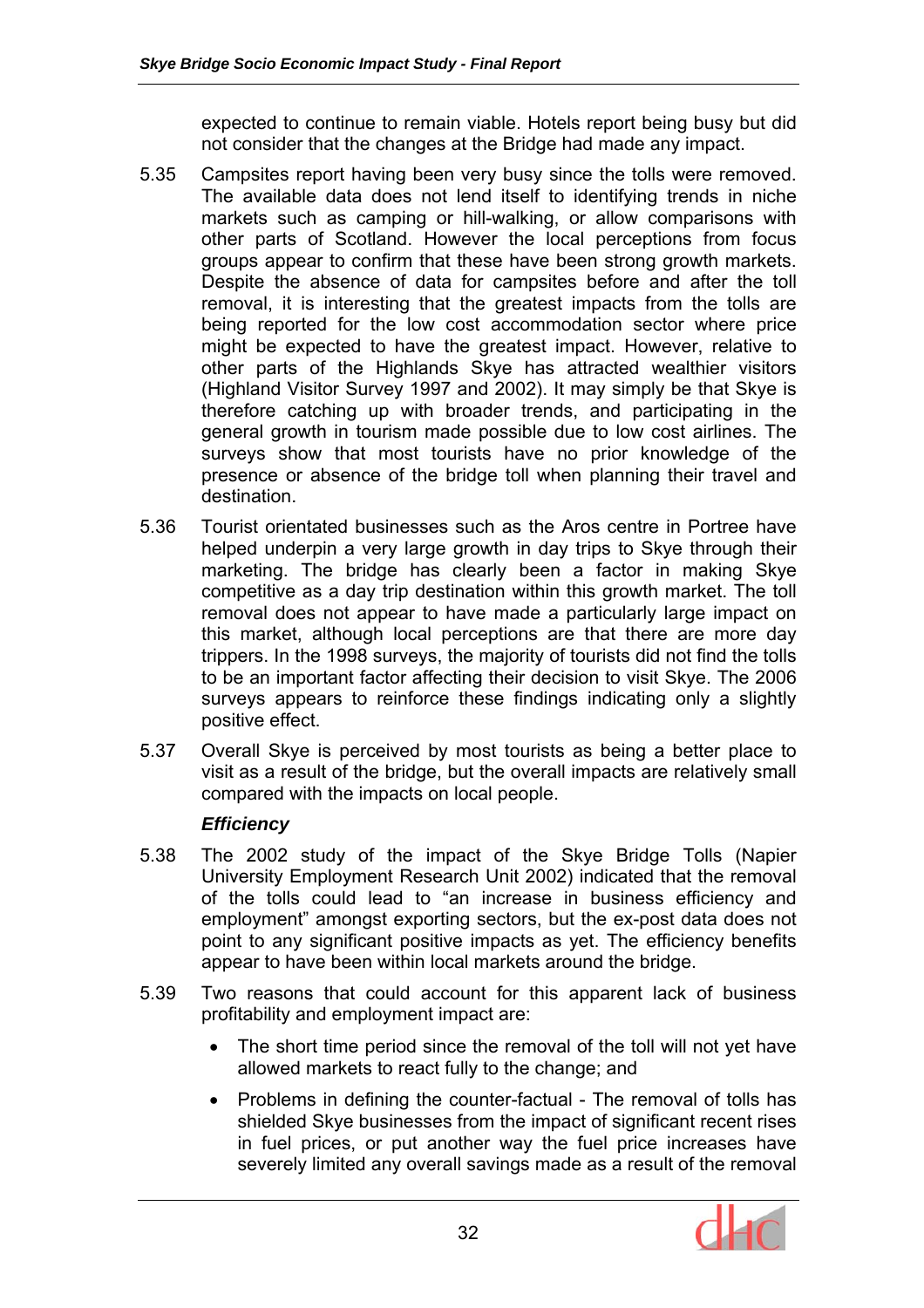expected to continue to remain viable. Hotels report being busy but did not consider that the changes at the Bridge had made any impact.

5.35 Campsites report having been very busy since the tolls were removed. The available data does not lend itself to identifying trends in niche markets such as camping or hill-walking, or allow comparisons with other parts of Scotland. However the local perceptions from focus groups appear to confirm that these have been strong growth markets. Despite the absence of data for campsites before and after the toll removal, it is interesting that the greatest impacts from the tolls are being reported for the low cost accommodation sector where price might be expected to have the greatest impact. However, relative to other parts of the Highlands Skye has attracted wealthier visitors (Highland Visitor Survey 1997 and 2002). It may simply be that Skye is therefore catching up with broader trends, and participating in the general growth in tourism made possible due to low cost airlines. The surveys show that most tourists have no prior knowledge of the presence or absence of the bridge toll when planning their travel and destination.

5.36 Tourist orientated businesses such as the Aros centre in Portree have helped underpin a very large growth in day trips to Skye through their marketing. The bridge has clearly been a factor in making Skye competitive as a day trip destination within this growth market. The toll removal does not appear to have made a particularly large impact on this market, although local perceptions are that there are more day trippers. In the 1998 surveys, the majority of tourists did not find the tolls to be an important factor affecting their decision to visit Skye. The 2006 surveys appears to reinforce these findings indicating only a slightly positive effect.

5.37 Overall Skye is perceived by most tourists as being a better place to visit as a result of the bridge, but the overall impacts are relatively small compared with the impacts on local people.

### *Efficiency*

5.38 The 2002 study of the impact of the Skye Bridge Tolls (Napier University Employment Research Unit 2002) indicated that the removal of the tolls could lead to "an increase in business efficiency and employment" amongst exporting sectors, but the ex-post data does not point to any significant positive impacts as yet. The efficiency benefits appear to have been within local markets around the bridge.

5.39 Two reasons that could account for this apparent lack of business profitability and employment impact are:

- The short time period since the removal of the toll will not yet have allowed markets to react fully to the change; and
- Problems in defining the counter-factual - The removal of tolls has shielded Skye businesses from the impact of significant recent rises in fuel prices, or put another way the fuel price increases have severely limited any overall savings made as a result of the removal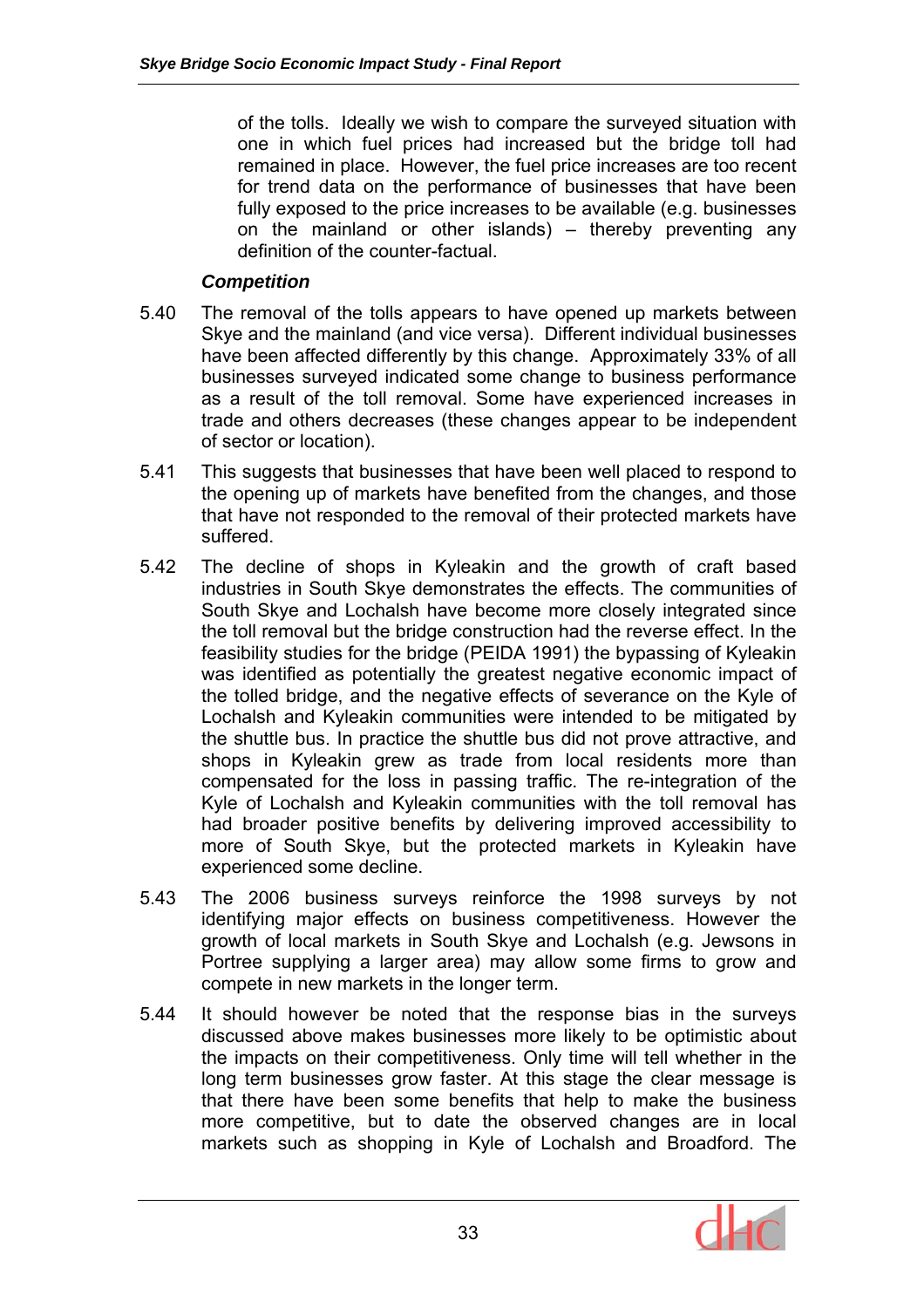of the tolls. Ideally we wish to compare the surveyed situation with one in which fuel prices had increased but the bridge toll had remained in place. However, the fuel price increases are too recent for trend data on the performance of businesses that have been fully exposed to the price increases to be available (e.g. businesses on the mainland or other islands) – thereby preventing any definition of the counter-factual.

### *Competition*

5.40 The removal of the tolls appears to have opened up markets between Skye and the mainland (and vice versa). Different individual businesses have been affected differently by this change. Approximately 33% of all businesses surveyed indicated some change to business performance as a result of the toll removal. Some have experienced increases in trade and others decreases (these changes appear to be independent of sector or location).

5.41 This suggests that businesses that have been well placed to respond to the opening up of markets have benefited from the changes, and those that have not responded to the removal of their protected markets have suffered.

5.42 The decline of shops in Kyleakin and the growth of craft based industries in South Skye demonstrates the effects. The communities of South Skye and Lochalsh have become more closely integrated since the toll removal but the bridge construction had the reverse effect. In the feasibility studies for the bridge (PEIDA 1991) the bypassing of Kyleakin was identified as potentially the greatest negative economic impact of the tolled bridge, and the negative effects of severance on the Kyle of Lochalsh and Kyleakin communities were intended to be mitigated by the shuttle bus. In practice the shuttle bus did not prove attractive, and shops in Kyleakin grew as trade from local residents more than compensated for the loss in passing traffic. The re-integration of the Kyle of Lochalsh and Kyleakin communities with the toll removal has had broader positive benefits by delivering improved accessibility to more of South Skye, but the protected markets in Kyleakin have experienced some decline.

5.43 The 2006 business surveys reinforce the 1998 surveys by not identifying major effects on business competitiveness. However the growth of local markets in South Skye and Lochalsh (e.g. Jewsons in Portree supplying a larger area) may allow some firms to grow and compete in new markets in the longer term.

5.44 It should however be noted that the response bias in the surveys discussed above makes businesses more likely to be optimistic about the impacts on their competitiveness. Only time will tell whether in the long term businesses grow faster. At this stage the clear message is that there have been some benefits that help to make the business more competitive, but to date the observed changes are in local markets such as shopping in Kyle of Lochalsh and Broadford. The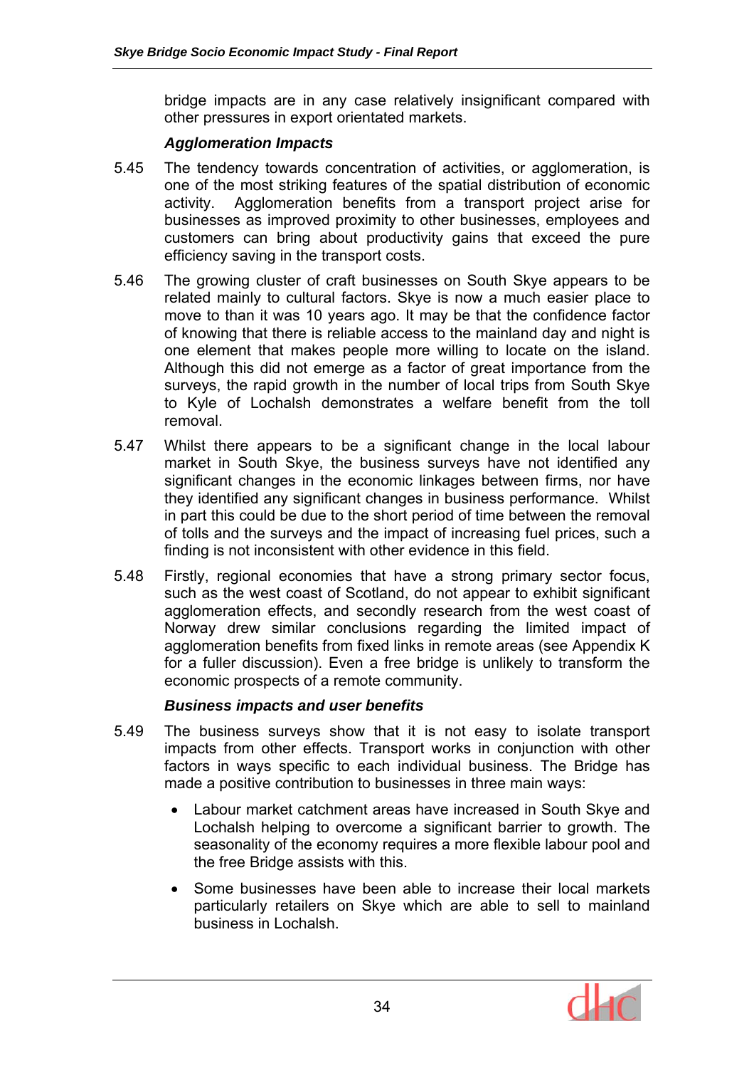bridge impacts are in any case relatively insignificant compared with other pressures in export orientated markets.

### *Agglomeration Impacts*

5.45 The tendency towards concentration of activities, or agglomeration, is one of the most striking features of the spatial distribution of economic activity. Agglomeration benefits from a transport project arise for businesses as improved proximity to other businesses, employees and customers can bring about productivity gains that exceed the pure efficiency saving in the transport costs.

5.46 The growing cluster of craft businesses on South Skye appears to be related mainly to cultural factors. Skye is now a much easier place to move to than it was 10 years ago. It may be that the confidence factor of knowing that there is reliable access to the mainland day and night is one element that makes people more willing to locate on the island. Although this did not emerge as a factor of great importance from the surveys, the rapid growth in the number of local trips from South Skye to Kyle of Lochalsh demonstrates a welfare benefit from the toll removal.

5.47 Whilst there appears to be a significant change in the local labour market in South Skye, the business surveys have not identified any significant changes in the economic linkages between firms, nor have they identified any significant changes in business performance. Whilst in part this could be due to the short period of time between the removal of tolls and the surveys and the impact of increasing fuel prices, such a finding is not inconsistent with other evidence in this field.

5.48 Firstly, regional economies that have a strong primary sector focus, such as the west coast of Scotland, do not appear to exhibit significant agglomeration effects, and secondly research from the west coast of Norway drew similar conclusions regarding the limited impact of agglomeration benefits from fixed links in remote areas (see Appendix K for a fuller discussion). Even a free bridge is unlikely to transform the economic prospects of a remote community.

### *Business impacts and user benefits*

5.49 The business surveys show that it is not easy to isolate transport impacts from other effects. Transport works in conjunction with other factors in ways specific to each individual business. The Bridge has made a positive contribution to businesses in three main ways:

- Labour market catchment areas have increased in South Skye and Lochalsh helping to overcome a significant barrier to growth. The seasonality of the economy requires a more flexible labour pool and the free Bridge assists with this.
- Some businesses have been able to increase their local markets particularly retailers on Skye which are able to sell to mainland business in Lochalsh.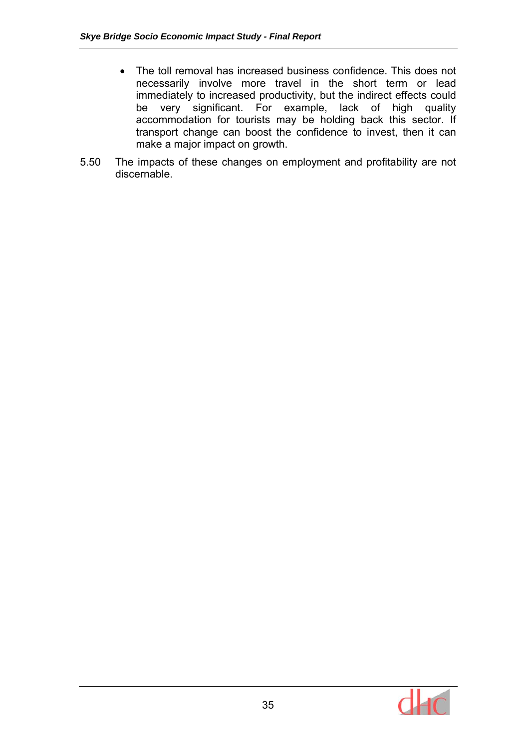- The toll removal has increased business confidence. This does not necessarily involve more travel in the short term or lead immediately to increased productivity, but the indirect effects could be very significant. For example, lack of high quality accommodation for tourists may be holding back this sector. If transport change can boost the confidence to invest, then it can make a major impact on growth.

5.50 The impacts of these changes on employment and profitability are not discernable.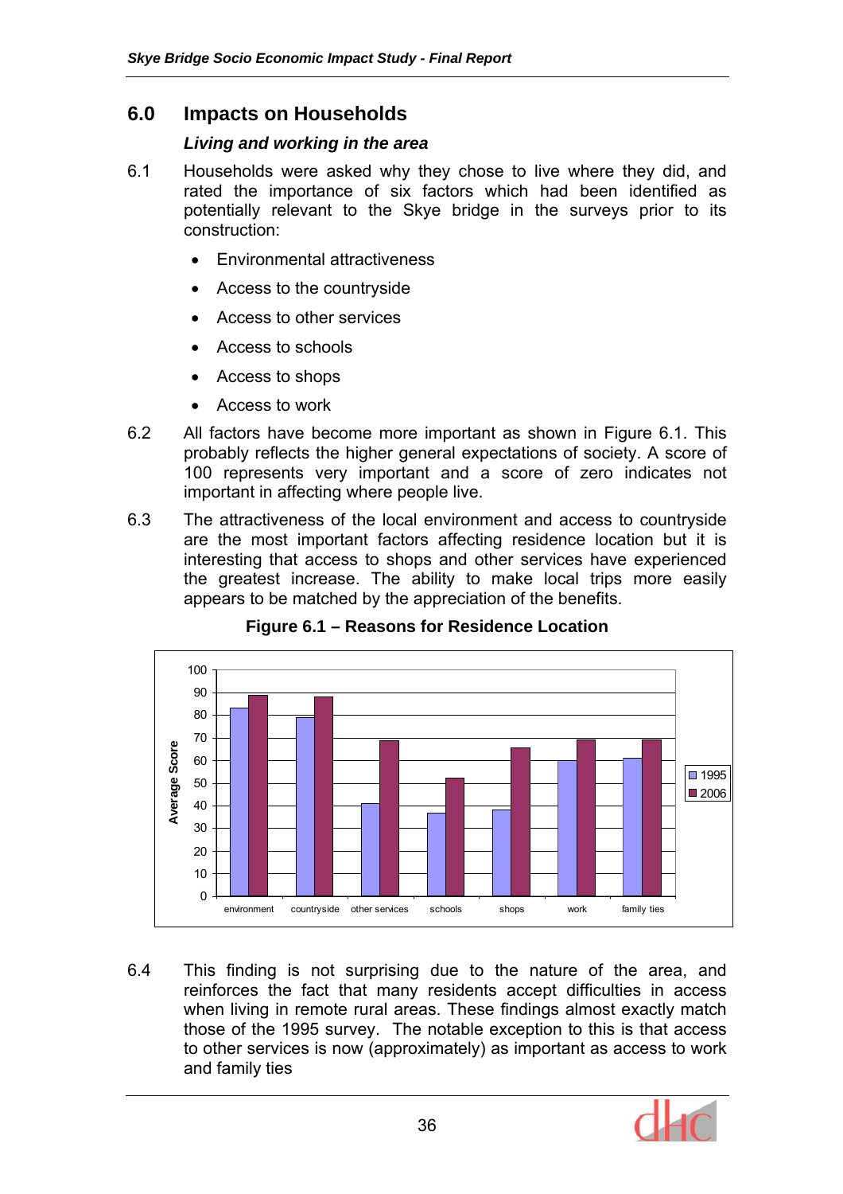## 6.0 Impacts on Households

### *Living and working in the area*

6.1 Households were asked why they chose to live where they did, and rated the importance of six factors which had been identified as potentially relevant to the Skye bridge in the surveys prior to its construction:

- Environmental attractiveness
- Access to the countryside
- Access to other services
- Access to schools
- Access to shops
- Access to work

6.2 All factors have become more important as shown in Figure 6.1. This probably reflects the higher general expectations of society. A score of 100 represents very important and a score of zero indicates not important in affecting where people live.

6.3 The attractiveness of the local environment and access to countryside are the most important factors affecting residence location but it is interesting that access to shops and other services have experienced the greatest increase. The ability to make local trips more easily appears to be matched by the appreciation of the benefits.

**Figure 6.1 – Reasons for Residence Location**

6.4 This finding is not surprising due to the nature of the area, and reinforces the fact that many residents accept difficulties in access when living in remote rural areas. These findings almost exactly match those of the 1995 survey. The notable exception to this is that access to other services is now (approximately) as important as access to work and family ties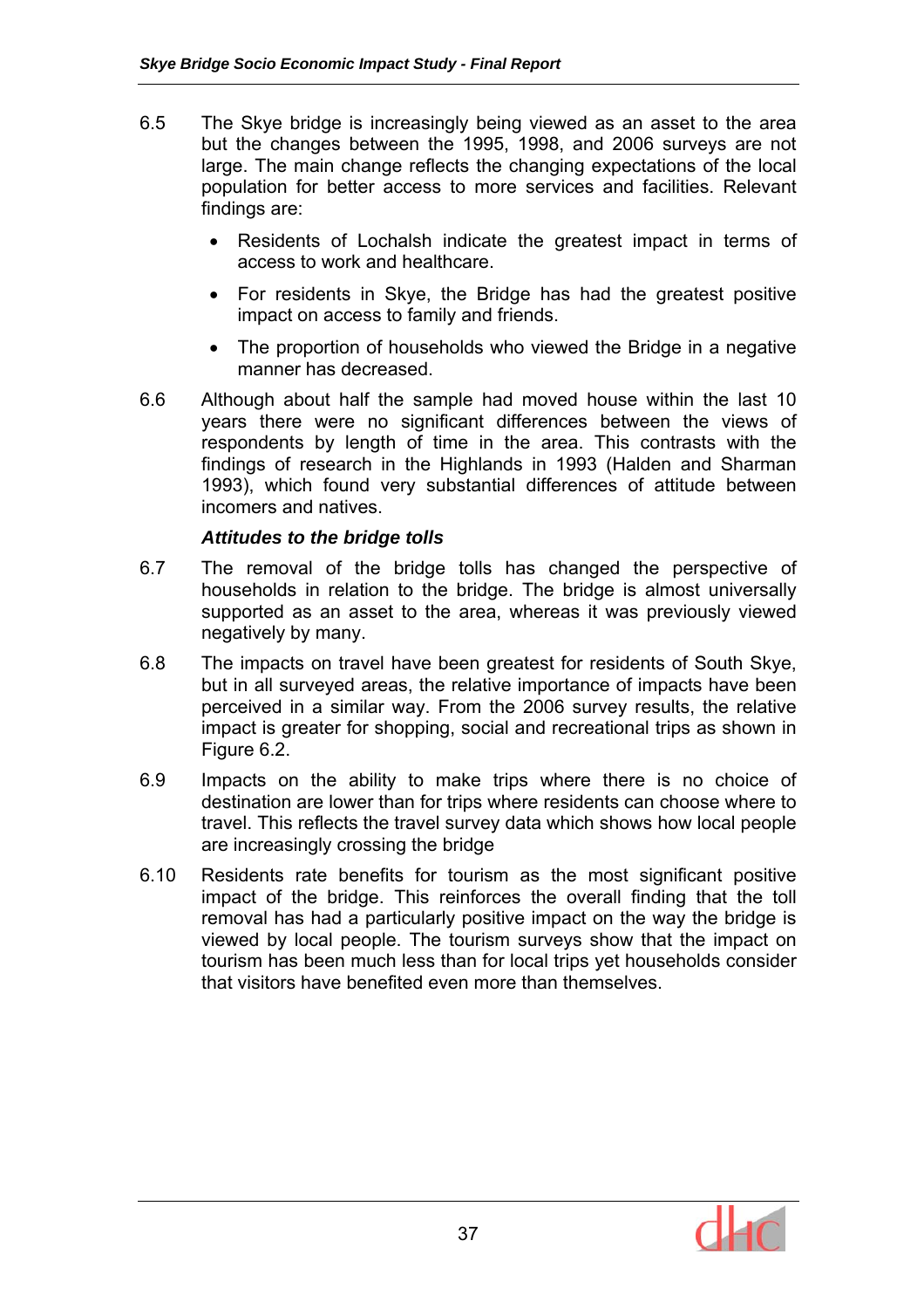6.5 The Skye bridge is increasingly being viewed as an asset to the area but the changes between the 1995, 1998, and 2006 surveys are not large. The main change reflects the changing expectations of the local population for better access to more services and facilities. Relevant findings are:

- Residents of Lochalsh indicate the greatest impact in terms of access to work and healthcare.
- For residents in Skye, the Bridge has had the greatest positive impact on access to family and friends.
- The proportion of households who viewed the Bridge in a negative manner has decreased.

6.6 Although about half the sample had moved house within the last 10 years there were no significant differences between the views of respondents by length of time in the area. This contrasts with the findings of research in the Highlands in 1993 (Halden and Sharman 1993), which found very substantial differences of attitude between incomers and natives.

### *Attitudes to the bridge tolls*

6.7 The removal of the bridge tolls has changed the perspective of households in relation to the bridge. The bridge is almost universally supported as an asset to the area, whereas it was previously viewed negatively by many.

6.8 The impacts on travel have been greatest for residents of South Skye, but in all surveyed areas, the relative importance of impacts have been perceived in a similar way. From the 2006 survey results, the relative impact is greater for shopping, social and recreational trips as shown in Figure 6.2.

6.9 Impacts on the ability to make trips where there is no choice of destination are lower than for trips where residents can choose where to travel. This reflects the travel survey data which shows how local people are increasingly crossing the bridge

6.10 Residents rate benefits for tourism as the most significant positive impact of the bridge. This reinforces the overall finding that the toll removal has had a particularly positive impact on the way the bridge is viewed by local people. The tourism surveys show that the impact on tourism has been much less than for local trips yet households consider that visitors have benefited even more than themselves.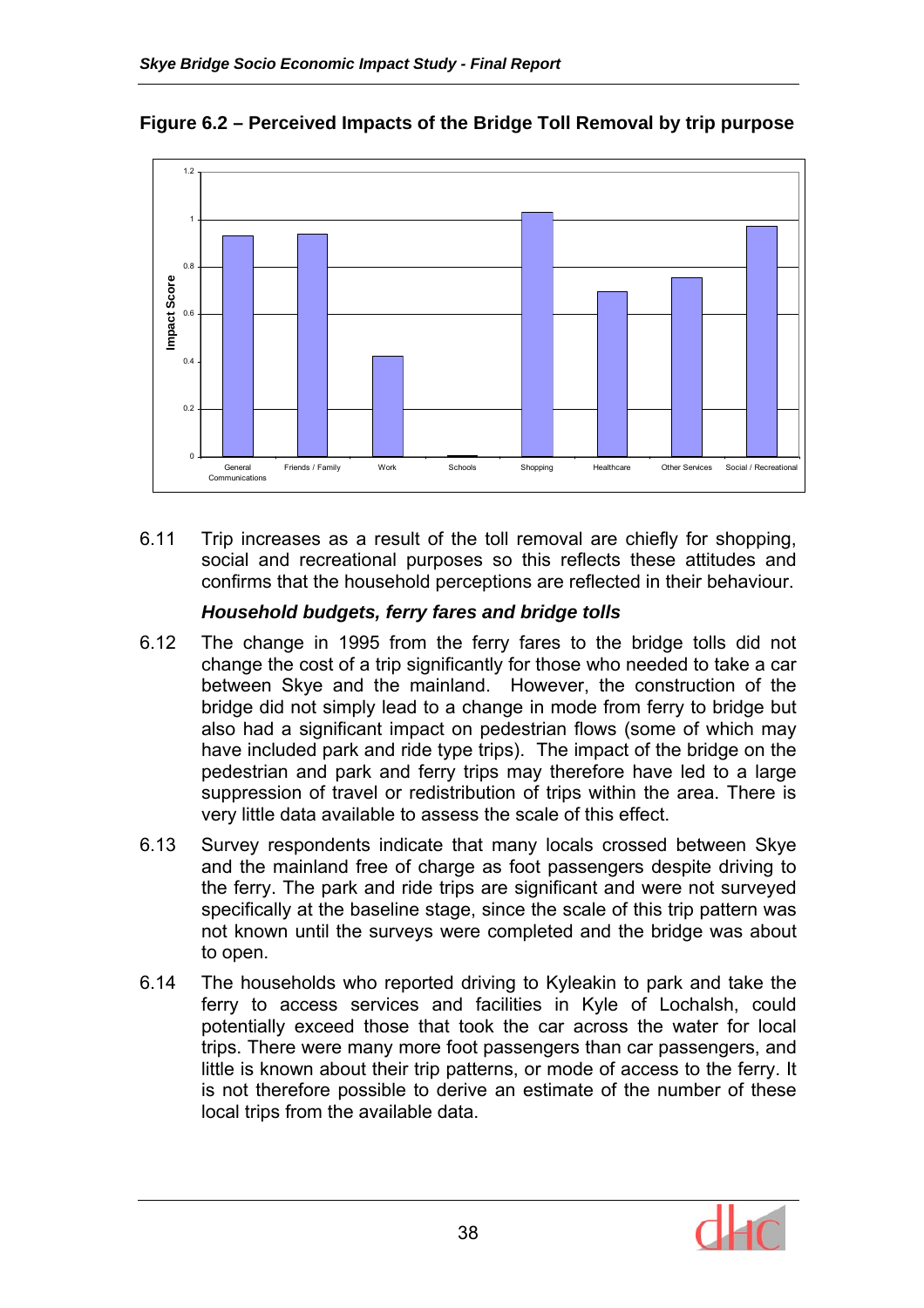**Figure 6.2 – Perceived Impacts of the Bridge Toll Removal by trip purpose**

6.11 Trip increases as a result of the toll removal are chiefly for shopping, social and recreational purposes so this reflects these attitudes and confirms that the household perceptions are reflected in their behaviour.

### *Household budgets, ferry fares and bridge tolls*

6.12 The change in 1995 from the ferry fares to the bridge tolls did not change the cost of a trip significantly for those who needed to take a car between Skye and the mainland. However, the construction of the bridge did not simply lead to a change in mode from ferry to bridge but also had a significant impact on pedestrian flows (some of which may have included park and ride type trips). The impact of the bridge on the pedestrian and park and ferry trips may therefore have led to a large suppression of travel or redistribution of trips within the area. There is very little data available to assess the scale of this effect.

6.13 Survey respondents indicate that many locals crossed between Skye and the mainland free of charge as foot passengers despite driving to the ferry. The park and ride trips are significant and were not surveyed specifically at the baseline stage, since the scale of this trip pattern was not known until the surveys were completed and the bridge was about to open.

6.14 The households who reported driving to Kyleakin to park and take the ferry to access services and facilities in Kyle of Lochalsh, could potentially exceed those that took the car across the water for local trips. There were many more foot passengers than car passengers, and little is known about their trip patterns, or mode of access to the ferry. It is not therefore possible to derive an estimate of the number of these local trips from the available data.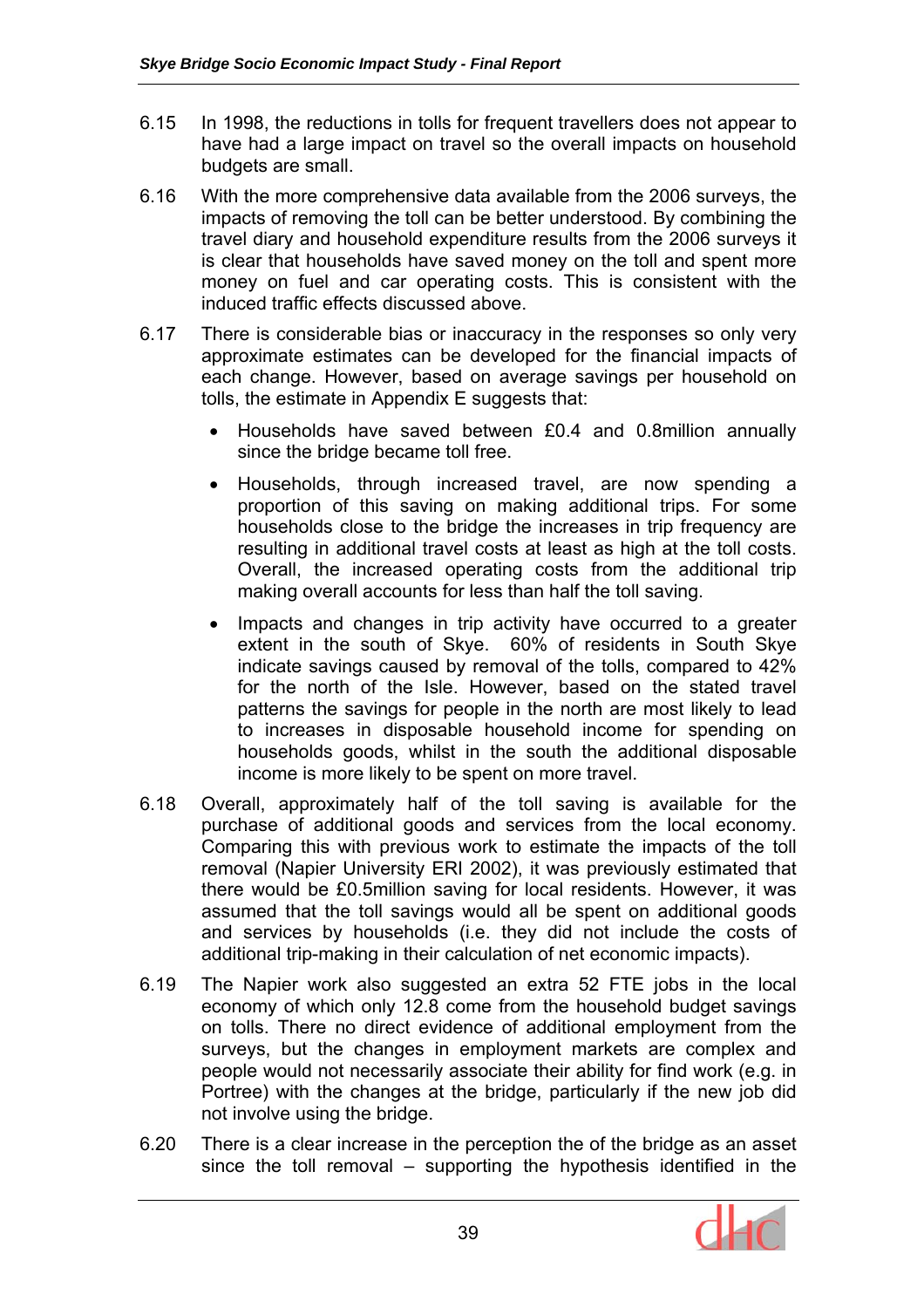6.15 In 1998, the reductions in tolls for frequent travellers does not appear to have had a large impact on travel so the overall impacts on household budgets are small.

6.16 With the more comprehensive data available from the 2006 surveys, the impacts of removing the toll can be better understood. By combining the travel diary and household expenditure results from the 2006 surveys it is clear that households have saved money on the toll and spent more money on fuel and car operating costs. This is consistent with the induced traffic effects discussed above.

6.17 There is considerable bias or inaccuracy in the responses so only very approximate estimates can be developed for the financial impacts of each change. However, based on average savings per household on tolls, the estimate in Appendix E suggests that:

- Households have saved between £0.4 and 0.8million annually since the bridge became toll free.
- Households, through increased travel, are now spending a proportion of this saving on making additional trips. For some households close to the bridge the increases in trip frequency are resulting in additional travel costs at least as high at the toll costs. Overall, the increased operating costs from the additional trip making overall accounts for less than half the toll saving.
- Impacts and changes in trip activity have occurred to a greater extent in the south of Skye. 60% of residents in South Skye indicate savings caused by removal of the tolls, compared to 42% for the north of the Isle. However, based on the stated travel patterns the savings for people in the north are most likely to lead to increases in disposable household income for spending on households goods, whilst in the south the additional disposable income is more likely to be spent on more travel.

6.18 Overall, approximately half of the toll saving is available for the purchase of additional goods and services from the local economy. Comparing this with previous work to estimate the impacts of the toll removal (Napier University ERI 2002), it was previously estimated that there would be £0.5million saving for local residents. However, it was assumed that the toll savings would all be spent on additional goods and services by households (i.e. they did not include the costs of additional trip-making in their calculation of net economic impacts).

6.19 The Napier work also suggested an extra 52 FTE jobs in the local economy of which only 12.8 come from the household budget savings on tolls. There no direct evidence of additional employment from the surveys, but the changes in employment markets are complex and people would not necessarily associate their ability for find work (e.g. in Portree) with the changes at the bridge, particularly if the new job did not involve using the bridge.

6.20 There is a clear increase in the perception the of the bridge as an asset since the toll removal – supporting the hypothesis identified in the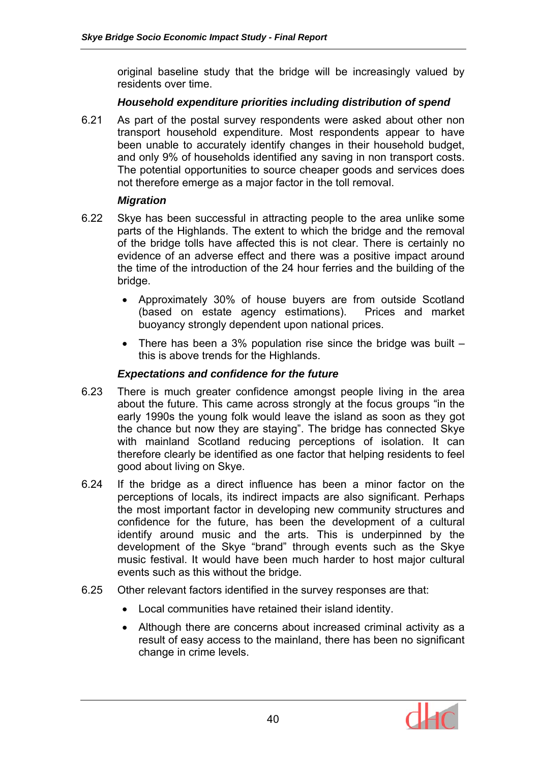original baseline study that the bridge will be increasingly valued by residents over time.

### *Household expenditure priorities including distribution of spend*

6.21 As part of the postal survey respondents were asked about other non transport household expenditure. Most respondents appear to have been unable to accurately identify changes in their household budget, and only 9% of households identified any saving in non transport costs. The potential opportunities to source cheaper goods and services does not therefore emerge as a major factor in the toll removal.

### *Migration*

6.22 Skye has been successful in attracting people to the area unlike some parts of the Highlands. The extent to which the bridge and the removal of the bridge tolls have affected this is not clear. There is certainly no evidence of an adverse effect and there was a positive impact around the time of the introduction of the 24 hour ferries and the building of the bridge.

- Approximately 30% of house buyers are from outside Scotland (based on estate agency estimations). Prices and market buoyancy strongly dependent upon national prices.
- There has been a 3% population rise since the bridge was built – this is above trends for the Highlands.

### *Expectations and confidence for the future*

6.23 There is much greater confidence amongst people living in the area about the future. This came across strongly at the focus groups "in the early 1990s the young folk would leave the island as soon as they got the chance but now they are staying". The bridge has connected Skye with mainland Scotland reducing perceptions of isolation. It can therefore clearly be identified as one factor that helping residents to feel good about living on Skye.

6.24 If the bridge as a direct influence has been a minor factor on the perceptions of locals, its indirect impacts are also significant. Perhaps the most important factor in developing new community structures and confidence for the future, has been the development of a cultural identify around music and the arts. This is underpinned by the development of the Skye "brand" through events such as the Skye music festival. It would have been much harder to host major cultural events such as this without the bridge.

6.25 Other relevant factors identified in the survey responses are that:

- Local communities have retained their island identity.
- Although there are concerns about increased criminal activity as a result of easy access to the mainland, there has been no significant change in crime levels.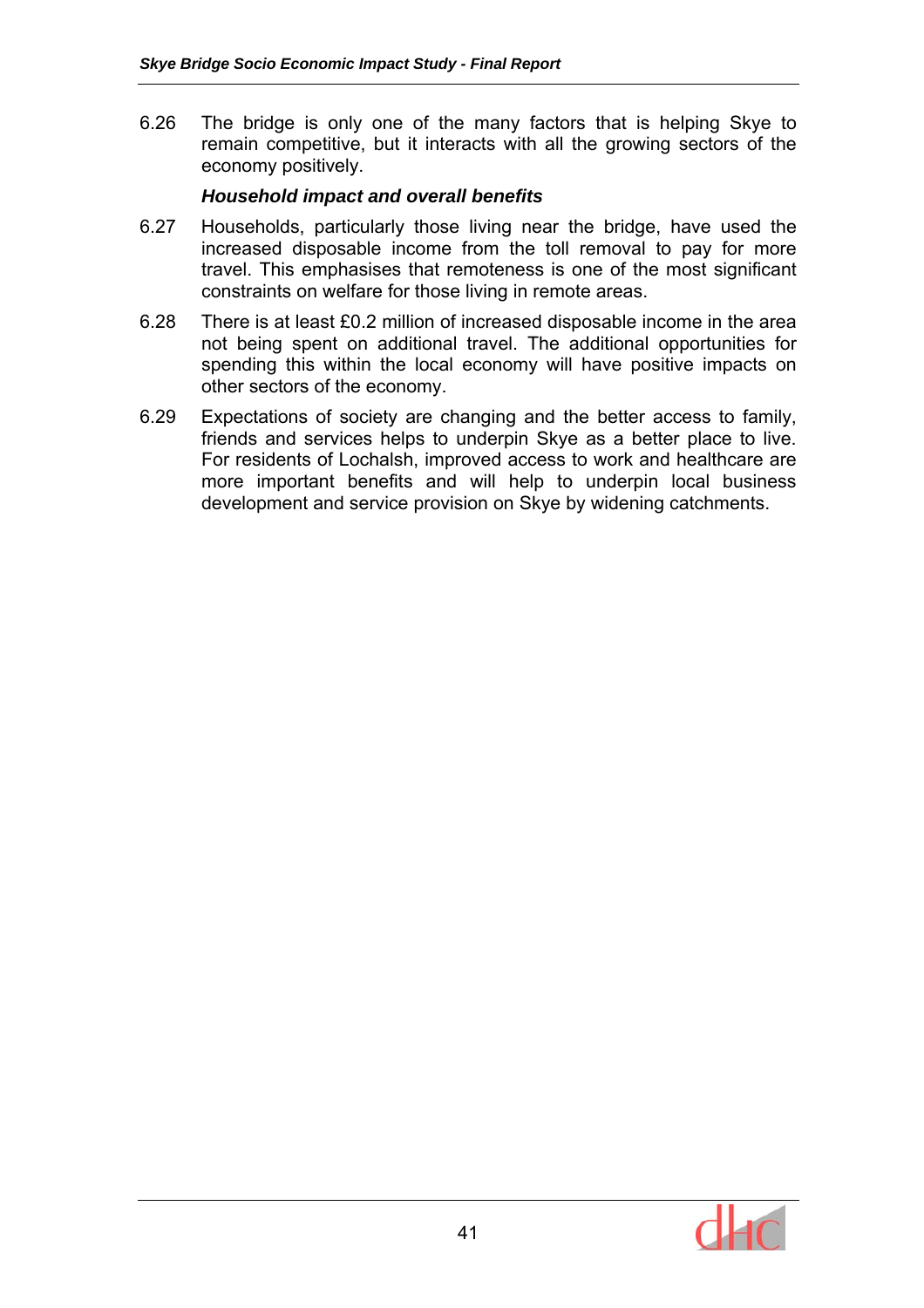6.26 The bridge is only one of the many factors that is helping Skye to remain competitive, but it interacts with all the growing sectors of the economy positively.

### *Household impact and overall benefits*

6.27 Households, particularly those living near the bridge, have used the increased disposable income from the toll removal to pay for more travel. This emphasises that remoteness is one of the most significant constraints on welfare for those living in remote areas.

6.28 There is at least £0.2 million of increased disposable income in the area not being spent on additional travel. The additional opportunities for spending this within the local economy will have positive impacts on other sectors of the economy.

6.29 Expectations of society are changing and the better access to family, friends and services helps to underpin Skye as a better place to live. For residents of Lochalsh, improved access to work and healthcare are more important benefits and will help to underpin local business development and service provision on Skye by widening catchments.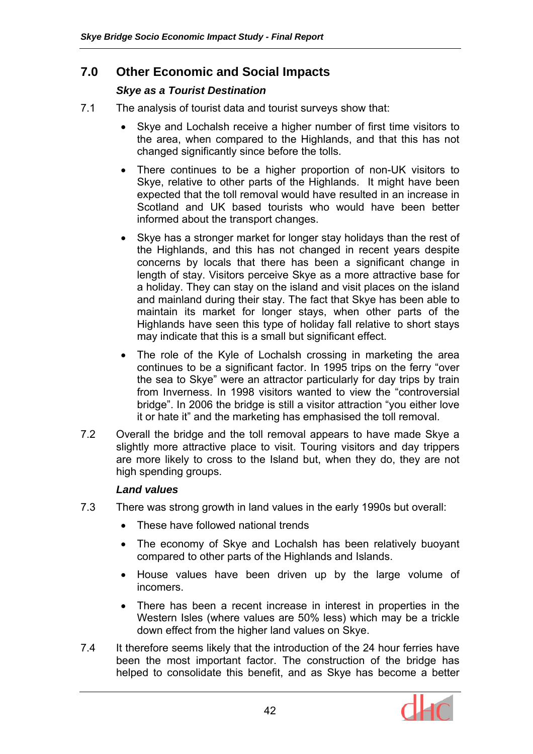## 7.0 Other Economic and Social Impacts

### *Skye as a Tourist Destination*

7.1 The analysis of tourist data and tourist surveys show that:

- Skye and Lochalsh receive a higher number of first time visitors to the area, when compared to the Highlands, and that this has not changed significantly since before the tolls.
- There continues to be a higher proportion of non-UK visitors to Skye, relative to other parts of the Highlands. It might have been expected that the toll removal would have resulted in an increase in Scotland and UK based tourists who would have been better informed about the transport changes.
- Skye has a stronger market for longer stay holidays than the rest of the Highlands, and this has not changed in recent years despite concerns by locals that there has been a significant change in length of stay. Visitors perceive Skye as a more attractive base for a holiday. They can stay on the island and visit places on the island and mainland during their stay. The fact that Skye has been able to maintain its market for longer stays, when other parts of the Highlands have seen this type of holiday fall relative to short stays may indicate that this is a small but significant effect.
- The role of the Kyle of Lochalsh crossing in marketing the area continues to be a significant factor. In 1995 trips on the ferry "over the sea to Skye" were an attractor particularly for day trips by train from Inverness. In 1998 visitors wanted to view the "controversial bridge". In 2006 the bridge is still a visitor attraction "you either love it or hate it" and the marketing has emphasised the toll removal.

7.2 Overall the bridge and the toll removal appears to have made Skye a slightly more attractive place to visit. Touring visitors and day trippers are more likely to cross to the Island but, when they do, they are not high spending groups.

### *Land values*

7.3 There was strong growth in land values in the early 1990s but overall:

- These have followed national trends
- The economy of Skye and Lochalsh has been relatively buoyant compared to other parts of the Highlands and Islands.
- House values have been driven up by the large volume of incomers.
- There has been a recent increase in interest in properties in the Western Isles (where values are 50% less) which may be a trickle down effect from the higher land values on Skye.

7.4 It therefore seems likely that the introduction of the 24 hour ferries have been the most important factor. The construction of the bridge has helped to consolidate this benefit, and as Skye has become a better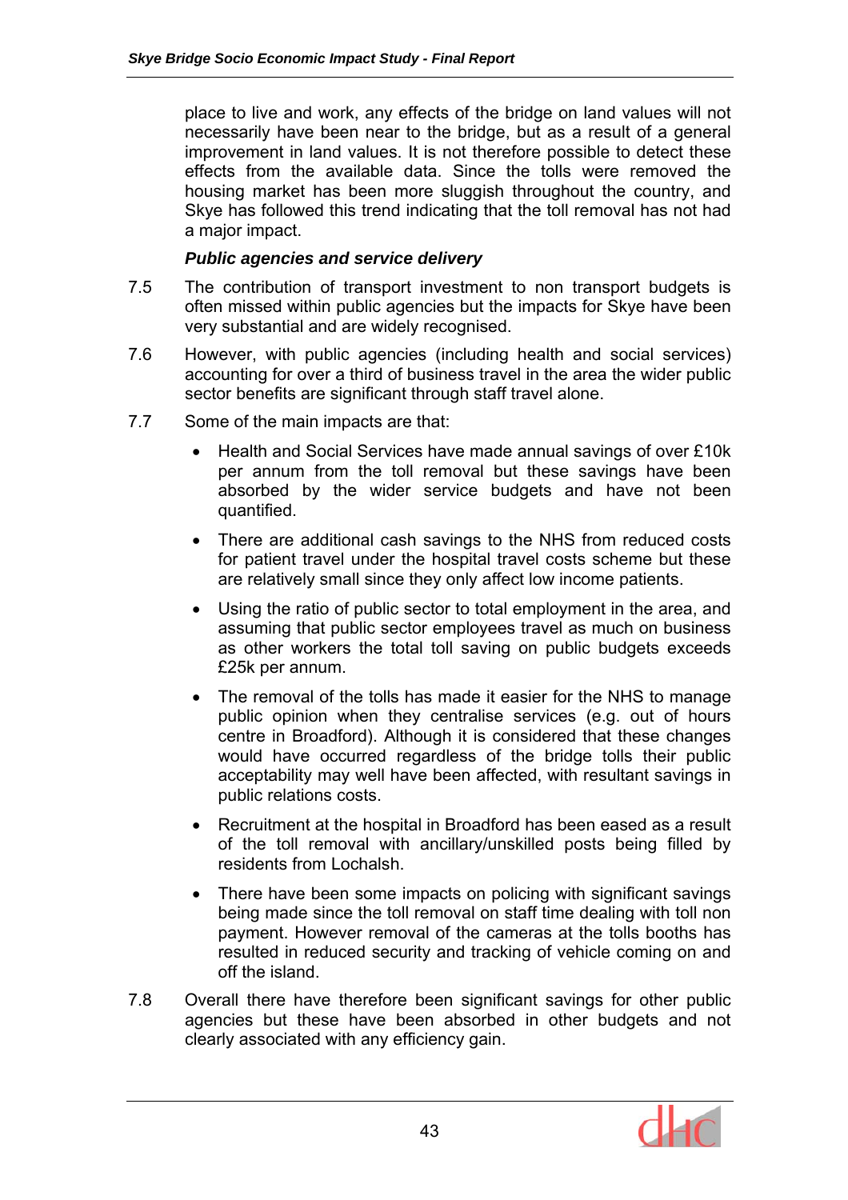place to live and work, any effects of the bridge on land values will not necessarily have been near to the bridge, but as a result of a general improvement in land values. It is not therefore possible to detect these effects from the available data. Since the tolls were removed the housing market has been more sluggish throughout the country, and Skye has followed this trend indicating that the toll removal has not had a major impact.

***Public agencies and service delivery***

7.5 The contribution of transport investment to non transport budgets is often missed within public agencies but the impacts for Skye have been very substantial and are widely recognised.

7.6 However, with public agencies (including health and social services) accounting for over a third of business travel in the area the wider public sector benefits are significant through staff travel alone.

7.7 Some of the main impacts are that:

- Health and Social Services have made annual savings of over £10k per annum from the toll removal but these savings have been absorbed by the wider service budgets and have not been quantified.
- There are additional cash savings to the NHS from reduced costs for patient travel under the hospital travel costs scheme but these are relatively small since they only affect low income patients.
- Using the ratio of public sector to total employment in the area, and assuming that public sector employees travel as much on business as other workers the total toll saving on public budgets exceeds £25k per annum.
- The removal of the tolls has made it easier for the NHS to manage public opinion when they centralise services (e.g. out of hours centre in Broadford). Although it is considered that these changes would have occurred regardless of the bridge tolls their public acceptability may well have been affected, with resultant savings in public relations costs.
- Recruitment at the hospital in Broadford has been eased as a result of the toll removal with ancillary/unskilled posts being filled by residents from Lochalsh.
- There have been some impacts on policing with significant savings being made since the toll removal on staff time dealing with toll non payment. However removal of the cameras at the tolls booths has resulted in reduced security and tracking of vehicle coming on and off the island.

7.8 Overall there have therefore been significant savings for other public agencies but these have been absorbed in other budgets and not clearly associated with any efficiency gain.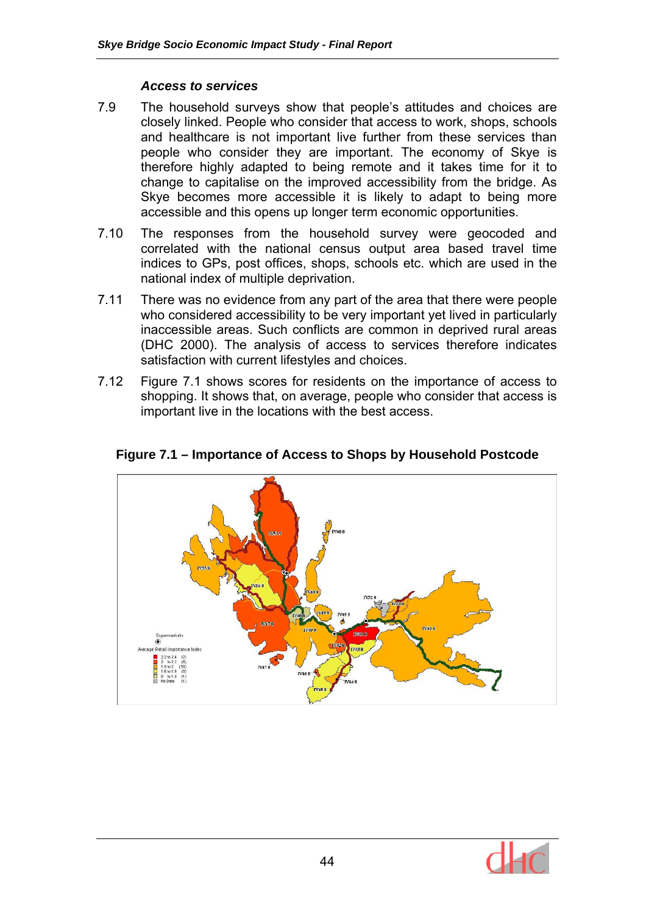### *Access to services*

7.9 The household surveys show that people's attitudes and choices are closely linked. People who consider that access to work, shops, schools and healthcare is not important live further from these services than people who consider they are important. The economy of Skye is therefore highly adapted to being remote and it takes time for it to change to capitalise on the improved accessibility from the bridge. As Skye becomes more accessible it is likely to adapt to being more accessible and this opens up longer term economic opportunities.

7.10 The responses from the household survey were geocoded and correlated with the national census output area based travel time indices to GPs, post offices, shops, schools etc. which are used in the national index of multiple deprivation.

7.11 There was no evidence from any part of the area that there were people who considered accessibility to be very important yet lived in particularly inaccessible areas. Such conflicts are common in deprived rural areas (DHC 2000). The analysis of access to services therefore indicates satisfaction with current lifestyles and choices.

7.12 Figure 7.1 shows scores for residents on the importance of access to shopping. It shows that, on average, people who consider that access is important live in the locations with the best access.

**Figure 7.1 – Importance of Access to Shops by Household Postcode**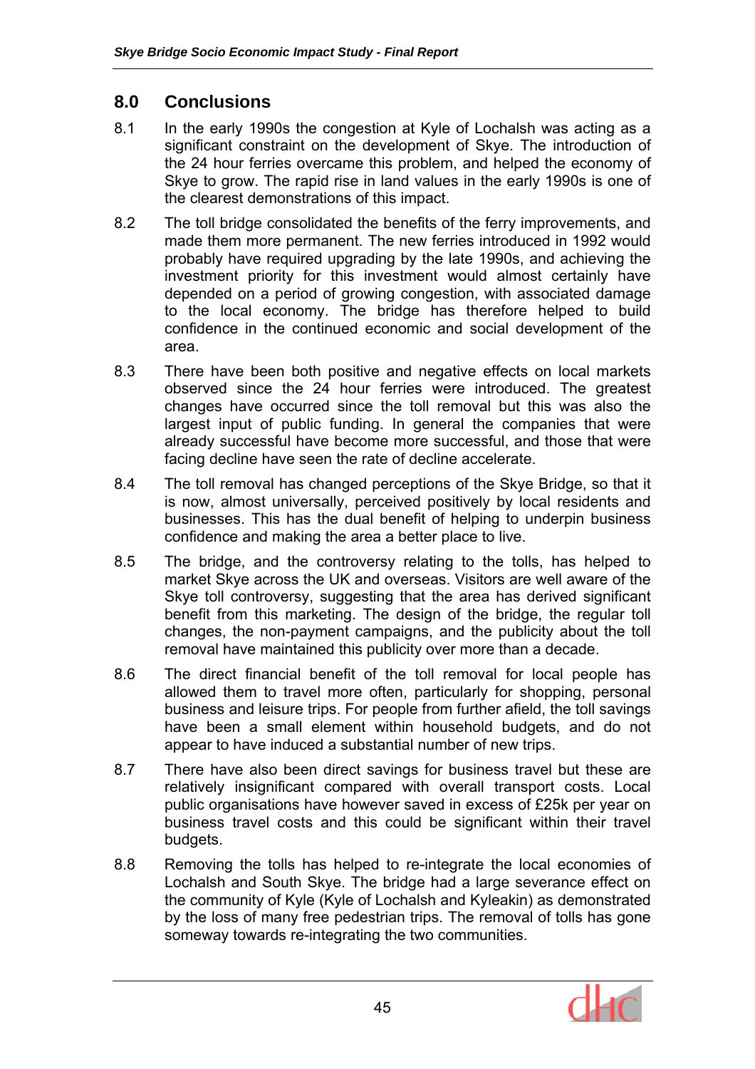## 8.0 Conclusions

8.1 In the early 1990s the congestion at Kyle of Lochalsh was acting as a significant constraint on the development of Skye. The introduction of the 24 hour ferries overcame this problem, and helped the economy of Skye to grow. The rapid rise in land values in the early 1990s is one of the clearest demonstrations of this impact.

8.2 The toll bridge consolidated the benefits of the ferry improvements, and made them more permanent. The new ferries introduced in 1992 would probably have required upgrading by the late 1990s, and achieving the investment priority for this investment would almost certainly have depended on a period of growing congestion, with associated damage to the local economy. The bridge has therefore helped to build confidence in the continued economic and social development of the area.

8.3 There have been both positive and negative effects on local markets observed since the 24 hour ferries were introduced. The greatest changes have occurred since the toll removal but this was also the largest input of public funding. In general the companies that were already successful have become more successful, and those that were facing decline have seen the rate of decline accelerate.

8.4 The toll removal has changed perceptions of the Skye Bridge, so that it is now, almost universally, perceived positively by local residents and businesses. This has the dual benefit of helping to underpin business confidence and making the area a better place to live.

8.5 The bridge, and the controversy relating to the tolls, has helped to market Skye across the UK and overseas. Visitors are well aware of the Skye toll controversy, suggesting that the area has derived significant benefit from this marketing. The design of the bridge, the regular toll changes, the non-payment campaigns, and the publicity about the toll removal have maintained this publicity over more than a decade.

8.6 The direct financial benefit of the toll removal for local people has allowed them to travel more often, particularly for shopping, personal business and leisure trips. For people from further afield, the toll savings have been a small element within household budgets, and do not appear to have induced a substantial number of new trips.

8.7 There have also been direct savings for business travel but these are relatively insignificant compared with overall transport costs. Local public organisations have however saved in excess of £25k per year on business travel costs and this could be significant within their travel budgets.

8.8 Removing the tolls has helped to re-integrate the local economies of Lochalsh and South Skye. The bridge had a large severance effect on the community of Kyle (Kyle of Lochalsh and Kyleakin) as demonstrated by the loss of many free pedestrian trips. The removal of tolls has gone someway towards re-integrating the two communities.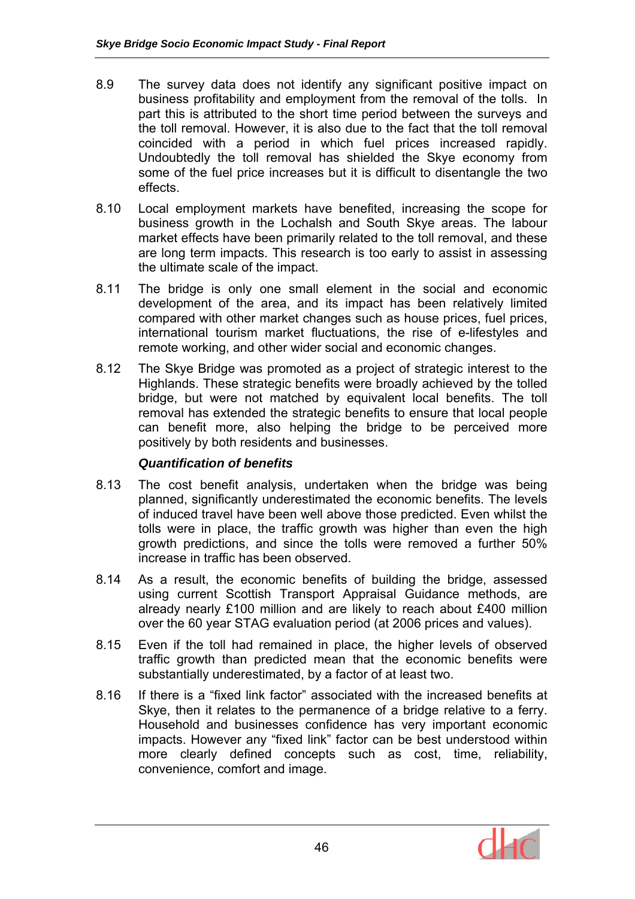8.9 The survey data does not identify any significant positive impact on business profitability and employment from the removal of the tolls. In part this is attributed to the short time period between the surveys and the toll removal. However, it is also due to the fact that the toll removal coincided with a period in which fuel prices increased rapidly. Undoubtedly the toll removal has shielded the Skye economy from some of the fuel price increases but it is difficult to disentangle the two effects.

8.10 Local employment markets have benefited, increasing the scope for business growth in the Lochalsh and South Skye areas. The labour market effects have been primarily related to the toll removal, and these are long term impacts. This research is too early to assist in assessing the ultimate scale of the impact.

8.11 The bridge is only one small element in the social and economic development of the area, and its impact has been relatively limited compared with other market changes such as house prices, fuel prices, international tourism market fluctuations, the rise of e-lifestyles and remote working, and other wider social and economic changes.

8.12 The Skye Bridge was promoted as a project of strategic interest to the Highlands. These strategic benefits were broadly achieved by the tolled bridge, but were not matched by equivalent local benefits. The toll removal has extended the strategic benefits to ensure that local people can benefit more, also helping the bridge to be perceived more positively by both residents and businesses.

### *Quantification of benefits*

8.13 The cost benefit analysis, undertaken when the bridge was being planned, significantly underestimated the economic benefits. The levels of induced travel have been well above those predicted. Even whilst the tolls were in place, the traffic growth was higher than even the high growth predictions, and since the tolls were removed a further 50% increase in traffic has been observed.

8.14 As a result, the economic benefits of building the bridge, assessed using current Scottish Transport Appraisal Guidance methods, are already nearly £100 million and are likely to reach about £400 million over the 60 year STAG evaluation period (at 2006 prices and values).

8.15 Even if the toll had remained in place, the higher levels of observed traffic growth than predicted mean that the economic benefits were substantially underestimated, by a factor of at least two.

8.16 If there is a "fixed link factor" associated with the increased benefits at Skye, then it relates to the permanence of a bridge relative to a ferry. Household and businesses confidence has very important economic impacts. However any "fixed link" factor can be best understood within more clearly defined concepts such as cost, time, reliability, convenience, comfort and image.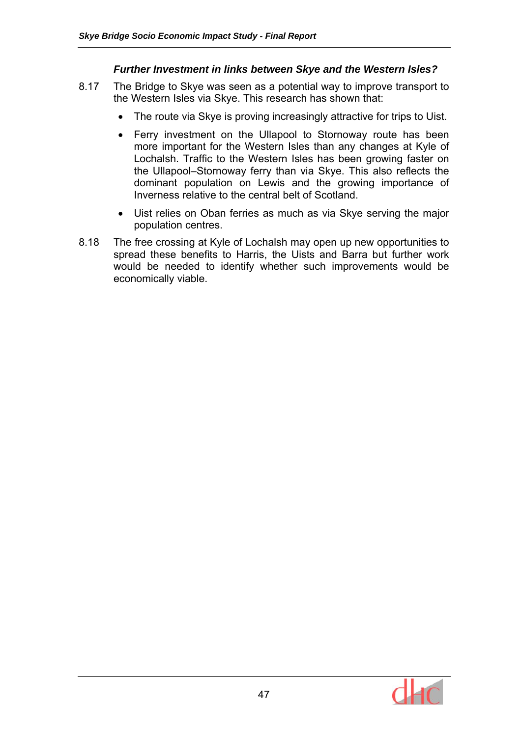### *Further Investment in links between Skye and the Western Isles?*

8.17 The Bridge to Skye was seen as a potential way to improve transport to the Western Isles via Skye. This research has shown that:

- The route via Skye is proving increasingly attractive for trips to Uist.
- Ferry investment on the Ullapool to Stornoway route has been more important for the Western Isles than any changes at Kyle of Lochalsh. Traffic to the Western Isles has been growing faster on the Ullapool–Stornoway ferry than via Skye. This also reflects the dominant population on Lewis and the growing importance of Inverness relative to the central belt of Scotland.
- Uist relies on Oban ferries as much as via Skye serving the major population centres.

8.18 The free crossing at Kyle of Lochalsh may open up new opportunities to spread these benefits to Harris, the Uists and Barra but further work would be needed to identify whether such improvements would be economically viable.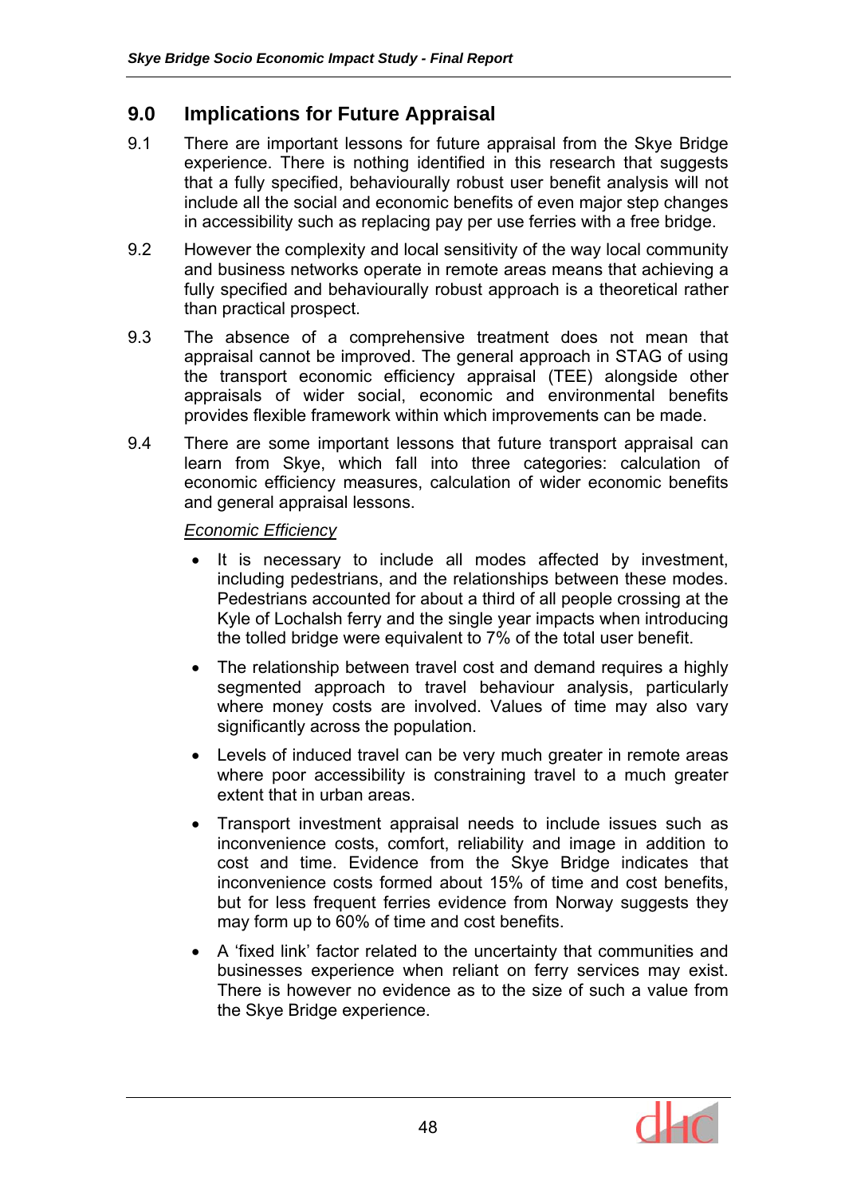## 9.0 Implications for Future Appraisal

9.1 There are important lessons for future appraisal from the Skye Bridge experience. There is nothing identified in this research that suggests that a fully specified, behaviourally robust user benefit analysis will not include all the social and economic benefits of even major step changes in accessibility such as replacing pay per use ferries with a free bridge.

9.2 However the complexity and local sensitivity of the way local community and business networks operate in remote areas means that achieving a fully specified and behaviourally robust approach is a theoretical rather than practical prospect.

9.3 The absence of a comprehensive treatment does not mean that appraisal cannot be improved. The general approach in STAG of using the transport economic efficiency appraisal (TEE) alongside other appraisals of wider social, economic and environmental benefits provides flexible framework within which improvements can be made.

9.4 There are some important lessons that future transport appraisal can learn from Skye, which fall into three categories: calculation of economic efficiency measures, calculation of wider economic benefits and general appraisal lessons.

*Economic Efficiency*

- It is necessary to include all modes affected by investment, including pedestrians, and the relationships between these modes. Pedestrians accounted for about a third of all people crossing at the Kyle of Lochalsh ferry and the single year impacts when introducing the tolled bridge were equivalent to 7% of the total user benefit.
- The relationship between travel cost and demand requires a highly segmented approach to travel behaviour analysis, particularly where money costs are involved. Values of time may also vary significantly across the population.
- Levels of induced travel can be very much greater in remote areas where poor accessibility is constraining travel to a much greater extent that in urban areas.
- Transport investment appraisal needs to include issues such as inconvenience costs, comfort, reliability and image in addition to cost and time. Evidence from the Skye Bridge indicates that inconvenience costs formed about 15% of time and cost benefits, but for less frequent ferries evidence from Norway suggests they may form up to 60% of time and cost benefits.
- A 'fixed link' factor related to the uncertainty that communities and businesses experience when reliant on ferry services may exist. There is however no evidence as to the size of such a value from the Skye Bridge experience.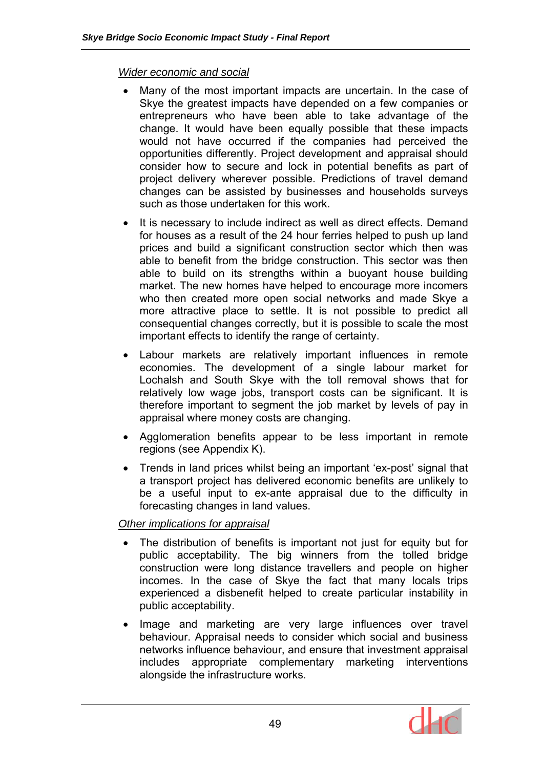*Wider economic and social*

- Many of the most important impacts are uncertain. In the case of Skye the greatest impacts have depended on a few companies or entrepreneurs who have been able to take advantage of the change. It would have been equally possible that these impacts would not have occurred if the companies had perceived the opportunities differently. Project development and appraisal should consider how to secure and lock in potential benefits as part of project delivery wherever possible. Predictions of travel demand changes can be assisted by businesses and households surveys such as those undertaken for this work.
- It is necessary to include indirect as well as direct effects. Demand for houses as a result of the 24 hour ferries helped to push up land prices and build a significant construction sector which then was able to benefit from the bridge construction. This sector was then able to build on its strengths within a buoyant house building market. The new homes have helped to encourage more incomers who then created more open social networks and made Skye a more attractive place to settle. It is not possible to predict all consequential changes correctly, but it is possible to scale the most important effects to identify the range of certainty.
- Labour markets are relatively important influences in remote economies. The development of a single labour market for Lochalsh and South Skye with the toll removal shows that for relatively low wage jobs, transport costs can be significant. It is therefore important to segment the job market by levels of pay in appraisal where money costs are changing.
- Agglomeration benefits appear to be less important in remote regions (see Appendix K).
- Trends in land prices whilst being an important 'ex-post' signal that a transport project has delivered economic benefits are unlikely to be a useful input to ex-ante appraisal due to the difficulty in forecasting changes in land values.

*Other implications for appraisal*

- The distribution of benefits is important not just for equity but for public acceptability. The big winners from the tolled bridge construction were long distance travellers and people on higher incomes. In the case of Skye the fact that many locals trips experienced a disbenefit helped to create particular instability in public acceptability.
- Image and marketing are very large influences over travel behaviour. Appraisal needs to consider which social and business networks influence behaviour, and ensure that investment appraisal includes appropriate complementary marketing interventions alongside the infrastructure works.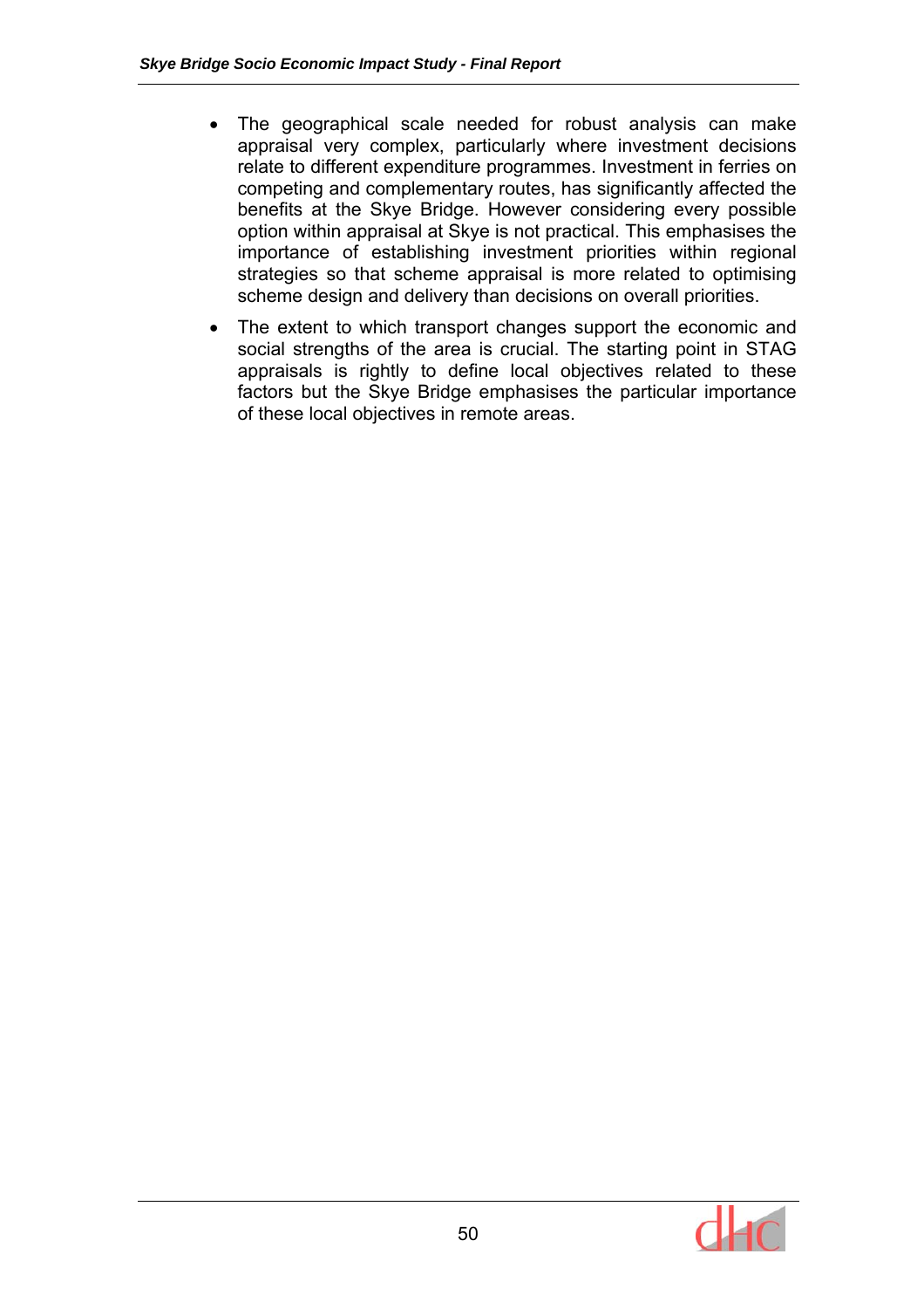- The geographical scale needed for robust analysis can make appraisal very complex, particularly where investment decisions relate to different expenditure programmes. Investment in ferries on competing and complementary routes, has significantly affected the benefits at the Skye Bridge. However considering every possible option within appraisal at Skye is not practical. This emphasises the importance of establishing investment priorities within regional strategies so that scheme appraisal is more related to optimising scheme design and delivery than decisions on overall priorities.
- The extent to which transport changes support the economic and social strengths of the area is crucial. The starting point in STAG appraisals is rightly to define local objectives related to these factors but the Skye Bridge emphasises the particular importance of these local objectives in remote areas.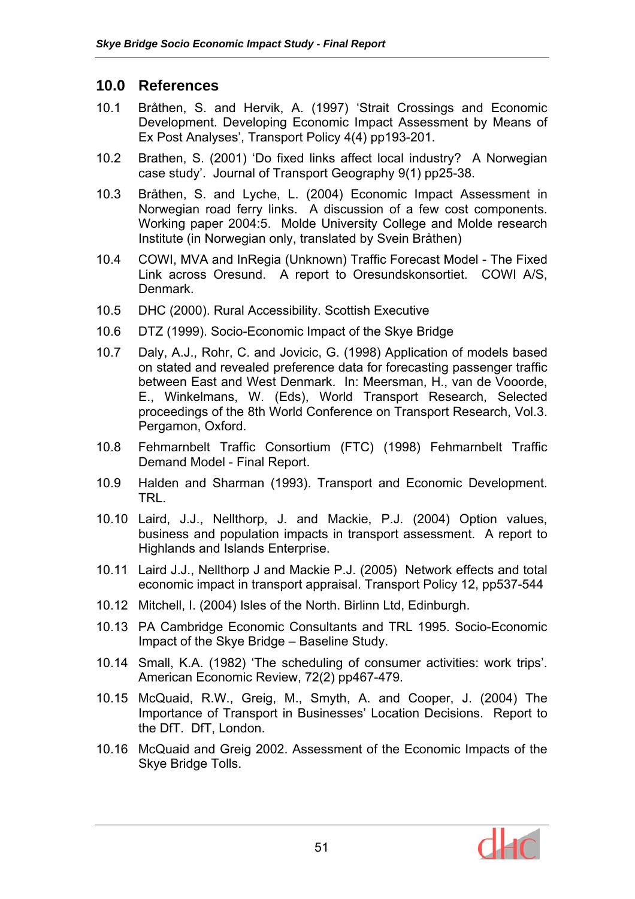## 10.0 References

10.1 Bråthen, S. and Hervik, A. (1997) 'Strait Crossings and Economic Development. Developing Economic Impact Assessment by Means of Ex Post Analyses', Transport Policy 4(4) pp193-201.

10.2 Brathen, S. (2001) 'Do fixed links affect local industry? A Norwegian case study'. Journal of Transport Geography 9(1) pp25-38.

10.3 Bråthen, S. and Lyche, L. (2004) Economic Impact Assessment in Norwegian road ferry links. A discussion of a few cost components. Working paper 2004:5. Molde University College and Molde research Institute (in Norwegian only, translated by Svein Bråthen)

10.4 COWI, MVA and InRegia (Unknown) Traffic Forecast Model - The Fixed Link across Oresund. A report to Oresundskonsortiet. COWI A/S, Denmark.

10.5 DHC (2000). Rural Accessibility. Scottish Executive

10.6 DTZ (1999). Socio-Economic Impact of the Skye Bridge

10.7 Daly, A.J., Rohr, C. and Jovicic, G. (1998) Application of models based on stated and revealed preference data for forecasting passenger traffic between East and West Denmark. In: Meersman, H., van de Vooorde, E., Winkelmans, W. (Eds), World Transport Research, Selected proceedings of the 8th World Conference on Transport Research, Vol.3. Pergamon, Oxford.

10.8 Fehmarnbelt Traffic Consortium (FTC) (1998) Fehmarnbelt Traffic Demand Model - Final Report.

10.9 Halden and Sharman (1993). Transport and Economic Development. TRL.

10.10 Laird, J.J., Nellthorp, J. and Mackie, P.J. (2004) Option values, business and population impacts in transport assessment. A report to Highlands and Islands Enterprise.

10.11 Laird J.J., Nellthorp J and Mackie P.J. (2005) Network effects and total economic impact in transport appraisal. Transport Policy 12, pp537-544

10.12 Mitchell, I. (2004) Isles of the North. Birlinn Ltd, Edinburgh.

10.13 PA Cambridge Economic Consultants and TRL 1995. Socio-Economic Impact of the Skye Bridge – Baseline Study.

10.14 Small, K.A. (1982) 'The scheduling of consumer activities: work trips'. American Economic Review, 72(2) pp467-479.

10.15 McQuaid, R.W., Greig, M., Smyth, A. and Cooper, J. (2004) The Importance of Transport in Businesses' Location Decisions. Report to the DfT. DfT, London.

10.16 McQuaid and Greig 2002. Assessment of the Economic Impacts of the Skye Bridge Tolls.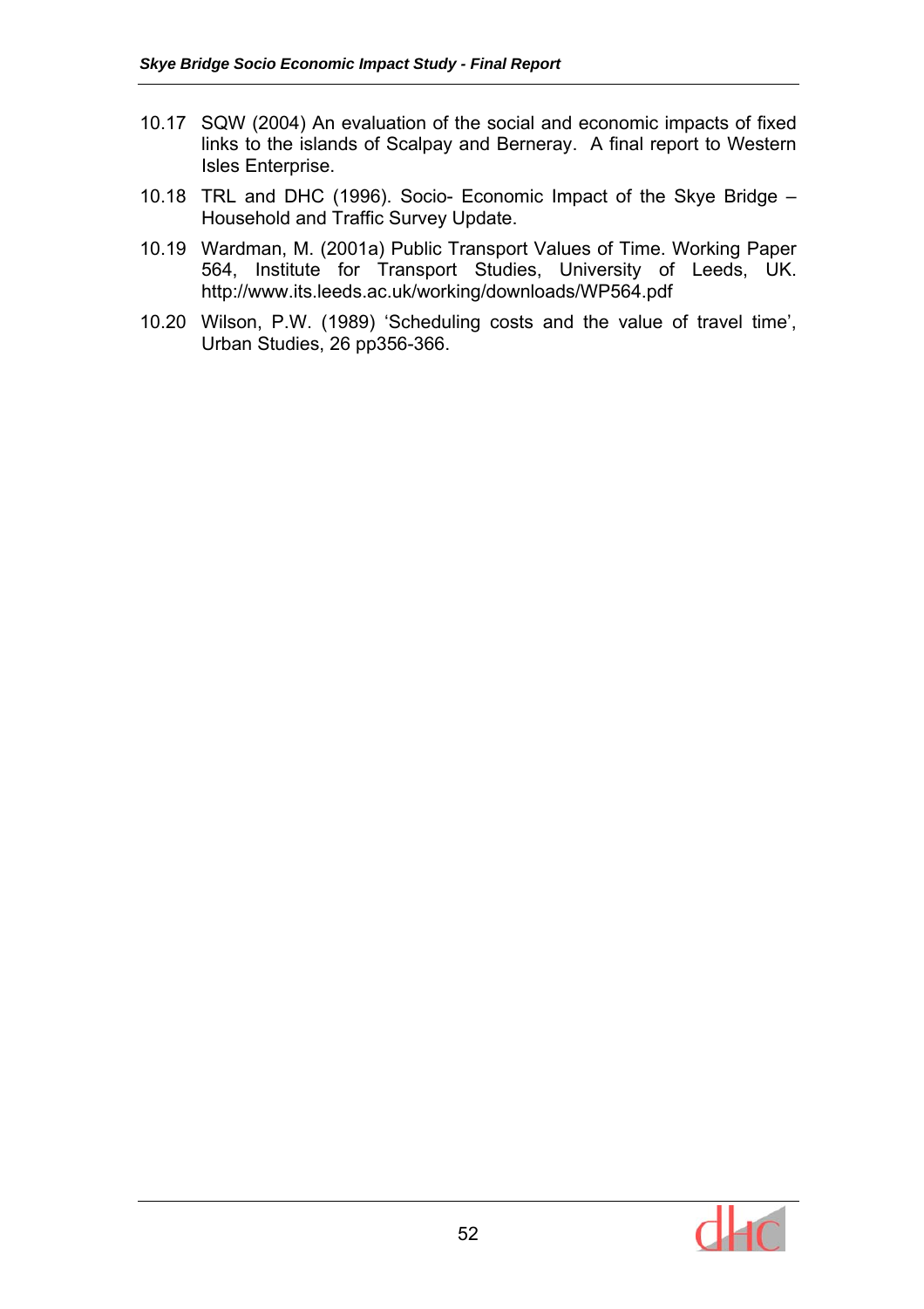10.17 SQW (2004) An evaluation of the social and economic impacts of fixed links to the islands of Scalpay and Berneray. A final report to Western Isles Enterprise.

10.18 TRL and DHC (1996). Socio- Economic Impact of the Skye Bridge – Household and Traffic Survey Update.

10.19 Wardman, M. (2001a) Public Transport Values of Time. Working Paper 564, Institute for Transport Studies, University of Leeds, UK. http://www.its.leeds.ac.uk/working/downloads/WP564.pdf

10.20 Wilson, P.W. (1989) 'Scheduling costs and the value of travel time', Urban Studies, 26 pp356-366.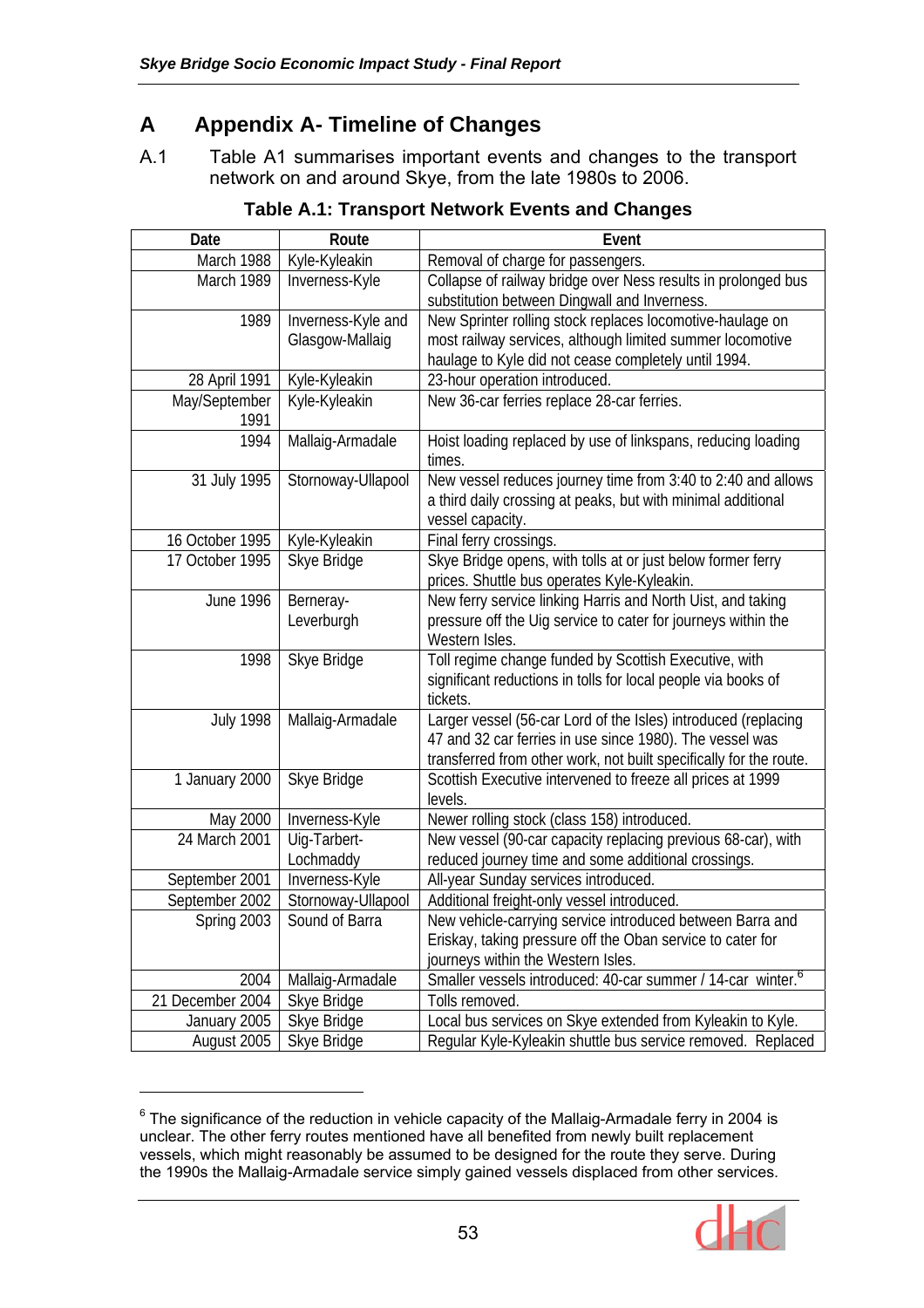# A Appendix A- Timeline of Changes

A.1 Table A1 summarises important events and changes to the transport network on and around Skye, from the late 1980s to 2006.

**Table A.1: Transport Network Events and Changes**

| Date | Route | Event |
|---|---|---|
| March 1988 | Kyle-Kyleakin | Removal of charge for passengers. |
| March 1989 | Inverness-Kyle | Collapse of railway bridge over Ness results in prolonged bus substitution between Dingwall and Inverness. |
| 1989 | Inverness-Kyle and Glasgow-Mallaig | New Sprinter rolling stock replaces locomotive-haulage on most railway services, although limited summer locomotive haulage to Kyle did not cease completely until 1994. |
| 28 April 1991 | Kyle-Kyleakin | 23-hour operation introduced. |
| May/September 1991 | Kyle-Kyleakin | New 36-car ferries replace 28-car ferries. |
| 1994 | Mallaig-Armadale | Hoist loading replaced by use of linkspans, reducing loading times. |
| 31 July 1995 | Stornoway-Ullapool | New vessel reduces journey time from 3:40 to 2:40 and allows a third daily crossing at peaks, but with minimal additional vessel capacity. |
| 16 October 1995 | Kyle-Kyleakin | Final ferry crossings. |
| 17 October 1995 | Skye Bridge | Skye Bridge opens, with tolls at or just below former ferry prices. Shuttle bus operates Kyle-Kyleakin. |
| June 1996 | Berneray-Leverburgh | New ferry service linking Harris and North Uist, and taking pressure off the Uig service to cater for journeys within the Western Isles. |
| 1998 | Skye Bridge | Toll regime change funded by Scottish Executive, with significant reductions in tolls for local people via books of tickets. |
| July 1998 | Mallaig-Armadale | Larger vessel (56-car Lord of the Isles) introduced (replacing 47 and 32 car ferries in use since 1980). The vessel was transferred from other work, not built specifically for the route. |
| 1 January 2000 | Skye Bridge | Scottish Executive intervened to freeze all prices at 1999 levels. |
| May 2000 | Inverness-Kyle | Newer rolling stock (class 158) introduced. |
| 24 March 2001 | Uig-Tarbert-Lochmaddy | New vessel (90-car capacity replacing previous 68-car), with reduced journey time and some additional crossings. |
| September 2001 | Inverness-Kyle | All-year Sunday services introduced. |
| September 2002 | Stornoway-Ullapool | Additional freight-only vessel introduced. |
| Spring 2003 | Sound of Barra | New vehicle-carrying service introduced between Barra and Eriskay, taking pressure off the Oban service to cater for journeys within the Western Isles. |
| 2004 | Mallaig-Armadale | Smaller vessels introduced: 40-car summer / 14-car winter.[6] |
| 21 December 2004 | Skye Bridge | Tolls removed. |
| January 2005 | Skye Bridge | Local bus services on Skye extended from Kyleakin to Kyle. |
| August 2005 | Skye Bridge | Regular Kyle-Kyleakin shuttle bus service removed. Replaced |

[6] The significance of the reduction in vehicle capacity of the Mallaig-Armadale ferry in 2004 is unclear. The other ferry routes mentioned have all benefited from newly built replacement vessels, which might reasonably be assumed to be designed for the route they serve. During the 1990s the Mallaig-Armadale service simply gained vessels displaced from other services.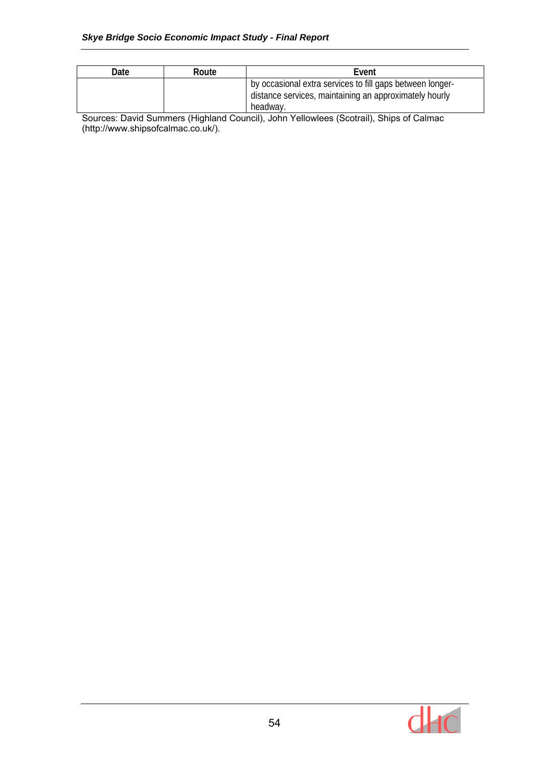| Date | Route | Event |
|---|---|---|
| | | by occasional extra services to fill gaps between longer-distance services, maintaining an approximately hourly headway. |

Sources: David Summers (Highland Council), John Yellowlees (Scotrail), Ships of Calmac (http://www.shipsofcalmac.co.uk/).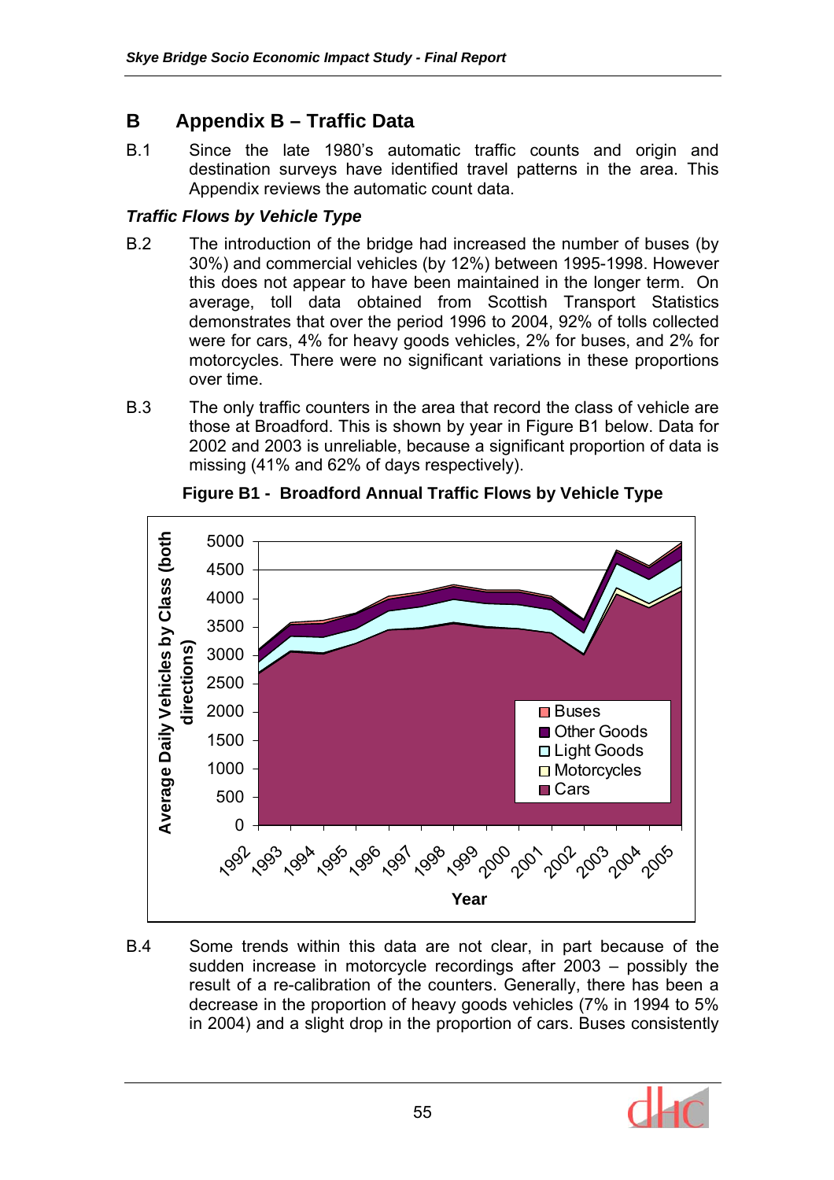# B Appendix B – Traffic Data

B.1 Since the late 1980's automatic traffic counts and origin and destination surveys have identified travel patterns in the area. This Appendix reviews the automatic count data.

### *Traffic Flows by Vehicle Type*

B.2 The introduction of the bridge had increased the number of buses (by 30%) and commercial vehicles (by 12%) between 1995-1998. However this does not appear to have been maintained in the longer term. On average, toll data obtained from Scottish Transport Statistics demonstrates that over the period 1996 to 2004, 92% of tolls collected were for cars, 4% for heavy goods vehicles, 2% for buses, and 2% for motorcycles. There were no significant variations in these proportions over time.

B.3 The only traffic counters in the area that record the class of vehicle are those at Broadford. This is shown by year in Figure B1 below. Data for 2002 and 2003 is unreliable, because a significant proportion of data is missing (41% and 62% of days respectively).

**Figure B1 - Broadford Annual Traffic Flows by Vehicle Type**

B.4 Some trends within this data are not clear, in part because of the sudden increase in motorcycle recordings after 2003 – possibly the result of a re-calibration of the counters. Generally, there has been a decrease in the proportion of heavy goods vehicles (7% in 1994 to 5% in 2004) and a slight drop in the proportion of cars. Buses consistently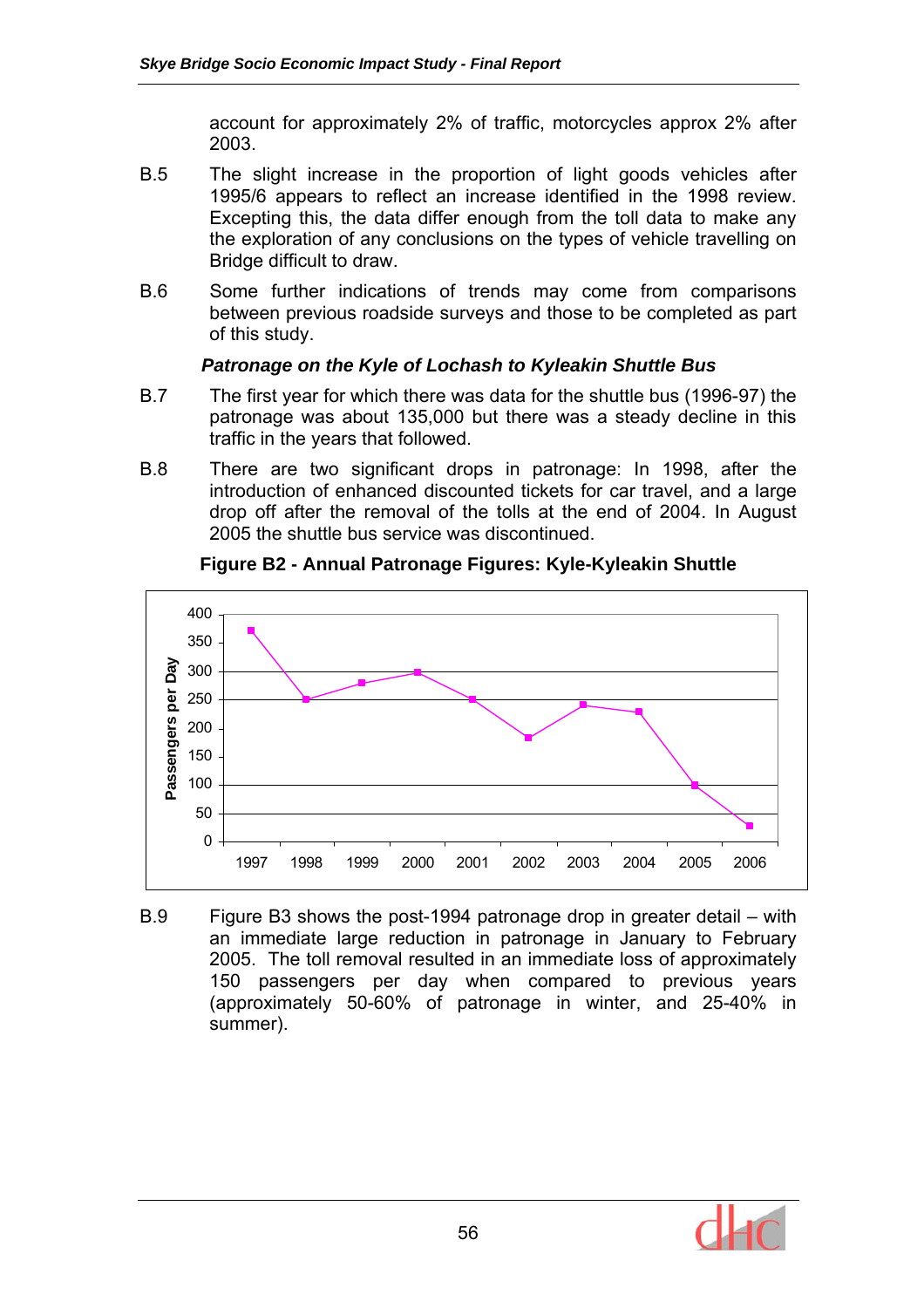account for approximately 2% of traffic, motorcycles approx 2% after 2003.

B.5 The slight increase in the proportion of light goods vehicles after 1995/6 appears to reflect an increase identified in the 1998 review. Excepting this, the data differ enough from the toll data to make any the exploration of any conclusions on the types of vehicle travelling on Bridge difficult to draw.

B.6 Some further indications of trends may come from comparisons between previous roadside surveys and those to be completed as part of this study.

### *Patronage on the Kyle of Lochash to Kyleakin Shuttle Bus*

B.7 The first year for which there was data for the shuttle bus (1996-97) the patronage was about 135,000 but there was a steady decline in this traffic in the years that followed.

B.8 There are two significant drops in patronage: In 1998, after the introduction of enhanced discounted tickets for car travel, and a large drop off after the removal of the tolls at the end of 2004. In August 2005 the shuttle bus service was discontinued.

**Figure B2 - Annual Patronage Figures: Kyle-Kyleakin Shuttle**

| Year | Passengers per Day |
|---|---|
| 1997 | ~370 |
| 1998 | ~250 |
| 1999 | ~280 |
| 2000 | ~298 |
| 2001 | ~250 |
| 2002 | ~183 |
| 2003 | ~241 |
| 2004 | ~229 |
| 2005 | ~100 |
| 2006 | ~28 |

B.9 Figure B3 shows the post-1994 patronage drop in greater detail – with an immediate large reduction in patronage in January to February 2005. The toll removal resulted in an immediate loss of approximately 150 passengers per day when compared to previous years (approximately 50-60% of patronage in winter, and 25-40% in summer).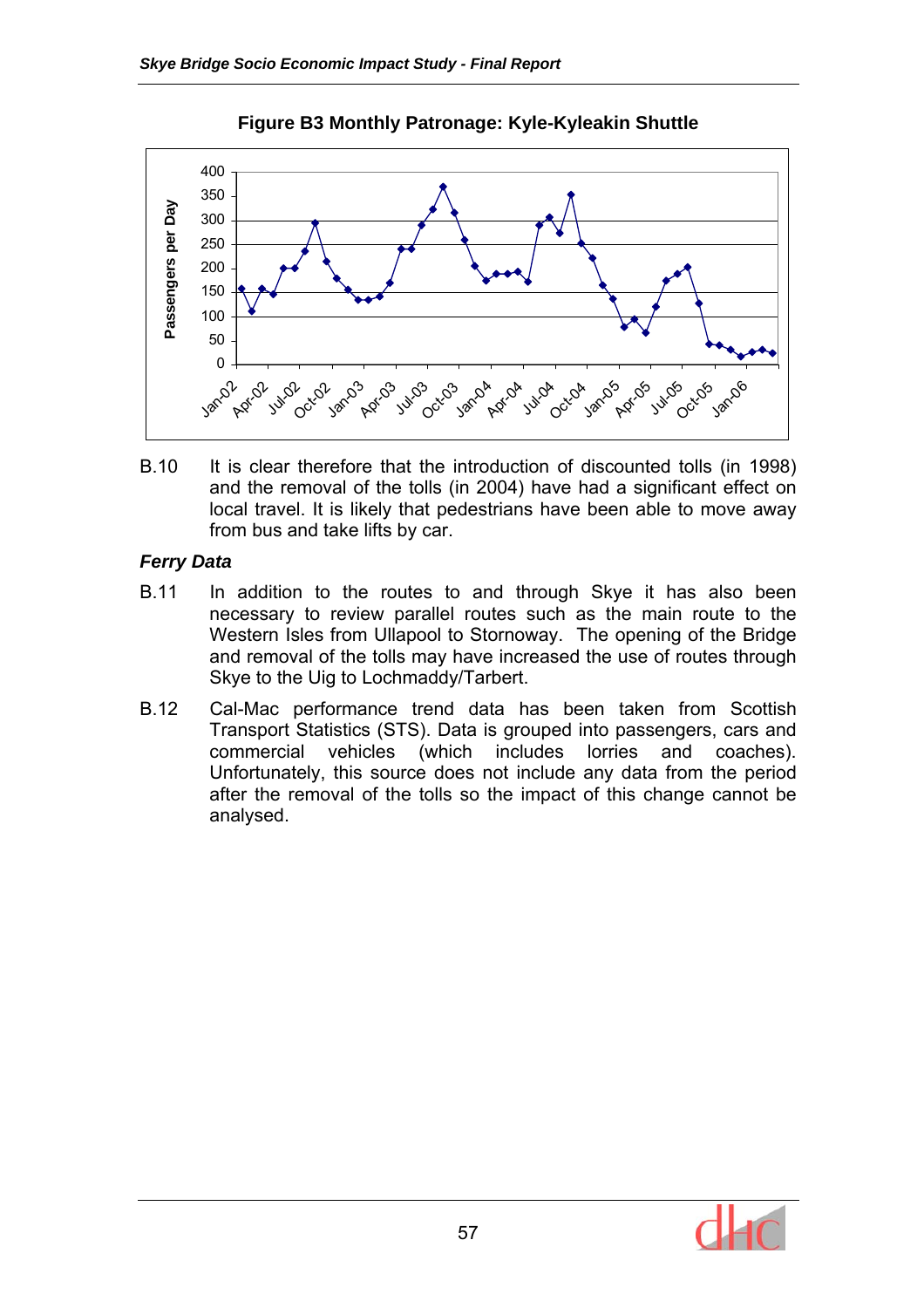**Figure B3 Monthly Patronage: Kyle-Kyleakin Shuttle**

B.10 It is clear therefore that the introduction of discounted tolls (in 1998) and the removal of the tolls (in 2004) have had a significant effect on local travel. It is likely that pedestrians have been able to move away from bus and take lifts by car.

### *Ferry Data*

B.11 In addition to the routes to and through Skye it has also been necessary to review parallel routes such as the main route to the Western Isles from Ullapool to Stornoway. The opening of the Bridge and removal of the tolls may have increased the use of routes through Skye to the Uig to Lochmaddy/Tarbert.

B.12 Cal-Mac performance trend data has been taken from Scottish Transport Statistics (STS). Data is grouped into passengers, cars and commercial vehicles (which includes lorries and coaches). Unfortunately, this source does not include any data from the period after the removal of the tolls so the impact of this change cannot be analysed.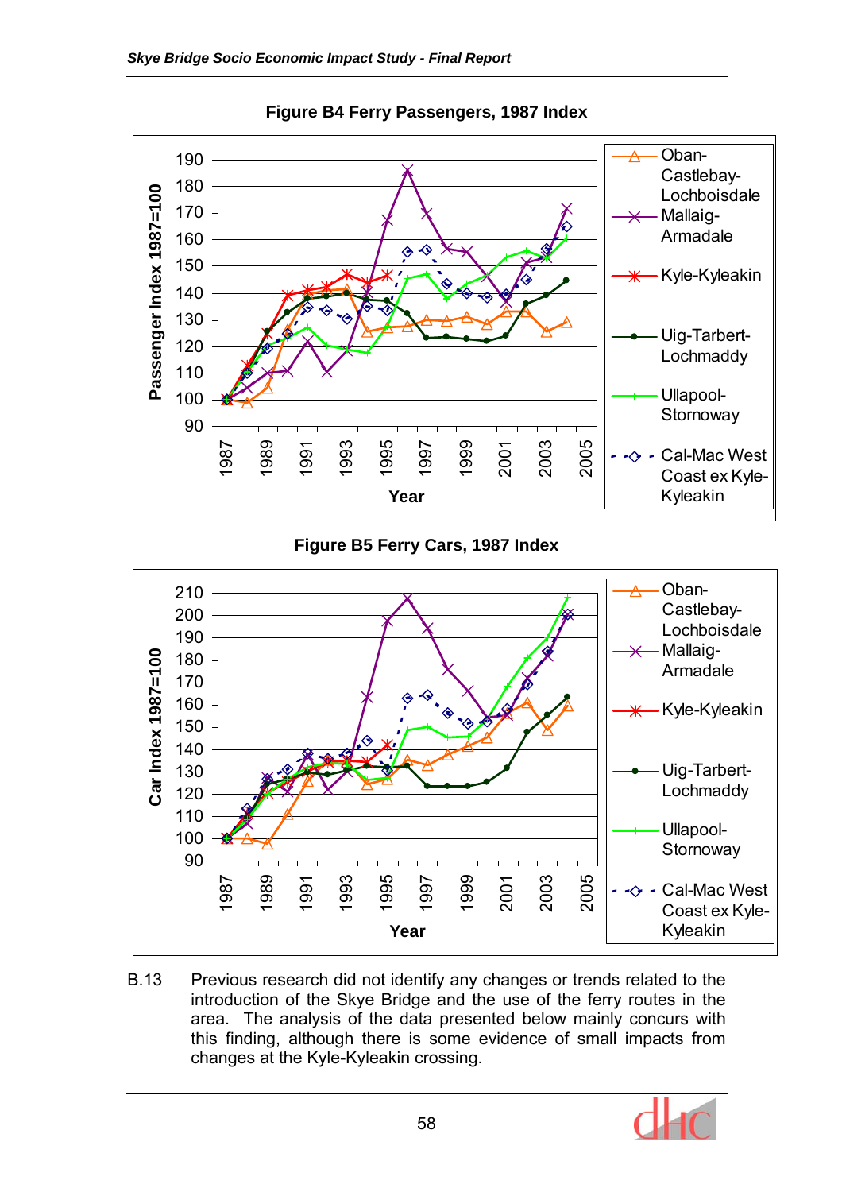**Figure B4 Ferry Passengers, 1987 Index**

**Figure B5 Ferry Cars, 1987 Index**

B.13 Previous research did not identify any changes or trends related to the introduction of the Skye Bridge and the use of the ferry routes in the area. The analysis of the data presented below mainly concurs with this finding, although there is some evidence of small impacts from changes at the Kyle-Kyleakin crossing.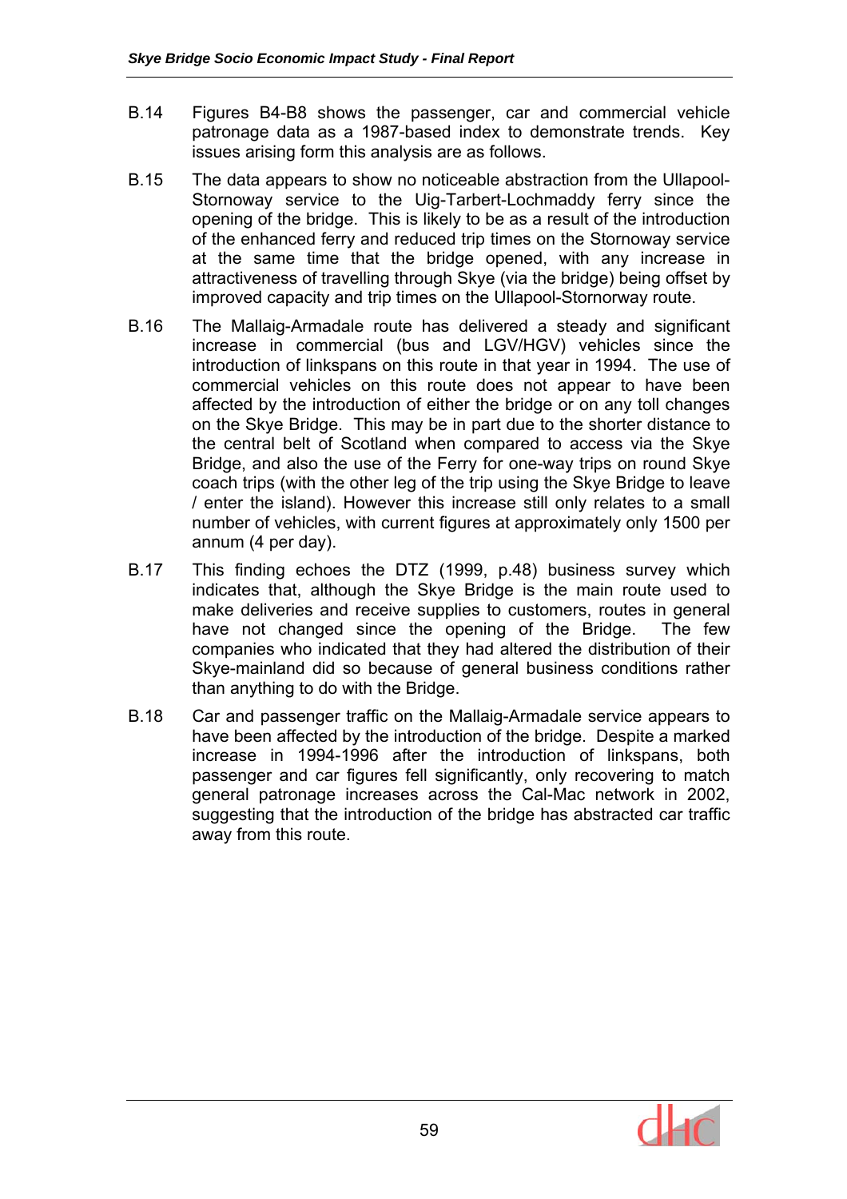B.14 Figures B4-B8 shows the passenger, car and commercial vehicle patronage data as a 1987-based index to demonstrate trends. Key issues arising form this analysis are as follows.

B.15 The data appears to show no noticeable abstraction from the Ullapool-Stornoway service to the Uig-Tarbert-Lochmaddy ferry since the opening of the bridge. This is likely to be as a result of the introduction of the enhanced ferry and reduced trip times on the Stornoway service at the same time that the bridge opened, with any increase in attractiveness of travelling through Skye (via the bridge) being offset by improved capacity and trip times on the Ullapool-Stornorway route.

B.16 The Mallaig-Armadale route has delivered a steady and significant increase in commercial (bus and LGV/HGV) vehicles since the introduction of linkspans on this route in that year in 1994. The use of commercial vehicles on this route does not appear to have been affected by the introduction of either the bridge or on any toll changes on the Skye Bridge. This may be in part due to the shorter distance to the central belt of Scotland when compared to access via the Skye Bridge, and also the use of the Ferry for one-way trips on round Skye coach trips (with the other leg of the trip using the Skye Bridge to leave / enter the island). However this increase still only relates to a small number of vehicles, with current figures at approximately only 1500 per annum (4 per day).

B.17 This finding echoes the DTZ (1999, p.48) business survey which indicates that, although the Skye Bridge is the main route used to make deliveries and receive supplies to customers, routes in general have not changed since the opening of the Bridge. The few companies who indicated that they had altered the distribution of their Skye-mainland did so because of general business conditions rather than anything to do with the Bridge.

B.18 Car and passenger traffic on the Mallaig-Armadale service appears to have been affected by the introduction of the bridge. Despite a marked increase in 1994-1996 after the introduction of linkspans, both passenger and car figures fell significantly, only recovering to match general patronage increases across the Cal-Mac network in 2002, suggesting that the introduction of the bridge has abstracted car traffic away from this route.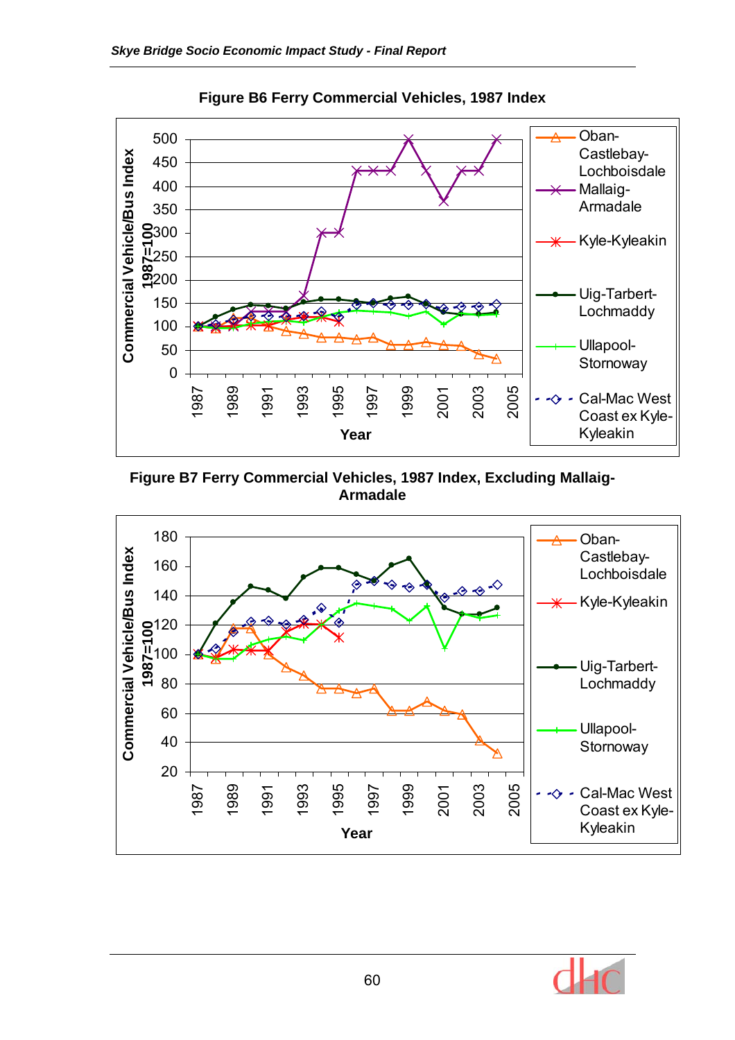**Figure B6 Ferry Commercial Vehicles, 1987 Index**

**Figure B7 Ferry Commercial Vehicles, 1987 Index, Excluding Mallaig-Armadale**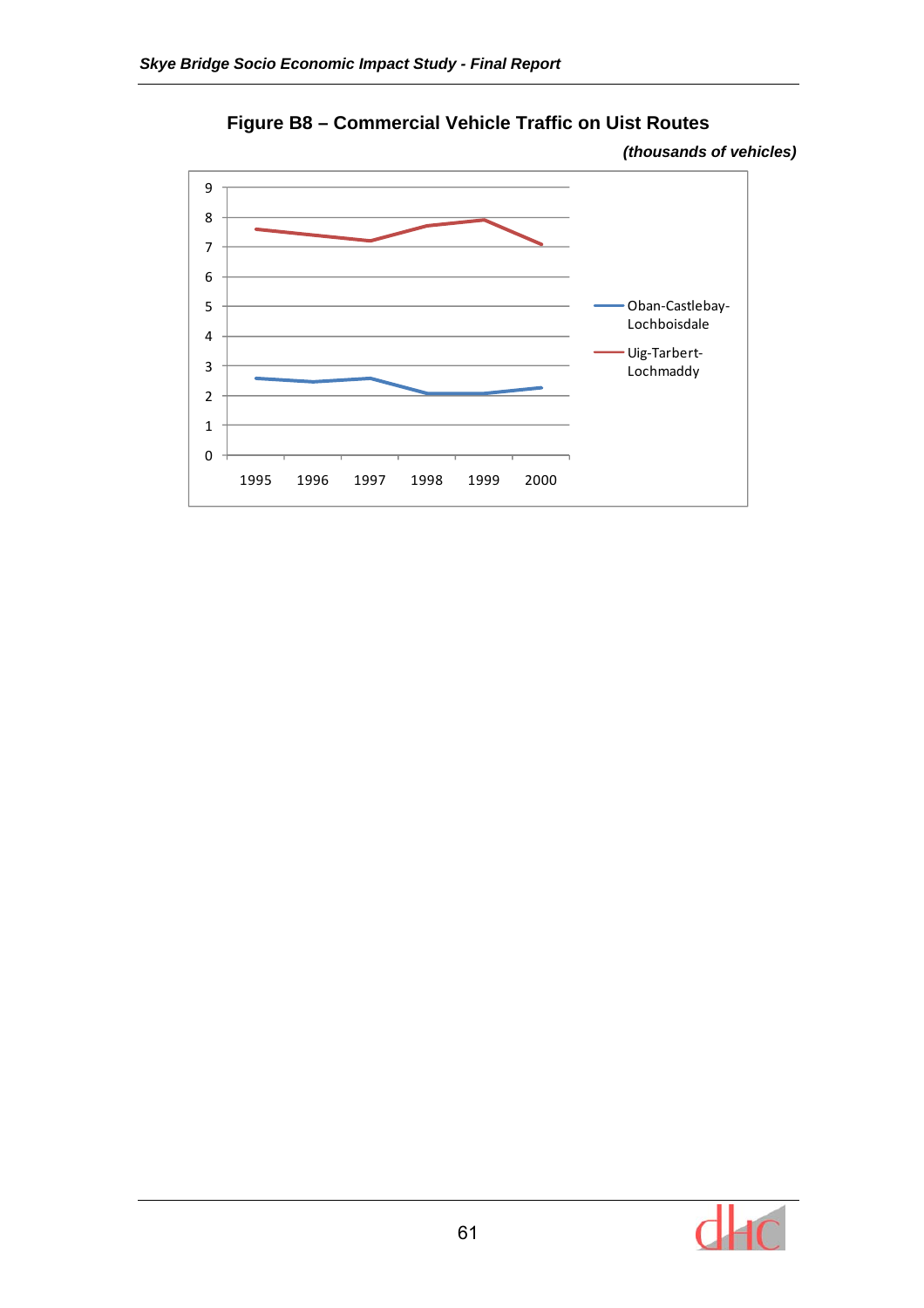**Figure B8 – Commercial Vehicle Traffic on Uist Routes**

***(thousands of vehicles)***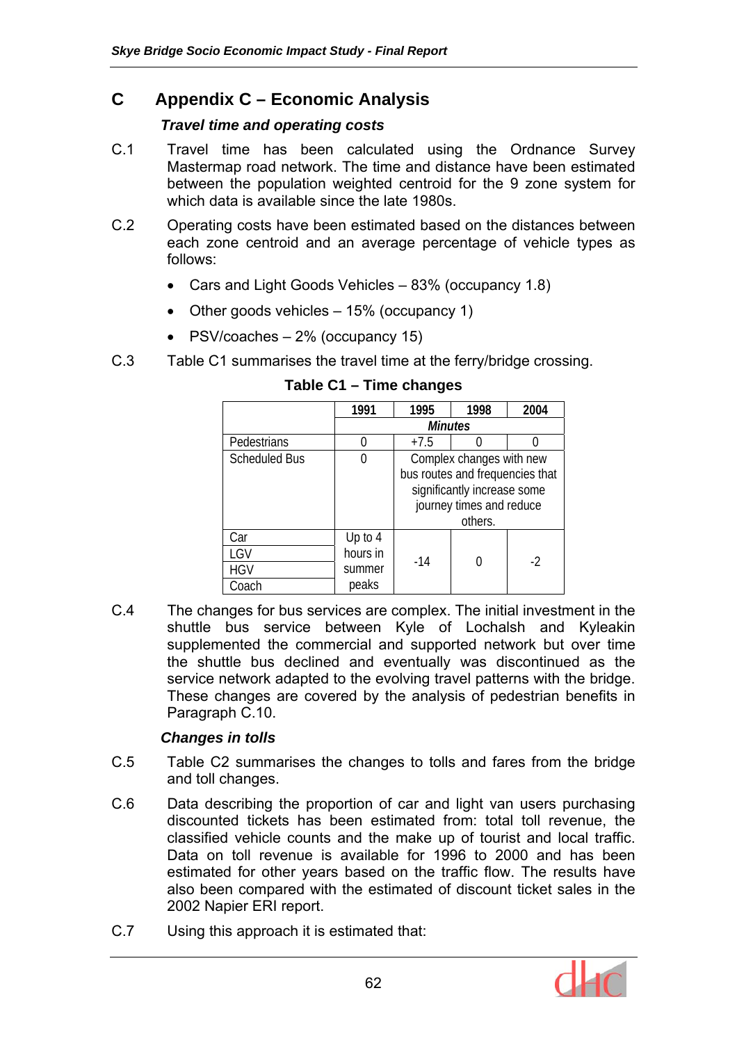# C Appendix C – Economic Analysis

### *Travel time and operating costs*

C.1 Travel time has been calculated using the Ordnance Survey Mastermap road network. The time and distance have been estimated between the population weighted centroid for the 9 zone system for which data is available since the late 1980s.

C.2 Operating costs have been estimated based on the distances between each zone centroid and an average percentage of vehicle types as follows:

- Cars and Light Goods Vehicles – 83% (occupancy 1.8)
- Other goods vehicles – 15% (occupancy 1)
- PSV/coaches – 2% (occupancy 15)

C.3 Table C1 summarises the travel time at the ferry/bridge crossing.

**Table C1 – Time changes**

| | 1991 | 1995 | 1998 | 2004 |
|---|---|---|---|---|
| | *Minutes* | | | |
| Pedestrians | 0 | +7.5 | 0 | 0 |
| Scheduled Bus | 0 | Complex changes with new bus routes and frequencies that significantly increase some journey times and reduce others. | | |
| Car | Up to 4 hours in summer peaks | -14 | 0 | -2 |
| LGV | | | | |
| HGV | | | | |
| Coach | | | | |

C.4 The changes for bus services are complex. The initial investment in the shuttle bus service between Kyle of Lochalsh and Kyleakin supplemented the commercial and supported network but over time the shuttle bus declined and eventually was discontinued as the service network adapted to the evolving travel patterns with the bridge. These changes are covered by the analysis of pedestrian benefits in Paragraph C.10.

### *Changes in tolls*

C.5 Table C2 summarises the changes to tolls and fares from the bridge and toll changes.

C.6 Data describing the proportion of car and light van users purchasing discounted tickets has been estimated from: total toll revenue, the classified vehicle counts and the make up of tourist and local traffic. Data on toll revenue is available for 1996 to 2000 and has been estimated for other years based on the traffic flow. The results have also been compared with the estimated of discount ticket sales in the 2002 Napier ERI report.

C.7 Using this approach it is estimated that: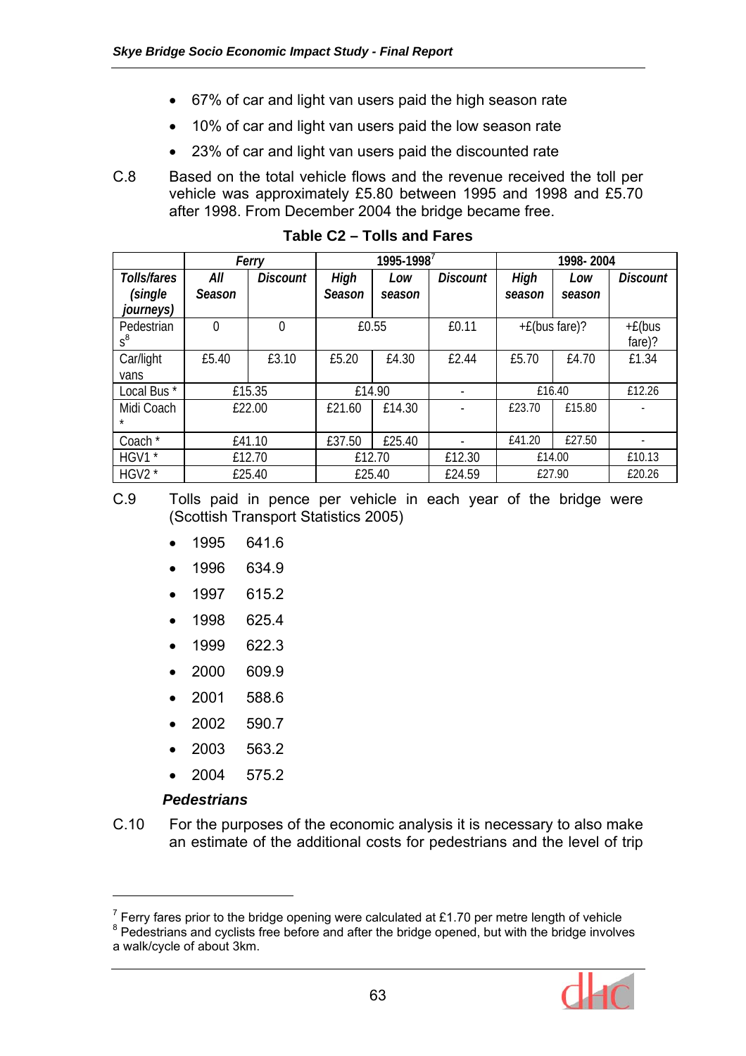- 67% of car and light van users paid the high season rate
- 10% of car and light van users paid the low season rate
- 23% of car and light van users paid the discounted rate

C.8 Based on the total vehicle flows and the revenue received the toll per vehicle was approximately £5.80 between 1995 and 1998 and £5.70 after 1998. From December 2004 the bridge became free.

**Table C2 – Tolls and Fares**

| | *Ferry* | | 1995-1998[7] | | | 1998- 2004 | | |
|---|---|---|---|---|---|---|---|---|
| *Tolls/fares (single journeys)* | *All Season* | *Discount* | *High Season* | *Low season* | *Discount* | *High season* | *Low season* | *Discount* |
| Pedestrians[8] | 0 | 0 | £0.55 | | £0.11 | +£(bus fare)? | | +£(bus fare)? |
| Car/light vans | £5.40 | £3.10 | £5.20 | £4.30 | £2.44 | £5.70 | £4.70 | £1.34 |
| Local Bus * | £15.35 | | £14.90 | | - | £16.40 | | £12.26 |
| Midi Coach * | £22.00 | | £21.60 | £14.30 | - | £23.70 | £15.80 | - |
| Coach * | £41.10 | | £37.50 | £25.40 | - | £41.20 | £27.50 | - |
| HGV1 * | £12.70 | | £12.70 | | £12.30 | £14.00 | | £10.13 |
| HGV2 * | £25.40 | | £25.40 | | £24.59 | £27.90 | | £20.26 |

C.9 Tolls paid in pence per vehicle in each year of the bridge were (Scottish Transport Statistics 2005)

- 1995 641.6
- 1996 634.9
- 1997 615.2
- 1998 625.4
- 1999 622.3
- 2000 609.9
- 2001 588.6
- 2002 590.7
- 2003 563.2
- 2004 575.2

***Pedestrians***

C.10 For the purposes of the economic analysis it is necessary to also make an estimate of the additional costs for pedestrians and the level of trip

[7] Ferry fares prior to the bridge opening were calculated at £1.70 per metre length of vehicle
[8] Pedestrians and cyclists free before and after the bridge opened, but with the bridge involves a walk/cycle of about 3km.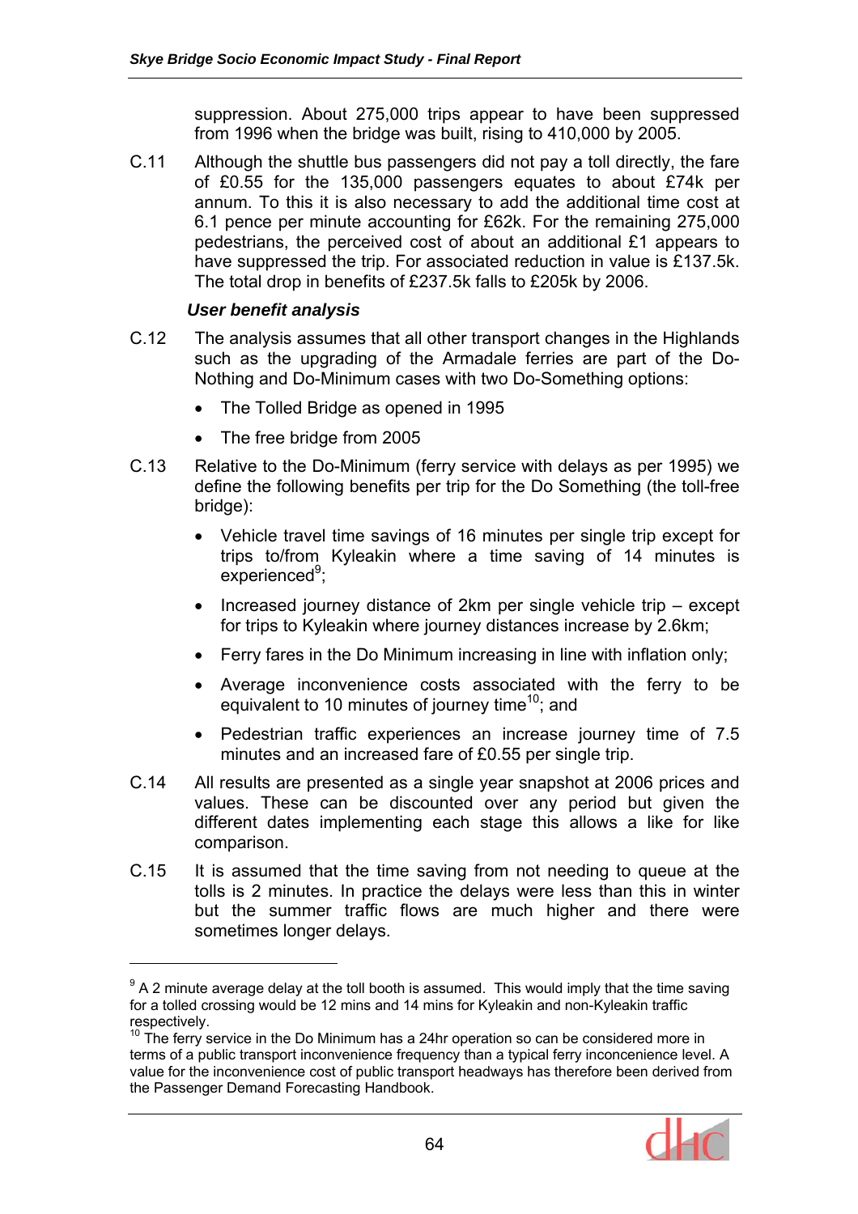suppression. About 275,000 trips appear to have been suppressed from 1996 when the bridge was built, rising to 410,000 by 2005.

C.11 Although the shuttle bus passengers did not pay a toll directly, the fare of £0.55 for the 135,000 passengers equates to about £74k per annum. To this it is also necessary to add the additional time cost at 6.1 pence per minute accounting for £62k. For the remaining 275,000 pedestrians, the perceived cost of about an additional £1 appears to have suppressed the trip. For associated reduction in value is £137.5k. The total drop in benefits of £237.5k falls to £205k by 2006.

### *User benefit analysis*

C.12 The analysis assumes that all other transport changes in the Highlands such as the upgrading of the Armadale ferries are part of the Do-Nothing and Do-Minimum cases with two Do-Something options:

- The Tolled Bridge as opened in 1995
- The free bridge from 2005

C.13 Relative to the Do-Minimum (ferry service with delays as per 1995) we define the following benefits per trip for the Do Something (the toll-free bridge):

- Vehicle travel time savings of 16 minutes per single trip except for trips to/from Kyleakin where a time saving of 14 minutes is experienced[9];
- Increased journey distance of 2km per single vehicle trip – except for trips to Kyleakin where journey distances increase by 2.6km;
- Ferry fares in the Do Minimum increasing in line with inflation only;
- Average inconvenience costs associated with the ferry to be equivalent to 10 minutes of journey time[10]; and
- Pedestrian traffic experiences an increase journey time of 7.5 minutes and an increased fare of £0.55 per single trip.

C.14 All results are presented as a single year snapshot at 2006 prices and values. These can be discounted over any period but given the different dates implementing each stage this allows a like for like comparison.

C.15 It is assumed that the time saving from not needing to queue at the tolls is 2 minutes. In practice the delays were less than this in winter but the summer traffic flows are much higher and there were sometimes longer delays.

---

[9] A 2 minute average delay at the toll booth is assumed. This would imply that the time saving for a tolled crossing would be 12 mins and 14 mins for Kyleakin and non-Kyleakin traffic respectively.

[10] The ferry service in the Do Minimum has a 24hr operation so can be considered more in terms of a public transport inconvenience frequency than a typical ferry inconcenience level. A value for the inconvenience cost of public transport headways has therefore been derived from the Passenger Demand Forecasting Handbook.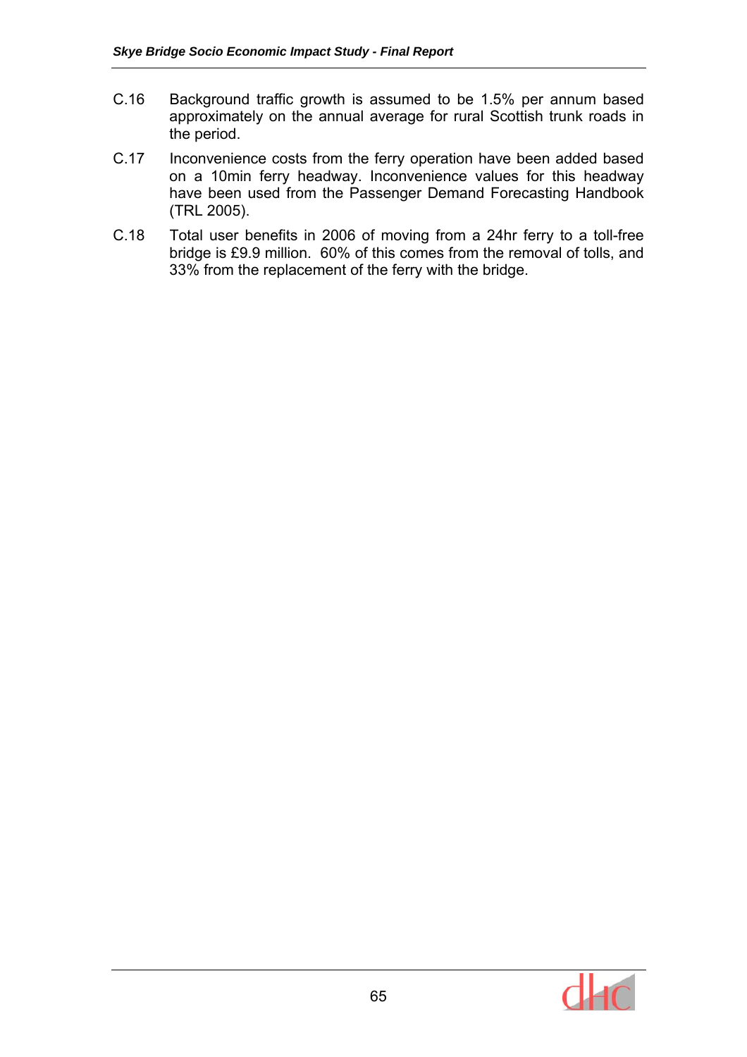C.16 Background traffic growth is assumed to be 1.5% per annum based approximately on the annual average for rural Scottish trunk roads in the period.

C.17 Inconvenience costs from the ferry operation have been added based on a 10min ferry headway. Inconvenience values for this headway have been used from the Passenger Demand Forecasting Handbook (TRL 2005).

C.18 Total user benefits in 2006 of moving from a 24hr ferry to a toll-free bridge is £9.9 million. 60% of this comes from the removal of tolls, and 33% from the replacement of the ferry with the bridge.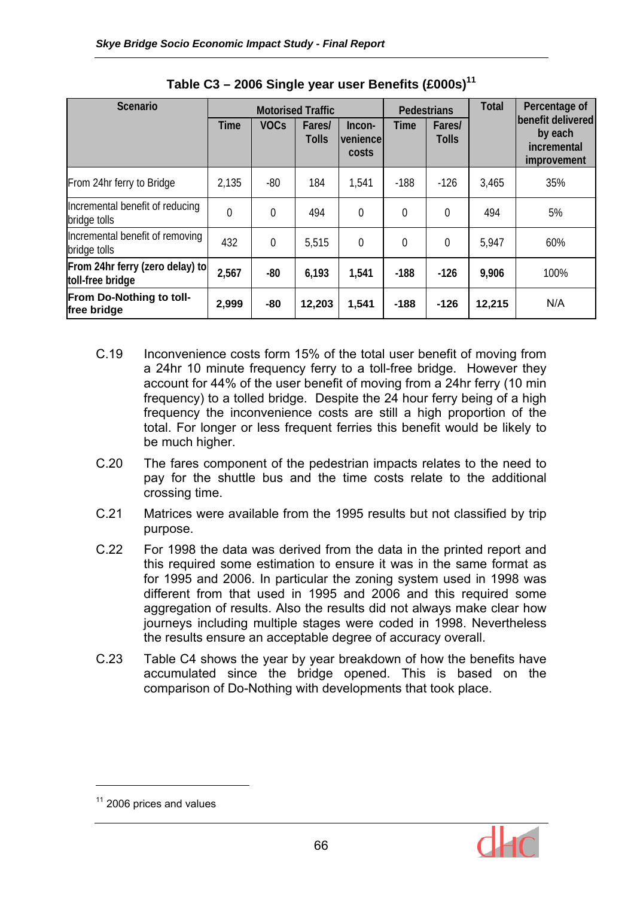**Table C3 – 2006 Single year user Benefits (£000s)[11]**

| Scenario | Motorised Traffic | | | | Pedestrians | | Total | Percentage of benefit delivered by each incremental improvement |
|---|---|---|---|---|---|---|---|---|
| | Time | VOCs | Fares/ Tolls | Incon-venience costs | Time | Fares/ Tolls | | |
| From 24hr ferry to Bridge | 2,135 | -80 | 184 | 1,541 | -188 | -126 | 3,465 | 35% |
| Incremental benefit of reducing bridge tolls | 0 | 0 | 494 | 0 | 0 | 0 | 494 | 5% |
| Incremental benefit of removing bridge tolls | 432 | 0 | 5,515 | 0 | 0 | 0 | 5,947 | 60% |
| **From 24hr ferry (zero delay) to toll-free bridge** | **2,567** | **-80** | **6,193** | **1,541** | **-188** | **-126** | **9,906** | 100% |
| **From Do-Nothing to toll-free bridge** | **2,999** | **-80** | **12,203** | **1,541** | **-188** | **-126** | **12,215** | N/A |

C.19 Inconvenience costs form 15% of the total user benefit of moving from a 24hr 10 minute frequency ferry to a toll-free bridge. However they account for 44% of the user benefit of moving from a 24hr ferry (10 min frequency) to a tolled bridge. Despite the 24 hour ferry being of a high frequency the inconvenience costs are still a high proportion of the total. For longer or less frequent ferries this benefit would be likely to be much higher.

C.20 The fares component of the pedestrian impacts relates to the need to pay for the shuttle bus and the time costs relate to the additional crossing time.

C.21 Matrices were available from the 1995 results but not classified by trip purpose.

C.22 For 1998 the data was derived from the data in the printed report and this required some estimation to ensure it was in the same format as for 1995 and 2006. In particular the zoning system used in 1998 was different from that used in 1995 and 2006 and this required some aggregation of results. Also the results did not always make clear how journeys including multiple stages were coded in 1998. Nevertheless the results ensure an acceptable degree of accuracy overall.

C.23 Table C4 shows the year by year breakdown of how the benefits have accumulated since the bridge opened. This is based on the comparison of Do-Nothing with developments that took place.

[11] 2006 prices and values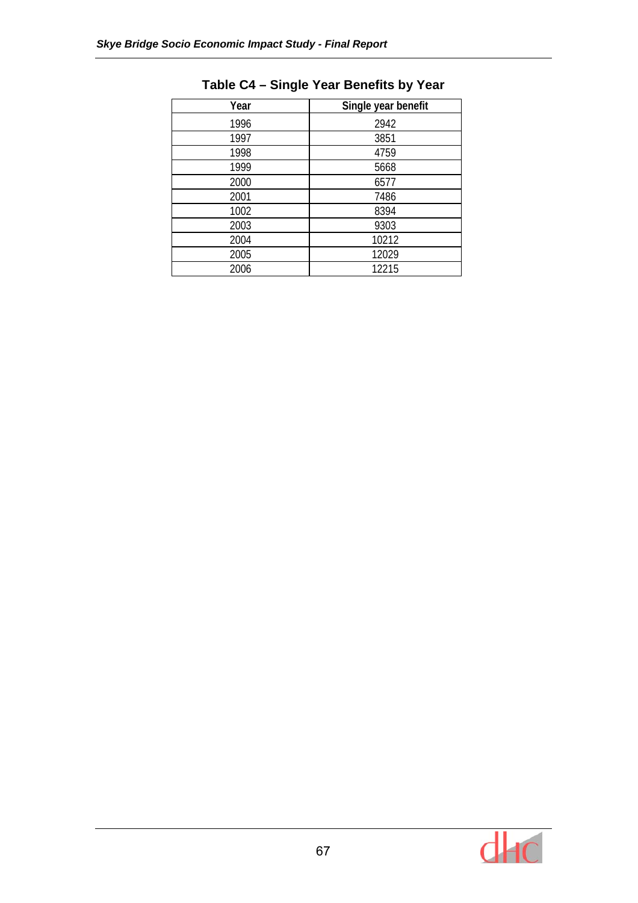**Table C4 – Single Year Benefits by Year**

| Year | Single year benefit |
|---|---|
| 1996 | 2942 |
| 1997 | 3851 |
| 1998 | 4759 |
| 1999 | 5668 |
| 2000 | 6577 |
| 2001 | 7486 |
| 1002 | 8394 |
| 2003 | 9303 |
| 2004 | 10212 |
| 2005 | 12029 |
| 2006 | 12215 |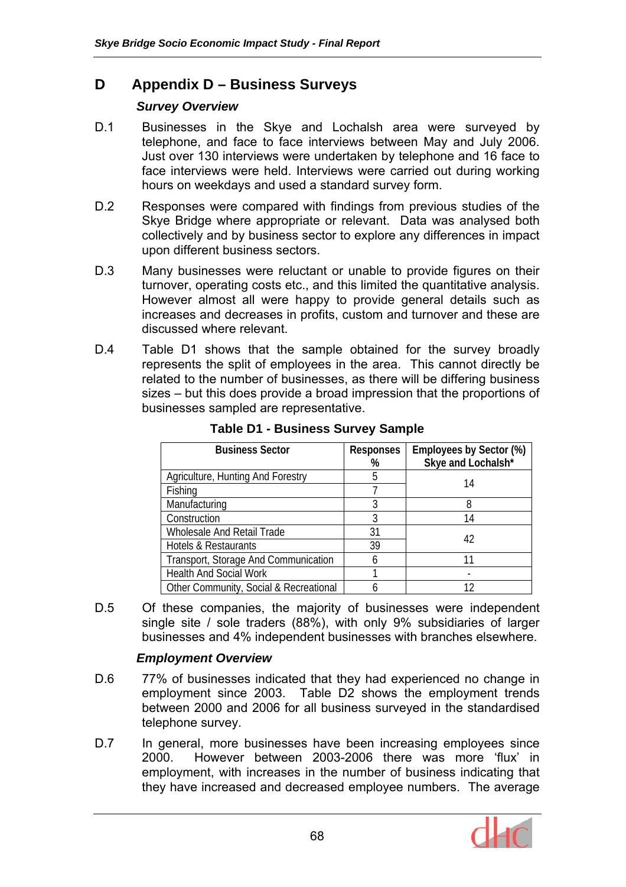# D Appendix D – Business Surveys

### *Survey Overview*

D.1 Businesses in the Skye and Lochalsh area were surveyed by telephone, and face to face interviews between May and July 2006. Just over 130 interviews were undertaken by telephone and 16 face to face interviews were held. Interviews were carried out during working hours on weekdays and used a standard survey form.

D.2 Responses were compared with findings from previous studies of the Skye Bridge where appropriate or relevant. Data was analysed both collectively and by business sector to explore any differences in impact upon different business sectors.

D.3 Many businesses were reluctant or unable to provide figures on their turnover, operating costs etc., and this limited the quantitative analysis. However almost all were happy to provide general details such as increases and decreases in profits, custom and turnover and these are discussed where relevant.

D.4 Table D1 shows that the sample obtained for the survey broadly represents the split of employees in the area. This cannot directly be related to the number of businesses, as there will be differing business sizes – but this does provide a broad impression that the proportions of businesses sampled are representative.

**Table D1 - Business Survey Sample**

| Business Sector | Responses % | Employees by Sector (%) Skye and Lochalsh* |
|---|---|---|
| Agriculture, Hunting And Forestry | 5 | 14 |
| Fishing | 7 | |
| Manufacturing | 3 | 8 |
| Construction | 3 | 14 |
| Wholesale And Retail Trade | 31 | 42 |
| Hotels & Restaurants | 39 | |
| Transport, Storage And Communication | 6 | 11 |
| Health And Social Work | 1 | - |
| Other Community, Social & Recreational | 6 | 12 |

D.5 Of these companies, the majority of businesses were independent single site / sole traders (88%), with only 9% subsidiaries of larger businesses and 4% independent businesses with branches elsewhere.

### *Employment Overview*

D.6 77% of businesses indicated that they had experienced no change in employment since 2003. Table D2 shows the employment trends between 2000 and 2006 for all business surveyed in the standardised telephone survey.

D.7 In general, more businesses have been increasing employees since 2000. However between 2003-2006 there was more 'flux' in employment, with increases in the number of business indicating that they have increased and decreased employee numbers. The average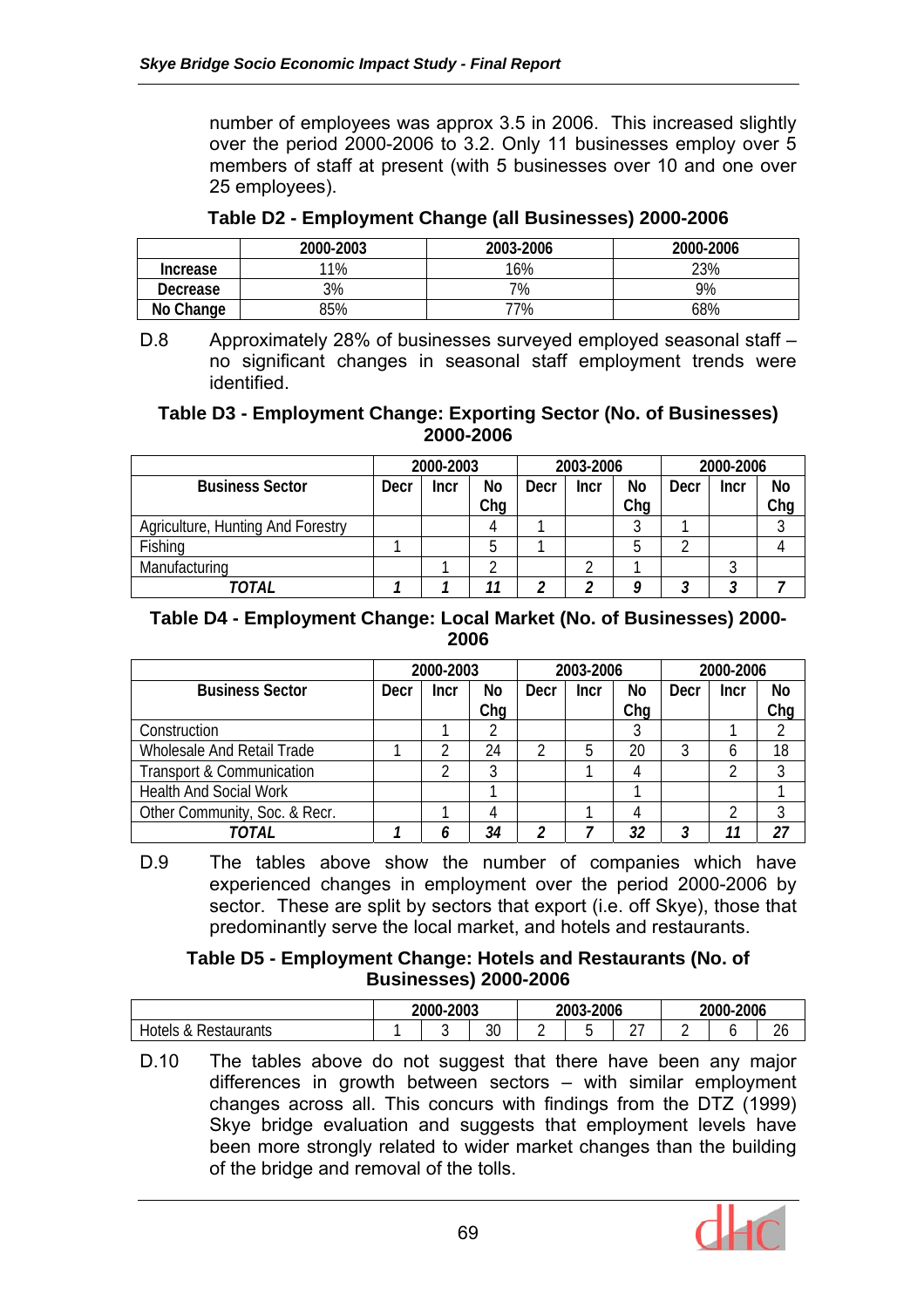number of employees was approx 3.5 in 2006. This increased slightly over the period 2000-2006 to 3.2. Only 11 businesses employ over 5 members of staff at present (with 5 businesses over 10 and one over 25 employees).

**Table D2 - Employment Change (all Businesses) 2000-2006**

| | 2000-2003 | 2003-2006 | 2000-2006 |
|---|---|---|---|
| Increase | 11% | 16% | 23% |
| Decrease | 3% | 7% | 9% |
| No Change | 85% | 77% | 68% |

D.8 Approximately 28% of businesses surveyed employed seasonal staff – no significant changes in seasonal staff employment trends were identified.

**Table D3 - Employment Change: Exporting Sector (No. of Businesses) 2000-2006**

| | 2000-2003 | | | 2003-2006 | | | 2000-2006 | | |
|---|---|---|---|---|---|---|---|---|---|
| Business Sector | Decr | Incr | No Chg | Decr | Incr | No Chg | Decr | Incr | No Chg |
| Agriculture, Hunting And Forestry | | | 4 | 1 | | 3 | 1 | | 3 |
| Fishing | 1 | | 5 | 1 | | 5 | 2 | | 4 |
| Manufacturing | | 1 | 2 | | 2 | 1 | | 3 | |
| *TOTAL* | *1* | *1* | *11* | *2* | *2* | *9* | *3* | *3* | *7* |

**Table D4 - Employment Change: Local Market (No. of Businesses) 2000-2006**

| | 2000-2003 | | | 2003-2006 | | | 2000-2006 | | |
|---|---|---|---|---|---|---|---|---|---|
| Business Sector | Decr | Incr | No Chg | Decr | Incr | No Chg | Decr | Incr | No Chg |
| Construction | | 1 | 2 | | | 3 | | 1 | 2 |
| Wholesale And Retail Trade | 1 | 2 | 24 | 2 | 5 | 20 | 3 | 6 | 18 |
| Transport & Communication | | 2 | 3 | | 1 | 4 | | 2 | 3 |
| Health And Social Work | | | 1 | | | 1 | | | 1 |
| Other Community, Soc. & Recr. | | 1 | 4 | | 1 | 4 | | 2 | 3 |
| *TOTAL* | *1* | *6* | *34* | *2* | *7* | *32* | *3* | *11* | *27* |

D.9 The tables above show the number of companies which have experienced changes in employment over the period 2000-2006 by sector. These are split by sectors that export (i.e. off Skye), those that predominantly serve the local market, and hotels and restaurants.

**Table D5 - Employment Change: Hotels and Restaurants (No. of Businesses) 2000-2006**

| | 2000-2003 | | | 2003-2006 | | | 2000-2006 | | |
|---|---|---|---|---|---|---|---|---|---|
| Hotels & Restaurants | 1 | 3 | 30 | 2 | 5 | 27 | 2 | 6 | 26 |

D.10 The tables above do not suggest that there have been any major differences in growth between sectors – with similar employment changes across all. This concurs with findings from the DTZ (1999) Skye bridge evaluation and suggests that employment levels have been more strongly related to wider market changes than the building of the bridge and removal of the tolls.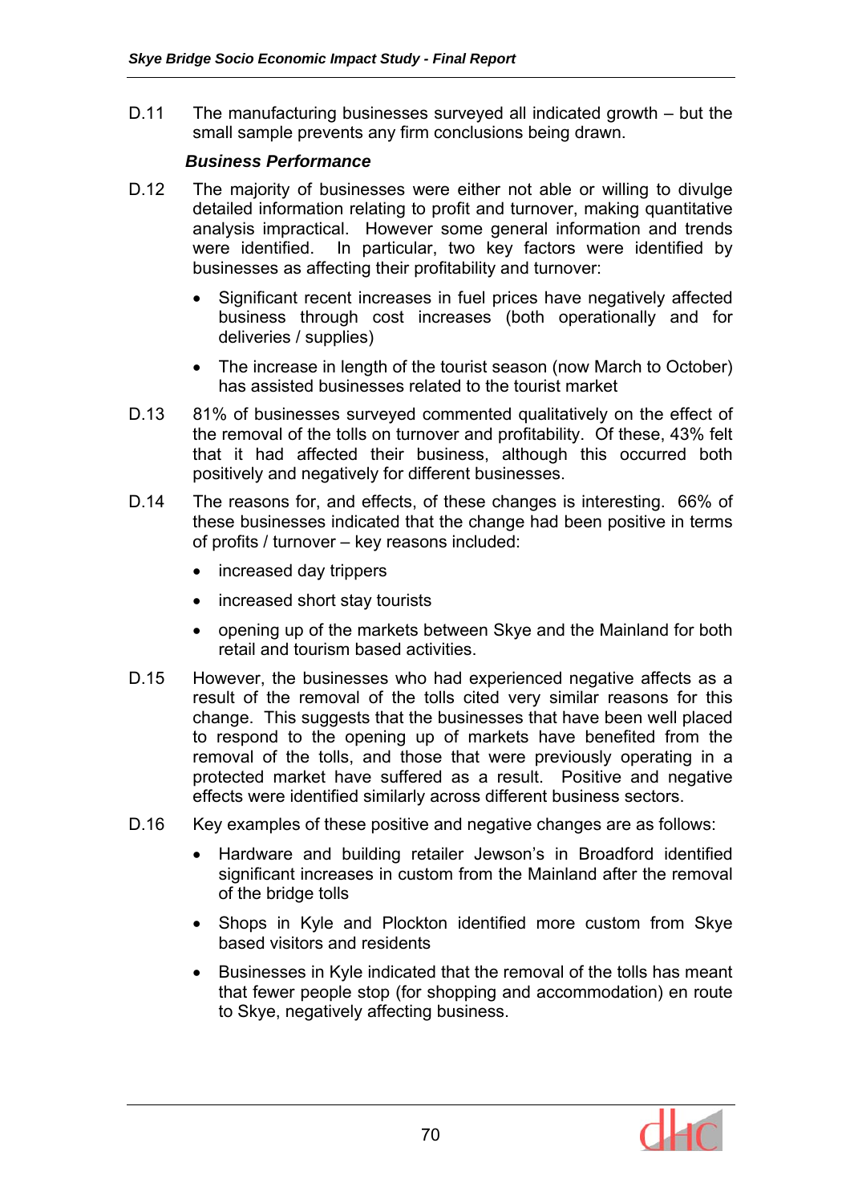D.11 The manufacturing businesses surveyed all indicated growth – but the small sample prevents any firm conclusions being drawn.

### Business Performance

D.12 The majority of businesses were either not able or willing to divulge detailed information relating to profit and turnover, making quantitative analysis impractical. However some general information and trends were identified. In particular, two key factors were identified by businesses as affecting their profitability and turnover:

- Significant recent increases in fuel prices have negatively affected business through cost increases (both operationally and for deliveries / supplies)
- The increase in length of the tourist season (now March to October) has assisted businesses related to the tourist market

D.13 81% of businesses surveyed commented qualitatively on the effect of the removal of the tolls on turnover and profitability. Of these, 43% felt that it had affected their business, although this occurred both positively and negatively for different businesses.

D.14 The reasons for, and effects, of these changes is interesting. 66% of these businesses indicated that the change had been positive in terms of profits / turnover – key reasons included:

- increased day trippers
- increased short stay tourists
- opening up of the markets between Skye and the Mainland for both retail and tourism based activities.

D.15 However, the businesses who had experienced negative affects as a result of the removal of the tolls cited very similar reasons for this change. This suggests that the businesses that have been well placed to respond to the opening up of markets have benefited from the removal of the tolls, and those that were previously operating in a protected market have suffered as a result. Positive and negative effects were identified similarly across different business sectors.

D.16 Key examples of these positive and negative changes are as follows:

- Hardware and building retailer Jewson's in Broadford identified significant increases in custom from the Mainland after the removal of the bridge tolls
- Shops in Kyle and Plockton identified more custom from Skye based visitors and residents
- Businesses in Kyle indicated that the removal of the tolls has meant that fewer people stop (for shopping and accommodation) en route to Skye, negatively affecting business.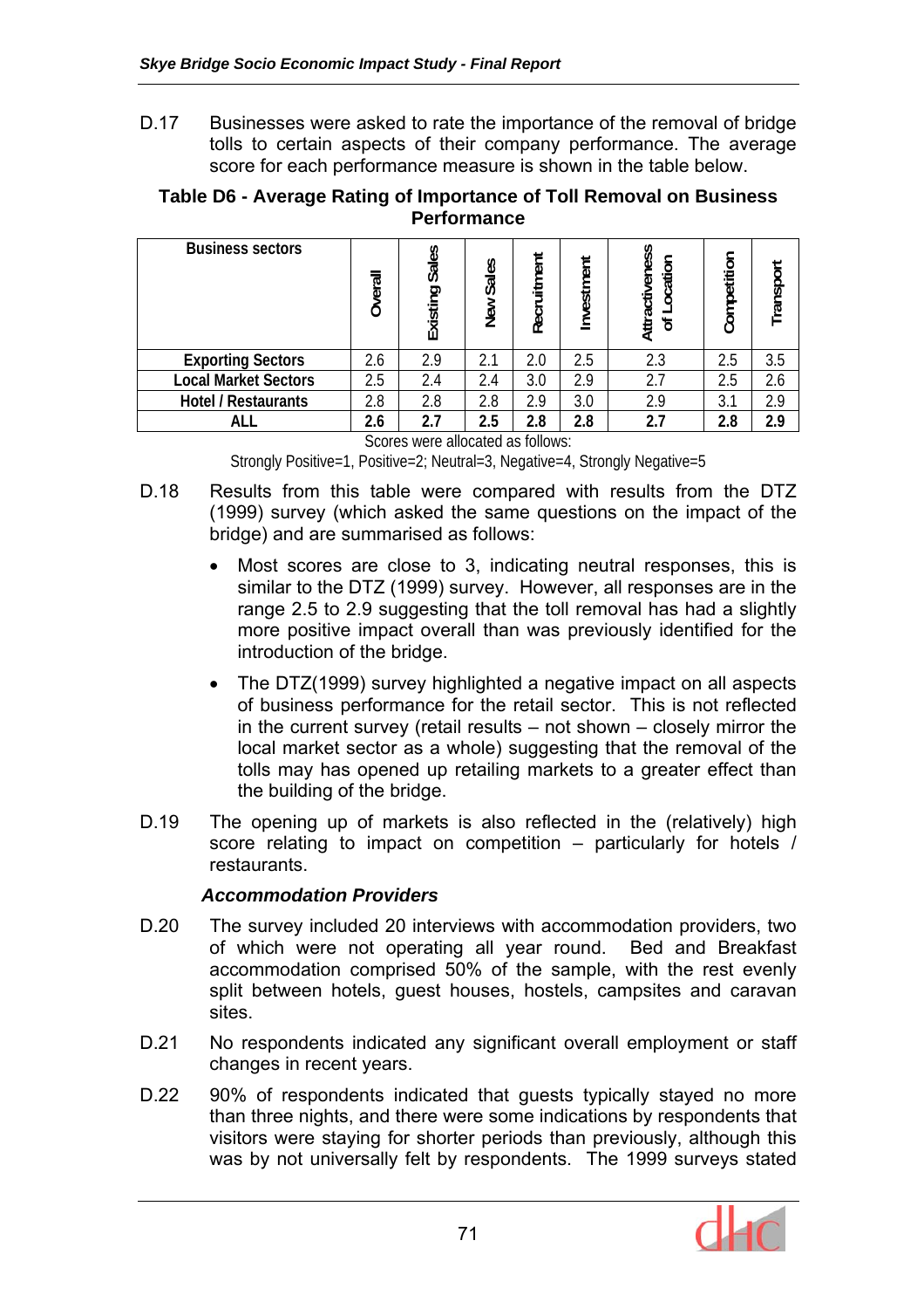D.17 Businesses were asked to rate the importance of the removal of bridge tolls to certain aspects of their company performance. The average score for each performance measure is shown in the table below.

**Table D6 - Average Rating of Importance of Toll Removal on Business Performance**

| Business sectors | Overall | Existing Sales | New Sales | Recruitment | Investment | Attractiveness of Location | Competition | Transport |
|---|---|---|---|---|---|---|---|---|
| **Exporting Sectors** | 2.6 | 2.9 | 2.1 | 2.0 | 2.5 | 2.3 | 2.5 | 3.5 |
| **Local Market Sectors** | 2.5 | 2.4 | 2.4 | 3.0 | 2.9 | 2.7 | 2.5 | 2.6 |
| **Hotel / Restaurants** | 2.8 | 2.8 | 2.8 | 2.9 | 3.0 | 2.9 | 3.1 | 2.9 |
| **ALL** | **2.6** | **2.7** | **2.5** | **2.8** | **2.8** | **2.7** | **2.8** | **2.9** |

Scores were allocated as follows:

Strongly Positive=1, Positive=2; Neutral=3, Negative=4, Strongly Negative=5

D.18 Results from this table were compared with results from the DTZ (1999) survey (which asked the same questions on the impact of the bridge) and are summarised as follows:

- Most scores are close to 3, indicating neutral responses, this is similar to the DTZ (1999) survey. However, all responses are in the range 2.5 to 2.9 suggesting that the toll removal has had a slightly more positive impact overall than was previously identified for the introduction of the bridge.
- The DTZ(1999) survey highlighted a negative impact on all aspects of business performance for the retail sector. This is not reflected in the current survey (retail results – not shown – closely mirror the local market sector as a whole) suggesting that the removal of the tolls may has opened up retailing markets to a greater effect than the building of the bridge.

D.19 The opening up of markets is also reflected in the (relatively) high score relating to impact on competition – particularly for hotels / restaurants.

### *Accommodation Providers*

D.20 The survey included 20 interviews with accommodation providers, two of which were not operating all year round. Bed and Breakfast accommodation comprised 50% of the sample, with the rest evenly split between hotels, guest houses, hostels, campsites and caravan sites.

D.21 No respondents indicated any significant overall employment or staff changes in recent years.

D.22 90% of respondents indicated that guests typically stayed no more than three nights, and there were some indications by respondents that visitors were staying for shorter periods than previously, although this was by not universally felt by respondents. The 1999 surveys stated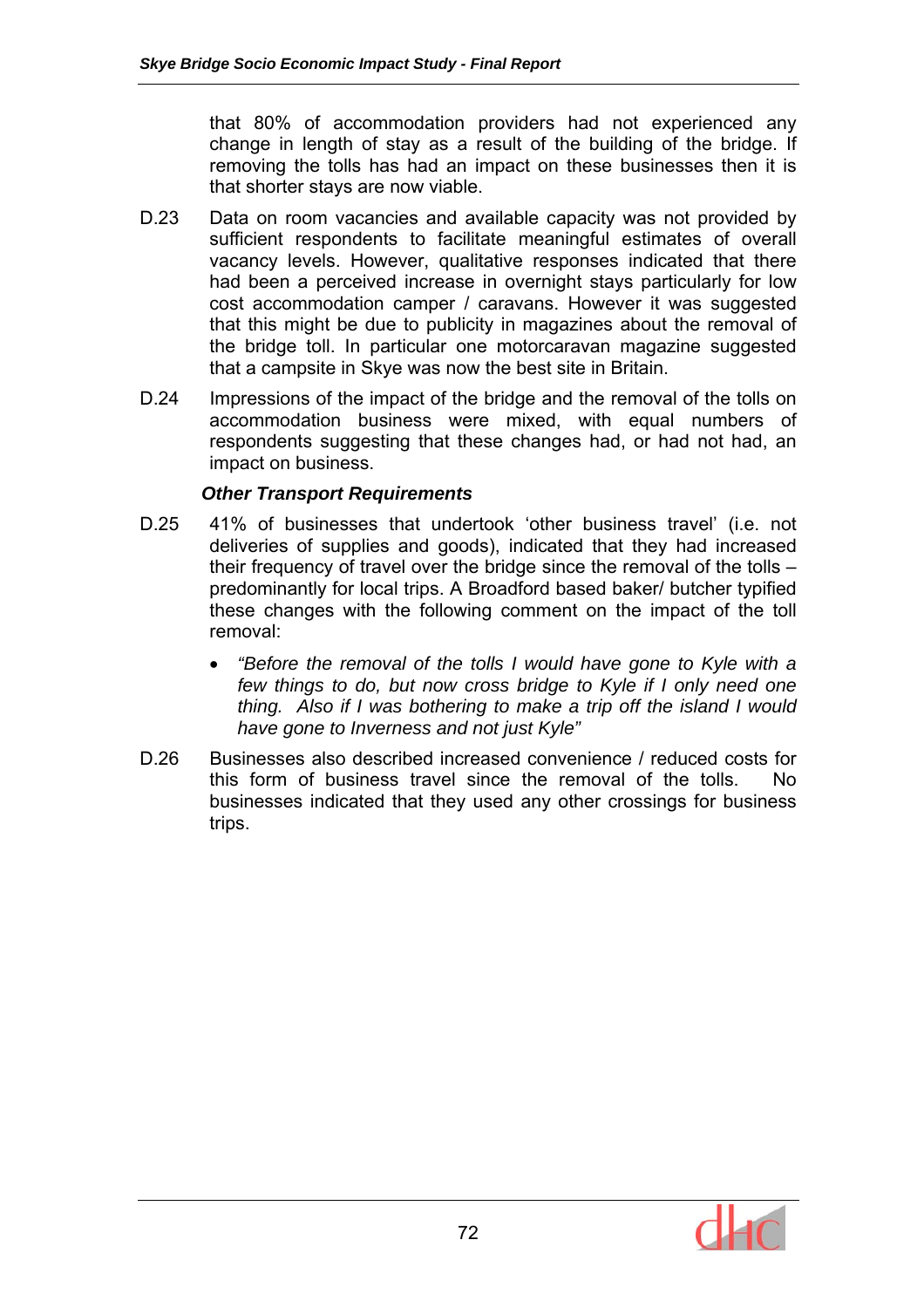that 80% of accommodation providers had not experienced any change in length of stay as a result of the building of the bridge. If removing the tolls has had an impact on these businesses then it is that shorter stays are now viable.

D.23 Data on room vacancies and available capacity was not provided by sufficient respondents to facilitate meaningful estimates of overall vacancy levels. However, qualitative responses indicated that there had been a perceived increase in overnight stays particularly for low cost accommodation camper / caravans. However it was suggested that this might be due to publicity in magazines about the removal of the bridge toll. In particular one motorcaravan magazine suggested that a campsite in Skye was now the best site in Britain.

D.24 Impressions of the impact of the bridge and the removal of the tolls on accommodation business were mixed, with equal numbers of respondents suggesting that these changes had, or had not had, an impact on business.

### *Other Transport Requirements*

D.25 41% of businesses that undertook 'other business travel' (i.e. not deliveries of supplies and goods), indicated that they had increased their frequency of travel over the bridge since the removal of the tolls – predominantly for local trips. A Broadford based baker/ butcher typified these changes with the following comment on the impact of the toll removal:

- *"Before the removal of the tolls I would have gone to Kyle with a few things to do, but now cross bridge to Kyle if I only need one thing. Also if I was bothering to make a trip off the island I would have gone to Inverness and not just Kyle"*

D.26 Businesses also described increased convenience / reduced costs for this form of business travel since the removal of the tolls. No businesses indicated that they used any other crossings for business trips.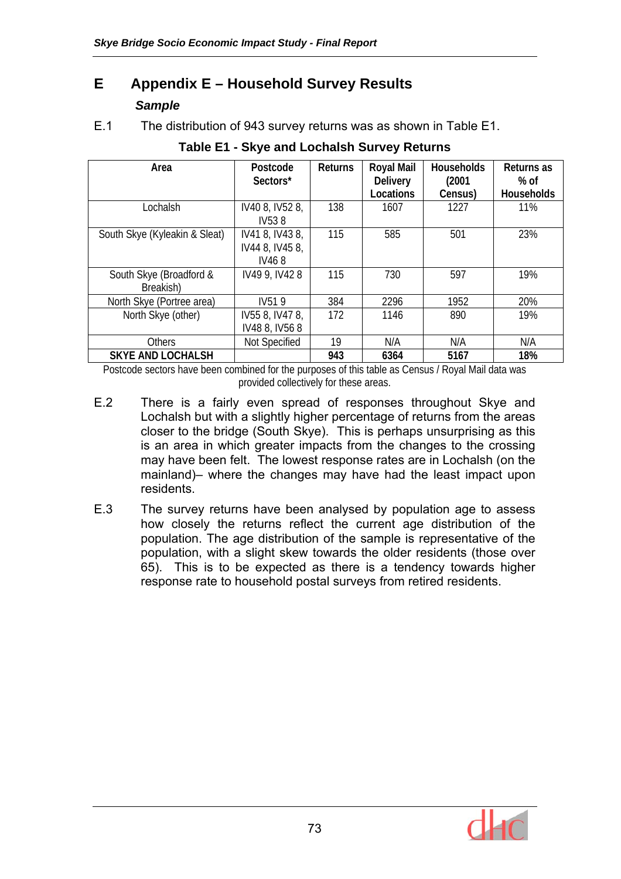# E Appendix E – Household Survey Results

### *Sample*

E.1 The distribution of 943 survey returns was as shown in Table E1.

**Table E1 - Skye and Lochalsh Survey Returns**

| Area | Postcode Sectors* | Returns | Royal Mail Delivery Locations | Households (2001 Census) | Returns as % of Households |
|---|---|---|---|---|---|
| Lochalsh | IV40 8, IV52 8, IV53 8 | 138 | 1607 | 1227 | 11% |
| South Skye (Kyleakin & Sleat) | IV41 8, IV43 8, IV44 8, IV45 8, IV46 8 | 115 | 585 | 501 | 23% |
| South Skye (Broadford & Breakish) | IV49 9, IV42 8 | 115 | 730 | 597 | 19% |
| North Skye (Portree area) | IV51 9 | 384 | 2296 | 1952 | 20% |
| North Skye (other) | IV55 8, IV47 8, IV48 8, IV56 8 | 172 | 1146 | 890 | 19% |
| Others | Not Specified | 19 | N/A | N/A | N/A |
| **SKYE AND LOCHALSH** | | **943** | **6364** | **5167** | **18%** |

Postcode sectors have been combined for the purposes of this table as Census / Royal Mail data was provided collectively for these areas.

E.2 There is a fairly even spread of responses throughout Skye and Lochalsh but with a slightly higher percentage of returns from the areas closer to the bridge (South Skye). This is perhaps unsurprising as this is an area in which greater impacts from the changes to the crossing may have been felt. The lowest response rates are in Lochalsh (on the mainland)– where the changes may have had the least impact upon residents.

E.3 The survey returns have been analysed by population age to assess how closely the returns reflect the current age distribution of the population. The age distribution of the sample is representative of the population, with a slight skew towards the older residents (those over 65). This is to be expected as there is a tendency towards higher response rate to household postal surveys from retired residents.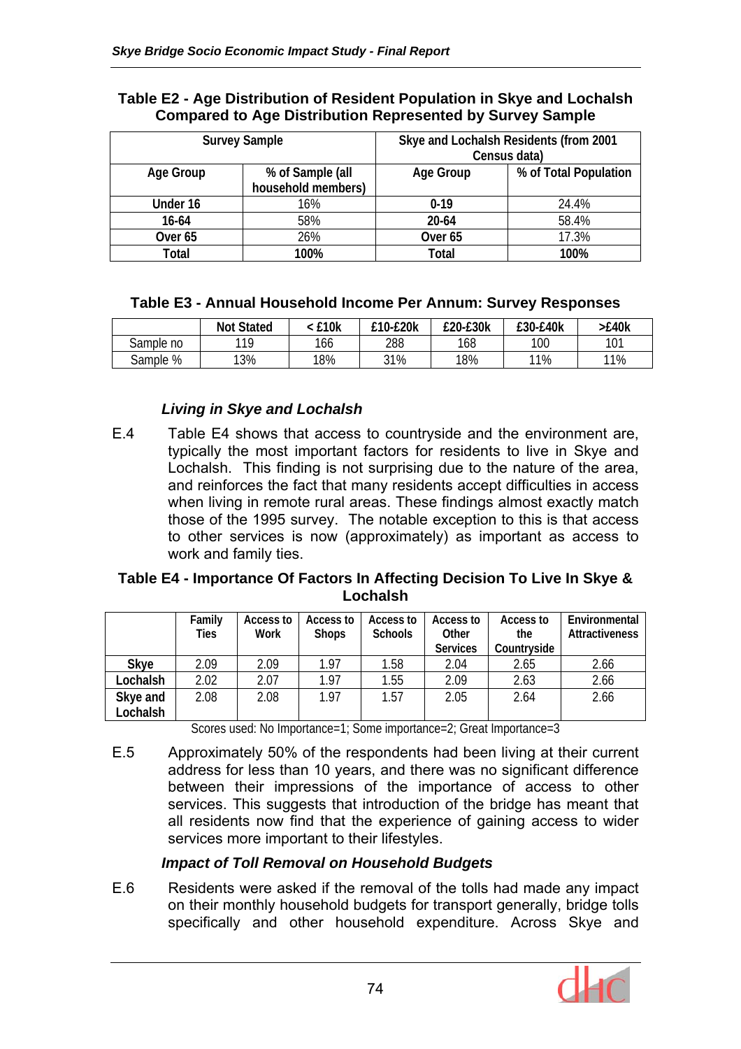**Table E2 - Age Distribution of Resident Population in Skye and Lochalsh Compared to Age Distribution Represented by Survey Sample**

| Survey Sample | | Skye and Lochalsh Residents (from 2001 Census data) | |
|---|---|---|---|
| **Age Group** | **% of Sample (all household members)** | **Age Group** | **% of Total Population** |
| **Under 16** | 16% | **0-19** | 24.4% |
| **16-64** | 58% | **20-64** | 58.4% |
| **Over 65** | 26% | **Over 65** | 17.3% |
| **Total** | **100%** | **Total** | **100%** |

**Table E3 - Annual Household Income Per Annum: Survey Responses**

| | Not Stated | < £10k | £10-£20k | £20-£30k | £30-£40k | >£40k |
|---|---|---|---|---|---|---|
| Sample no | 119 | 166 | 288 | 168 | 100 | 101 |
| Sample % | 13% | 18% | 31% | 18% | 11% | 11% |

### *Living in Skye and Lochalsh*

E.4 Table E4 shows that access to countryside and the environment are, typically the most important factors for residents to live in Skye and Lochalsh. This finding is not surprising due to the nature of the area, and reinforces the fact that many residents accept difficulties in access when living in remote rural areas. These findings almost exactly match those of the 1995 survey. The notable exception to this is that access to other services is now (approximately) as important as access to work and family ties.

**Table E4 - Importance Of Factors In Affecting Decision To Live In Skye & Lochalsh**

| | Family Ties | Access to Work | Access to Shops | Access to Schools | Access to Other Services | Access to the Countryside | Environmental Attractiveness |
|---|---|---|---|---|---|---|---|
| **Skye** | 2.09 | 2.09 | 1.97 | 1.58 | 2.04 | 2.65 | 2.66 |
| **Lochalsh** | 2.02 | 2.07 | 1.97 | 1.55 | 2.09 | 2.63 | 2.66 |
| **Skye and Lochalsh** | 2.08 | 2.08 | 1.97 | 1.57 | 2.05 | 2.64 | 2.66 |

Scores used: No Importance=1; Some importance=2; Great Importance=3

E.5 Approximately 50% of the respondents had been living at their current address for less than 10 years, and there was no significant difference between their impressions of the importance of access to other services. This suggests that introduction of the bridge has meant that all residents now find that the experience of gaining access to wider services more important to their lifestyles.

### *Impact of Toll Removal on Household Budgets*

E.6 Residents were asked if the removal of the tolls had made any impact on their monthly household budgets for transport generally, bridge tolls specifically and other household expenditure. Across Skye and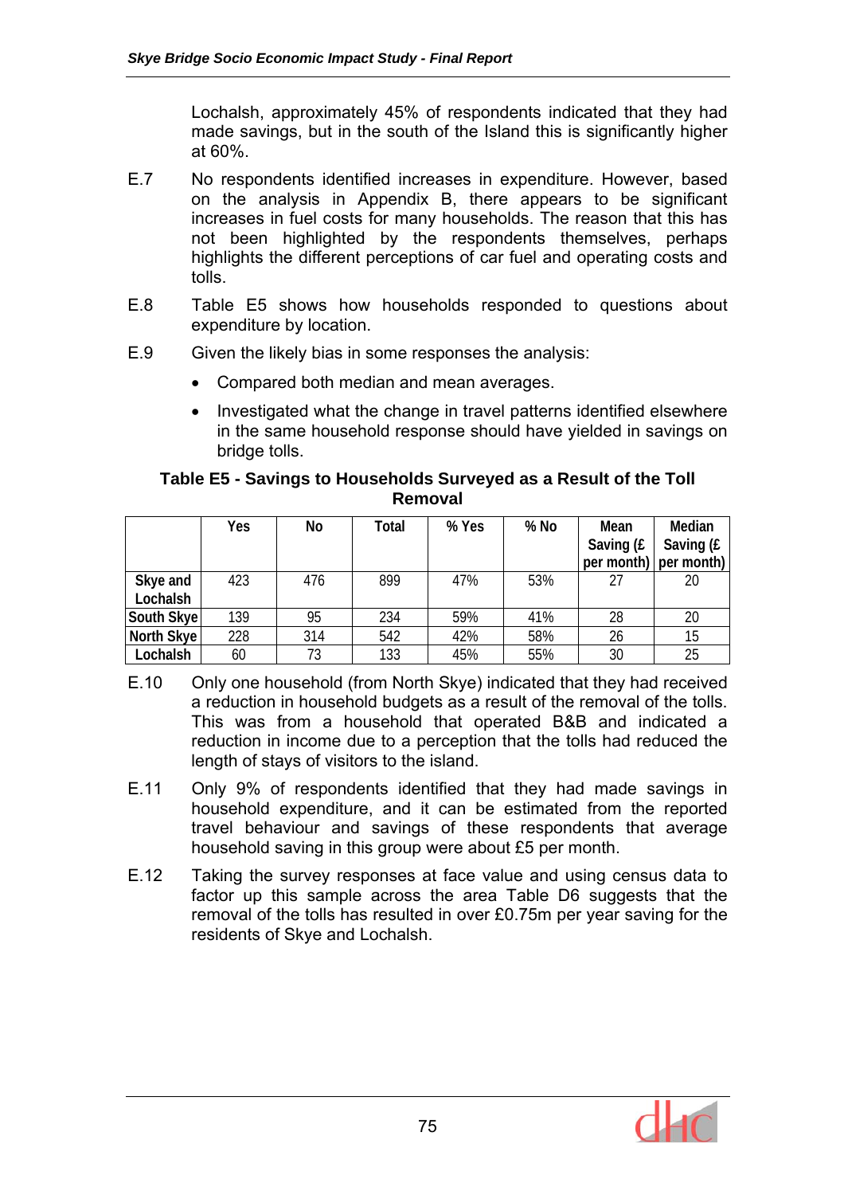Lochalsh, approximately 45% of respondents indicated that they had made savings, but in the south of the Island this is significantly higher at 60%.

E.7 No respondents identified increases in expenditure. However, based on the analysis in Appendix B, there appears to be significant increases in fuel costs for many households. The reason that this has not been highlighted by the respondents themselves, perhaps highlights the different perceptions of car fuel and operating costs and tolls.

E.8 Table E5 shows how households responded to questions about expenditure by location.

E.9 Given the likely bias in some responses the analysis:

- Compared both median and mean averages.
- Investigated what the change in travel patterns identified elsewhere in the same household response should have yielded in savings on bridge tolls.

**Table E5 - Savings to Households Surveyed as a Result of the Toll Removal**

| | Yes | No | Total | % Yes | % No | Mean Saving (£ per month) | Median Saving (£ per month) |
|---|---|---|---|---|---|---|---|
| Skye and Lochalsh | 423 | 476 | 899 | 47% | 53% | 27 | 20 |
| South Skye | 139 | 95 | 234 | 59% | 41% | 28 | 20 |
| North Skye | 228 | 314 | 542 | 42% | 58% | 26 | 15 |
| Lochalsh | 60 | 73 | 133 | 45% | 55% | 30 | 25 |

E.10 Only one household (from North Skye) indicated that they had received a reduction in household budgets as a result of the removal of the tolls. This was from a household that operated B&B and indicated a reduction in income due to a perception that the tolls had reduced the length of stays of visitors to the island.

E.11 Only 9% of respondents identified that they had made savings in household expenditure, and it can be estimated from the reported travel behaviour and savings of these respondents that average household saving in this group were about £5 per month.

E.12 Taking the survey responses at face value and using census data to factor up this sample across the area Table D6 suggests that the removal of the tolls has resulted in over £0.75m per year saving for the residents of Skye and Lochalsh.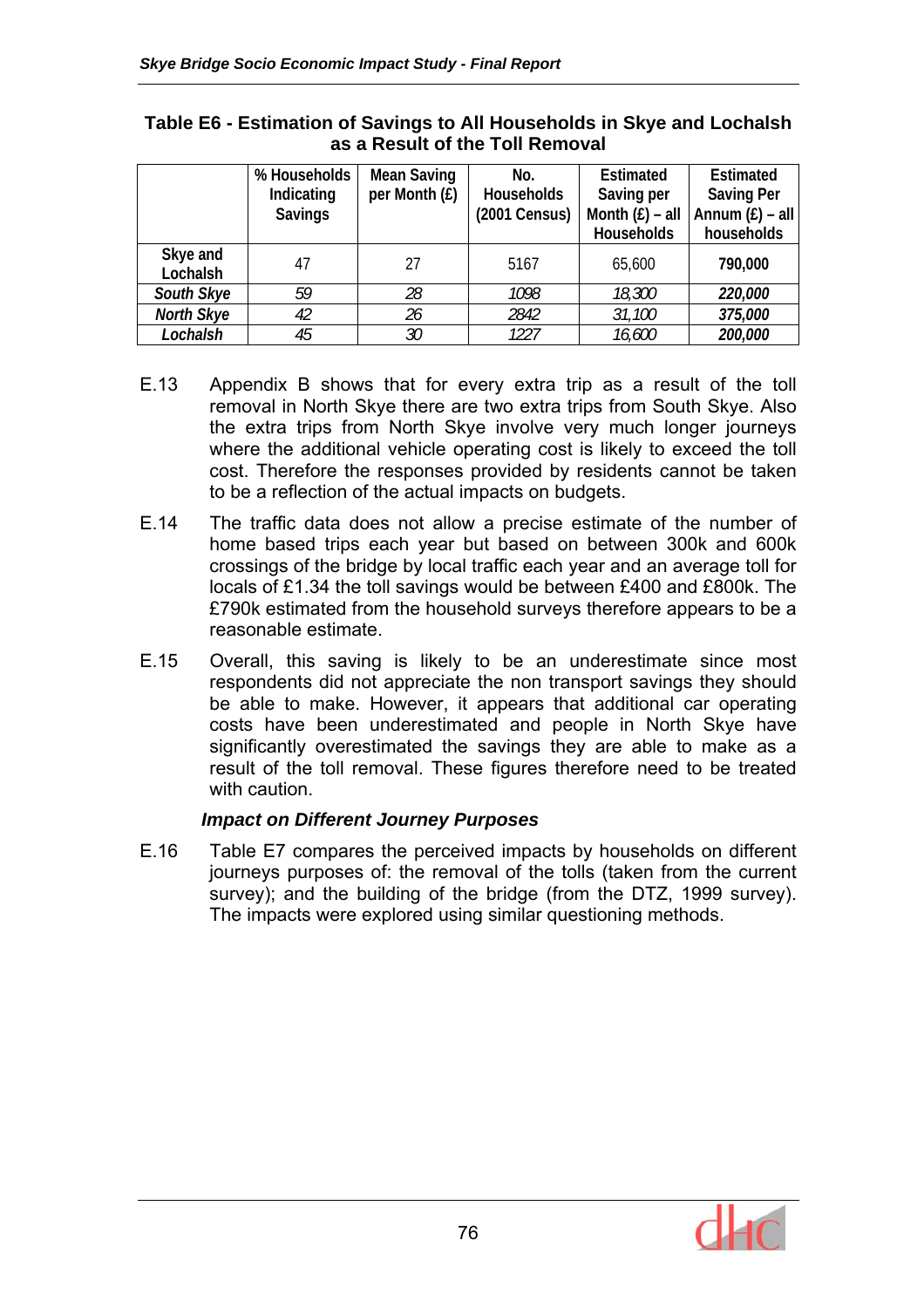**Table E6 - Estimation of Savings to All Households in Skye and Lochalsh as a Result of the Toll Removal**

| | % Households Indicating Savings | Mean Saving per Month (£) | No. Households (2001 Census) | Estimated Saving per Month (£) – all Households | Estimated Saving Per Annum (£) – all households |
|---|---|---|---|---|---|
| **Skye and Lochalsh** | 47 | 27 | 5167 | 65,600 | **790,000** |
| ***South Skye*** | *59* | *28* | *1098* | *18,300* | ***220,000*** |
| ***North Skye*** | *42* | *26* | *2842* | *31,100* | ***375,000*** |
| ***Lochalsh*** | *45* | *30* | *1227* | *16,600* | ***200,000*** |

E.13 Appendix B shows that for every extra trip as a result of the toll removal in North Skye there are two extra trips from South Skye. Also the extra trips from North Skye involve very much longer journeys where the additional vehicle operating cost is likely to exceed the toll cost. Therefore the responses provided by residents cannot be taken to be a reflection of the actual impacts on budgets.

E.14 The traffic data does not allow a precise estimate of the number of home based trips each year but based on between 300k and 600k crossings of the bridge by local traffic each year and an average toll for locals of £1.34 the toll savings would be between £400 and £800k. The £790k estimated from the household surveys therefore appears to be a reasonable estimate.

E.15 Overall, this saving is likely to be an underestimate since most respondents did not appreciate the non transport savings they should be able to make. However, it appears that additional car operating costs have been underestimated and people in North Skye have significantly overestimated the savings they are able to make as a result of the toll removal. These figures therefore need to be treated with caution.

### *Impact on Different Journey Purposes*

E.16 Table E7 compares the perceived impacts by households on different journeys purposes of: the removal of the tolls (taken from the current survey); and the building of the bridge (from the DTZ, 1999 survey). The impacts were explored using similar questioning methods.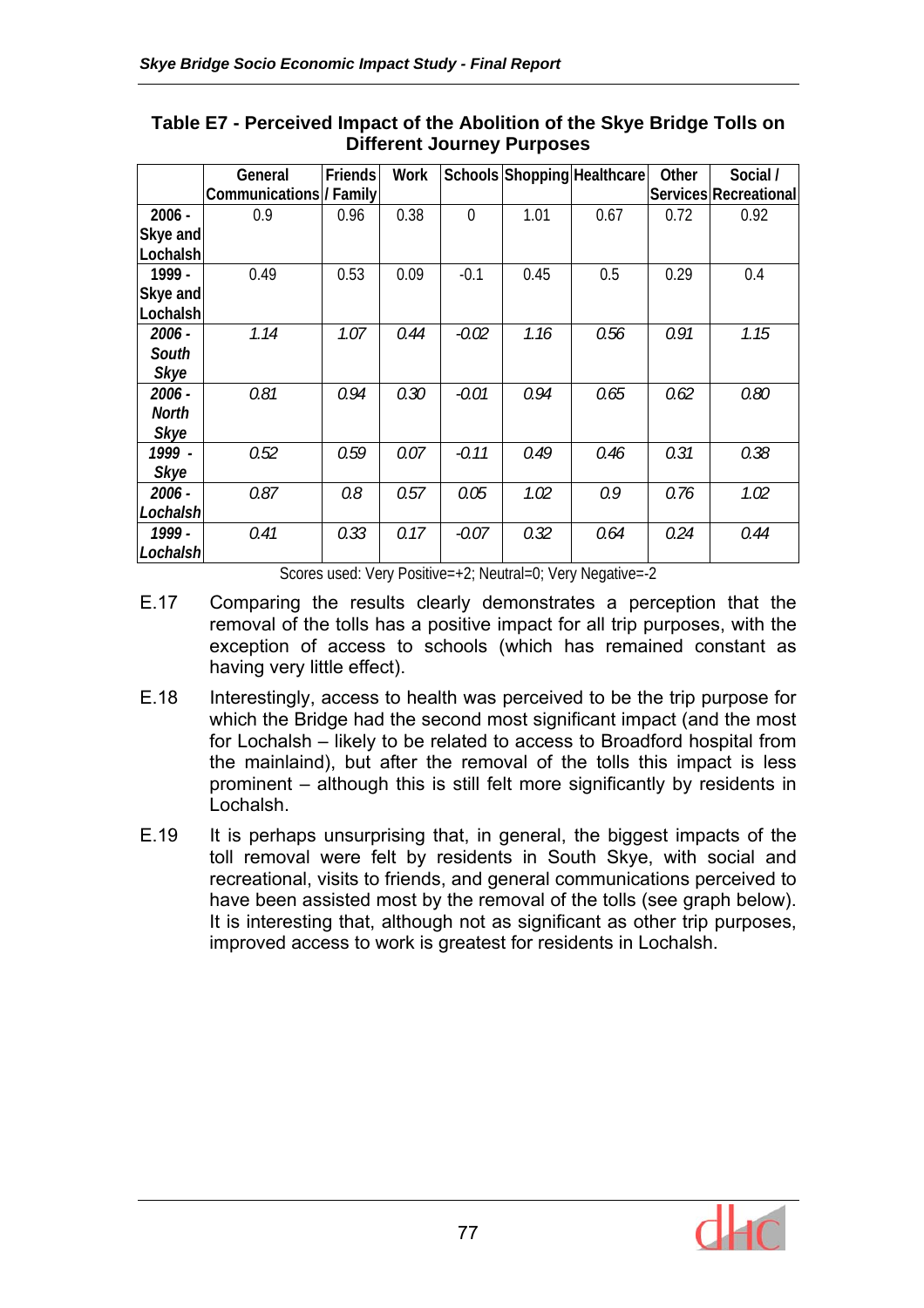**Table E7 - Perceived Impact of the Abolition of the Skye Bridge Tolls on Different Journey Purposes**

| | General Communications | Friends / Family | Work | Schools | Shopping | Healthcare | Other Services | Social / Recreational |
|---|---|---|---|---|---|---|---|---|
| 2006 - Skye and Lochalsh | 0.9 | 0.96 | 0.38 | 0 | 1.01 | 0.67 | 0.72 | 0.92 |
| 1999 - Skye and Lochalsh | 0.49 | 0.53 | 0.09 | -0.1 | 0.45 | 0.5 | 0.29 | 0.4 |
| *2006 - South Skye* | *1.14* | *1.07* | *0.44* | *-0.02* | *1.16* | *0.56* | *0.91* | *1.15* |
| *2006 - North Skye* | *0.81* | *0.94* | *0.30* | *-0.01* | *0.94* | *0.65* | *0.62* | *0.80* |
| *1999 - Skye* | *0.52* | *0.59* | *0.07* | *-0.11* | *0.49* | *0.46* | *0.31* | *0.38* |
| *2006 - Lochalsh* | *0.87* | *0.8* | *0.57* | *0.05* | *1.02* | *0.9* | *0.76* | *1.02* |
| *1999 - Lochalsh* | *0.41* | *0.33* | *0.17* | *-0.07* | *0.32* | *0.64* | *0.24* | *0.44* |

Scores used: Very Positive=+2; Neutral=0; Very Negative=-2

E.17 Comparing the results clearly demonstrates a perception that the removal of the tolls has a positive impact for all trip purposes, with the exception of access to schools (which has remained constant as having very little effect).

E.18 Interestingly, access to health was perceived to be the trip purpose for which the Bridge had the second most significant impact (and the most for Lochalsh – likely to be related to access to Broadford hospital from the mainlaind), but after the removal of the tolls this impact is less prominent – although this is still felt more significantly by residents in Lochalsh.

E.19 It is perhaps unsurprising that, in general, the biggest impacts of the toll removal were felt by residents in South Skye, with social and recreational, visits to friends, and general communications perceived to have been assisted most by the removal of the tolls (see graph below). It is interesting that, although not as significant as other trip purposes, improved access to work is greatest for residents in Lochalsh.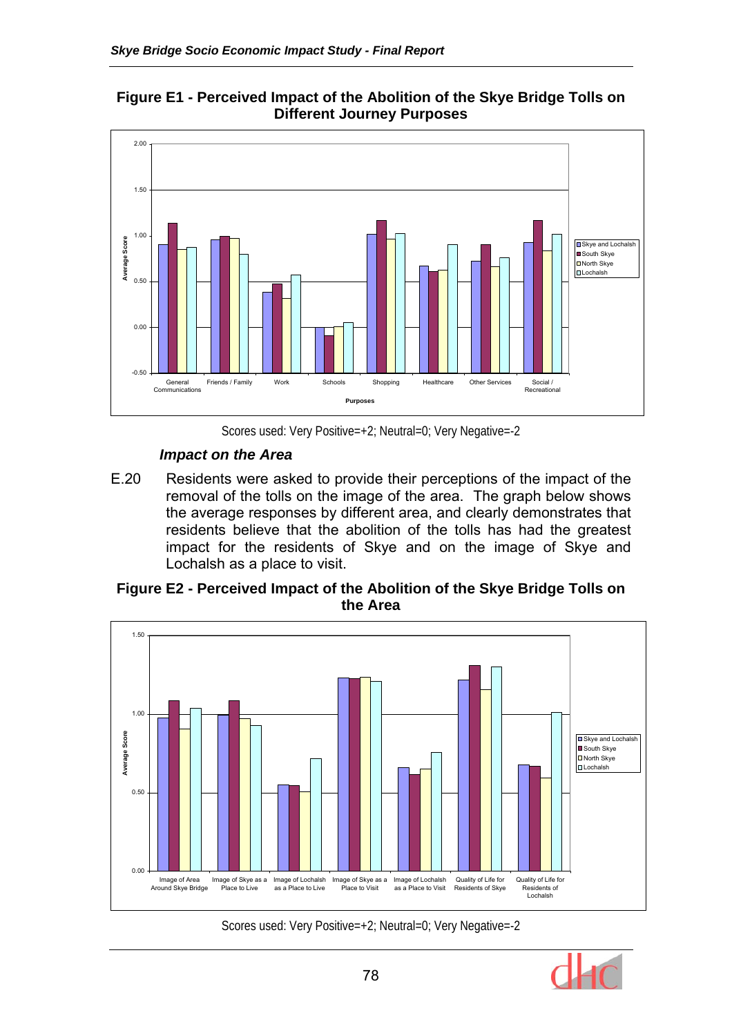**Figure E1 - Perceived Impact of the Abolition of the Skye Bridge Tolls on Different Journey Purposes**

Scores used: Very Positive=+2; Neutral=0; Very Negative=-2

### *Impact on the Area*

E.20 Residents were asked to provide their perceptions of the impact of the removal of the tolls on the image of the area. The graph below shows the average responses by different area, and clearly demonstrates that residents believe that the abolition of the tolls has had the greatest impact for the residents of Skye and on the image of Skye and Lochalsh as a place to visit.

**Figure E2 - Perceived Impact of the Abolition of the Skye Bridge Tolls on the Area**

Scores used: Very Positive=+2; Neutral=0; Very Negative=-2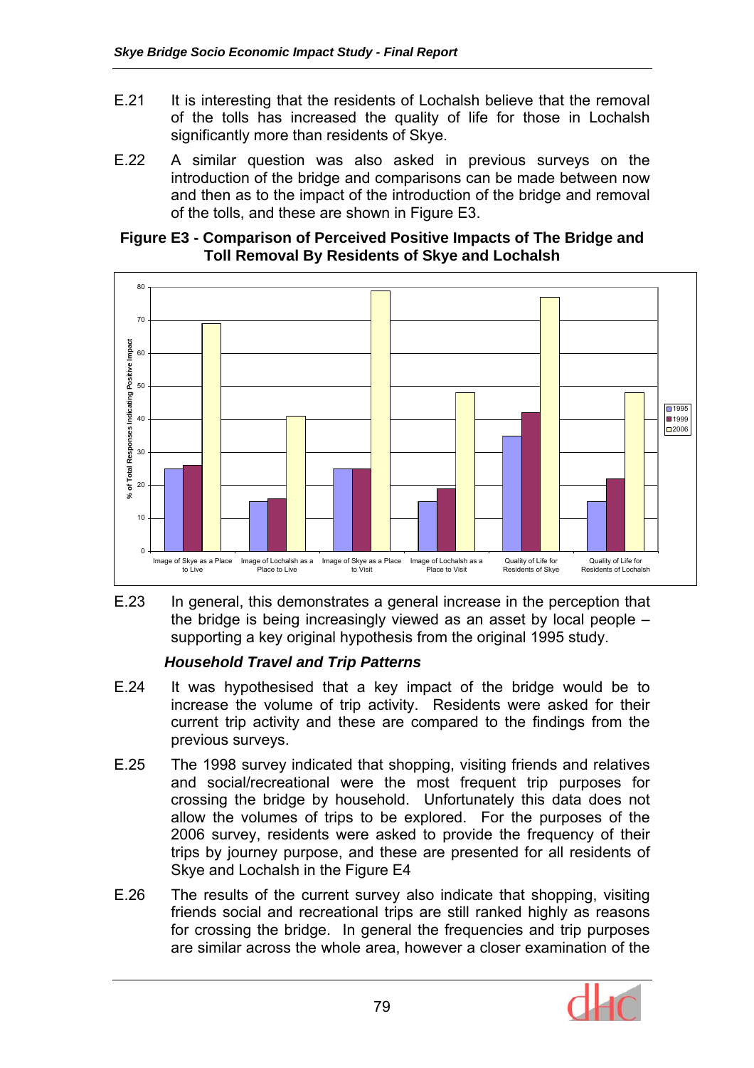E.21 It is interesting that the residents of Lochalsh believe that the removal of the tolls has increased the quality of life for those in Lochalsh significantly more than residents of Skye.

E.22 A similar question was also asked in previous surveys on the introduction of the bridge and comparisons can be made between now and then as to the impact of the introduction of the bridge and removal of the tolls, and these are shown in Figure E3.

**Figure E3 - Comparison of Perceived Positive Impacts of The Bridge and Toll Removal By Residents of Skye and Lochalsh**

E.23 In general, this demonstrates a general increase in the perception that the bridge is being increasingly viewed as an asset by local people – supporting a key original hypothesis from the original 1995 study.

### *Household Travel and Trip Patterns*

E.24 It was hypothesised that a key impact of the bridge would be to increase the volume of trip activity. Residents were asked for their current trip activity and these are compared to the findings from the previous surveys.

E.25 The 1998 survey indicated that shopping, visiting friends and relatives and social/recreational were the most frequent trip purposes for crossing the bridge by household. Unfortunately this data does not allow the volumes of trips to be explored. For the purposes of the 2006 survey, residents were asked to provide the frequency of their trips by journey purpose, and these are presented for all residents of Skye and Lochalsh in the Figure E4

E.26 The results of the current survey also indicate that shopping, visiting friends social and recreational trips are still ranked highly as reasons for crossing the bridge. In general the frequencies and trip purposes are similar across the whole area, however a closer examination of the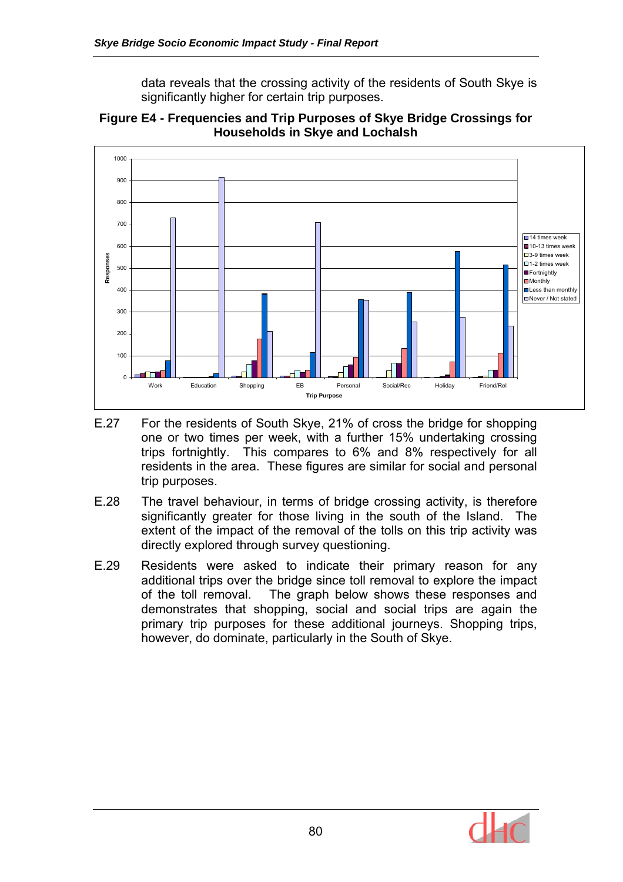data reveals that the crossing activity of the residents of South Skye is significantly higher for certain trip purposes.

**Figure E4 - Frequencies and Trip Purposes of Skye Bridge Crossings for Households in Skye and Lochalsh**

E.27 For the residents of South Skye, 21% of cross the bridge for shopping one or two times per week, with a further 15% undertaking crossing trips fortnightly. This compares to 6% and 8% respectively for all residents in the area. These figures are similar for social and personal trip purposes.

E.28 The travel behaviour, in terms of bridge crossing activity, is therefore significantly greater for those living in the south of the Island. The extent of the impact of the removal of the tolls on this trip activity was directly explored through survey questioning.

E.29 Residents were asked to indicate their primary reason for any additional trips over the bridge since toll removal to explore the impact of the toll removal. The graph below shows these responses and demonstrates that shopping, social and social trips are again the primary trip purposes for these additional journeys. Shopping trips, however, do dominate, particularly in the South of Skye.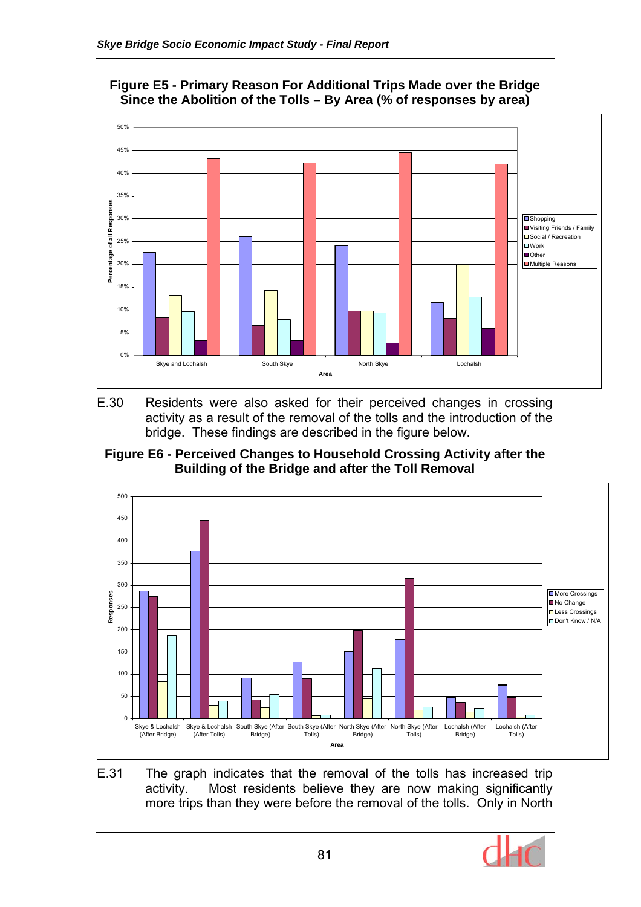**Figure E5 - Primary Reason For Additional Trips Made over the Bridge Since the Abolition of the Tolls – By Area (% of responses by area)**

E.30 Residents were also asked for their perceived changes in crossing activity as a result of the removal of the tolls and the introduction of the bridge. These findings are described in the figure below.

**Figure E6 - Perceived Changes to Household Crossing Activity after the Building of the Bridge and after the Toll Removal**

E.31 The graph indicates that the removal of the tolls has increased trip activity. Most residents believe they are now making significantly more trips than they were before the removal of the tolls. Only in North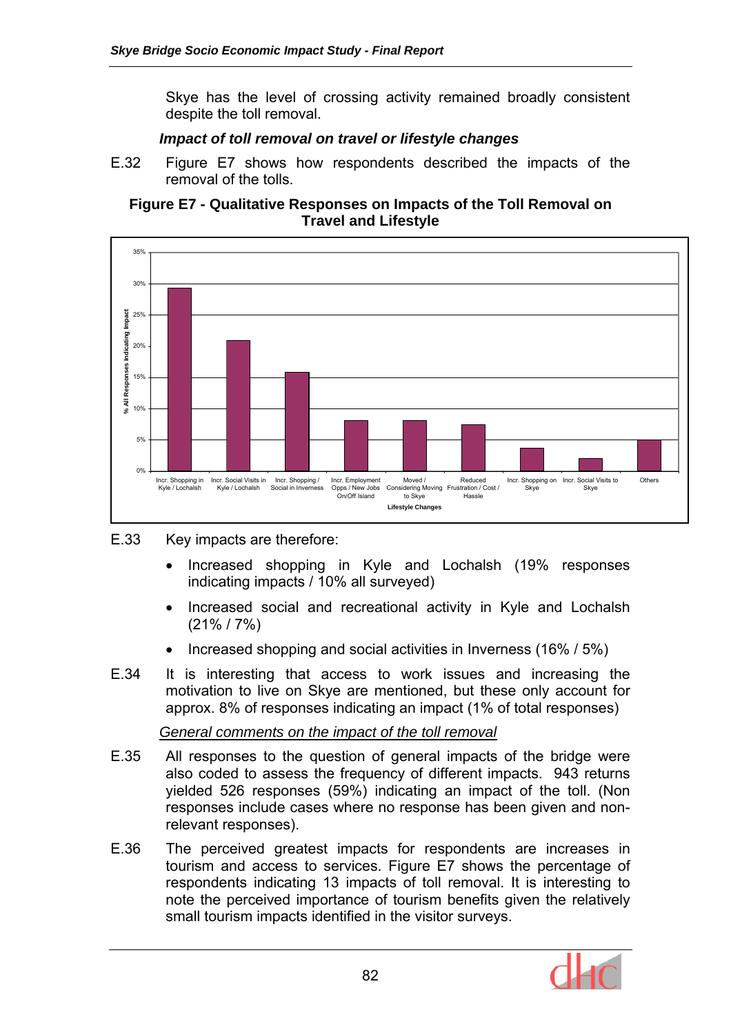Skye has the level of crossing activity remained broadly consistent despite the toll removal.

### *Impact of toll removal on travel or lifestyle changes*

E.32 Figure E7 shows how respondents described the impacts of the removal of the tolls.

**Figure E7 - Qualitative Responses on Impacts of the Toll Removal on Travel and Lifestyle**

E.33 Key impacts are therefore:

- Increased shopping in Kyle and Lochalsh (19% responses indicating impacts / 10% all surveyed)
- Increased social and recreational activity in Kyle and Lochalsh (21% / 7%)
- Increased shopping and social activities in Inverness (16% / 5%)

E.34 It is interesting that access to work issues and increasing the motivation to live on Skye are mentioned, but these only account for approx. 8% of responses indicating an impact (1% of total responses)

*General comments on the impact of the toll removal*

E.35 All responses to the question of general impacts of the bridge were also coded to assess the frequency of different impacts. 943 returns yielded 526 responses (59%) indicating an impact of the toll. (Non responses include cases where no response has been given and non-relevant responses).

E.36 The perceived greatest impacts for respondents are increases in tourism and access to services. Figure E7 shows the percentage of respondents indicating 13 impacts of toll removal. It is interesting to note the perceived importance of tourism benefits given the relatively small tourism impacts identified in the visitor surveys.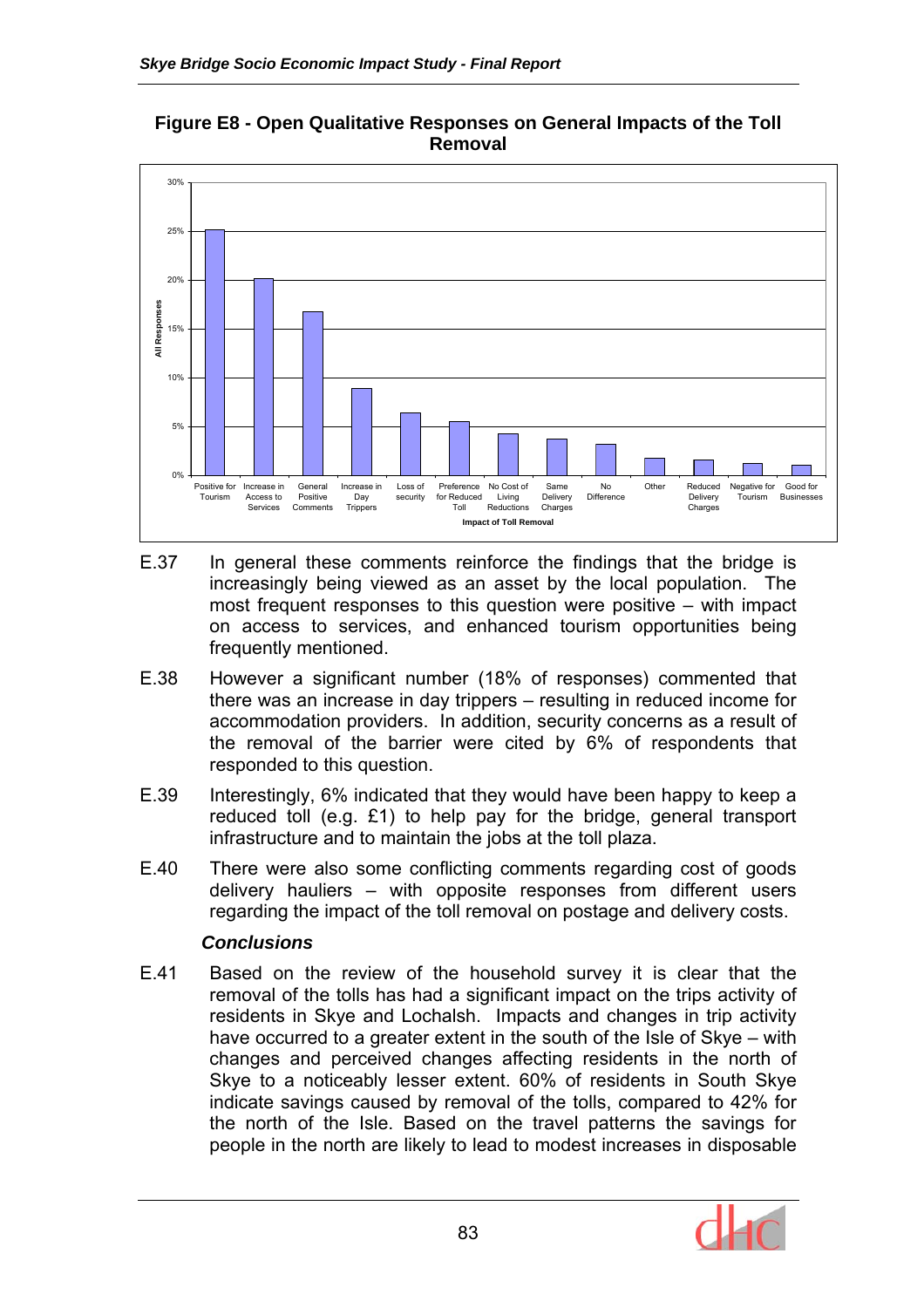**Figure E8 - Open Qualitative Responses on General Impacts of the Toll Removal**

E.37 In general these comments reinforce the findings that the bridge is increasingly being viewed as an asset by the local population. The most frequent responses to this question were positive – with impact on access to services, and enhanced tourism opportunities being frequently mentioned.

E.38 However a significant number (18% of responses) commented that there was an increase in day trippers – resulting in reduced income for accommodation providers. In addition, security concerns as a result of the removal of the barrier were cited by 6% of respondents that responded to this question.

E.39 Interestingly, 6% indicated that they would have been happy to keep a reduced toll (e.g. £1) to help pay for the bridge, general transport infrastructure and to maintain the jobs at the toll plaza.

E.40 There were also some conflicting comments regarding cost of goods delivery hauliers – with opposite responses from different users regarding the impact of the toll removal on postage and delivery costs.

### *Conclusions*

E.41 Based on the review of the household survey it is clear that the removal of the tolls has had a significant impact on the trips activity of residents in Skye and Lochalsh. Impacts and changes in trip activity have occurred to a greater extent in the south of the Isle of Skye – with changes and perceived changes affecting residents in the north of Skye to a noticeably lesser extent. 60% of residents in South Skye indicate savings caused by removal of the tolls, compared to 42% for the north of the Isle. Based on the travel patterns the savings for people in the north are likely to lead to modest increases in disposable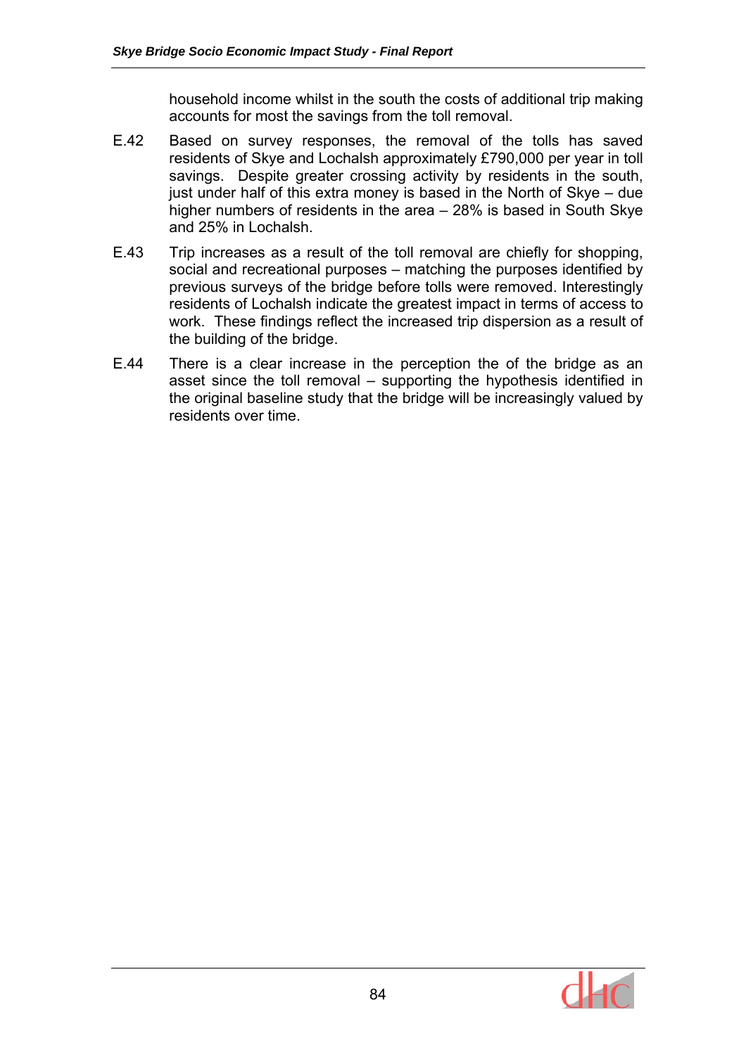household income whilst in the south the costs of additional trip making accounts for most the savings from the toll removal.

E.42 Based on survey responses, the removal of the tolls has saved residents of Skye and Lochalsh approximately £790,000 per year in toll savings. Despite greater crossing activity by residents in the south, just under half of this extra money is based in the North of Skye – due higher numbers of residents in the area – 28% is based in South Skye and 25% in Lochalsh.

E.43 Trip increases as a result of the toll removal are chiefly for shopping, social and recreational purposes – matching the purposes identified by previous surveys of the bridge before tolls were removed. Interestingly residents of Lochalsh indicate the greatest impact in terms of access to work. These findings reflect the increased trip dispersion as a result of the building of the bridge.

E.44 There is a clear increase in the perception the of the bridge as an asset since the toll removal – supporting the hypothesis identified in the original baseline study that the bridge will be increasingly valued by residents over time.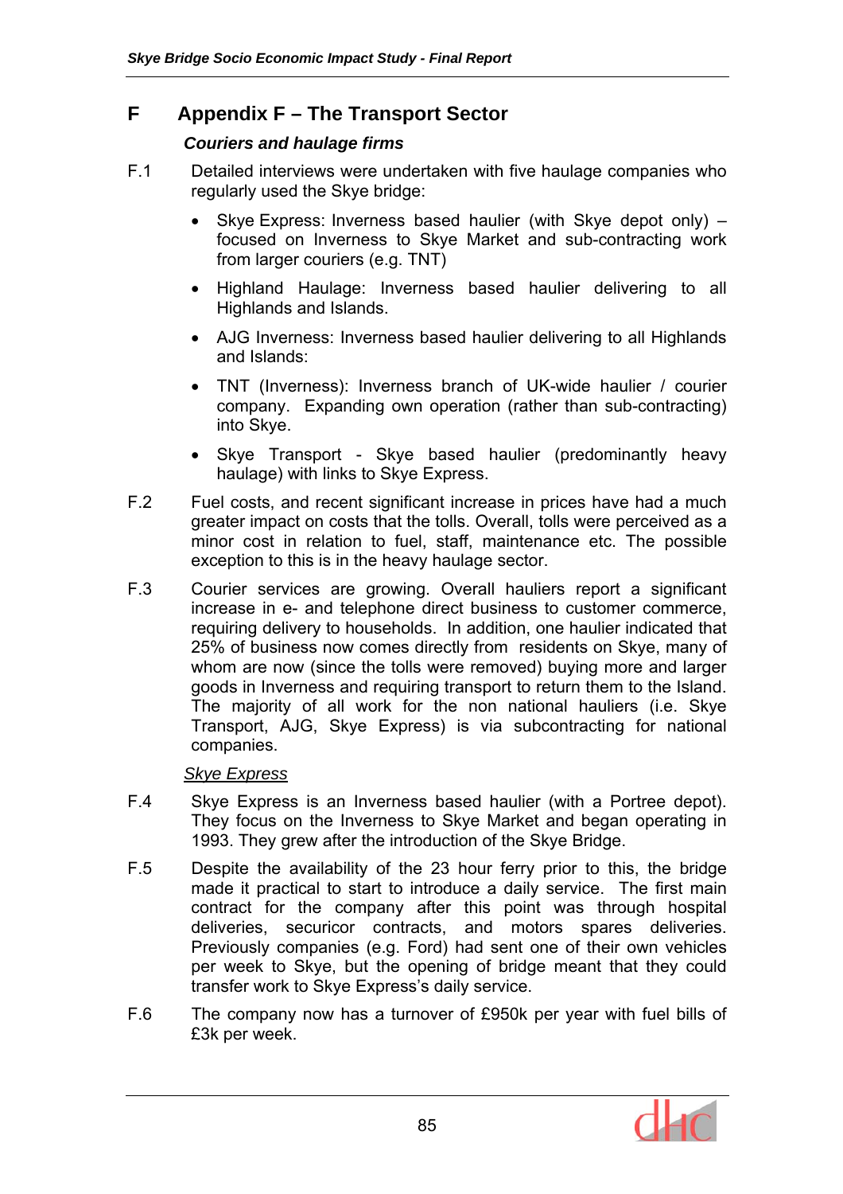# F Appendix F – The Transport Sector

### *Couriers and haulage firms*

F.1 Detailed interviews were undertaken with five haulage companies who regularly used the Skye bridge:

- Skye Express: Inverness based haulier (with Skye depot only) – focused on Inverness to Skye Market and sub-contracting work from larger couriers (e.g. TNT)
- Highland Haulage: Inverness based haulier delivering to all Highlands and Islands.
- AJG Inverness: Inverness based haulier delivering to all Highlands and Islands:
- TNT (Inverness): Inverness branch of UK-wide haulier / courier company. Expanding own operation (rather than sub-contracting) into Skye.
- Skye Transport - Skye based haulier (predominantly heavy haulage) with links to Skye Express.

F.2 Fuel costs, and recent significant increase in prices have had a much greater impact on costs that the tolls. Overall, tolls were perceived as a minor cost in relation to fuel, staff, maintenance etc. The possible exception to this is in the heavy haulage sector.

F.3 Courier services are growing. Overall hauliers report a significant increase in e- and telephone direct business to customer commerce, requiring delivery to households. In addition, one haulier indicated that 25% of business now comes directly from residents on Skye, many of whom are now (since the tolls were removed) buying more and larger goods in Inverness and requiring transport to return them to the Island. The majority of all work for the non national hauliers (i.e. Skye Transport, AJG, Skye Express) is via subcontracting for national companies.

<u>Skye Express</u>

F.4 Skye Express is an Inverness based haulier (with a Portree depot). They focus on the Inverness to Skye Market and began operating in 1993. They grew after the introduction of the Skye Bridge.

F.5 Despite the availability of the 23 hour ferry prior to this, the bridge made it practical to start to introduce a daily service. The first main contract for the company after this point was through hospital deliveries, securicor contracts, and motors spares deliveries. Previously companies (e.g. Ford) had sent one of their own vehicles per week to Skye, but the opening of bridge meant that they could transfer work to Skye Express's daily service.

F.6 The company now has a turnover of £950k per year with fuel bills of £3k per week.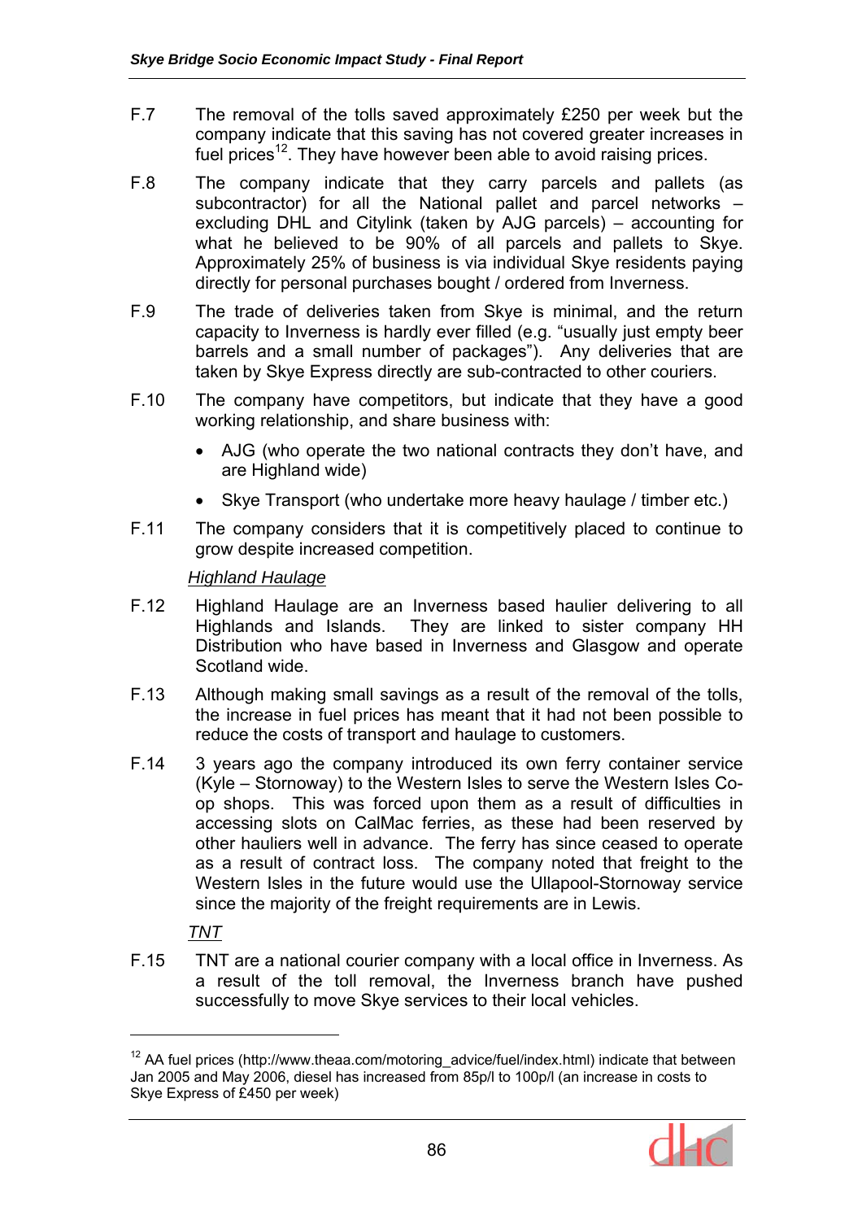F.7 The removal of the tolls saved approximately £250 per week but the company indicate that this saving has not covered greater increases in fuel prices[12]. They have however been able to avoid raising prices.

F.8 The company indicate that they carry parcels and pallets (as subcontractor) for all the National pallet and parcel networks – excluding DHL and Citylink (taken by AJG parcels) – accounting for what he believed to be 90% of all parcels and pallets to Skye. Approximately 25% of business is via individual Skye residents paying directly for personal purchases bought / ordered from Inverness.

F.9 The trade of deliveries taken from Skye is minimal, and the return capacity to Inverness is hardly ever filled (e.g. "usually just empty beer barrels and a small number of packages"). Any deliveries that are taken by Skye Express directly are sub-contracted to other couriers.

F.10 The company have competitors, but indicate that they have a good working relationship, and share business with:

- AJG (who operate the two national contracts they don't have, and are Highland wide)
- Skye Transport (who undertake more heavy haulage / timber etc.)

F.11 The company considers that it is competitively placed to continue to grow despite increased competition.

*Highland Haulage*

F.12 Highland Haulage are an Inverness based haulier delivering to all Highlands and Islands. They are linked to sister company HH Distribution who have based in Inverness and Glasgow and operate Scotland wide.

F.13 Although making small savings as a result of the removal of the tolls, the increase in fuel prices has meant that it had not been possible to reduce the costs of transport and haulage to customers.

F.14 3 years ago the company introduced its own ferry container service (Kyle – Stornoway) to the Western Isles to serve the Western Isles Co-op shops. This was forced upon them as a result of difficulties in accessing slots on CalMac ferries, as these had been reserved by other hauliers well in advance. The ferry has since ceased to operate as a result of contract loss. The company noted that freight to the Western Isles in the future would use the Ullapool-Stornoway service since the majority of the freight requirements are in Lewis.

*TNT*

F.15 TNT are a national courier company with a local office in Inverness. As a result of the toll removal, the Inverness branch have pushed successfully to move Skye services to their local vehicles.

---

[12] AA fuel prices (http://www.theaa.com/motoring_advice/fuel/index.html) indicate that between Jan 2005 and May 2006, diesel has increased from 85p/l to 100p/l (an increase in costs to Skye Express of £450 per week)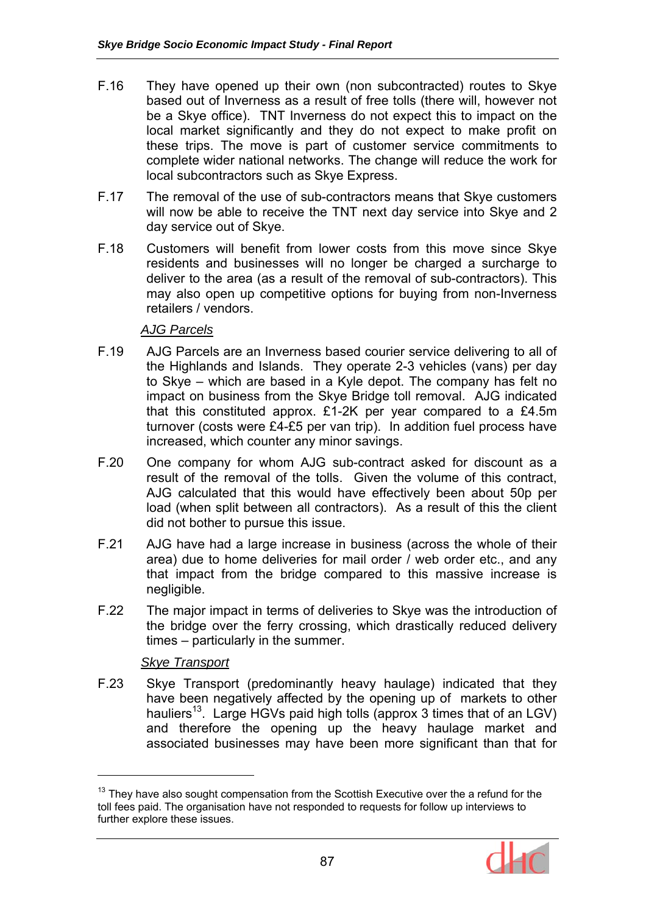F.16 They have opened up their own (non subcontracted) routes to Skye based out of Inverness as a result of free tolls (there will, however not be a Skye office). TNT Inverness do not expect this to impact on the local market significantly and they do not expect to make profit on these trips. The move is part of customer service commitments to complete wider national networks. The change will reduce the work for local subcontractors such as Skye Express.

F.17 The removal of the use of sub-contractors means that Skye customers will now be able to receive the TNT next day service into Skye and 2 day service out of Skye.

F.18 Customers will benefit from lower costs from this move since Skye residents and businesses will no longer be charged a surcharge to deliver to the area (as a result of the removal of sub-contractors). This may also open up competitive options for buying from non-Inverness retailers / vendors.

*AJG Parcels*

F.19 AJG Parcels are an Inverness based courier service delivering to all of the Highlands and Islands. They operate 2-3 vehicles (vans) per day to Skye – which are based in a Kyle depot. The company has felt no impact on business from the Skye Bridge toll removal. AJG indicated that this constituted approx. £1-2K per year compared to a £4.5m turnover (costs were £4-£5 per van trip). In addition fuel process have increased, which counter any minor savings.

F.20 One company for whom AJG sub-contract asked for discount as a result of the removal of the tolls. Given the volume of this contract, AJG calculated that this would have effectively been about 50p per load (when split between all contractors). As a result of this the client did not bother to pursue this issue.

F.21 AJG have had a large increase in business (across the whole of their area) due to home deliveries for mail order / web order etc., and any that impact from the bridge compared to this massive increase is negligible.

F.22 The major impact in terms of deliveries to Skye was the introduction of the bridge over the ferry crossing, which drastically reduced delivery times – particularly in the summer.

*Skye Transport*

F.23 Skye Transport (predominantly heavy haulage) indicated that they have been negatively affected by the opening up of markets to other hauliers[13]. Large HGVs paid high tolls (approx 3 times that of an LGV) and therefore the opening up the heavy haulage market and associated businesses may have been more significant than that for

[13] They have also sought compensation from the Scottish Executive over the a refund for the toll fees paid. The organisation have not responded to requests for follow up interviews to further explore these issues.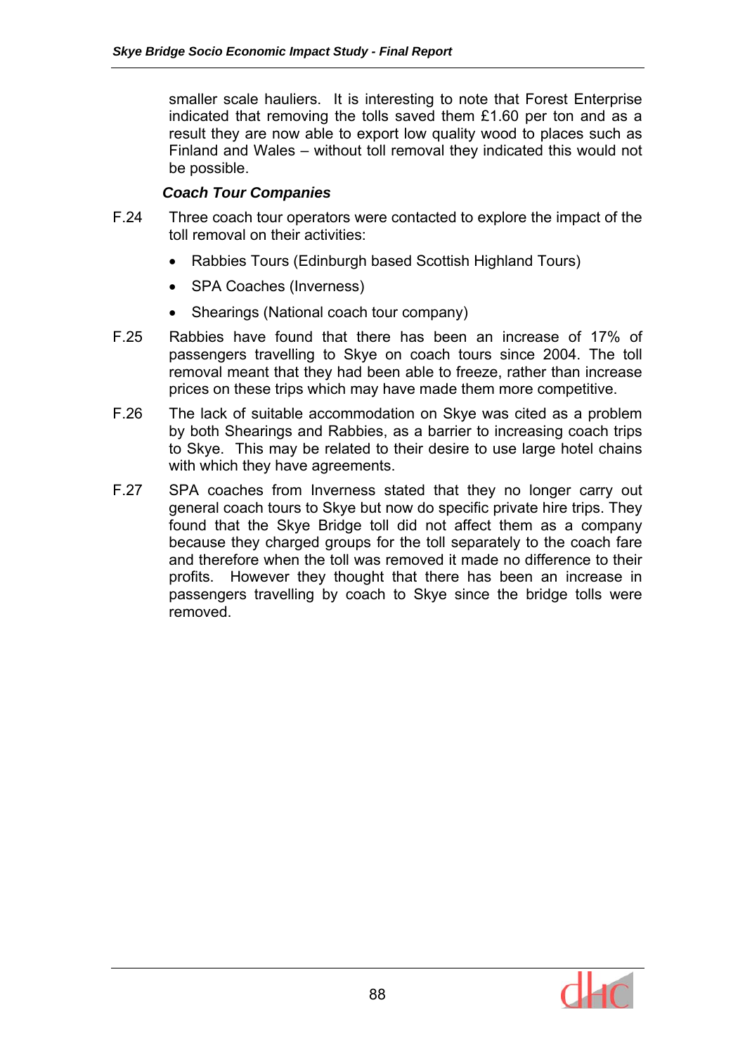smaller scale hauliers. It is interesting to note that Forest Enterprise indicated that removing the tolls saved them £1.60 per ton and as a result they are now able to export low quality wood to places such as Finland and Wales – without toll removal they indicated this would not be possible.

### *Coach Tour Companies*

F.24 Three coach tour operators were contacted to explore the impact of the toll removal on their activities:

- Rabbies Tours (Edinburgh based Scottish Highland Tours)
- SPA Coaches (Inverness)
- Shearings (National coach tour company)

F.25 Rabbies have found that there has been an increase of 17% of passengers travelling to Skye on coach tours since 2004. The toll removal meant that they had been able to freeze, rather than increase prices on these trips which may have made them more competitive.

F.26 The lack of suitable accommodation on Skye was cited as a problem by both Shearings and Rabbies, as a barrier to increasing coach trips to Skye. This may be related to their desire to use large hotel chains with which they have agreements.

F.27 SPA coaches from Inverness stated that they no longer carry out general coach tours to Skye but now do specific private hire trips. They found that the Skye Bridge toll did not affect them as a company because they charged groups for the toll separately to the coach fare and therefore when the toll was removed it made no difference to their profits. However they thought that there has been an increase in passengers travelling by coach to Skye since the bridge tolls were removed.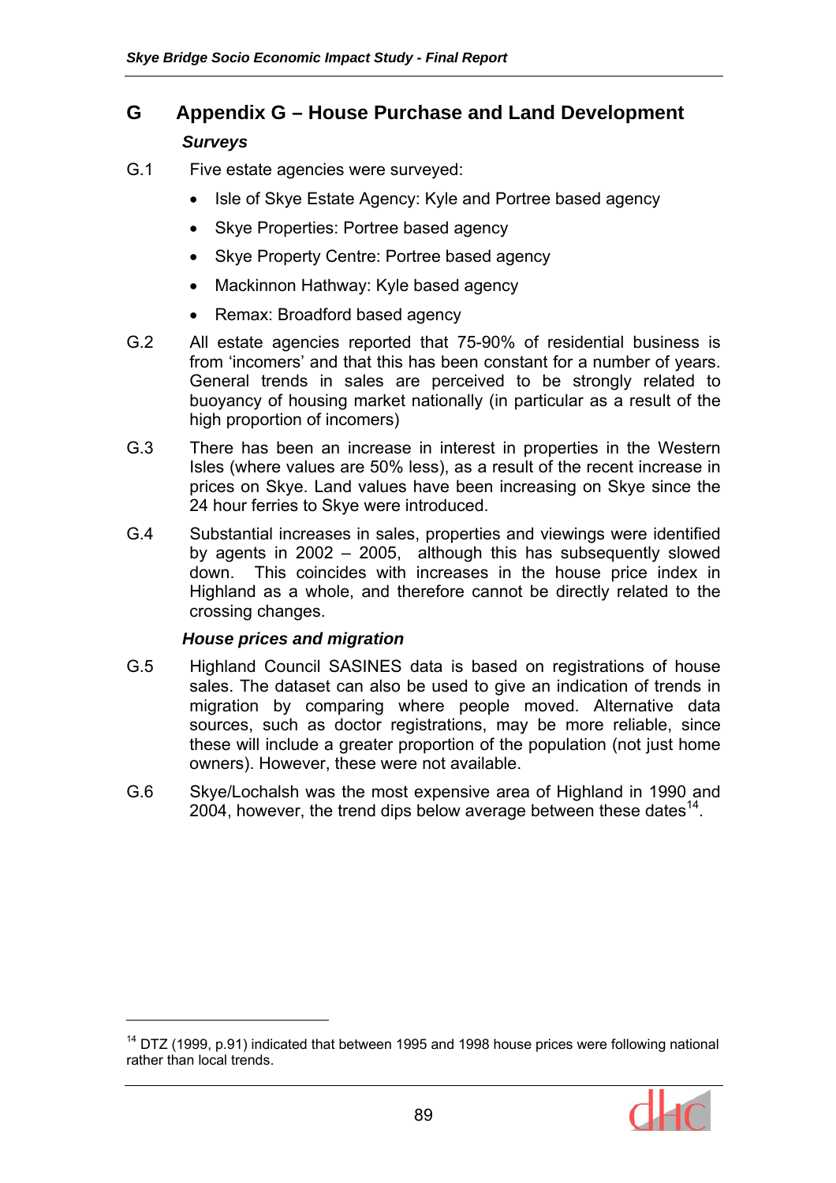# G Appendix G – House Purchase and Land Development

### *Surveys*

G.1 Five estate agencies were surveyed:

- Isle of Skye Estate Agency: Kyle and Portree based agency
- Skye Properties: Portree based agency
- Skye Property Centre: Portree based agency
- Mackinnon Hathway: Kyle based agency
- Remax: Broadford based agency

G.2 All estate agencies reported that 75-90% of residential business is from 'incomers' and that this has been constant for a number of years. General trends in sales are perceived to be strongly related to buoyancy of housing market nationally (in particular as a result of the high proportion of incomers)

G.3 There has been an increase in interest in properties in the Western Isles (where values are 50% less), as a result of the recent increase in prices on Skye. Land values have been increasing on Skye since the 24 hour ferries to Skye were introduced.

G.4 Substantial increases in sales, properties and viewings were identified by agents in 2002 – 2005, although this has subsequently slowed down. This coincides with increases in the house price index in Highland as a whole, and therefore cannot be directly related to the crossing changes.

### *House prices and migration*

G.5 Highland Council SASINES data is based on registrations of house sales. The dataset can also be used to give an indication of trends in migration by comparing where people moved. Alternative data sources, such as doctor registrations, may be more reliable, since these will include a greater proportion of the population (not just home owners). However, these were not available.

G.6 Skye/Lochalsh was the most expensive area of Highland in 1990 and 2004, however, the trend dips below average between these dates[14].

---

[14] DTZ (1999, p.91) indicated that between 1995 and 1998 house prices were following national rather than local trends.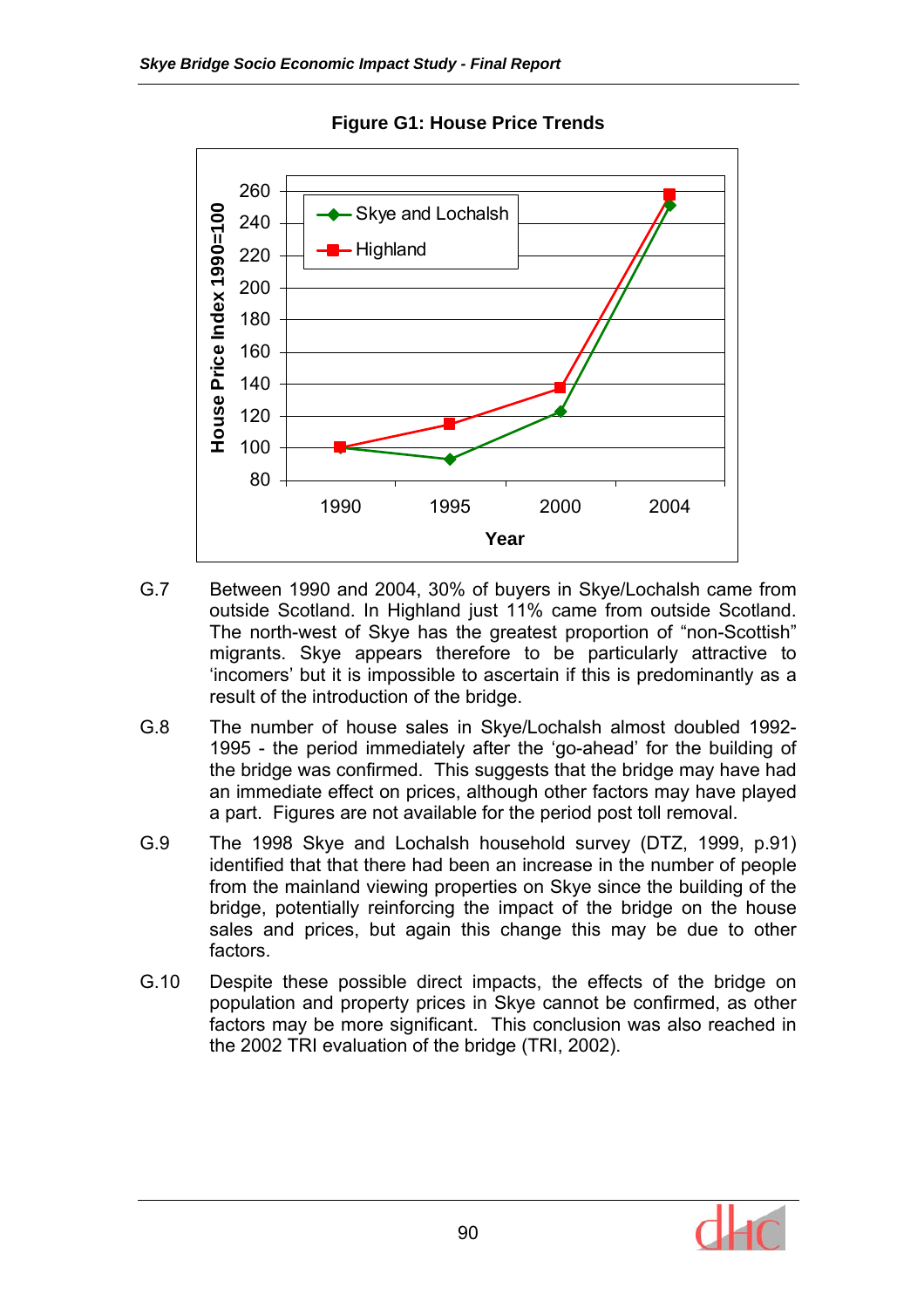**Figure G1: House Price Trends**

G.7 Between 1990 and 2004, 30% of buyers in Skye/Lochalsh came from outside Scotland. In Highland just 11% came from outside Scotland. The north-west of Skye has the greatest proportion of “non-Scottish” migrants. Skye appears therefore to be particularly attractive to ‘incomers’ but it is impossible to ascertain if this is predominantly as a result of the introduction of the bridge.

G.8 The number of house sales in Skye/Lochalsh almost doubled 1992-1995 - the period immediately after the ‘go-ahead’ for the building of the bridge was confirmed. This suggests that the bridge may have had an immediate effect on prices, although other factors may have played a part. Figures are not available for the period post toll removal.

G.9 The 1998 Skye and Lochalsh household survey (DTZ, 1999, p.91) identified that that there had been an increase in the number of people from the mainland viewing properties on Skye since the building of the bridge, potentially reinforcing the impact of the bridge on the house sales and prices, but again this change this may be due to other factors.

G.10 Despite these possible direct impacts, the effects of the bridge on population and property prices in Skye cannot be confirmed, as other factors may be more significant. This conclusion was also reached in the 2002 TRI evaluation of the bridge (TRI, 2002).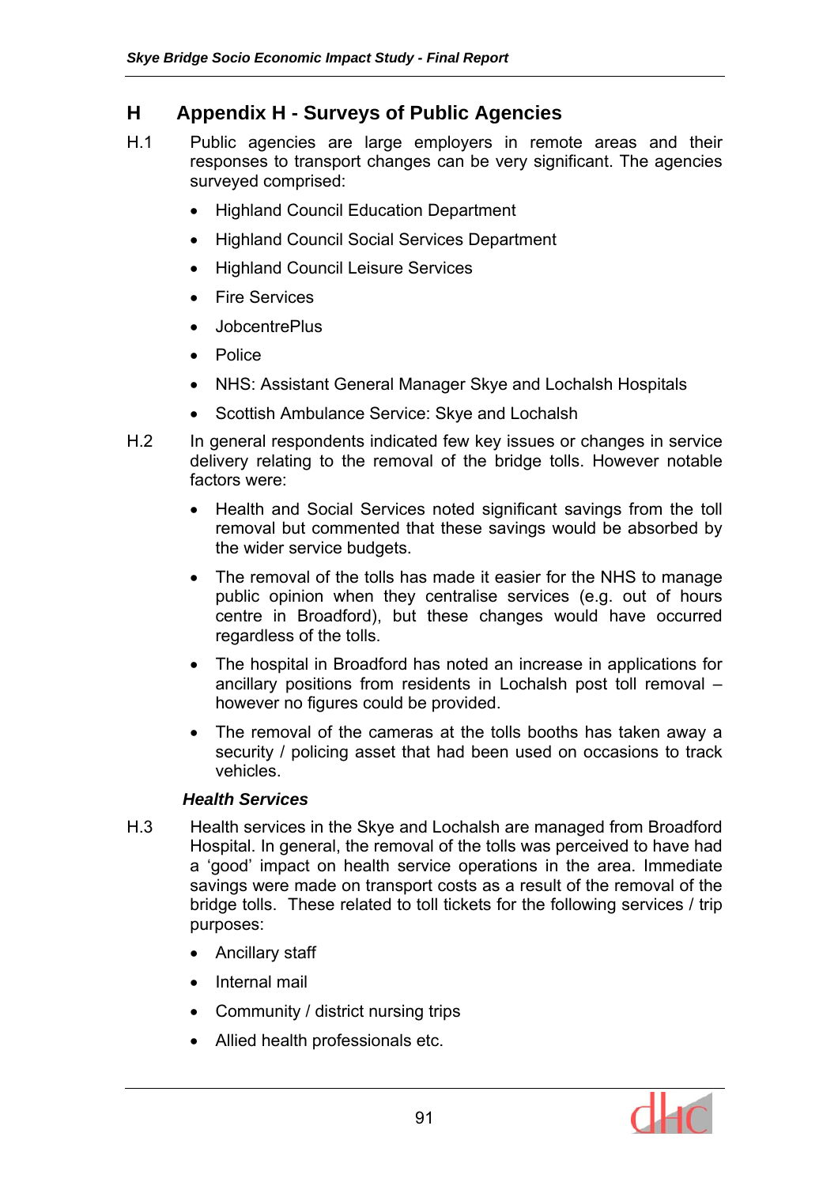# H Appendix H - Surveys of Public Agencies

H.1 Public agencies are large employers in remote areas and their responses to transport changes can be very significant. The agencies surveyed comprised:

- Highland Council Education Department
- Highland Council Social Services Department
- Highland Council Leisure Services
- Fire Services
- JobcentrePlus
- Police
- NHS: Assistant General Manager Skye and Lochalsh Hospitals
- Scottish Ambulance Service: Skye and Lochalsh

H.2 In general respondents indicated few key issues or changes in service delivery relating to the removal of the bridge tolls. However notable factors were:

- Health and Social Services noted significant savings from the toll removal but commented that these savings would be absorbed by the wider service budgets.
- The removal of the tolls has made it easier for the NHS to manage public opinion when they centralise services (e.g. out of hours centre in Broadford), but these changes would have occurred regardless of the tolls.
- The hospital in Broadford has noted an increase in applications for ancillary positions from residents in Lochalsh post toll removal – however no figures could be provided.
- The removal of the cameras at the tolls booths has taken away a security / policing asset that had been used on occasions to track vehicles.

### *Health Services*

H.3 Health services in the Skye and Lochalsh are managed from Broadford Hospital. In general, the removal of the tolls was perceived to have had a 'good' impact on health service operations in the area. Immediate savings were made on transport costs as a result of the removal of the bridge tolls. These related to toll tickets for the following services / trip purposes:

- Ancillary staff
- Internal mail
- Community / district nursing trips
- Allied health professionals etc.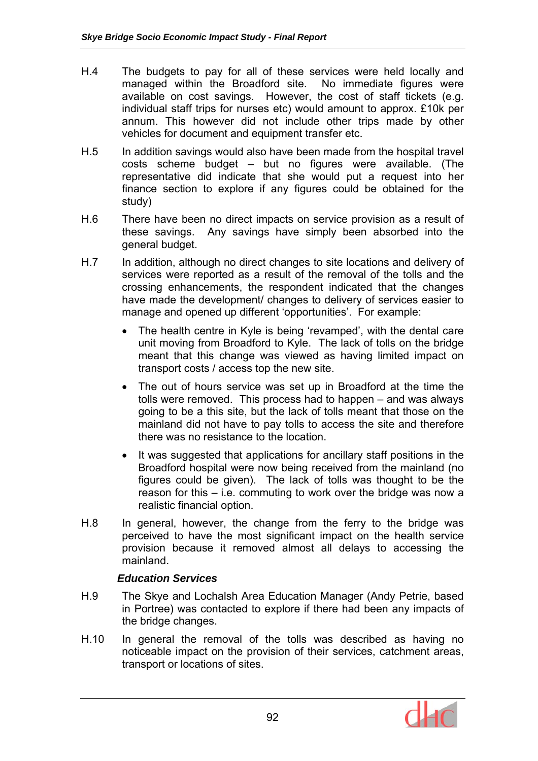H.4 The budgets to pay for all of these services were held locally and managed within the Broadford site. No immediate figures were available on cost savings. However, the cost of staff tickets (e.g. individual staff trips for nurses etc) would amount to approx. £10k per annum. This however did not include other trips made by other vehicles for document and equipment transfer etc.

H.5 In addition savings would also have been made from the hospital travel costs scheme budget – but no figures were available. (The representative did indicate that she would put a request into her finance section to explore if any figures could be obtained for the study)

H.6 There have been no direct impacts on service provision as a result of these savings. Any savings have simply been absorbed into the general budget.

H.7 In addition, although no direct changes to site locations and delivery of services were reported as a result of the removal of the tolls and the crossing enhancements, the respondent indicated that the changes have made the development/ changes to delivery of services easier to manage and opened up different 'opportunities'. For example:

- The health centre in Kyle is being 'revamped', with the dental care unit moving from Broadford to Kyle. The lack of tolls on the bridge meant that this change was viewed as having limited impact on transport costs / access top the new site.
- The out of hours service was set up in Broadford at the time the tolls were removed. This process had to happen – and was always going to be a this site, but the lack of tolls meant that those on the mainland did not have to pay tolls to access the site and therefore there was no resistance to the location.
- It was suggested that applications for ancillary staff positions in the Broadford hospital were now being received from the mainland (no figures could be given). The lack of tolls was thought to be the reason for this – i.e. commuting to work over the bridge was now a realistic financial option.

H.8 In general, however, the change from the ferry to the bridge was perceived to have the most significant impact on the health service provision because it removed almost all delays to accessing the mainland.

### *Education Services*

H.9 The Skye and Lochalsh Area Education Manager (Andy Petrie, based in Portree) was contacted to explore if there had been any impacts of the bridge changes.

H.10 In general the removal of the tolls was described as having no noticeable impact on the provision of their services, catchment areas, transport or locations of sites.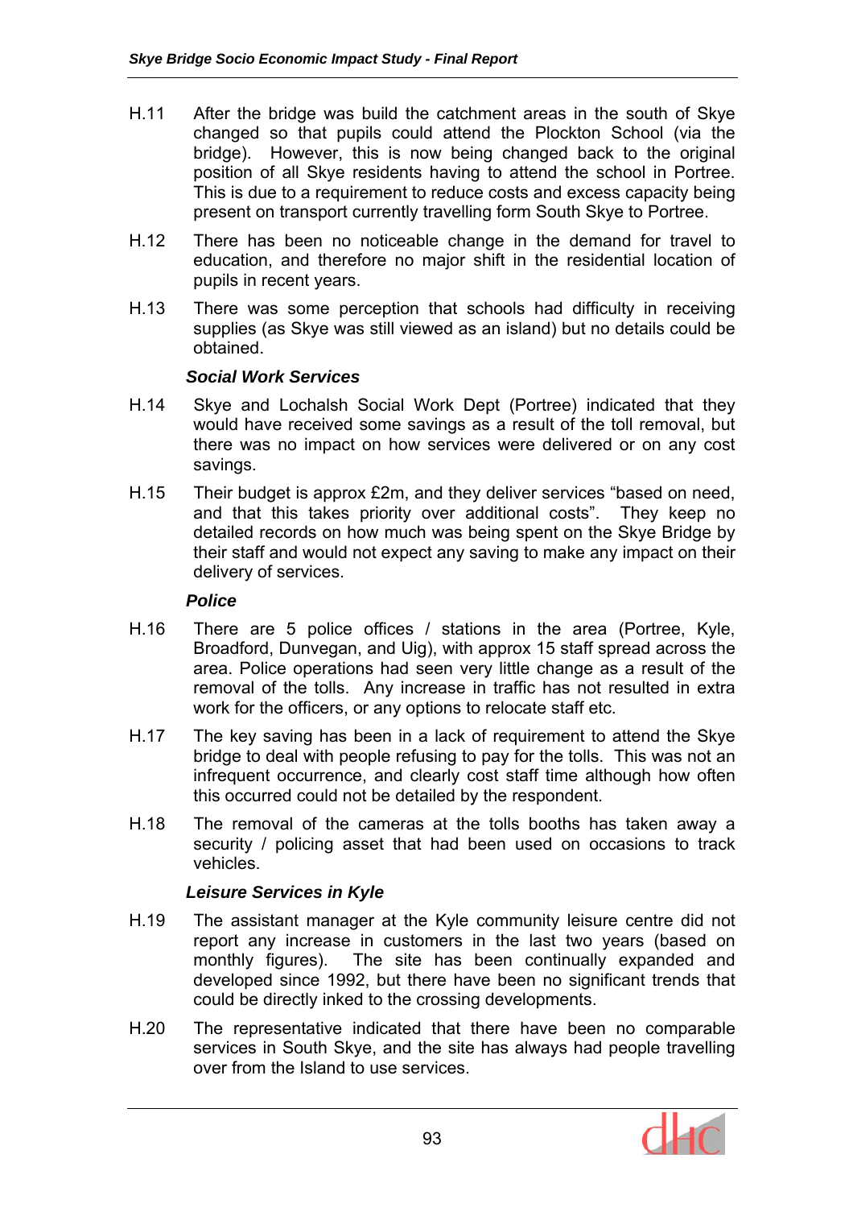H.11 After the bridge was build the catchment areas in the south of Skye changed so that pupils could attend the Plockton School (via the bridge). However, this is now being changed back to the original position of all Skye residents having to attend the school in Portree. This is due to a requirement to reduce costs and excess capacity being present on transport currently travelling form South Skye to Portree.

H.12 There has been no noticeable change in the demand for travel to education, and therefore no major shift in the residential location of pupils in recent years.

H.13 There was some perception that schools had difficulty in receiving supplies (as Skye was still viewed as an island) but no details could be obtained.

### *Social Work Services*

H.14 Skye and Lochalsh Social Work Dept (Portree) indicated that they would have received some savings as a result of the toll removal, but there was no impact on how services were delivered or on any cost savings.

H.15 Their budget is approx £2m, and they deliver services "based on need, and that this takes priority over additional costs". They keep no detailed records on how much was being spent on the Skye Bridge by their staff and would not expect any saving to make any impact on their delivery of services.

### *Police*

H.16 There are 5 police offices / stations in the area (Portree, Kyle, Broadford, Dunvegan, and Uig), with approx 15 staff spread across the area. Police operations had seen very little change as a result of the removal of the tolls. Any increase in traffic has not resulted in extra work for the officers, or any options to relocate staff etc.

H.17 The key saving has been in a lack of requirement to attend the Skye bridge to deal with people refusing to pay for the tolls. This was not an infrequent occurrence, and clearly cost staff time although how often this occurred could not be detailed by the respondent.

H.18 The removal of the cameras at the tolls booths has taken away a security / policing asset that had been used on occasions to track vehicles.

### *Leisure Services in Kyle*

H.19 The assistant manager at the Kyle community leisure centre did not report any increase in customers in the last two years (based on monthly figures). The site has been continually expanded and developed since 1992, but there have been no significant trends that could be directly inked to the crossing developments.

H.20 The representative indicated that there have been no comparable services in South Skye, and the site has always had people travelling over from the Island to use services.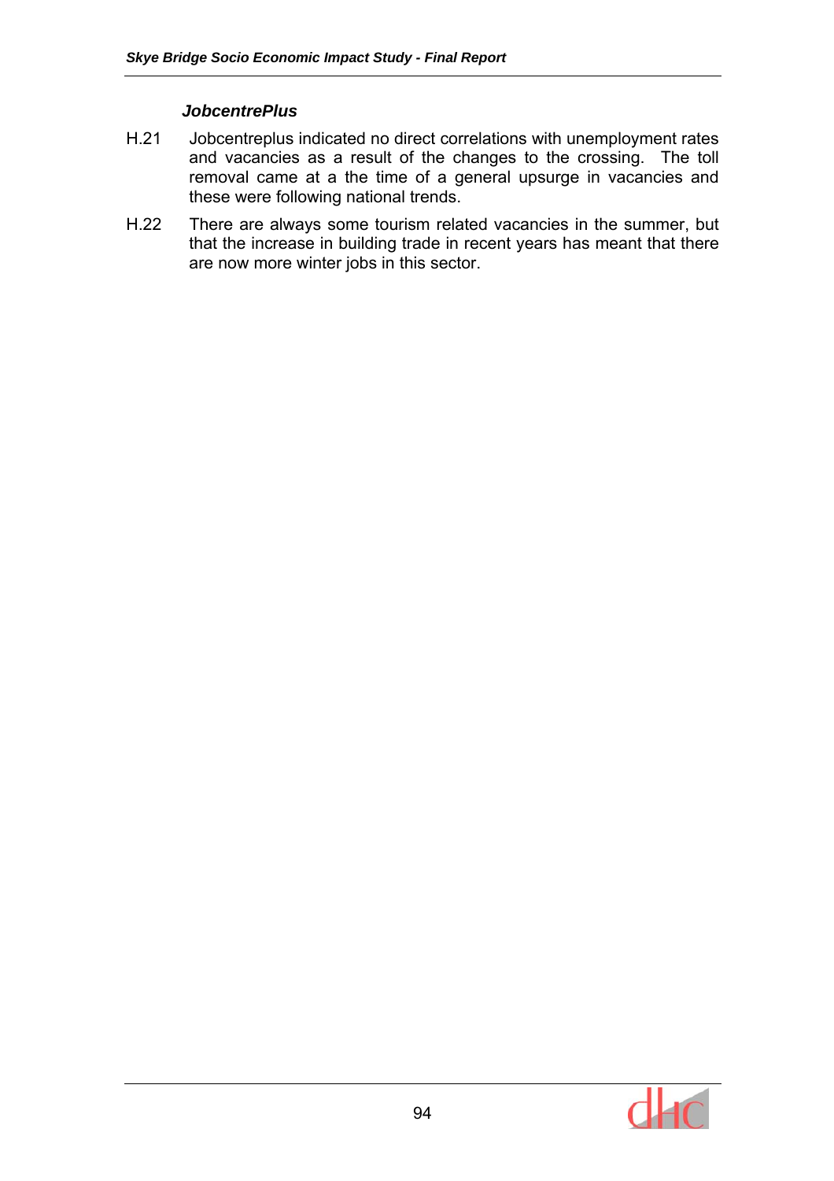### *JobcentrePlus*

H.21 Jobcentreplus indicated no direct correlations with unemployment rates and vacancies as a result of the changes to the crossing. The toll removal came at a the time of a general upsurge in vacancies and these were following national trends.

H.22 There are always some tourism related vacancies in the summer, but that the increase in building trade in recent years has meant that there are now more winter jobs in this sector.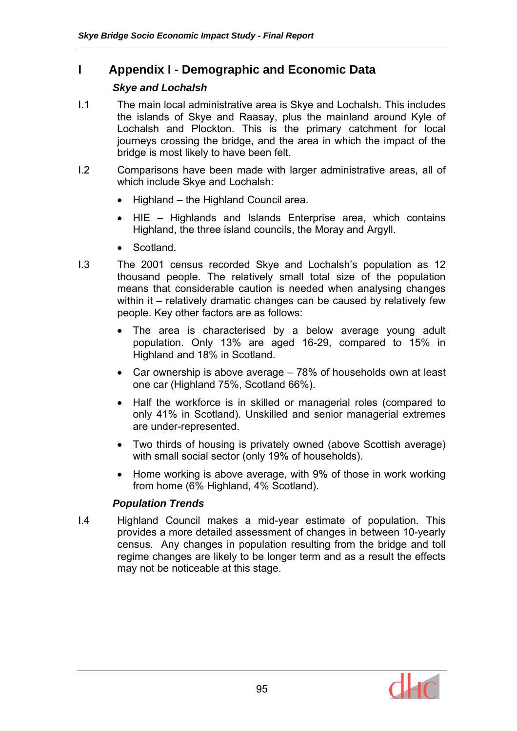# I Appendix I - Demographic and Economic Data

### *Skye and Lochalsh*

I.1 The main local administrative area is Skye and Lochalsh. This includes the islands of Skye and Raasay, plus the mainland around Kyle of Lochalsh and Plockton. This is the primary catchment for local journeys crossing the bridge, and the area in which the impact of the bridge is most likely to have been felt.

I.2 Comparisons have been made with larger administrative areas, all of which include Skye and Lochalsh:

- Highland – the Highland Council area.
- HIE – Highlands and Islands Enterprise area, which contains Highland, the three island councils, the Moray and Argyll.
- Scotland.

I.3 The 2001 census recorded Skye and Lochalsh's population as 12 thousand people. The relatively small total size of the population means that considerable caution is needed when analysing changes within it – relatively dramatic changes can be caused by relatively few people. Key other factors are as follows:

- The area is characterised by a below average young adult population. Only 13% are aged 16-29, compared to 15% in Highland and 18% in Scotland.
- Car ownership is above average – 78% of households own at least one car (Highland 75%, Scotland 66%).
- Half the workforce is in skilled or managerial roles (compared to only 41% in Scotland). Unskilled and senior managerial extremes are under-represented.
- Two thirds of housing is privately owned (above Scottish average) with small social sector (only 19% of households).
- Home working is above average, with 9% of those in work working from home (6% Highland, 4% Scotland).

### *Population Trends*

I.4 Highland Council makes a mid-year estimate of population. This provides a more detailed assessment of changes in between 10-yearly census. Any changes in population resulting from the bridge and toll regime changes are likely to be longer term and as a result the effects may not be noticeable at this stage.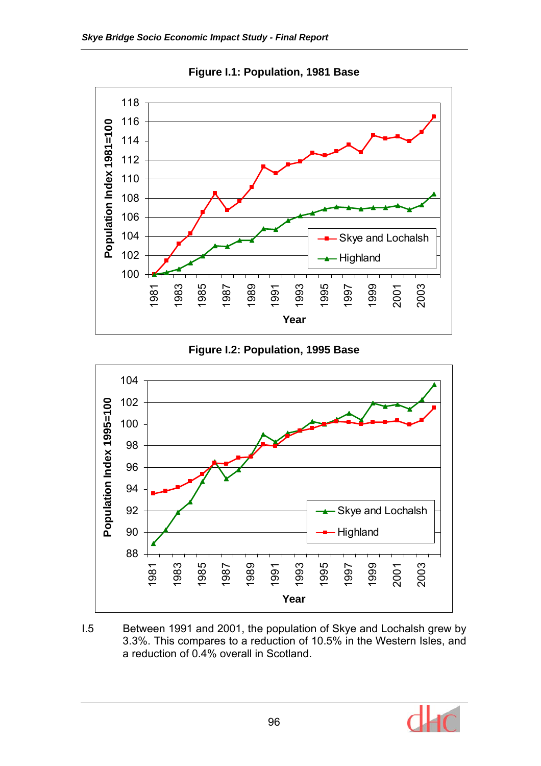**Figure I.1: Population, 1981 Base**

**Figure I.2: Population, 1995 Base**

I.5 Between 1991 and 2001, the population of Skye and Lochalsh grew by 3.3%. This compares to a reduction of 10.5% in the Western Isles, and a reduction of 0.4% overall in Scotland.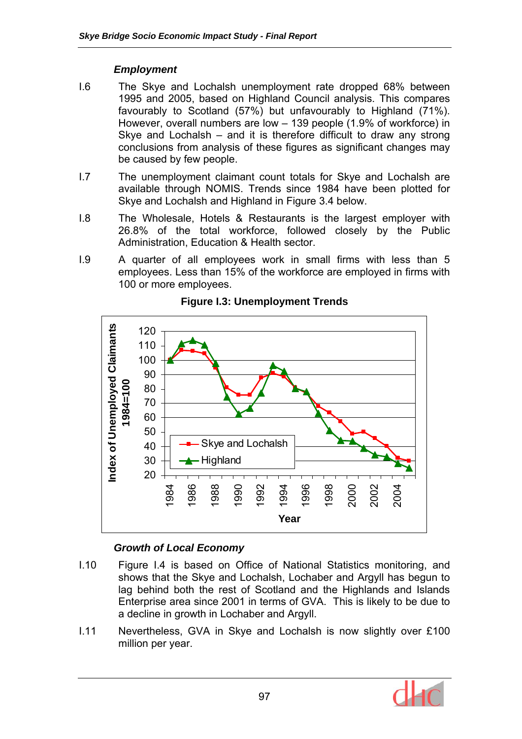### *Employment*

I.6 The Skye and Lochalsh unemployment rate dropped 68% between 1995 and 2005, based on Highland Council analysis. This compares favourably to Scotland (57%) but unfavourably to Highland (71%). However, overall numbers are low – 139 people (1.9% of workforce) in Skye and Lochalsh – and it is therefore difficult to draw any strong conclusions from analysis of these figures as significant changes may be caused by few people.

I.7 The unemployment claimant count totals for Skye and Lochalsh are available through NOMIS. Trends since 1984 have been plotted for Skye and Lochalsh and Highland in Figure 3.4 below.

I.8 The Wholesale, Hotels & Restaurants is the largest employer with 26.8% of the total workforce, followed closely by the Public Administration, Education & Health sector.

I.9 A quarter of all employees work in small firms with less than 5 employees. Less than 15% of the workforce are employed in firms with 100 or more employees.

**Figure I.3: Unemployment Trends**

### *Growth of Local Economy*

I.10 Figure I.4 is based on Office of National Statistics monitoring, and shows that the Skye and Lochalsh, Lochaber and Argyll has begun to lag behind both the rest of Scotland and the Highlands and Islands Enterprise area since 2001 in terms of GVA. This is likely to be due to a decline in growth in Lochaber and Argyll.

I.11 Nevertheless, GVA in Skye and Lochalsh is now slightly over £100 million per year.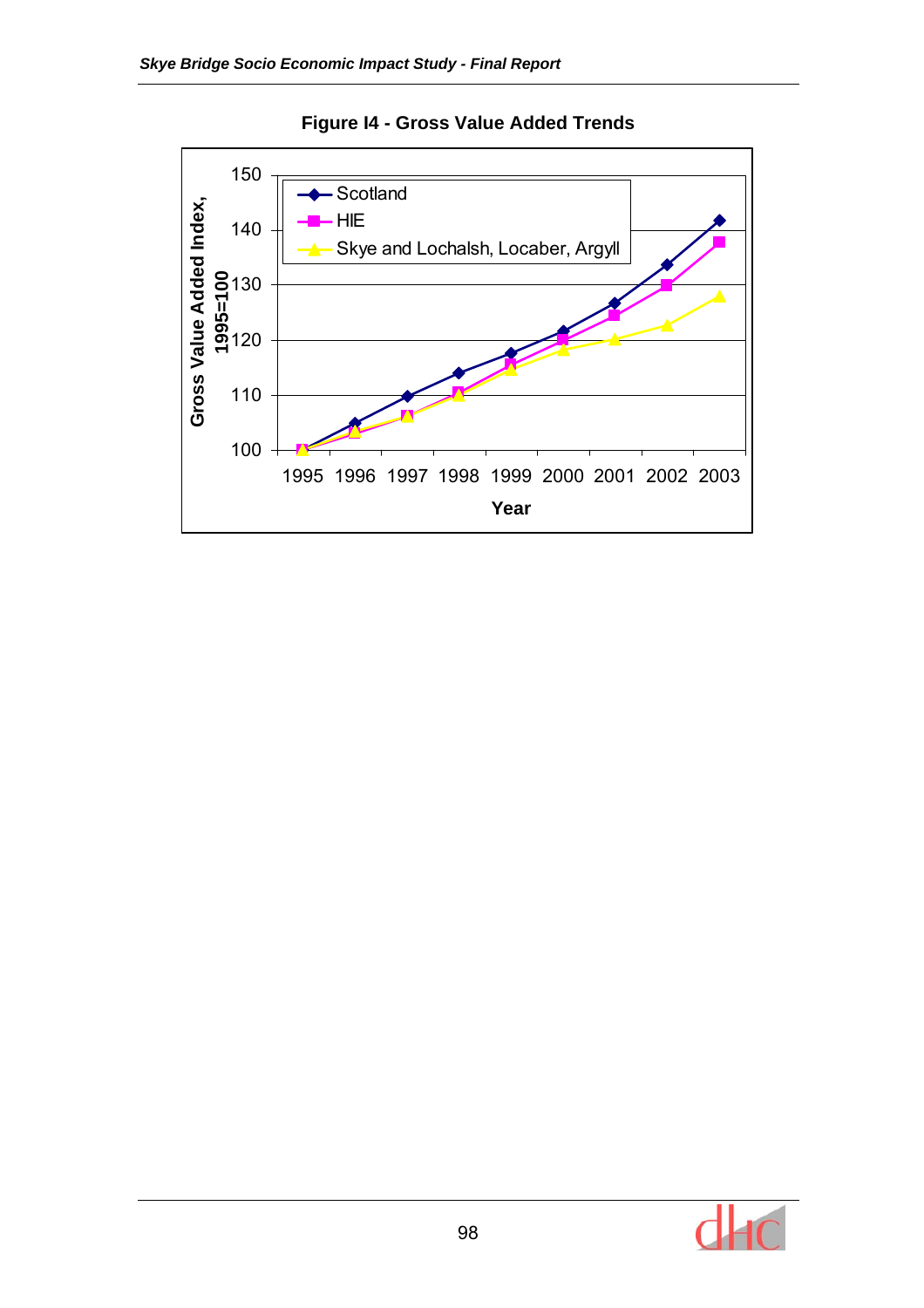**Figure I4 - Gross Value Added Trends**

| Year | Scotland | HIE | Skye and Lochalsh, Locaber, Argyll |
|---|---|---|---|
| 1995 | 100 | 100 | 100 |
| 1996 | 105 | 103 | 103.5 |
| 1997 | 110 | 106 | 106 |
| 1998 | 114 | 110.5 | 110 |
| 1999 | 117.5 | 115.5 | 114.5 |
| 2000 | 121.5 | 120 | 118 |
| 2001 | 126.5 | 124.5 | 120 |
| 2002 | 133.5 | 130 | 122.5 |
| 2003 | 141.5 | 137.5 | 128 |

*Values are approximate readings from a line chart. Y-axis: Gross Value Added Index, 1995=100; X-axis: Year.*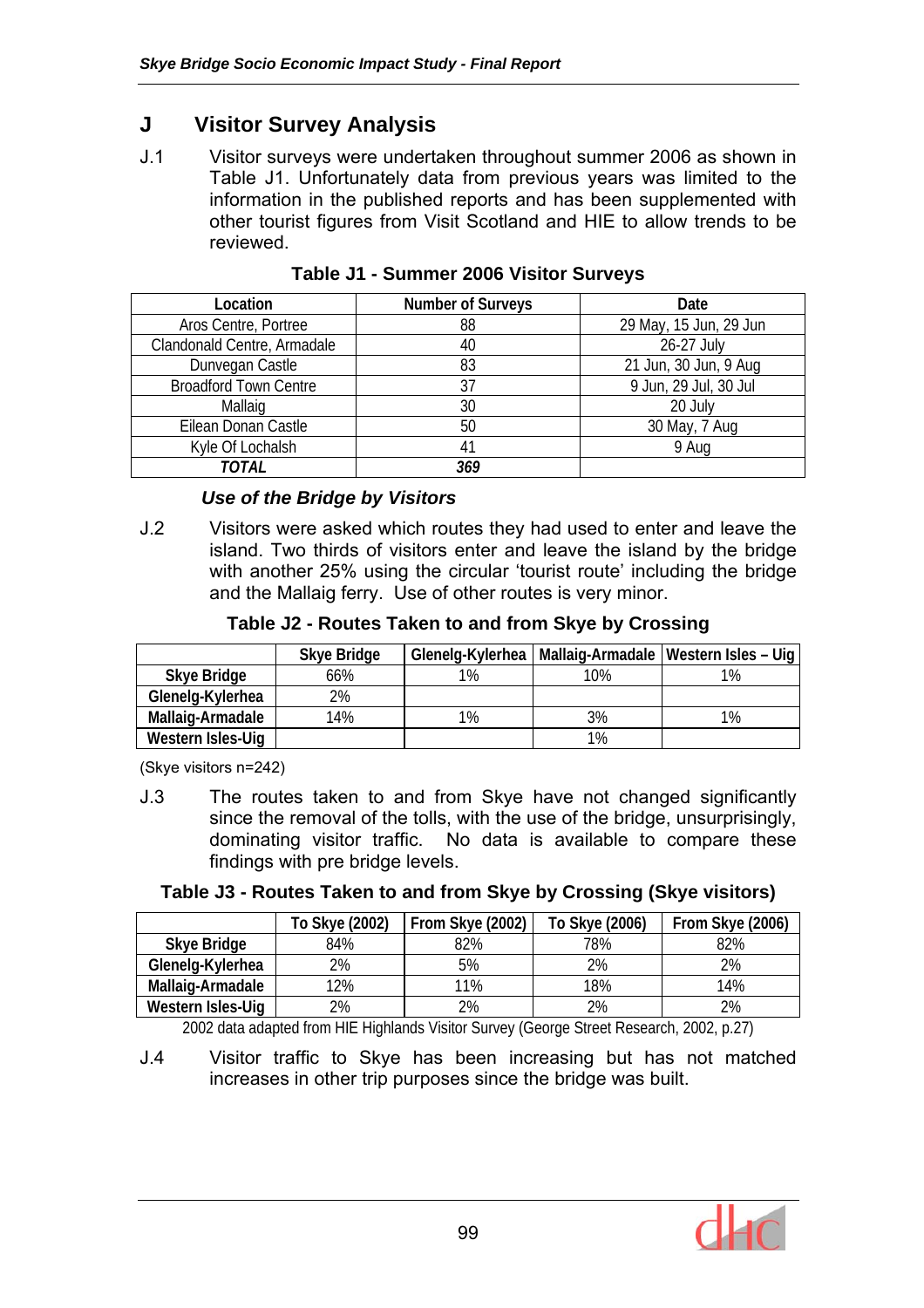## J Visitor Survey Analysis

J.1 Visitor surveys were undertaken throughout summer 2006 as shown in Table J1. Unfortunately data from previous years was limited to the information in the published reports and has been supplemented with other tourist figures from Visit Scotland and HIE to allow trends to be reviewed.

**Table J1 - Summer 2006 Visitor Surveys**

| Location | Number of Surveys | Date |
|---|---|---|
| Aros Centre, Portree | 88 | 29 May, 15 Jun, 29 Jun |
| Clandonald Centre, Armadale | 40 | 26-27 July |
| Dunvegan Castle | 83 | 21 Jun, 30 Jun, 9 Aug |
| Broadford Town Centre | 37 | 9 Jun, 29 Jul, 30 Jul |
| Mallaig | 30 | 20 July |
| Eilean Donan Castle | 50 | 30 May, 7 Aug |
| Kyle Of Lochalsh | 41 | 9 Aug |
| ***TOTAL*** | ***369*** | |

### *Use of the Bridge by Visitors*

J.2 Visitors were asked which routes they had used to enter and leave the island. Two thirds of visitors enter and leave the island by the bridge with another 25% using the circular 'tourist route' including the bridge and the Mallaig ferry. Use of other routes is very minor.

**Table J2 - Routes Taken to and from Skye by Crossing**

| | Skye Bridge | Glenelg-Kylerhea | Mallaig-Armadale | Western Isles – Uig |
|---|---|---|---|---|
| **Skye Bridge** | 66% | 1% | 10% | 1% |
| **Glenelg-Kylerhea** | 2% | | | |
| **Mallaig-Armadale** | 14% | 1% | 3% | 1% |
| **Western Isles-Uig** | | | 1% | |

(Skye visitors n=242)

J.3 The routes taken to and from Skye have not changed significantly since the removal of the tolls, with the use of the bridge, unsurprisingly, dominating visitor traffic. No data is available to compare these findings with pre bridge levels.

**Table J3 - Routes Taken to and from Skye by Crossing (Skye visitors)**

| | To Skye (2002) | From Skye (2002) | To Skye (2006) | From Skye (2006) |
|---|---|---|---|---|
| **Skye Bridge** | 84% | 82% | 78% | 82% |
| **Glenelg-Kylerhea** | 2% | 5% | 2% | 2% |
| **Mallaig-Armadale** | 12% | 11% | 18% | 14% |
| **Western Isles-Uig** | 2% | 2% | 2% | 2% |

2002 data adapted from HIE Highlands Visitor Survey (George Street Research, 2002, p.27)

J.4 Visitor traffic to Skye has been increasing but has not matched increases in other trip purposes since the bridge was built.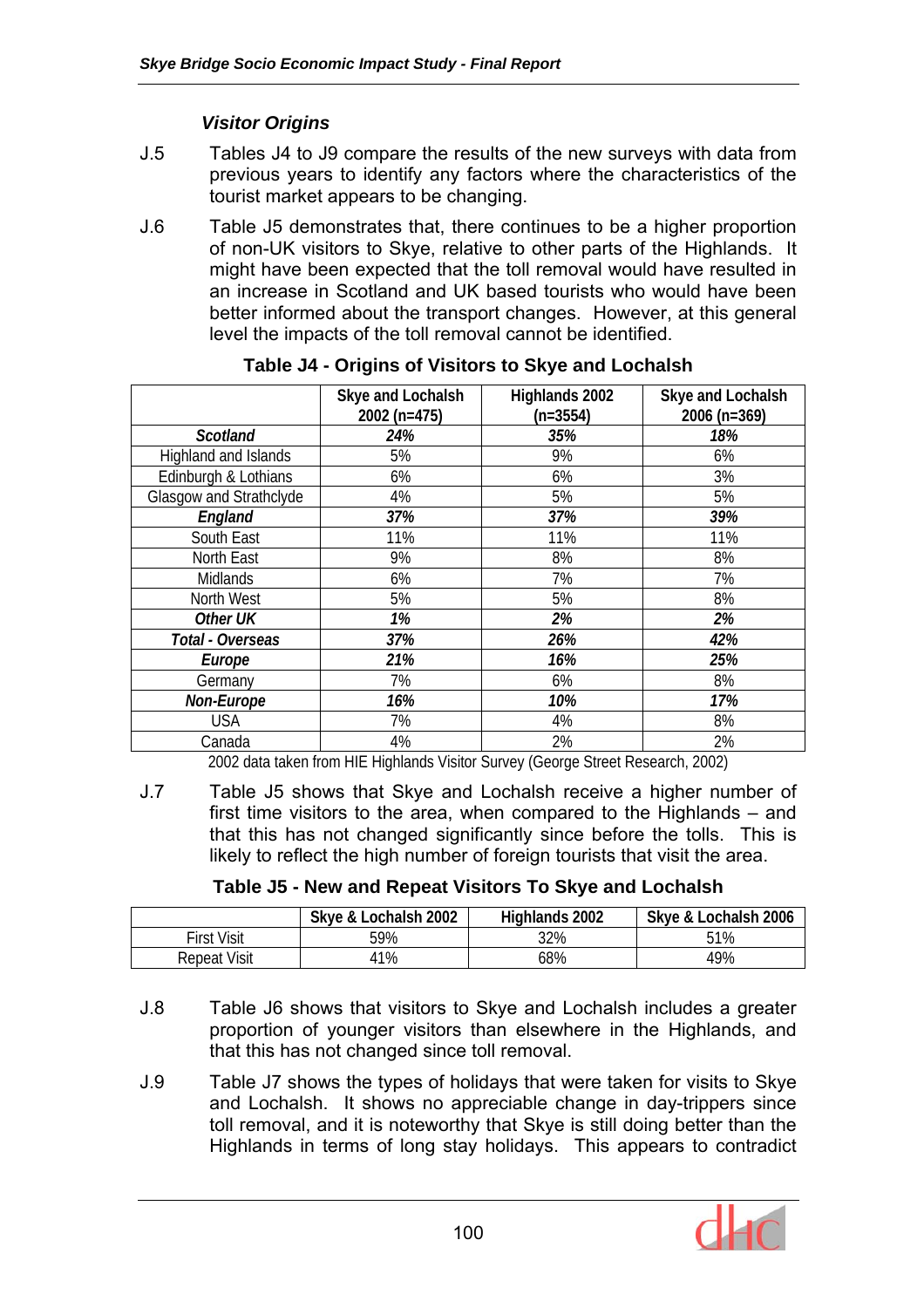### *Visitor Origins*

J.5 Tables J4 to J9 compare the results of the new surveys with data from previous years to identify any factors where the characteristics of the tourist market appears to be changing.

J.6 Table J5 demonstrates that, there continues to be a higher proportion of non-UK visitors to Skye, relative to other parts of the Highlands. It might have been expected that the toll removal would have resulted in an increase in Scotland and UK based tourists who would have been better informed about the transport changes. However, at this general level the impacts of the toll removal cannot be identified.

**Table J4 - Origins of Visitors to Skye and Lochalsh**

| | Skye and Lochalsh 2002 (n=475) | Highlands 2002 (n=3554) | Skye and Lochalsh 2006 (n=369) |
|---|---|---|---|
| ***Scotland*** | ***24%*** | ***35%*** | ***18%*** |
| Highland and Islands | 5% | 9% | 6% |
| Edinburgh & Lothians | 6% | 6% | 3% |
| Glasgow and Strathclyde | 4% | 5% | 5% |
| ***England*** | ***37%*** | ***37%*** | ***39%*** |
| South East | 11% | 11% | 11% |
| North East | 9% | 8% | 8% |
| Midlands | 6% | 7% | 7% |
| North West | 5% | 5% | 8% |
| ***Other UK*** | ***1%*** | ***2%*** | ***2%*** |
| ***Total - Overseas*** | ***37%*** | ***26%*** | ***42%*** |
| ***Europe*** | ***21%*** | ***16%*** | ***25%*** |
| Germany | 7% | 6% | 8% |
| ***Non-Europe*** | ***16%*** | ***10%*** | ***17%*** |
| USA | 7% | 4% | 8% |
| Canada | 4% | 2% | 2% |

2002 data taken from HIE Highlands Visitor Survey (George Street Research, 2002)

J.7 Table J5 shows that Skye and Lochalsh receive a higher number of first time visitors to the area, when compared to the Highlands – and that this has not changed significantly since before the tolls. This is likely to reflect the high number of foreign tourists that visit the area.

**Table J5 - New and Repeat Visitors To Skye and Lochalsh**

| | Skye & Lochalsh 2002 | Highlands 2002 | Skye & Lochalsh 2006 |
|---|---|---|---|
| First Visit | 59% | 32% | 51% |
| Repeat Visit | 41% | 68% | 49% |

J.8 Table J6 shows that visitors to Skye and Lochalsh includes a greater proportion of younger visitors than elsewhere in the Highlands, and that this has not changed since toll removal.

J.9 Table J7 shows the types of holidays that were taken for visits to Skye and Lochalsh. It shows no appreciable change in day-trippers since toll removal, and it is noteworthy that Skye is still doing better than the Highlands in terms of long stay holidays. This appears to contradict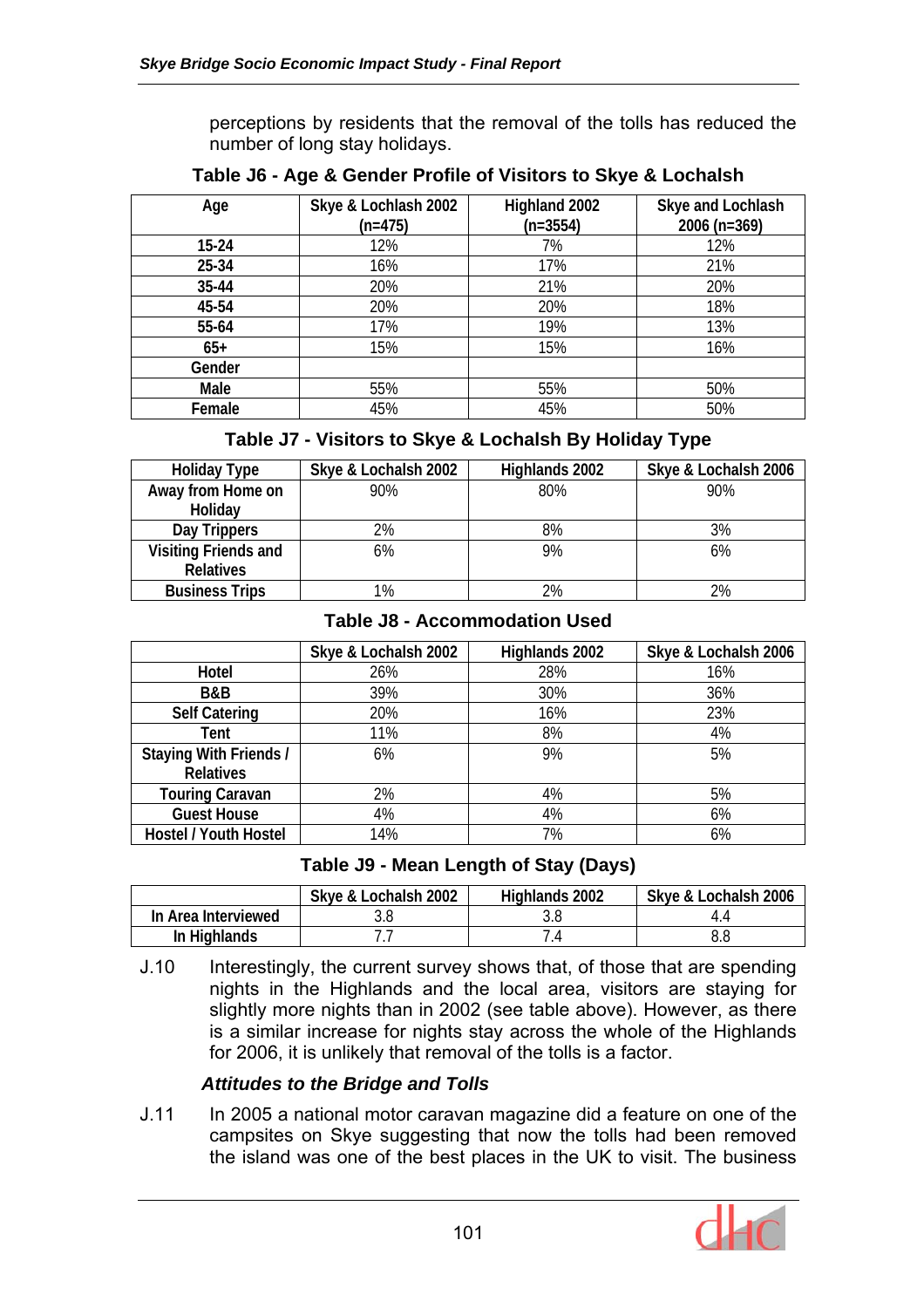perceptions by residents that the removal of the tolls has reduced the number of long stay holidays.

**Table J6 - Age & Gender Profile of Visitors to Skye & Lochalsh**

| Age | Skye & Lochalsh 2002 (n=475) | Highland 2002 (n=3554) | Skye and Lochlash 2006 (n=369) |
|---|---|---|---|
| 15-24 | 12% | 7% | 12% |
| 25-34 | 16% | 17% | 21% |
| 35-44 | 20% | 21% | 20% |
| 45-54 | 20% | 20% | 18% |
| 55-64 | 17% | 19% | 13% |
| 65+ | 15% | 15% | 16% |
| Gender | | | |
| Male | 55% | 55% | 50% |
| Female | 45% | 45% | 50% |

**Table J7 - Visitors to Skye & Lochalsh By Holiday Type**

| Holiday Type | Skye & Lochalsh 2002 | Highlands 2002 | Skye & Lochalsh 2006 |
|---|---|---|---|
| Away from Home on Holiday | 90% | 80% | 90% |
| Day Trippers | 2% | 8% | 3% |
| Visiting Friends and Relatives | 6% | 9% | 6% |
| Business Trips | 1% | 2% | 2% |

**Table J8 - Accommodation Used**

| | Skye & Lochalsh 2002 | Highlands 2002 | Skye & Lochalsh 2006 |
|---|---|---|---|
| Hotel | 26% | 28% | 16% |
| B&B | 39% | 30% | 36% |
| Self Catering | 20% | 16% | 23% |
| Tent | 11% | 8% | 4% |
| Staying With Friends / Relatives | 6% | 9% | 5% |
| Touring Caravan | 2% | 4% | 5% |
| Guest House | 4% | 4% | 6% |
| Hostel / Youth Hostel | 14% | 7% | 6% |

**Table J9 - Mean Length of Stay (Days)**

| | Skye & Lochalsh 2002 | Highlands 2002 | Skye & Lochalsh 2006 |
|---|---|---|---|
| In Area Interviewed | 3.8 | 3.8 | 4.4 |
| In Highlands | 7.7 | 7.4 | 8.8 |

J.10 Interestingly, the current survey shows that, of those that are spending nights in the Highlands and the local area, visitors are staying for slightly more nights than in 2002 (see table above). However, as there is a similar increase for nights stay across the whole of the Highlands for 2006, it is unlikely that removal of the tolls is a factor.

***Attitudes to the Bridge and Tolls***

J.11 In 2005 a national motor caravan magazine did a feature on one of the campsites on Skye suggesting that now the tolls had been removed the island was one of the best places in the UK to visit. The business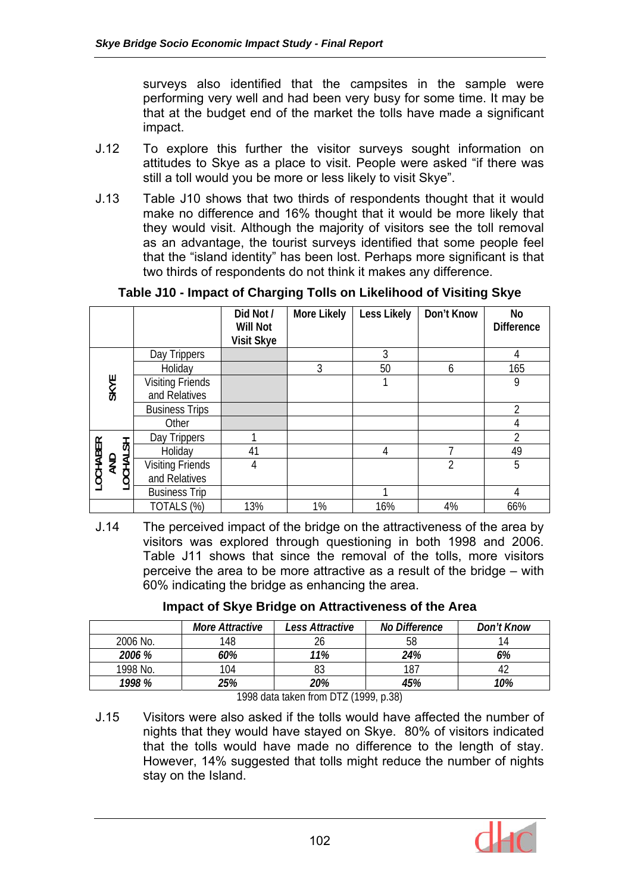surveys also identified that the campsites in the sample were performing very well and had been very busy for some time. It may be that at the budget end of the market the tolls have made a significant impact.

J.12 To explore this further the visitor surveys sought information on attitudes to Skye as a place to visit. People were asked "if there was still a toll would you be more or less likely to visit Skye".

J.13 Table J10 shows that two thirds of respondents thought that it would make no difference and 16% thought that it would be more likely that they would visit. Although the majority of visitors see the toll removal as an advantage, the tourist surveys identified that some people feel that the "island identity" has been lost. Perhaps more significant is that two thirds of respondents do not think it makes any difference.

**Table J10 - Impact of Charging Tolls on Likelihood of Visiting Skye**

| | | Did Not / Will Not Visit Skye | More Likely | Less Likely | Don't Know | No Difference |
|---|---|---|---|---|---|---|
| SKYE | Day Trippers | | | 3 | | 4 |
| | Holiday | | 3 | 50 | 6 | 165 |
| | Visiting Friends and Relatives | | | 1 | | 9 |
| | Business Trips | | | | | 2 |
| | Other | | | | | 4 |
| LOCHABER AND LOCHALSH | Day Trippers | 1 | | | | 2 |
| | Holiday | 41 | | 4 | 7 | 49 |
| | Visiting Friends and Relatives | 4 | | | 2 | 5 |
| | Business Trip | | | 1 | | 4 |
| | TOTALS (%) | 13% | 1% | 16% | 4% | 66% |

J.14 The perceived impact of the bridge on the attractiveness of the area by visitors was explored through questioning in both 1998 and 2006. Table J11 shows that since the removal of the tolls, more visitors perceive the area to be more attractive as a result of the bridge – with 60% indicating the bridge as enhancing the area.

**Impact of Skye Bridge on Attractiveness of the Area**

| | *More Attractive* | *Less Attractive* | *No Difference* | *Don't Know* |
|---|---|---|---|---|
| 2006 No. | 148 | 26 | 58 | 14 |
| ***2006 %*** | ***60%*** | ***11%*** | ***24%*** | ***6%*** |
| 1998 No. | 104 | 83 | 187 | 42 |
| ***1998 %*** | ***25%*** | ***20%*** | ***45%*** | ***10%*** |

1998 data taken from DTZ (1999, p.38)

J.15 Visitors were also asked if the tolls would have affected the number of nights that they would have stayed on Skye. 80% of visitors indicated that the tolls would have made no difference to the length of stay. However, 14% suggested that tolls might reduce the number of nights stay on the Island.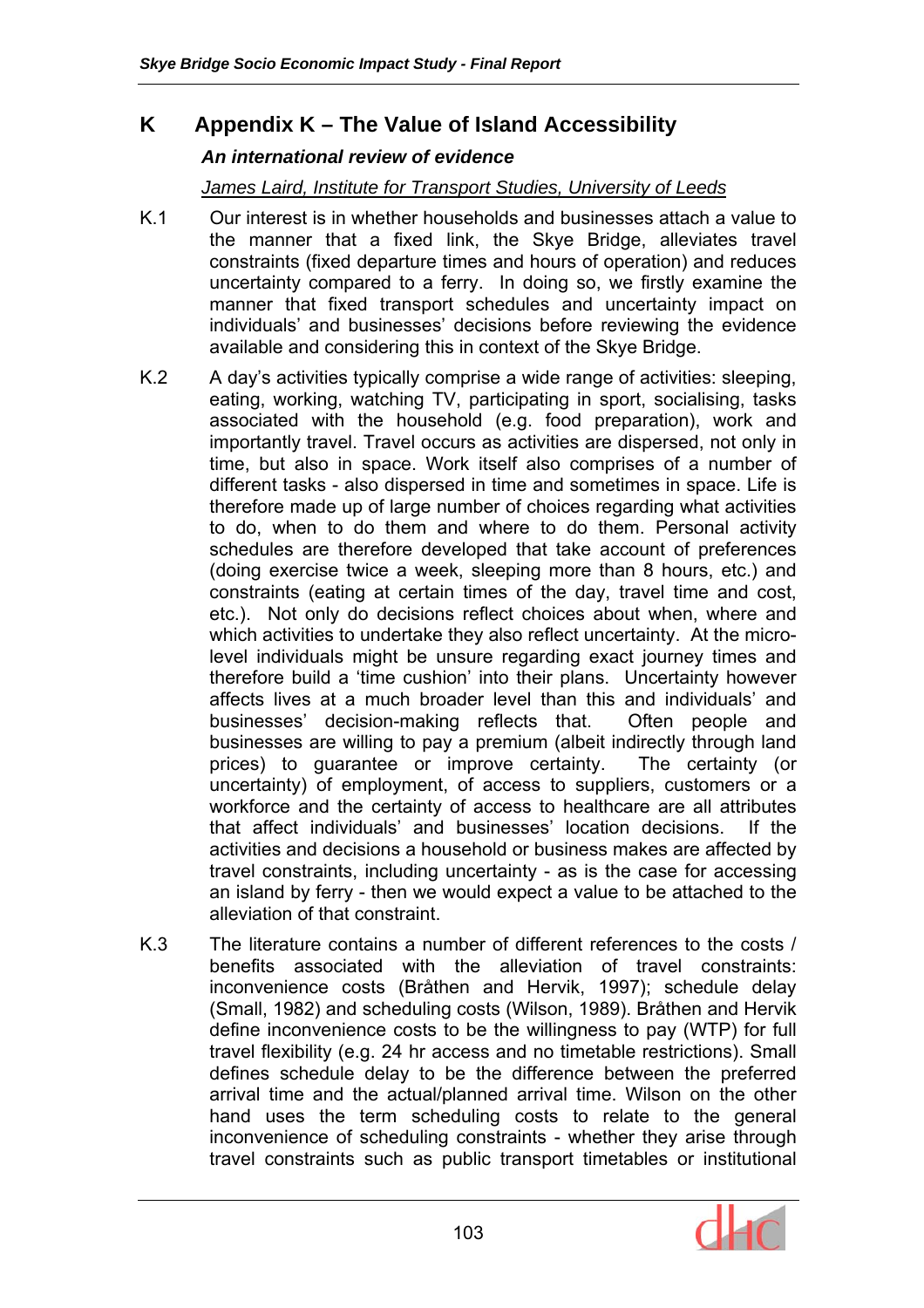# K Appendix K – The Value of Island Accessibility

### *An international review of evidence*

James Laird, Institute for Transport Studies, University of Leeds

K.1 Our interest is in whether households and businesses attach a value to the manner that a fixed link, the Skye Bridge, alleviates travel constraints (fixed departure times and hours of operation) and reduces uncertainty compared to a ferry. In doing so, we firstly examine the manner that fixed transport schedules and uncertainty impact on individuals' and businesses' decisions before reviewing the evidence available and considering this in context of the Skye Bridge.

K.2 A day's activities typically comprise a wide range of activities: sleeping, eating, working, watching TV, participating in sport, socialising, tasks associated with the household (e.g. food preparation), work and importantly travel. Travel occurs as activities are dispersed, not only in time, but also in space. Work itself also comprises of a number of different tasks - also dispersed in time and sometimes in space. Life is therefore made up of large number of choices regarding what activities to do, when to do them and where to do them. Personal activity schedules are therefore developed that take account of preferences (doing exercise twice a week, sleeping more than 8 hours, etc.) and constraints (eating at certain times of the day, travel time and cost, etc.). Not only do decisions reflect choices about when, where and which activities to undertake they also reflect uncertainty. At the micro-level individuals might be unsure regarding exact journey times and therefore build a 'time cushion' into their plans. Uncertainty however affects lives at a much broader level than this and individuals' and businesses' decision-making reflects that. Often people and businesses are willing to pay a premium (albeit indirectly through land prices) to guarantee or improve certainty. The certainty (or uncertainty) of employment, of access to suppliers, customers or a workforce and the certainty of access to healthcare are all attributes that affect individuals' and businesses' location decisions. If the activities and decisions a household or business makes are affected by travel constraints, including uncertainty - as is the case for accessing an island by ferry - then we would expect a value to be attached to the alleviation of that constraint.

K.3 The literature contains a number of different references to the costs / benefits associated with the alleviation of travel constraints: inconvenience costs (Bråthen and Hervik, 1997); schedule delay (Small, 1982) and scheduling costs (Wilson, 1989). Bråthen and Hervik define inconvenience costs to be the willingness to pay (WTP) for full travel flexibility (e.g. 24 hr access and no timetable restrictions). Small defines schedule delay to be the difference between the preferred arrival time and the actual/planned arrival time. Wilson on the other hand uses the term scheduling costs to relate to the general inconvenience of scheduling constraints - whether they arise through travel constraints such as public transport timetables or institutional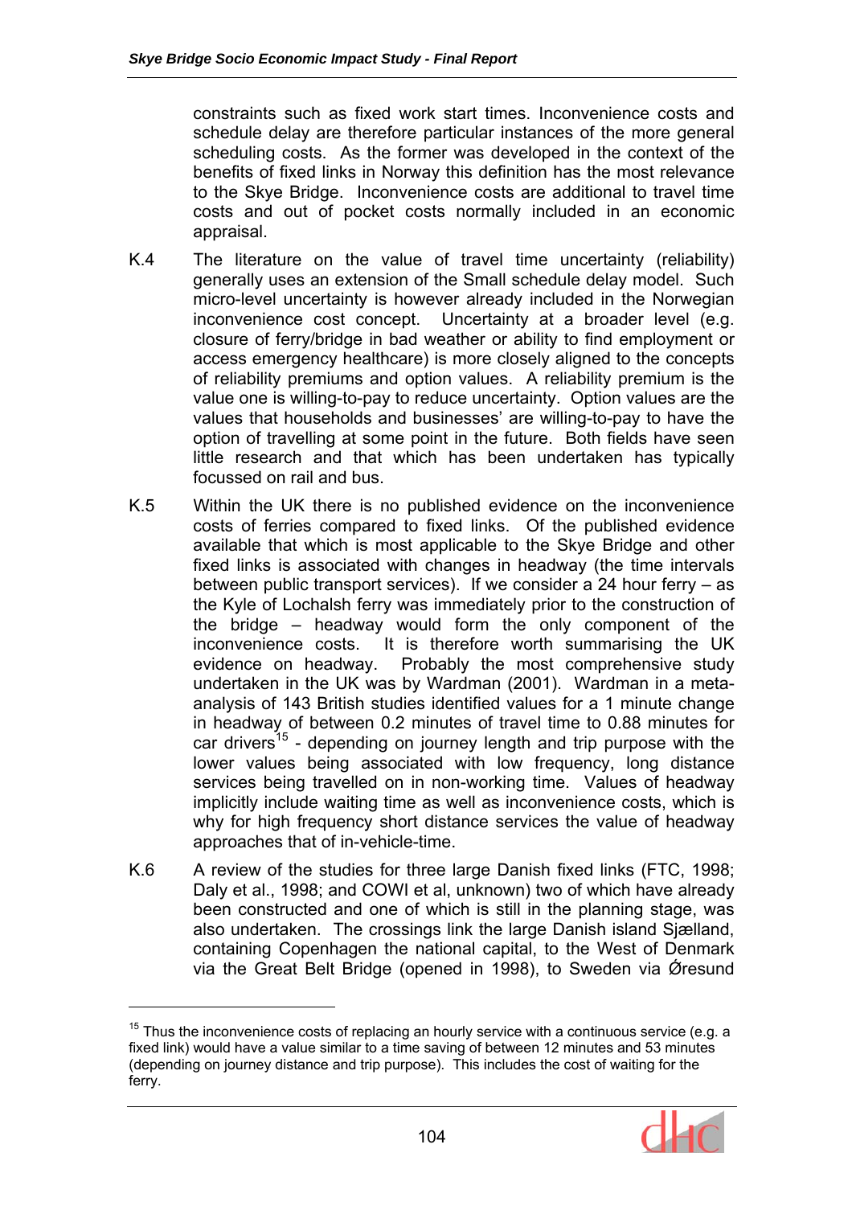constraints such as fixed work start times. Inconvenience costs and schedule delay are therefore particular instances of the more general scheduling costs. As the former was developed in the context of the benefits of fixed links in Norway this definition has the most relevance to the Skye Bridge. Inconvenience costs are additional to travel time costs and out of pocket costs normally included in an economic appraisal.

K.4 The literature on the value of travel time uncertainty (reliability) generally uses an extension of the Small schedule delay model. Such micro-level uncertainty is however already included in the Norwegian inconvenience cost concept. Uncertainty at a broader level (e.g. closure of ferry/bridge in bad weather or ability to find employment or access emergency healthcare) is more closely aligned to the concepts of reliability premiums and option values. A reliability premium is the value one is willing-to-pay to reduce uncertainty. Option values are the values that households and businesses' are willing-to-pay to have the option of travelling at some point in the future. Both fields have seen little research and that which has been undertaken has typically focussed on rail and bus.

K.5 Within the UK there is no published evidence on the inconvenience costs of ferries compared to fixed links. Of the published evidence available that which is most applicable to the Skye Bridge and other fixed links is associated with changes in headway (the time intervals between public transport services). If we consider a 24 hour ferry – as the Kyle of Lochalsh ferry was immediately prior to the construction of the bridge – headway would form the only component of the inconvenience costs. It is therefore worth summarising the UK evidence on headway. Probably the most comprehensive study undertaken in the UK was by Wardman (2001). Wardman in a meta-analysis of 143 British studies identified values for a 1 minute change in headway of between 0.2 minutes of travel time to 0.88 minutes for car drivers[15] - depending on journey length and trip purpose with the lower values being associated with low frequency, long distance services being travelled on in non-working time. Values of headway implicitly include waiting time as well as inconvenience costs, which is why for high frequency short distance services the value of headway approaches that of in-vehicle-time.

K.6 A review of the studies for three large Danish fixed links (FTC, 1998; Daly et al., 1998; and COWI et al, unknown) two of which have already been constructed and one of which is still in the planning stage, was also undertaken. The crossings link the large Danish island Sjælland, containing Copenhagen the national capital, to the West of Denmark via the Great Belt Bridge (opened in 1998), to Sweden via Øresund

---

[15] Thus the inconvenience costs of replacing an hourly service with a continuous service (e.g. a fixed link) would have a value similar to a time saving of between 12 minutes and 53 minutes (depending on journey distance and trip purpose). This includes the cost of waiting for the ferry.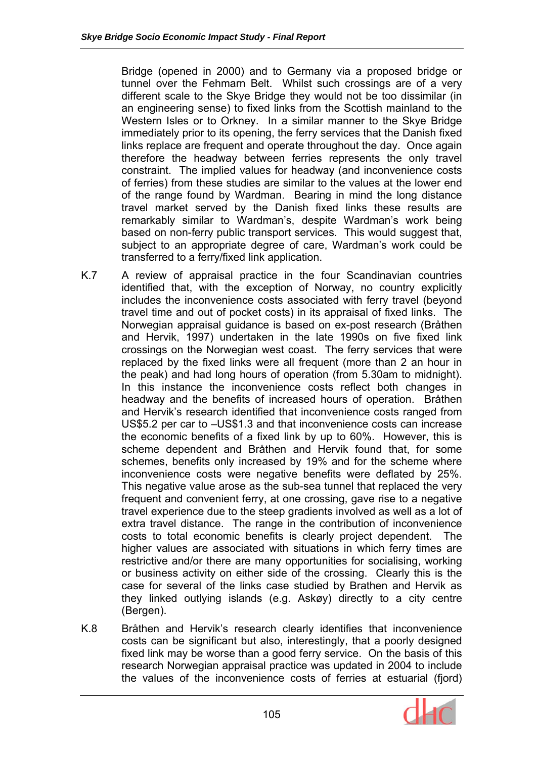Bridge (opened in 2000) and to Germany via a proposed bridge or tunnel over the Fehmarn Belt. Whilst such crossings are of a very different scale to the Skye Bridge they would not be too dissimilar (in an engineering sense) to fixed links from the Scottish mainland to the Western Isles or to Orkney. In a similar manner to the Skye Bridge immediately prior to its opening, the ferry services that the Danish fixed links replace are frequent and operate throughout the day. Once again therefore the headway between ferries represents the only travel constraint. The implied values for headway (and inconvenience costs of ferries) from these studies are similar to the values at the lower end of the range found by Wardman. Bearing in mind the long distance travel market served by the Danish fixed links these results are remarkably similar to Wardman's, despite Wardman's work being based on non-ferry public transport services. This would suggest that, subject to an appropriate degree of care, Wardman's work could be transferred to a ferry/fixed link application.

K.7 A review of appraisal practice in the four Scandinavian countries identified that, with the exception of Norway, no country explicitly includes the inconvenience costs associated with ferry travel (beyond travel time and out of pocket costs) in its appraisal of fixed links. The Norwegian appraisal guidance is based on ex-post research (Bråthen and Hervik, 1997) undertaken in the late 1990s on five fixed link crossings on the Norwegian west coast. The ferry services that were replaced by the fixed links were all frequent (more than 2 an hour in the peak) and had long hours of operation (from 5.30am to midnight). In this instance the inconvenience costs reflect both changes in headway and the benefits of increased hours of operation. Bråthen and Hervik's research identified that inconvenience costs ranged from US$5.2 per car to –US$1.3 and that inconvenience costs can increase the economic benefits of a fixed link by up to 60%. However, this is scheme dependent and Bråthen and Hervik found that, for some schemes, benefits only increased by 19% and for the scheme where inconvenience costs were negative benefits were deflated by 25%. This negative value arose as the sub-sea tunnel that replaced the very frequent and convenient ferry, at one crossing, gave rise to a negative travel experience due to the steep gradients involved as well as a lot of extra travel distance. The range in the contribution of inconvenience costs to total economic benefits is clearly project dependent. The higher values are associated with situations in which ferry times are restrictive and/or there are many opportunities for socialising, working or business activity on either side of the crossing. Clearly this is the case for several of the links case studied by Brathen and Hervik as they linked outlying islands (e.g. Askøy) directly to a city centre (Bergen).

K.8 Bråthen and Hervik's research clearly identifies that inconvenience costs can be significant but also, interestingly, that a poorly designed fixed link may be worse than a good ferry service. On the basis of this research Norwegian appraisal practice was updated in 2004 to include the values of the inconvenience costs of ferries at estuarial (fjord)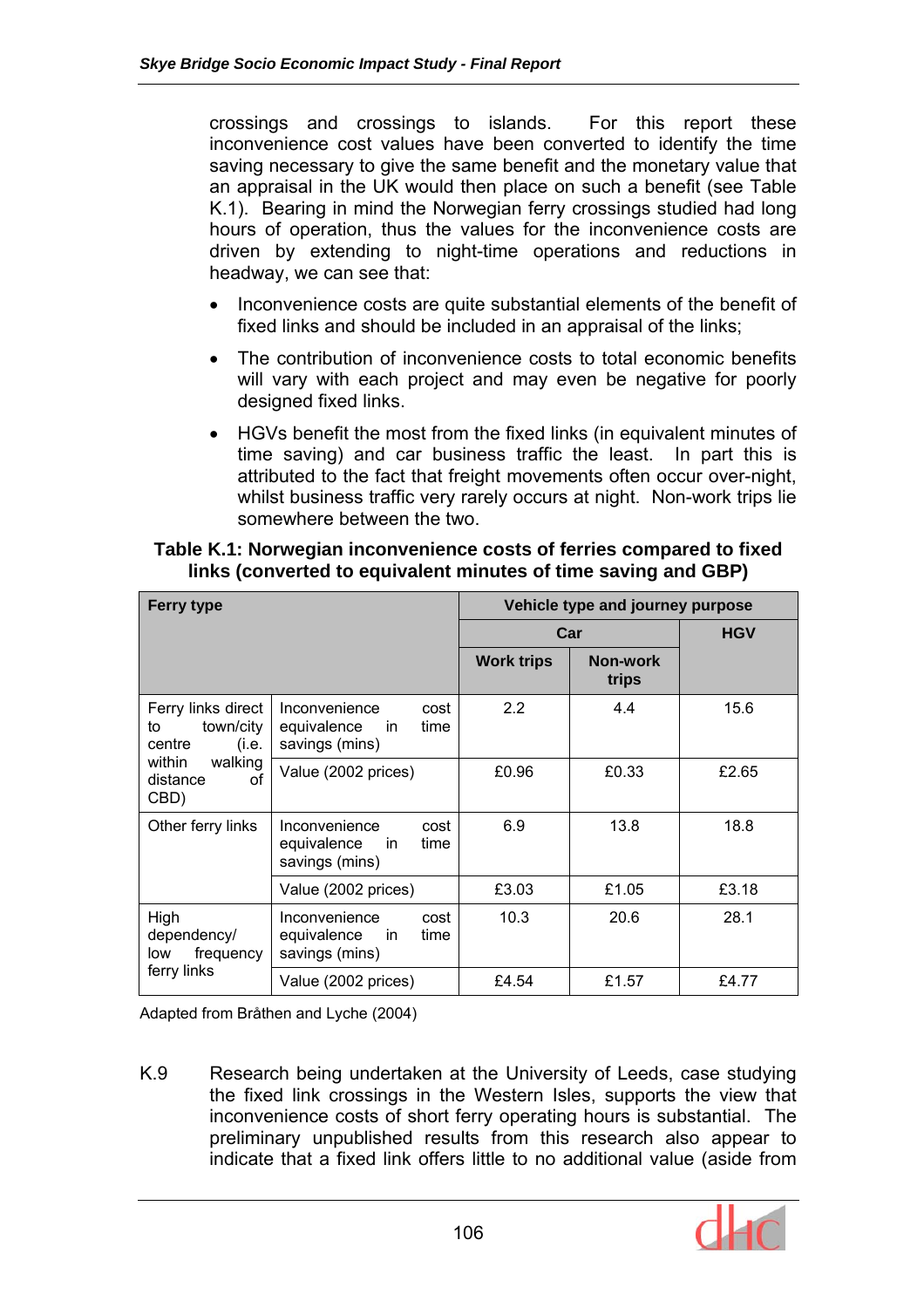crossings and crossings to islands. For this report these inconvenience cost values have been converted to identify the time saving necessary to give the same benefit and the monetary value that an appraisal in the UK would then place on such a benefit (see Table K.1). Bearing in mind the Norwegian ferry crossings studied had long hours of operation, thus the values for the inconvenience costs are driven by extending to night-time operations and reductions in headway, we can see that:

- Inconvenience costs are quite substantial elements of the benefit of fixed links and should be included in an appraisal of the links;
- The contribution of inconvenience costs to total economic benefits will vary with each project and may even be negative for poorly designed fixed links.
- HGVs benefit the most from the fixed links (in equivalent minutes of time saving) and car business traffic the least. In part this is attributed to the fact that freight movements often occur over-night, whilst business traffic very rarely occurs at night. Non-work trips lie somewhere between the two.

**Table K.1: Norwegian inconvenience costs of ferries compared to fixed links (converted to equivalent minutes of time saving and GBP)**

| Ferry type | | Vehicle type and journey purpose | | |
|---|---|---|---|---|
| | | Car | | HGV |
| | | Work trips | Non-work trips | |
| Ferry links direct to town/city centre (i.e. within walking distance of CBD) | Inconvenience cost equivalence in time savings (mins) | 2.2 | 4.4 | 15.6 |
| | Value (2002 prices) | £0.96 | £0.33 | £2.65 |
| Other ferry links | Inconvenience cost equivalence in time savings (mins) | 6.9 | 13.8 | 18.8 |
| | Value (2002 prices) | £3.03 | £1.05 | £3.18 |
| High dependency/ low frequency ferry links | Inconvenience cost equivalence in time savings (mins) | 10.3 | 20.6 | 28.1 |
| | Value (2002 prices) | £4.54 | £1.57 | £4.77 |

Adapted from Bråthen and Lyche (2004)

K.9 Research being undertaken at the University of Leeds, case studying the fixed link crossings in the Western Isles, supports the view that inconvenience costs of short ferry operating hours is substantial. The preliminary unpublished results from this research also appear to indicate that a fixed link offers little to no additional value (aside from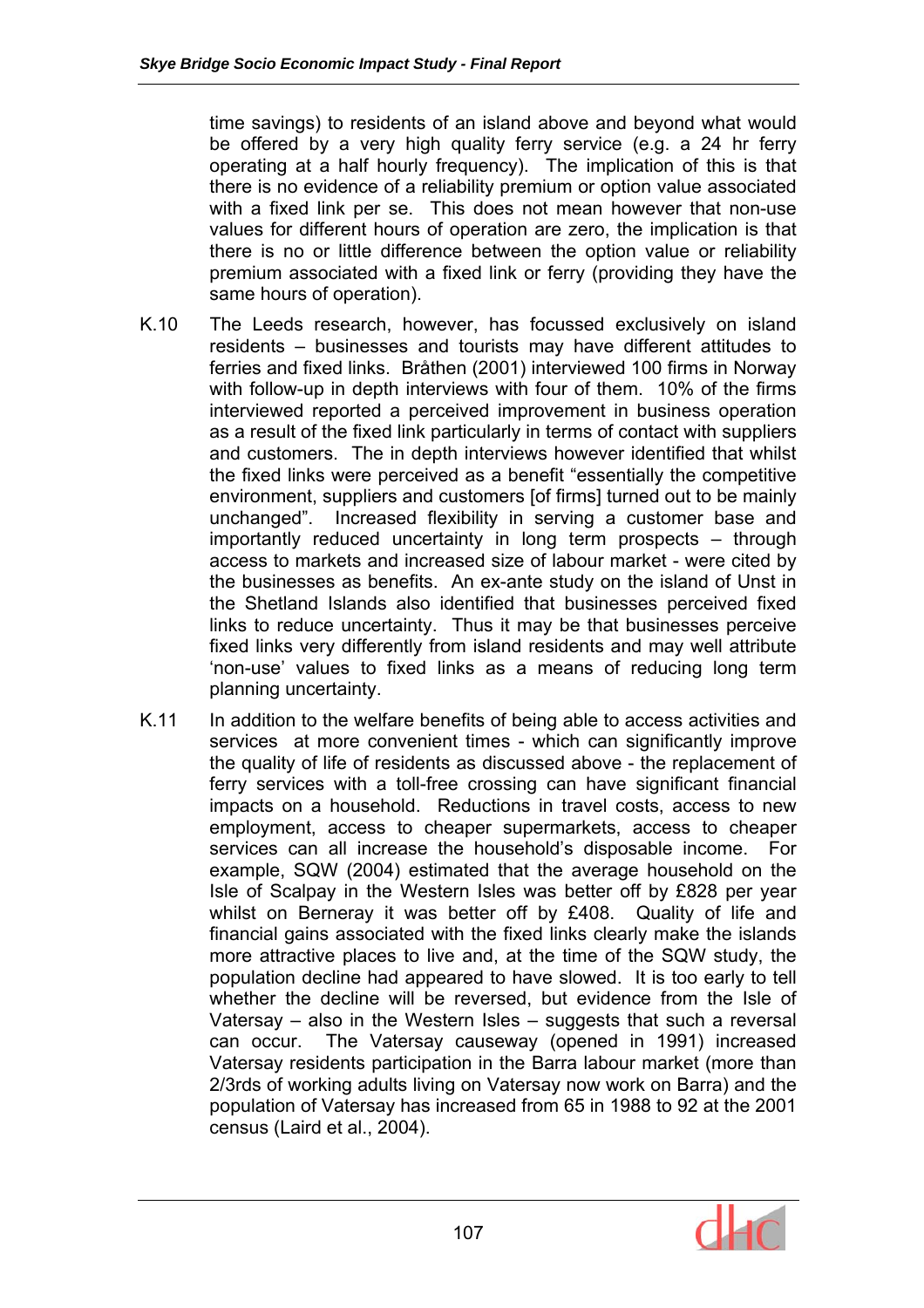time savings) to residents of an island above and beyond what would be offered by a very high quality ferry service (e.g. a 24 hr ferry operating at a half hourly frequency). The implication of this is that there is no evidence of a reliability premium or option value associated with a fixed link per se. This does not mean however that non-use values for different hours of operation are zero, the implication is that there is no or little difference between the option value or reliability premium associated with a fixed link or ferry (providing they have the same hours of operation).

K.10 The Leeds research, however, has focussed exclusively on island residents – businesses and tourists may have different attitudes to ferries and fixed links. Bråthen (2001) interviewed 100 firms in Norway with follow-up in depth interviews with four of them. 10% of the firms interviewed reported a perceived improvement in business operation as a result of the fixed link particularly in terms of contact with suppliers and customers. The in depth interviews however identified that whilst the fixed links were perceived as a benefit "essentially the competitive environment, suppliers and customers [of firms] turned out to be mainly unchanged". Increased flexibility in serving a customer base and importantly reduced uncertainty in long term prospects – through access to markets and increased size of labour market - were cited by the businesses as benefits. An ex-ante study on the island of Unst in the Shetland Islands also identified that businesses perceived fixed links to reduce uncertainty. Thus it may be that businesses perceive fixed links very differently from island residents and may well attribute 'non-use' values to fixed links as a means of reducing long term planning uncertainty.

K.11 In addition to the welfare benefits of being able to access activities and services at more convenient times - which can significantly improve the quality of life of residents as discussed above - the replacement of ferry services with a toll-free crossing can have significant financial impacts on a household. Reductions in travel costs, access to new employment, access to cheaper supermarkets, access to cheaper services can all increase the household's disposable income. For example, SQW (2004) estimated that the average household on the Isle of Scalpay in the Western Isles was better off by £828 per year whilst on Berneray it was better off by £408. Quality of life and financial gains associated with the fixed links clearly make the islands more attractive places to live and, at the time of the SQW study, the population decline had appeared to have slowed. It is too early to tell whether the decline will be reversed, but evidence from the Isle of Vatersay – also in the Western Isles – suggests that such a reversal can occur. The Vatersay causeway (opened in 1991) increased Vatersay residents participation in the Barra labour market (more than 2/3rds of working adults living on Vatersay now work on Barra) and the population of Vatersay has increased from 65 in 1988 to 92 at the 2001 census (Laird et al., 2004).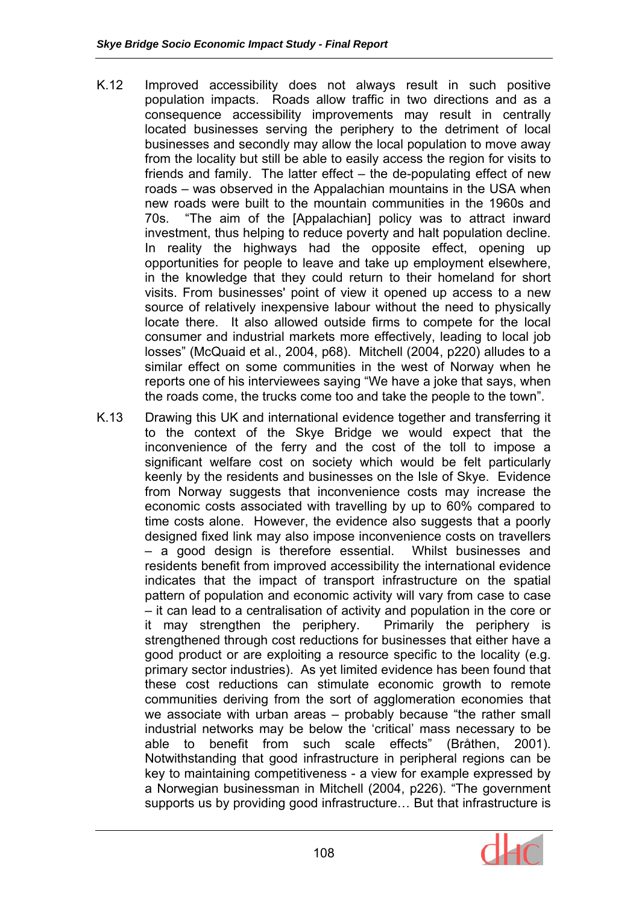K.12 Improved accessibility does not always result in such positive population impacts. Roads allow traffic in two directions and as a consequence accessibility improvements may result in centrally located businesses serving the periphery to the detriment of local businesses and secondly may allow the local population to move away from the locality but still be able to easily access the region for visits to friends and family. The latter effect – the de-populating effect of new roads – was observed in the Appalachian mountains in the USA when new roads were built to the mountain communities in the 1960s and 70s. "The aim of the [Appalachian] policy was to attract inward investment, thus helping to reduce poverty and halt population decline. In reality the highways had the opposite effect, opening up opportunities for people to leave and take up employment elsewhere, in the knowledge that they could return to their homeland for short visits. From businesses' point of view it opened up access to a new source of relatively inexpensive labour without the need to physically locate there. It also allowed outside firms to compete for the local consumer and industrial markets more effectively, leading to local job losses" (McQuaid et al., 2004, p68). Mitchell (2004, p220) alludes to a similar effect on some communities in the west of Norway when he reports one of his interviewees saying "We have a joke that says, when the roads come, the trucks come too and take the people to the town".

K.13 Drawing this UK and international evidence together and transferring it to the context of the Skye Bridge we would expect that the inconvenience of the ferry and the cost of the toll to impose a significant welfare cost on society which would be felt particularly keenly by the residents and businesses on the Isle of Skye. Evidence from Norway suggests that inconvenience costs may increase the economic costs associated with travelling by up to 60% compared to time costs alone. However, the evidence also suggests that a poorly designed fixed link may also impose inconvenience costs on travellers – a good design is therefore essential. Whilst businesses and residents benefit from improved accessibility the international evidence indicates that the impact of transport infrastructure on the spatial pattern of population and economic activity will vary from case to case – it can lead to a centralisation of activity and population in the core or it may strengthen the periphery. Primarily the periphery is strengthened through cost reductions for businesses that either have a good product or are exploiting a resource specific to the locality (e.g. primary sector industries). As yet limited evidence has been found that these cost reductions can stimulate economic growth to remote communities deriving from the sort of agglomeration economies that we associate with urban areas – probably because "the rather small industrial networks may be below the 'critical' mass necessary to be able to benefit from such scale effects" (Bråthen, 2001). Notwithstanding that good infrastructure in peripheral regions can be key to maintaining competitiveness - a view for example expressed by a Norwegian businessman in Mitchell (2004, p226). "The government supports us by providing good infrastructure… But that infrastructure is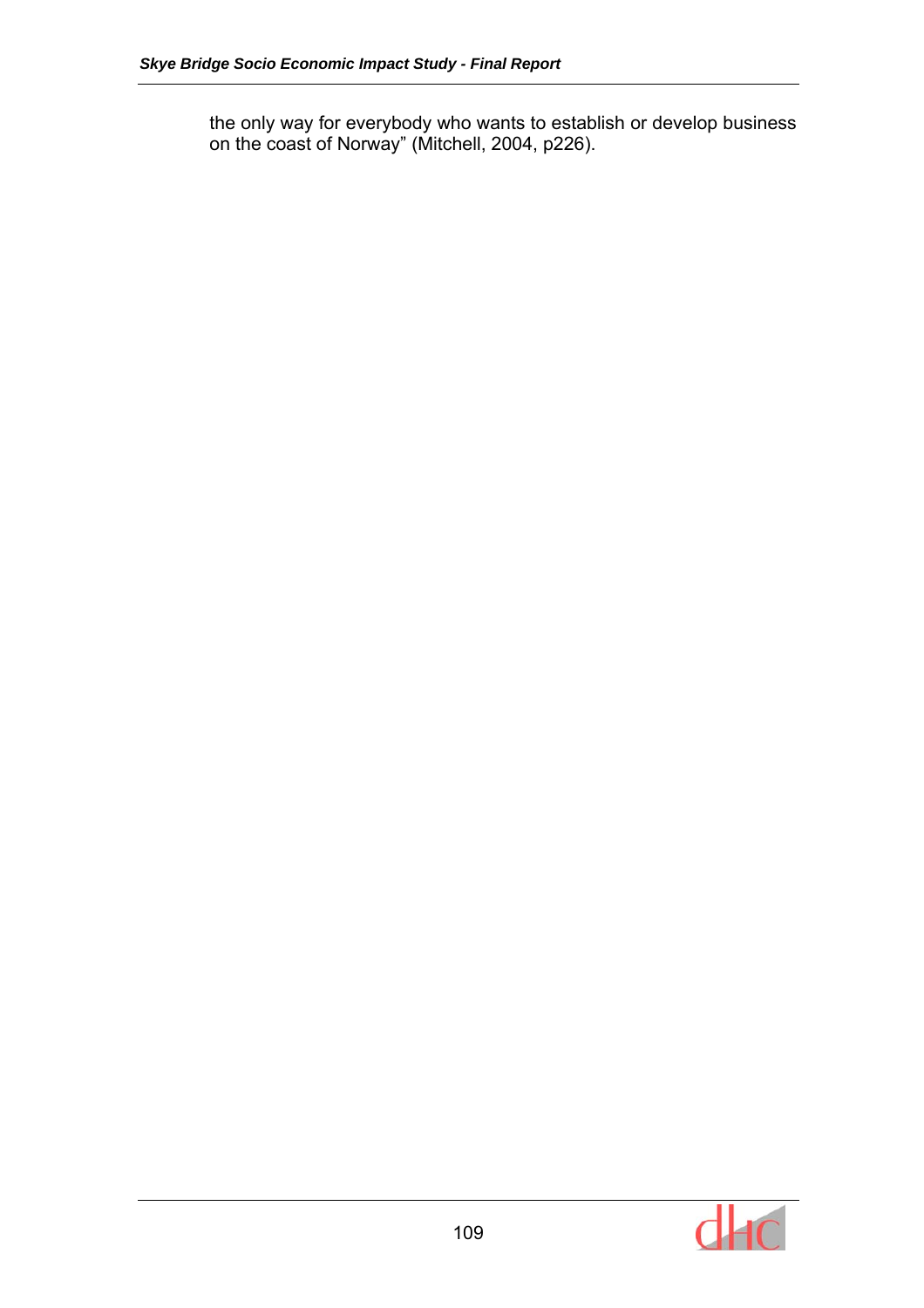the only way for everybody who wants to establish or develop business on the coast of Norway" (Mitchell, 2004, p226).